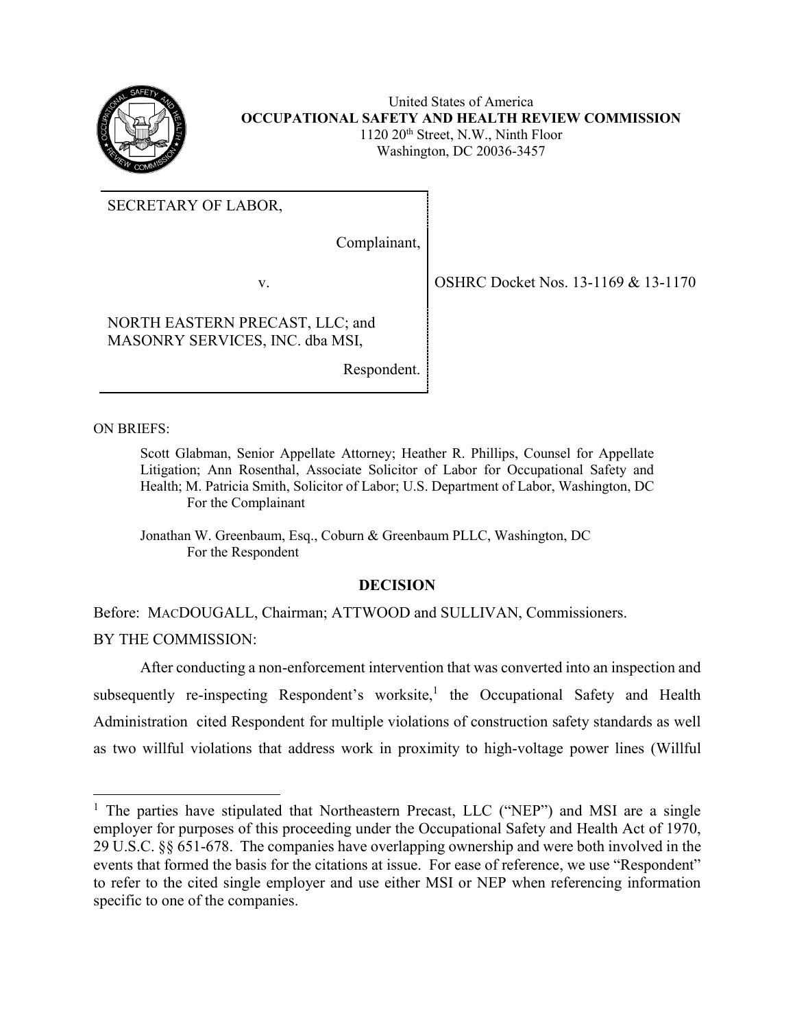United States of America
**OCCUPATIONAL SAFETY AND HEALTH REVIEW COMMISSION**
1120 20th Street, N.W., Ninth Floor
Washington, DC 20036-3457

| | |
|---|---|
| SECRETARY OF LABOR,<br><br>Complainant,<br><br>v.<br><br>NORTH EASTERN PRECAST, LLC; and MASONRY SERVICES, INC. dba MSI,<br><br>Respondent. | OSHRC Docket Nos. 13-1169 & 13-1170 |

ON BRIEFS:

Scott Glabman, Senior Appellate Attorney; Heather R. Phillips, Counsel for Appellate Litigation; Ann Rosenthal, Associate Solicitor of Labor for Occupational Safety and Health; M. Patricia Smith, Solicitor of Labor; U.S. Department of Labor, Washington, DC
For the Complainant

Jonathan W. Greenbaum, Esq., Coburn & Greenbaum PLLC, Washington, DC
For the Respondent

## DECISION

Before: MACDOUGALL, Chairman; ATTWOOD and SULLIVAN, Commissioners.

BY THE COMMISSION:

After conducting a non-enforcement intervention that was converted into an inspection and subsequently re-inspecting Respondent's worksite,[1] the Occupational Safety and Health Administration cited Respondent for multiple violations of construction safety standards as well as two willful violations that address work in proximity to high-voltage power lines (Willful

[1] The parties have stipulated that Northeastern Precast, LLC ("NEP") and MSI are a single employer for purposes of this proceeding under the Occupational Safety and Health Act of 1970, 29 U.S.C. §§ 651-678. The companies have overlapping ownership and were both involved in the events that formed the basis for the citations at issue. For ease of reference, we use "Respondent" to refer to the cited single employer and use either MSI or NEP when referencing information specific to one of the companies.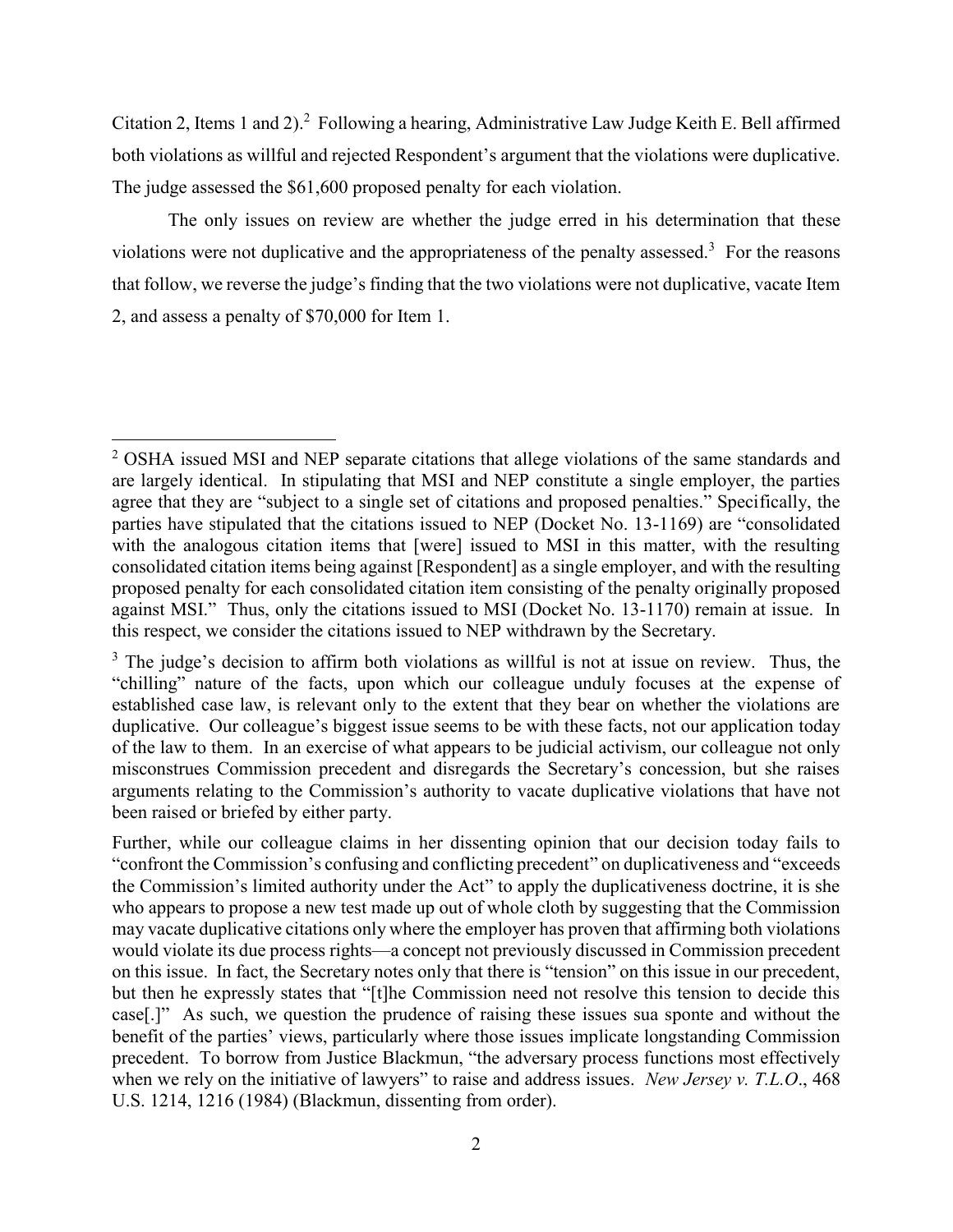Citation 2, Items 1 and 2).[2] Following a hearing, Administrative Law Judge Keith E. Bell affirmed both violations as willful and rejected Respondent's argument that the violations were duplicative. The judge assessed the $61,600 proposed penalty for each violation.

The only issues on review are whether the judge erred in his determination that these violations were not duplicative and the appropriateness of the penalty assessed.[3] For the reasons that follow, we reverse the judge's finding that the two violations were not duplicative, vacate Item 2, and assess a penalty of $70,000 for Item 1.

---

[2] OSHA issued MSI and NEP separate citations that allege violations of the same standards and are largely identical. In stipulating that MSI and NEP constitute a single employer, the parties agree that they are "subject to a single set of citations and proposed penalties." Specifically, the parties have stipulated that the citations issued to NEP (Docket No. 13-1169) are "consolidated with the analogous citation items that [were] issued to MSI in this matter, with the resulting consolidated citation items being against [Respondent] as a single employer, and with the resulting proposed penalty for each consolidated citation item consisting of the penalty originally proposed against MSI." Thus, only the citations issued to MSI (Docket No. 13-1170) remain at issue. In this respect, we consider the citations issued to NEP withdrawn by the Secretary.

[3] The judge's decision to affirm both violations as willful is not at issue on review. Thus, the "chilling" nature of the facts, upon which our colleague unduly focuses at the expense of established case law, is relevant only to the extent that they bear on whether the violations are duplicative. Our colleague's biggest issue seems to be with these facts, not our application today of the law to them. In an exercise of what appears to be judicial activism, our colleague not only misconstrues Commission precedent and disregards the Secretary's concession, but she raises arguments relating to the Commission's authority to vacate duplicative violations that have not been raised or briefed by either party.

Further, while our colleague claims in her dissenting opinion that our decision today fails to "confront the Commission's confusing and conflicting precedent" on duplicativeness and "exceeds the Commission's limited authority under the Act" to apply the duplicativeness doctrine, it is she who appears to propose a new test made up out of whole cloth by suggesting that the Commission may vacate duplicative citations only where the employer has proven that affirming both violations would violate its due process rights—a concept not previously discussed in Commission precedent on this issue. In fact, the Secretary notes only that there is "tension" on this issue in our precedent, but then he expressly states that "[t]he Commission need not resolve this tension to decide this case[.]" As such, we question the prudence of raising these issues sua sponte and without the benefit of the parties' views, particularly where those issues implicate longstanding Commission precedent. To borrow from Justice Blackmun, "the adversary process functions most effectively when we rely on the initiative of lawyers" to raise and address issues. *New Jersey v. T.L.O*., 468 U.S. 1214, 1216 (1984) (Blackmun, dissenting from order).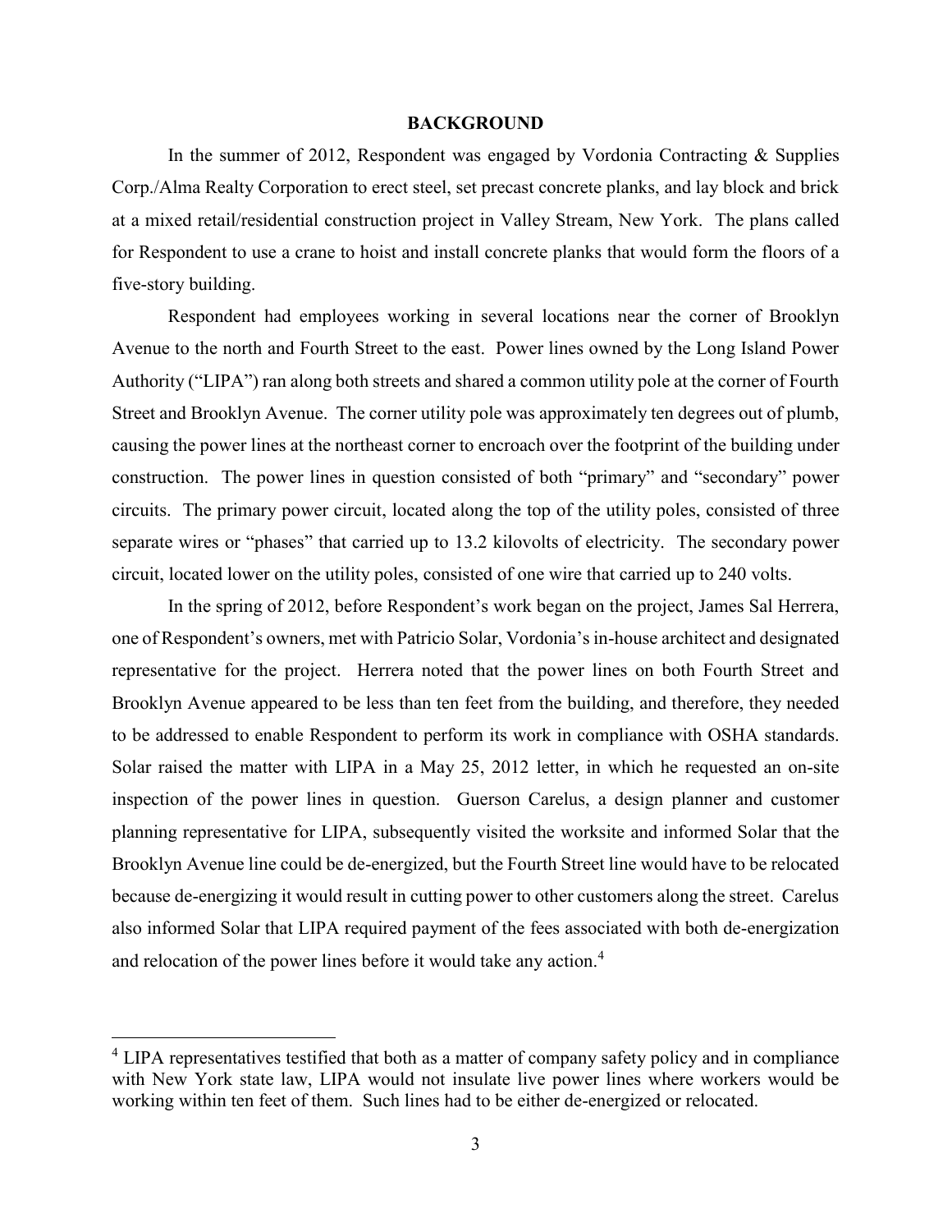**BACKGROUND**

In the summer of 2012, Respondent was engaged by Vordonia Contracting & Supplies Corp./Alma Realty Corporation to erect steel, set precast concrete planks, and lay block and brick at a mixed retail/residential construction project in Valley Stream, New York. The plans called for Respondent to use a crane to hoist and install concrete planks that would form the floors of a five-story building.

Respondent had employees working in several locations near the corner of Brooklyn Avenue to the north and Fourth Street to the east. Power lines owned by the Long Island Power Authority ("LIPA") ran along both streets and shared a common utility pole at the corner of Fourth Street and Brooklyn Avenue. The corner utility pole was approximately ten degrees out of plumb, causing the power lines at the northeast corner to encroach over the footprint of the building under construction. The power lines in question consisted of both "primary" and "secondary" power circuits. The primary power circuit, located along the top of the utility poles, consisted of three separate wires or "phases" that carried up to 13.2 kilovolts of electricity. The secondary power circuit, located lower on the utility poles, consisted of one wire that carried up to 240 volts.

In the spring of 2012, before Respondent's work began on the project, James Sal Herrera, one of Respondent's owners, met with Patricio Solar, Vordonia's in-house architect and designated representative for the project. Herrera noted that the power lines on both Fourth Street and Brooklyn Avenue appeared to be less than ten feet from the building, and therefore, they needed to be addressed to enable Respondent to perform its work in compliance with OSHA standards. Solar raised the matter with LIPA in a May 25, 2012 letter, in which he requested an on-site inspection of the power lines in question. Guerson Carelus, a design planner and customer planning representative for LIPA, subsequently visited the worksite and informed Solar that the Brooklyn Avenue line could be de-energized, but the Fourth Street line would have to be relocated because de-energizing it would result in cutting power to other customers along the street. Carelus also informed Solar that LIPA required payment of the fees associated with both de-energization and relocation of the power lines before it would take any action.[4]

---

[4] LIPA representatives testified that both as a matter of company safety policy and in compliance with New York state law, LIPA would not insulate live power lines where workers would be working within ten feet of them. Such lines had to be either de-energized or relocated.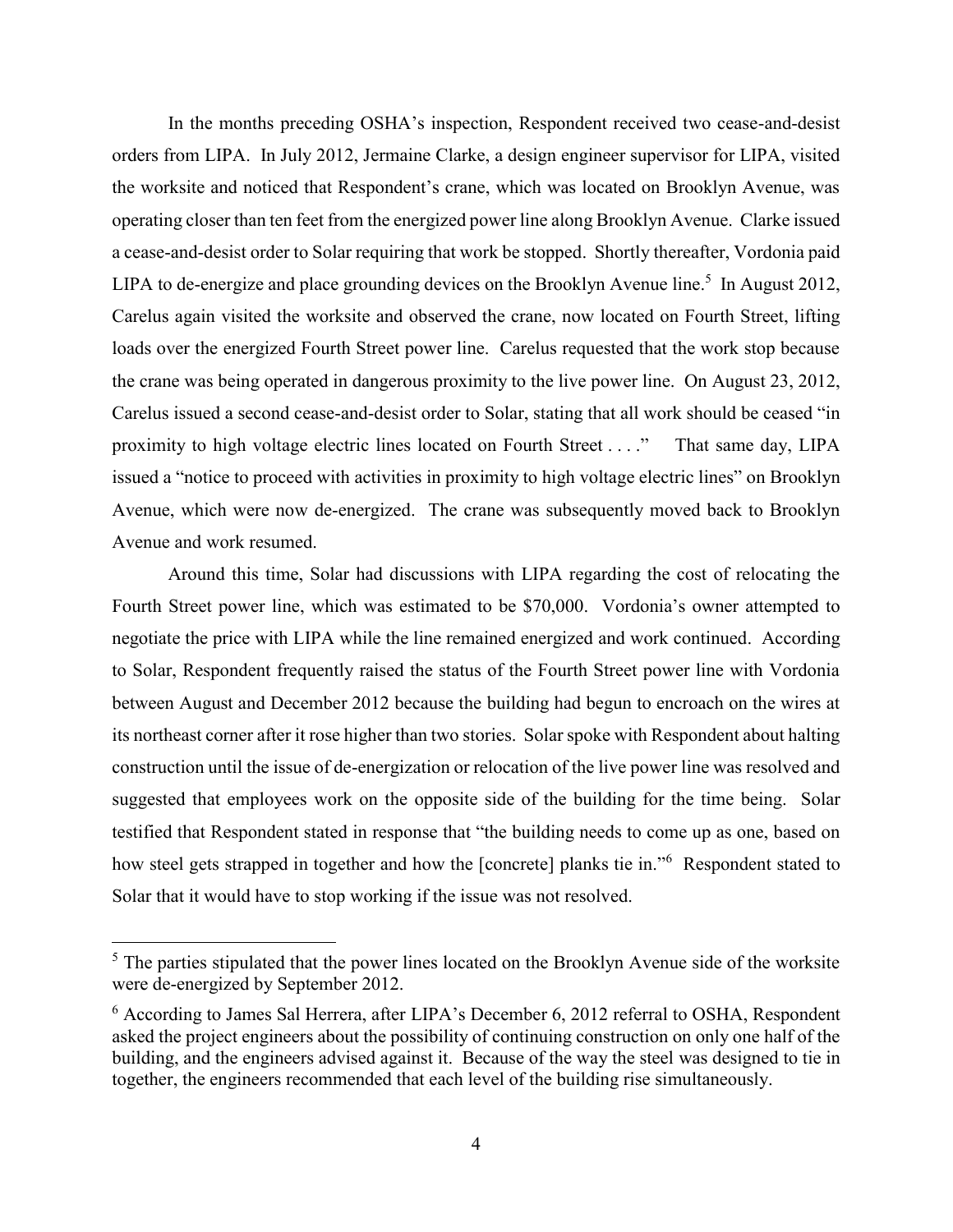In the months preceding OSHA's inspection, Respondent received two cease-and-desist orders from LIPA. In July 2012, Jermaine Clarke, a design engineer supervisor for LIPA, visited the worksite and noticed that Respondent's crane, which was located on Brooklyn Avenue, was operating closer than ten feet from the energized power line along Brooklyn Avenue. Clarke issued a cease-and-desist order to Solar requiring that work be stopped. Shortly thereafter, Vordonia paid LIPA to de-energize and place grounding devices on the Brooklyn Avenue line.[5] In August 2012, Carelus again visited the worksite and observed the crane, now located on Fourth Street, lifting loads over the energized Fourth Street power line. Carelus requested that the work stop because the crane was being operated in dangerous proximity to the live power line. On August 23, 2012, Carelus issued a second cease-and-desist order to Solar, stating that all work should be ceased "in proximity to high voltage electric lines located on Fourth Street . . . ." That same day, LIPA issued a "notice to proceed with activities in proximity to high voltage electric lines" on Brooklyn Avenue, which were now de-energized. The crane was subsequently moved back to Brooklyn Avenue and work resumed.

Around this time, Solar had discussions with LIPA regarding the cost of relocating the Fourth Street power line, which was estimated to be $70,000. Vordonia's owner attempted to negotiate the price with LIPA while the line remained energized and work continued. According to Solar, Respondent frequently raised the status of the Fourth Street power line with Vordonia between August and December 2012 because the building had begun to encroach on the wires at its northeast corner after it rose higher than two stories. Solar spoke with Respondent about halting construction until the issue of de-energization or relocation of the live power line was resolved and suggested that employees work on the opposite side of the building for the time being. Solar testified that Respondent stated in response that "the building needs to come up as one, based on how steel gets strapped in together and how the [concrete] planks tie in."[6] Respondent stated to Solar that it would have to stop working if the issue was not resolved.

---

[5] The parties stipulated that the power lines located on the Brooklyn Avenue side of the worksite were de-energized by September 2012.

[6] According to James Sal Herrera, after LIPA's December 6, 2012 referral to OSHA, Respondent asked the project engineers about the possibility of continuing construction on only one half of the building, and the engineers advised against it. Because of the way the steel was designed to tie in together, the engineers recommended that each level of the building rise simultaneously.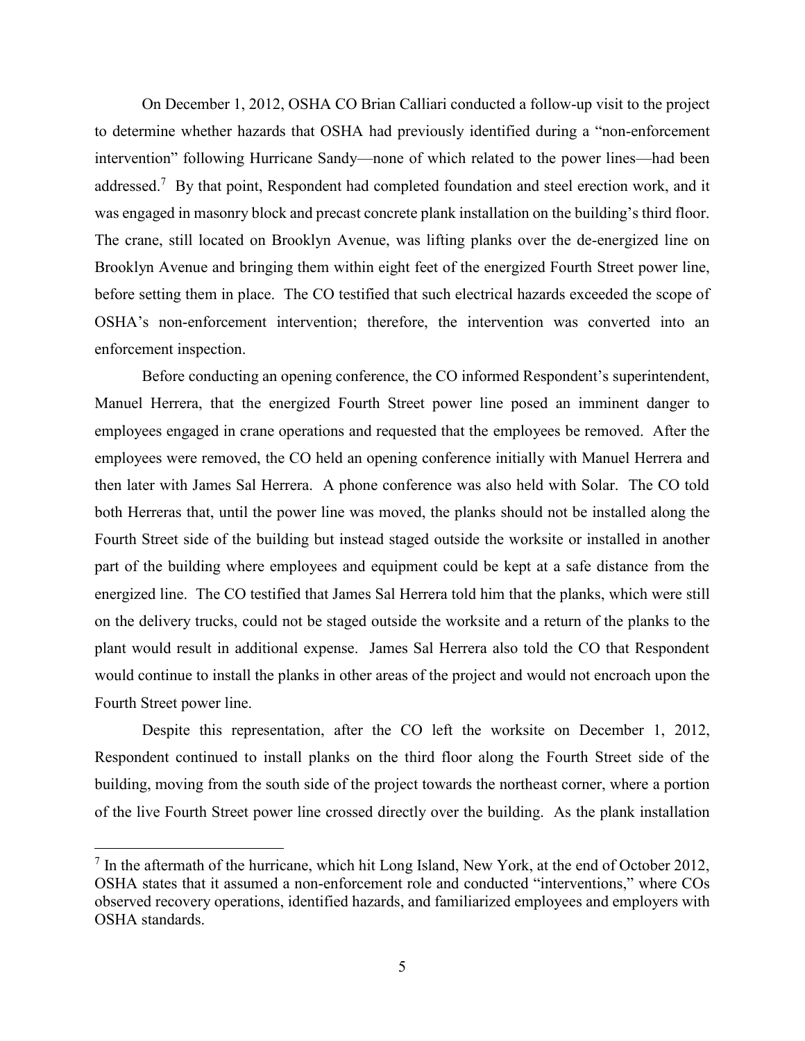On December 1, 2012, OSHA CO Brian Calliari conducted a follow-up visit to the project to determine whether hazards that OSHA had previously identified during a "non-enforcement intervention" following Hurricane Sandy—none of which related to the power lines—had been addressed.[7] By that point, Respondent had completed foundation and steel erection work, and it was engaged in masonry block and precast concrete plank installation on the building's third floor. The crane, still located on Brooklyn Avenue, was lifting planks over the de-energized line on Brooklyn Avenue and bringing them within eight feet of the energized Fourth Street power line, before setting them in place. The CO testified that such electrical hazards exceeded the scope of OSHA's non-enforcement intervention; therefore, the intervention was converted into an enforcement inspection.

Before conducting an opening conference, the CO informed Respondent's superintendent, Manuel Herrera, that the energized Fourth Street power line posed an imminent danger to employees engaged in crane operations and requested that the employees be removed. After the employees were removed, the CO held an opening conference initially with Manuel Herrera and then later with James Sal Herrera. A phone conference was also held with Solar. The CO told both Herreras that, until the power line was moved, the planks should not be installed along the Fourth Street side of the building but instead staged outside the worksite or installed in another part of the building where employees and equipment could be kept at a safe distance from the energized line. The CO testified that James Sal Herrera told him that the planks, which were still on the delivery trucks, could not be staged outside the worksite and a return of the planks to the plant would result in additional expense. James Sal Herrera also told the CO that Respondent would continue to install the planks in other areas of the project and would not encroach upon the Fourth Street power line.

Despite this representation, after the CO left the worksite on December 1, 2012, Respondent continued to install planks on the third floor along the Fourth Street side of the building, moving from the south side of the project towards the northeast corner, where a portion of the live Fourth Street power line crossed directly over the building. As the plank installation

[7] In the aftermath of the hurricane, which hit Long Island, New York, at the end of October 2012, OSHA states that it assumed a non-enforcement role and conducted "interventions," where COs observed recovery operations, identified hazards, and familiarized employees and employers with OSHA standards.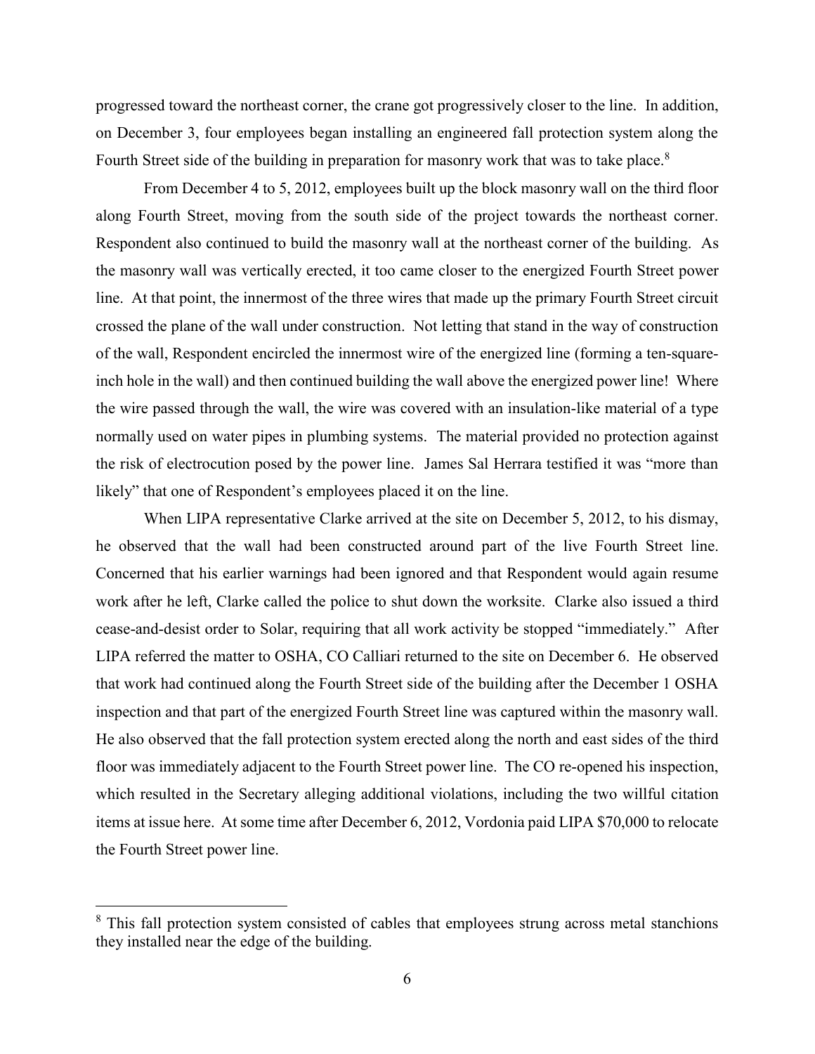progressed toward the northeast corner, the crane got progressively closer to the line. In addition, on December 3, four employees began installing an engineered fall protection system along the Fourth Street side of the building in preparation for masonry work that was to take place.[8]

From December 4 to 5, 2012, employees built up the block masonry wall on the third floor along Fourth Street, moving from the south side of the project towards the northeast corner. Respondent also continued to build the masonry wall at the northeast corner of the building. As the masonry wall was vertically erected, it too came closer to the energized Fourth Street power line. At that point, the innermost of the three wires that made up the primary Fourth Street circuit crossed the plane of the wall under construction. Not letting that stand in the way of construction of the wall, Respondent encircled the innermost wire of the energized line (forming a ten-square-inch hole in the wall) and then continued building the wall above the energized power line! Where the wire passed through the wall, the wire was covered with an insulation-like material of a type normally used on water pipes in plumbing systems. The material provided no protection against the risk of electrocution posed by the power line. James Sal Herrara testified it was "more than likely" that one of Respondent's employees placed it on the line.

When LIPA representative Clarke arrived at the site on December 5, 2012, to his dismay, he observed that the wall had been constructed around part of the live Fourth Street line. Concerned that his earlier warnings had been ignored and that Respondent would again resume work after he left, Clarke called the police to shut down the worksite. Clarke also issued a third cease-and-desist order to Solar, requiring that all work activity be stopped "immediately." After LIPA referred the matter to OSHA, CO Calliari returned to the site on December 6. He observed that work had continued along the Fourth Street side of the building after the December 1 OSHA inspection and that part of the energized Fourth Street line was captured within the masonry wall. He also observed that the fall protection system erected along the north and east sides of the third floor was immediately adjacent to the Fourth Street power line. The CO re-opened his inspection, which resulted in the Secretary alleging additional violations, including the two willful citation items at issue here. At some time after December 6, 2012, Vordonia paid LIPA $70,000 to relocate the Fourth Street power line.

[8] This fall protection system consisted of cables that employees strung across metal stanchions they installed near the edge of the building.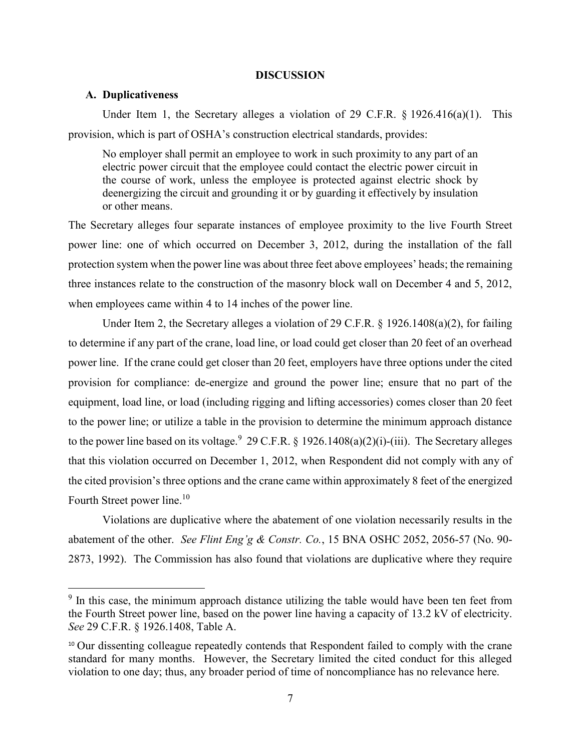## DISCUSSION

### A. Duplicativeness

Under Item 1, the Secretary alleges a violation of 29 C.F.R. § 1926.416(a)(1). This provision, which is part of OSHA's construction electrical standards, provides:

> No employer shall permit an employee to work in such proximity to any part of an electric power circuit that the employee could contact the electric power circuit in the course of work, unless the employee is protected against electric shock by deenergizing the circuit and grounding it or by guarding it effectively by insulation or other means.

The Secretary alleges four separate instances of employee proximity to the live Fourth Street power line: one of which occurred on December 3, 2012, during the installation of the fall protection system when the power line was about three feet above employees' heads; the remaining three instances relate to the construction of the masonry block wall on December 4 and 5, 2012, when employees came within 4 to 14 inches of the power line.

Under Item 2, the Secretary alleges a violation of 29 C.F.R. § 1926.1408(a)(2), for failing to determine if any part of the crane, load line, or load could get closer than 20 feet of an overhead power line. If the crane could get closer than 20 feet, employers have three options under the cited provision for compliance: de-energize and ground the power line; ensure that no part of the equipment, load line, or load (including rigging and lifting accessories) comes closer than 20 feet to the power line; or utilize a table in the provision to determine the minimum approach distance to the power line based on its voltage.[9] 29 C.F.R. § 1926.1408(a)(2)(i)-(iii). The Secretary alleges that this violation occurred on December 1, 2012, when Respondent did not comply with any of the cited provision's three options and the crane came within approximately 8 feet of the energized Fourth Street power line.[10]

Violations are duplicative where the abatement of one violation necessarily results in the abatement of the other. *See Flint Eng'g & Constr. Co.*, 15 BNA OSHC 2052, 2056-57 (No. 90-2873, 1992). The Commission has also found that violations are duplicative where they require

---

[9] In this case, the minimum approach distance utilizing the table would have been ten feet from the Fourth Street power line, based on the power line having a capacity of 13.2 kV of electricity. *See* 29 C.F.R. § 1926.1408, Table A.

[10] Our dissenting colleague repeatedly contends that Respondent failed to comply with the crane standard for many months. However, the Secretary limited the cited conduct for this alleged violation to one day; thus, any broader period of time of noncompliance has no relevance here.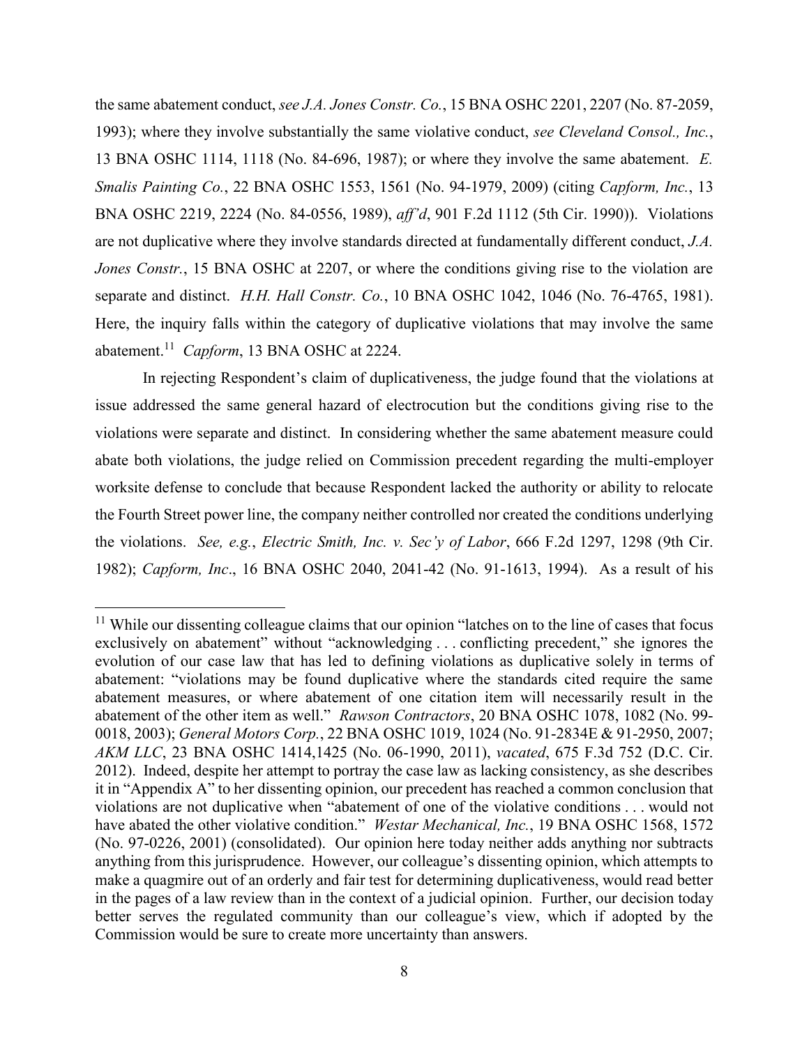the same abatement conduct, *see J.A. Jones Constr. Co.*, 15 BNA OSHC 2201, 2207 (No. 87-2059, 1993); where they involve substantially the same violative conduct, *see Cleveland Consol., Inc.*, 13 BNA OSHC 1114, 1118 (No. 84-696, 1987); or where they involve the same abatement. *E. Smalis Painting Co.*, 22 BNA OSHC 1553, 1561 (No. 94-1979, 2009) (citing *Capform, Inc.*, 13 BNA OSHC 2219, 2224 (No. 84-0556, 1989), *aff'd*, 901 F.2d 1112 (5th Cir. 1990)). Violations are not duplicative where they involve standards directed at fundamentally different conduct, *J.A. Jones Constr.*, 15 BNA OSHC at 2207, or where the conditions giving rise to the violation are separate and distinct. *H.H. Hall Constr. Co.*, 10 BNA OSHC 1042, 1046 (No. 76-4765, 1981). Here, the inquiry falls within the category of duplicative violations that may involve the same abatement.[11] *Capform*, 13 BNA OSHC at 2224.

In rejecting Respondent's claim of duplicativeness, the judge found that the violations at issue addressed the same general hazard of electrocution but the conditions giving rise to the violations were separate and distinct. In considering whether the same abatement measure could abate both violations, the judge relied on Commission precedent regarding the multi-employer worksite defense to conclude that because Respondent lacked the authority or ability to relocate the Fourth Street power line, the company neither controlled nor created the conditions underlying the violations. *See, e.g.*, *Electric Smith, Inc. v. Sec'y of Labor*, 666 F.2d 1297, 1298 (9th Cir. 1982); *Capform, Inc*., 16 BNA OSHC 2040, 2041-42 (No. 91-1613, 1994). As a result of his

[11] While our dissenting colleague claims that our opinion "latches on to the line of cases that focus exclusively on abatement" without "acknowledging . . . conflicting precedent," she ignores the evolution of our case law that has led to defining violations as duplicative solely in terms of abatement: "violations may be found duplicative where the standards cited require the same abatement measures, or where abatement of one citation item will necessarily result in the abatement of the other item as well." *Rawson Contractors*, 20 BNA OSHC 1078, 1082 (No. 99-0018, 2003); *General Motors Corp.*, 22 BNA OSHC 1019, 1024 (No. 91-2834E & 91-2950, 2007; *AKM LLC*, 23 BNA OSHC 1414,1425 (No. 06-1990, 2011), *vacated*, 675 F.3d 752 (D.C. Cir. 2012). Indeed, despite her attempt to portray the case law as lacking consistency, as she describes it in "Appendix A" to her dissenting opinion, our precedent has reached a common conclusion that violations are not duplicative when "abatement of one of the violative conditions . . . would not have abated the other violative condition." *Westar Mechanical, Inc.*, 19 BNA OSHC 1568, 1572 (No. 97-0226, 2001) (consolidated). Our opinion here today neither adds anything nor subtracts anything from this jurisprudence. However, our colleague's dissenting opinion, which attempts to make a quagmire out of an orderly and fair test for determining duplicativeness, would read better in the pages of a law review than in the context of a judicial opinion. Further, our decision today better serves the regulated community than our colleague's view, which if adopted by the Commission would be sure to create more uncertainty than answers.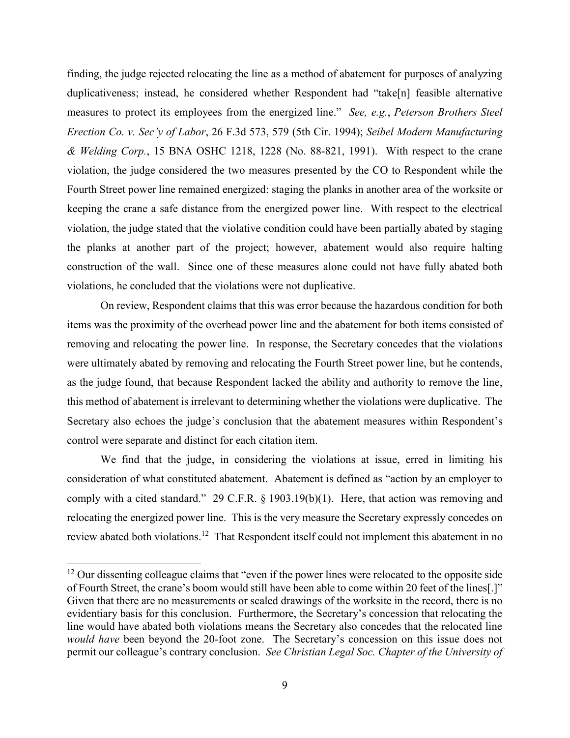finding, the judge rejected relocating the line as a method of abatement for purposes of analyzing duplicativeness; instead, he considered whether Respondent had "take[n] feasible alternative measures to protect its employees from the energized line." *See, e.g.*, *Peterson Brothers Steel Erection Co. v. Sec'y of Labor*, 26 F.3d 573, 579 (5th Cir. 1994); *Seibel Modern Manufacturing & Welding Corp.*, 15 BNA OSHC 1218, 1228 (No. 88-821, 1991). With respect to the crane violation, the judge considered the two measures presented by the CO to Respondent while the Fourth Street power line remained energized: staging the planks in another area of the worksite or keeping the crane a safe distance from the energized power line. With respect to the electrical violation, the judge stated that the violative condition could have been partially abated by staging the planks at another part of the project; however, abatement would also require halting construction of the wall. Since one of these measures alone could not have fully abated both violations, he concluded that the violations were not duplicative.

On review, Respondent claims that this was error because the hazardous condition for both items was the proximity of the overhead power line and the abatement for both items consisted of removing and relocating the power line. In response, the Secretary concedes that the violations were ultimately abated by removing and relocating the Fourth Street power line, but he contends, as the judge found, that because Respondent lacked the ability and authority to remove the line, this method of abatement is irrelevant to determining whether the violations were duplicative. The Secretary also echoes the judge's conclusion that the abatement measures within Respondent's control were separate and distinct for each citation item.

We find that the judge, in considering the violations at issue, erred in limiting his consideration of what constituted abatement. Abatement is defined as "action by an employer to comply with a cited standard." 29 C.F.R. § 1903.19(b)(1). Here, that action was removing and relocating the energized power line. This is the very measure the Secretary expressly concedes on review abated both violations.[12] That Respondent itself could not implement this abatement in no

[12] Our dissenting colleague claims that "even if the power lines were relocated to the opposite side of Fourth Street, the crane's boom would still have been able to come within 20 feet of the lines[.]" Given that there are no measurements or scaled drawings of the worksite in the record, there is no evidentiary basis for this conclusion. Furthermore, the Secretary's concession that relocating the line would have abated both violations means the Secretary also concedes that the relocated line *would have* been beyond the 20-foot zone. The Secretary's concession on this issue does not permit our colleague's contrary conclusion. *See Christian Legal Soc. Chapter of the University of*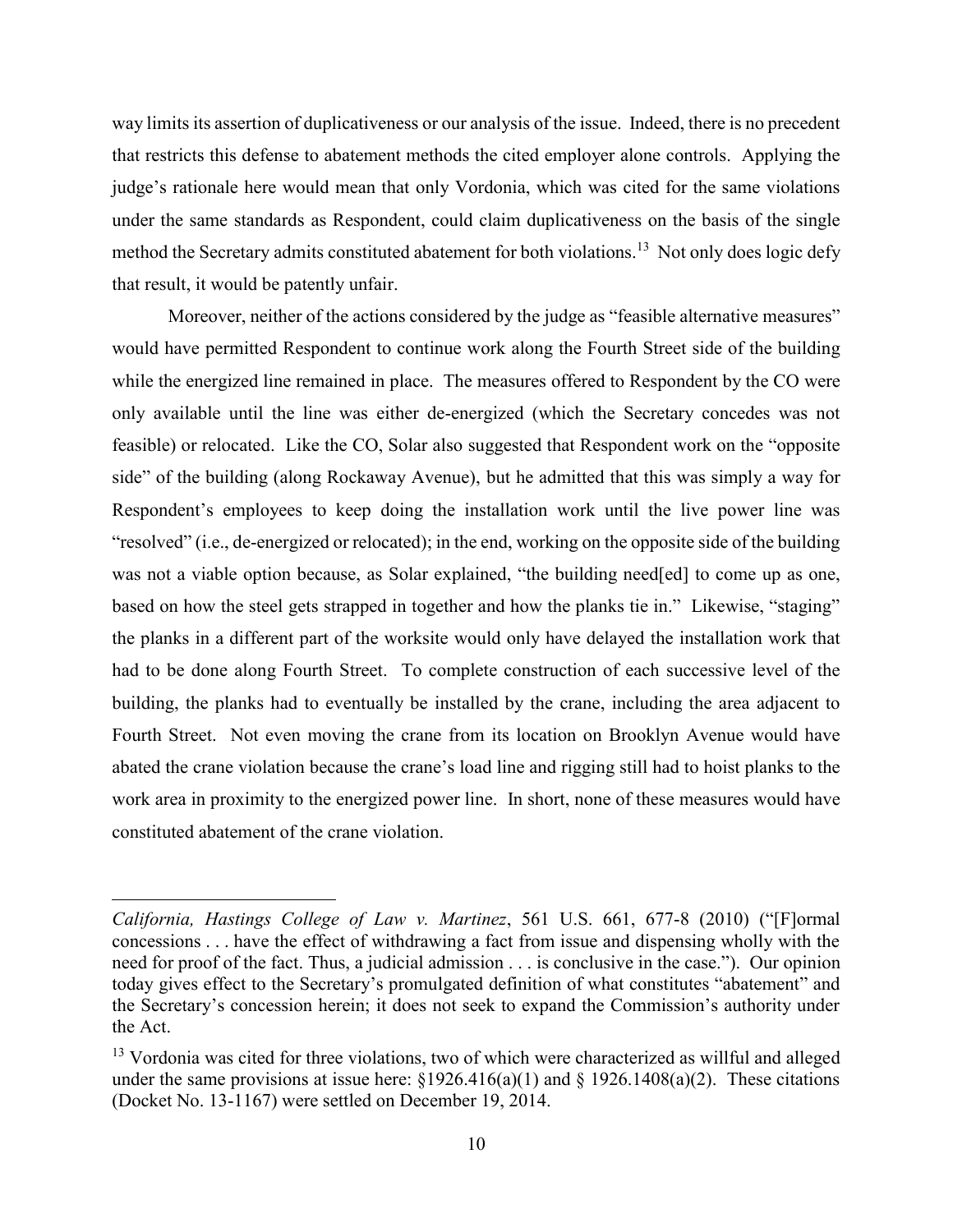way limits its assertion of duplicativeness or our analysis of the issue. Indeed, there is no precedent that restricts this defense to abatement methods the cited employer alone controls. Applying the judge's rationale here would mean that only Vordonia, which was cited for the same violations under the same standards as Respondent, could claim duplicativeness on the basis of the single method the Secretary admits constituted abatement for both violations.[13] Not only does logic defy that result, it would be patently unfair.

Moreover, neither of the actions considered by the judge as "feasible alternative measures" would have permitted Respondent to continue work along the Fourth Street side of the building while the energized line remained in place. The measures offered to Respondent by the CO were only available until the line was either de-energized (which the Secretary concedes was not feasible) or relocated. Like the CO, Solar also suggested that Respondent work on the "opposite side" of the building (along Rockaway Avenue), but he admitted that this was simply a way for Respondent's employees to keep doing the installation work until the live power line was "resolved" (i.e., de-energized or relocated); in the end, working on the opposite side of the building was not a viable option because, as Solar explained, "the building need[ed] to come up as one, based on how the steel gets strapped in together and how the planks tie in." Likewise, "staging" the planks in a different part of the worksite would only have delayed the installation work that had to be done along Fourth Street. To complete construction of each successive level of the building, the planks had to eventually be installed by the crane, including the area adjacent to Fourth Street. Not even moving the crane from its location on Brooklyn Avenue would have abated the crane violation because the crane's load line and rigging still had to hoist planks to the work area in proximity to the energized power line. In short, none of these measures would have constituted abatement of the crane violation.

---

*California, Hastings College of Law v. Martinez*, 561 U.S. 661, 677-8 (2010) ("[F]ormal concessions . . . have the effect of withdrawing a fact from issue and dispensing wholly with the need for proof of the fact. Thus, a judicial admission . . . is conclusive in the case."). Our opinion today gives effect to the Secretary's promulgated definition of what constitutes "abatement" and the Secretary's concession herein; it does not seek to expand the Commission's authority under the Act.

[13] Vordonia was cited for three violations, two of which were characterized as willful and alleged under the same provisions at issue here: §1926.416(a)(1) and § 1926.1408(a)(2). These citations (Docket No. 13-1167) were settled on December 19, 2014.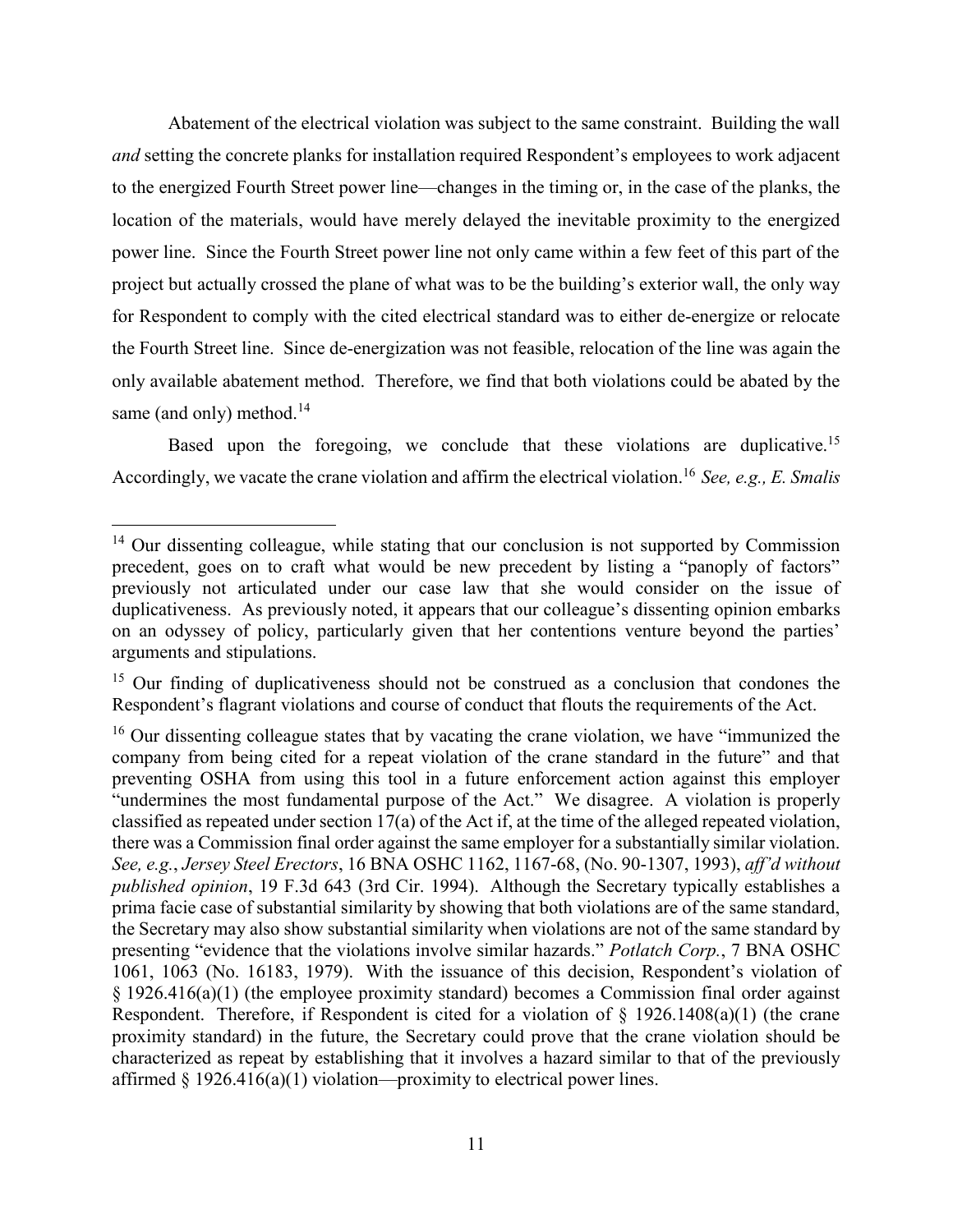Abatement of the electrical violation was subject to the same constraint. Building the wall *and* setting the concrete planks for installation required Respondent's employees to work adjacent to the energized Fourth Street power line—changes in the timing or, in the case of the planks, the location of the materials, would have merely delayed the inevitable proximity to the energized power line. Since the Fourth Street power line not only came within a few feet of this part of the project but actually crossed the plane of what was to be the building's exterior wall, the only way for Respondent to comply with the cited electrical standard was to either de-energize or relocate the Fourth Street line. Since de-energization was not feasible, relocation of the line was again the only available abatement method. Therefore, we find that both violations could be abated by the same (and only) method.[14]

Based upon the foregoing, we conclude that these violations are duplicative.[15] Accordingly, we vacate the crane violation and affirm the electrical violation.[16] *See, e.g., E. Smalis*

---

[14] Our dissenting colleague, while stating that our conclusion is not supported by Commission precedent, goes on to craft what would be new precedent by listing a "panoply of factors" previously not articulated under our case law that she would consider on the issue of duplicativeness. As previously noted, it appears that our colleague's dissenting opinion embarks on an odyssey of policy, particularly given that her contentions venture beyond the parties' arguments and stipulations.

[15] Our finding of duplicativeness should not be construed as a conclusion that condones the Respondent's flagrant violations and course of conduct that flouts the requirements of the Act.

[16] Our dissenting colleague states that by vacating the crane violation, we have "immunized the company from being cited for a repeat violation of the crane standard in the future" and that preventing OSHA from using this tool in a future enforcement action against this employer "undermines the most fundamental purpose of the Act." We disagree. A violation is properly classified as repeated under section 17(a) of the Act if, at the time of the alleged repeated violation, there was a Commission final order against the same employer for a substantially similar violation. *See, e.g.*, *Jersey Steel Erectors*, 16 BNA OSHC 1162, 1167-68, (No. 90-1307, 1993), *aff'd without published opinion*, 19 F.3d 643 (3rd Cir. 1994). Although the Secretary typically establishes a prima facie case of substantial similarity by showing that both violations are of the same standard, the Secretary may also show substantial similarity when violations are not of the same standard by presenting "evidence that the violations involve similar hazards." *Potlatch Corp.*, 7 BNA OSHC 1061, 1063 (No. 16183, 1979). With the issuance of this decision, Respondent's violation of § 1926.416(a)(1) (the employee proximity standard) becomes a Commission final order against Respondent. Therefore, if Respondent is cited for a violation of § 1926.1408(a)(1) (the crane proximity standard) in the future, the Secretary could prove that the crane violation should be characterized as repeat by establishing that it involves a hazard similar to that of the previously affirmed § 1926.416(a)(1) violation—proximity to electrical power lines.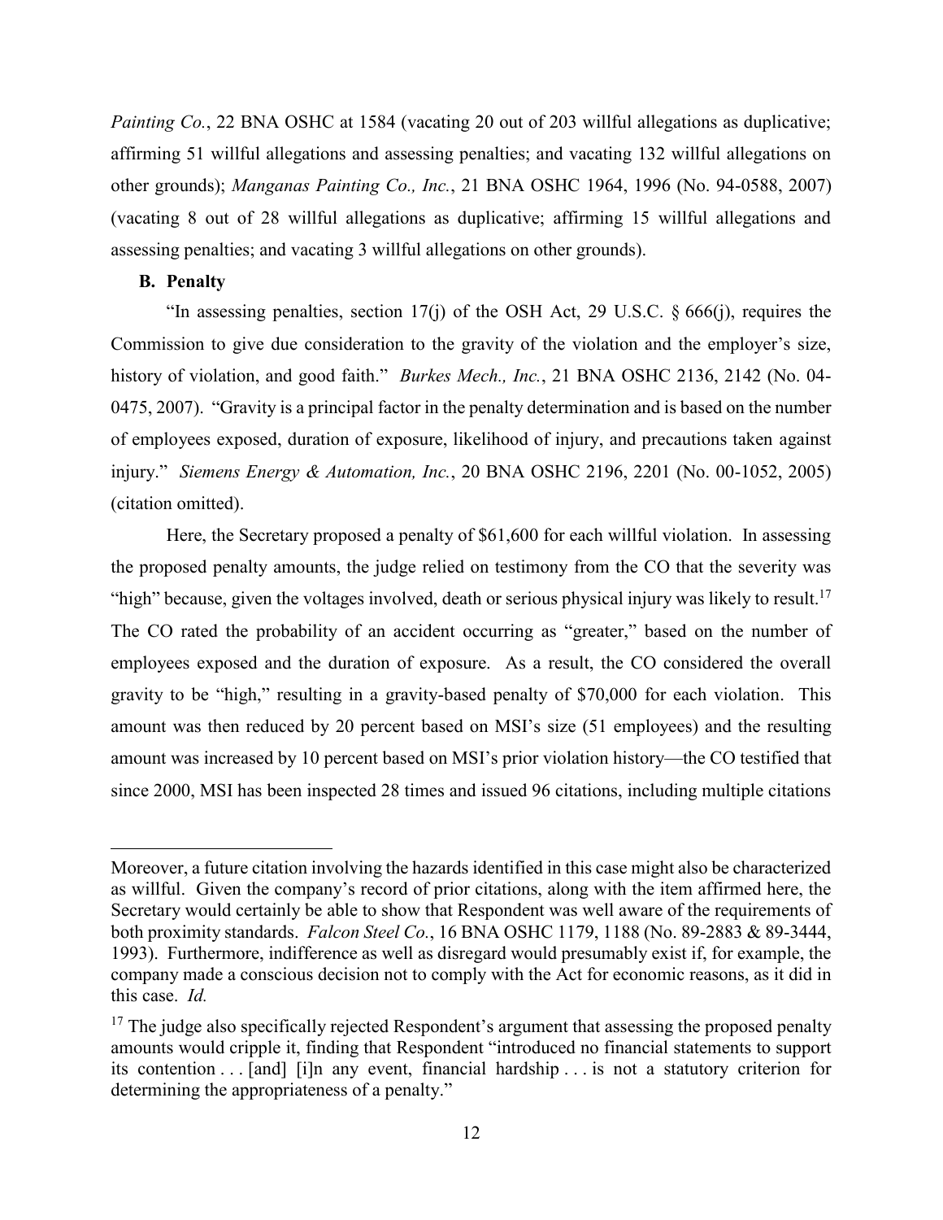*Painting Co.*, 22 BNA OSHC at 1584 (vacating 20 out of 203 willful allegations as duplicative; affirming 51 willful allegations and assessing penalties; and vacating 132 willful allegations on other grounds); *Manganas Painting Co., Inc.*, 21 BNA OSHC 1964, 1996 (No. 94-0588, 2007) (vacating 8 out of 28 willful allegations as duplicative; affirming 15 willful allegations and assessing penalties; and vacating 3 willful allegations on other grounds).

**B. Penalty**

"In assessing penalties, section 17(j) of the OSH Act, 29 U.S.C. § 666(j), requires the Commission to give due consideration to the gravity of the violation and the employer's size, history of violation, and good faith." *Burkes Mech., Inc.*, 21 BNA OSHC 2136, 2142 (No. 04-0475, 2007). "Gravity is a principal factor in the penalty determination and is based on the number of employees exposed, duration of exposure, likelihood of injury, and precautions taken against injury." *Siemens Energy & Automation, Inc.*, 20 BNA OSHC 2196, 2201 (No. 00-1052, 2005) (citation omitted).

Here, the Secretary proposed a penalty of $61,600 for each willful violation. In assessing the proposed penalty amounts, the judge relied on testimony from the CO that the severity was "high" because, given the voltages involved, death or serious physical injury was likely to result.[17] The CO rated the probability of an accident occurring as "greater," based on the number of employees exposed and the duration of exposure. As a result, the CO considered the overall gravity to be "high," resulting in a gravity-based penalty of $70,000 for each violation. This amount was then reduced by 20 percent based on MSI's size (51 employees) and the resulting amount was increased by 10 percent based on MSI's prior violation history—the CO testified that since 2000, MSI has been inspected 28 times and issued 96 citations, including multiple citations

---

Moreover, a future citation involving the hazards identified in this case might also be characterized as willful. Given the company's record of prior citations, along with the item affirmed here, the Secretary would certainly be able to show that Respondent was well aware of the requirements of both proximity standards. *Falcon Steel Co.*, 16 BNA OSHC 1179, 1188 (No. 89-2883 & 89-3444, 1993). Furthermore, indifference as well as disregard would presumably exist if, for example, the company made a conscious decision not to comply with the Act for economic reasons, as it did in this case. *Id.*

[17] The judge also specifically rejected Respondent's argument that assessing the proposed penalty amounts would cripple it, finding that Respondent "introduced no financial statements to support its contention . . . [and] [i]n any event, financial hardship . . . is not a statutory criterion for determining the appropriateness of a penalty."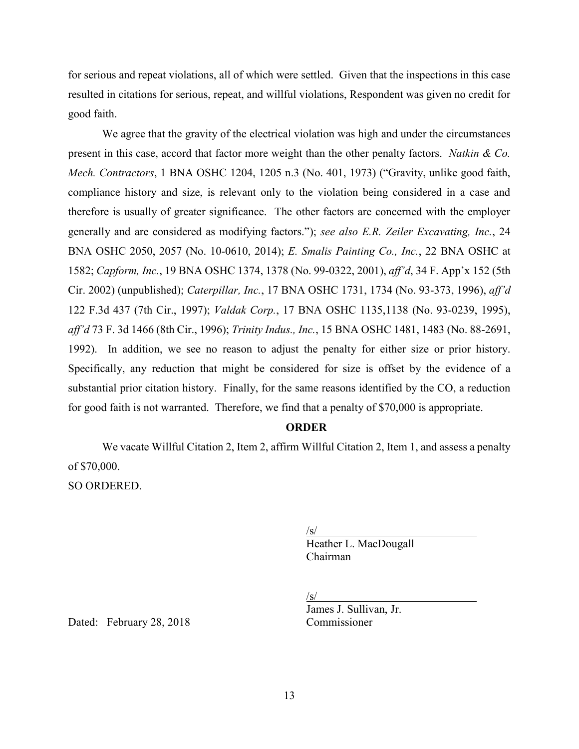for serious and repeat violations, all of which were settled. Given that the inspections in this case resulted in citations for serious, repeat, and willful violations, Respondent was given no credit for good faith.

We agree that the gravity of the electrical violation was high and under the circumstances present in this case, accord that factor more weight than the other penalty factors. *Natkin & Co. Mech. Contractors*, 1 BNA OSHC 1204, 1205 n.3 (No. 401, 1973) ("Gravity, unlike good faith, compliance history and size, is relevant only to the violation being considered in a case and therefore is usually of greater significance. The other factors are concerned with the employer generally and are considered as modifying factors."); *see also E.R. Zeiler Excavating, Inc.*, 24 BNA OSHC 2050, 2057 (No. 10-0610, 2014); *E. Smalis Painting Co., Inc.*, 22 BNA OSHC at 1582; *Capform, Inc.*, 19 BNA OSHC 1374, 1378 (No. 99-0322, 2001), *aff'd*, 34 F. App'x 152 (5th Cir. 2002) (unpublished); *Caterpillar, Inc.*, 17 BNA OSHC 1731, 1734 (No. 93-373, 1996), *aff'd* 122 F.3d 437 (7th Cir., 1997); *Valdak Corp.*, 17 BNA OSHC 1135,1138 (No. 93-0239, 1995), *aff'd* 73 F. 3d 1466 (8th Cir., 1996); *Trinity Indus., Inc.*, 15 BNA OSHC 1481, 1483 (No. 88-2691, 1992). In addition, we see no reason to adjust the penalty for either size or prior history. Specifically, any reduction that might be considered for size is offset by the evidence of a substantial prior citation history. Finally, for the same reasons identified by the CO, a reduction for good faith is not warranted. Therefore, we find that a penalty of $70,000 is appropriate.

**ORDER**

We vacate Willful Citation 2, Item 2, affirm Willful Citation 2, Item 1, and assess a penalty of $70,000.

SO ORDERED.

/s/
Heather L. MacDougall
Chairman

/s/
James J. Sullivan, Jr.
Commissioner

Dated: February 28, 2018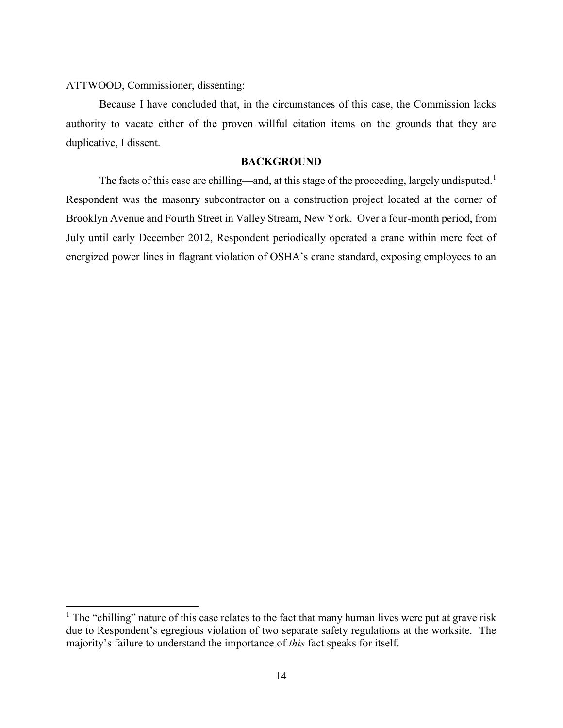ATTWOOD, Commissioner, dissenting:

Because I have concluded that, in the circumstances of this case, the Commission lacks authority to vacate either of the proven willful citation items on the grounds that they are duplicative, I dissent.

## BACKGROUND

The facts of this case are chilling—and, at this stage of the proceeding, largely undisputed.[1] Respondent was the masonry subcontractor on a construction project located at the corner of Brooklyn Avenue and Fourth Street in Valley Stream, New York. Over a four-month period, from July until early December 2012, Respondent periodically operated a crane within mere feet of energized power lines in flagrant violation of OSHA's crane standard, exposing employees to an

---

[1] The "chilling" nature of this case relates to the fact that many human lives were put at grave risk due to Respondent's egregious violation of two separate safety regulations at the worksite. The majority's failure to understand the importance of *this* fact speaks for itself.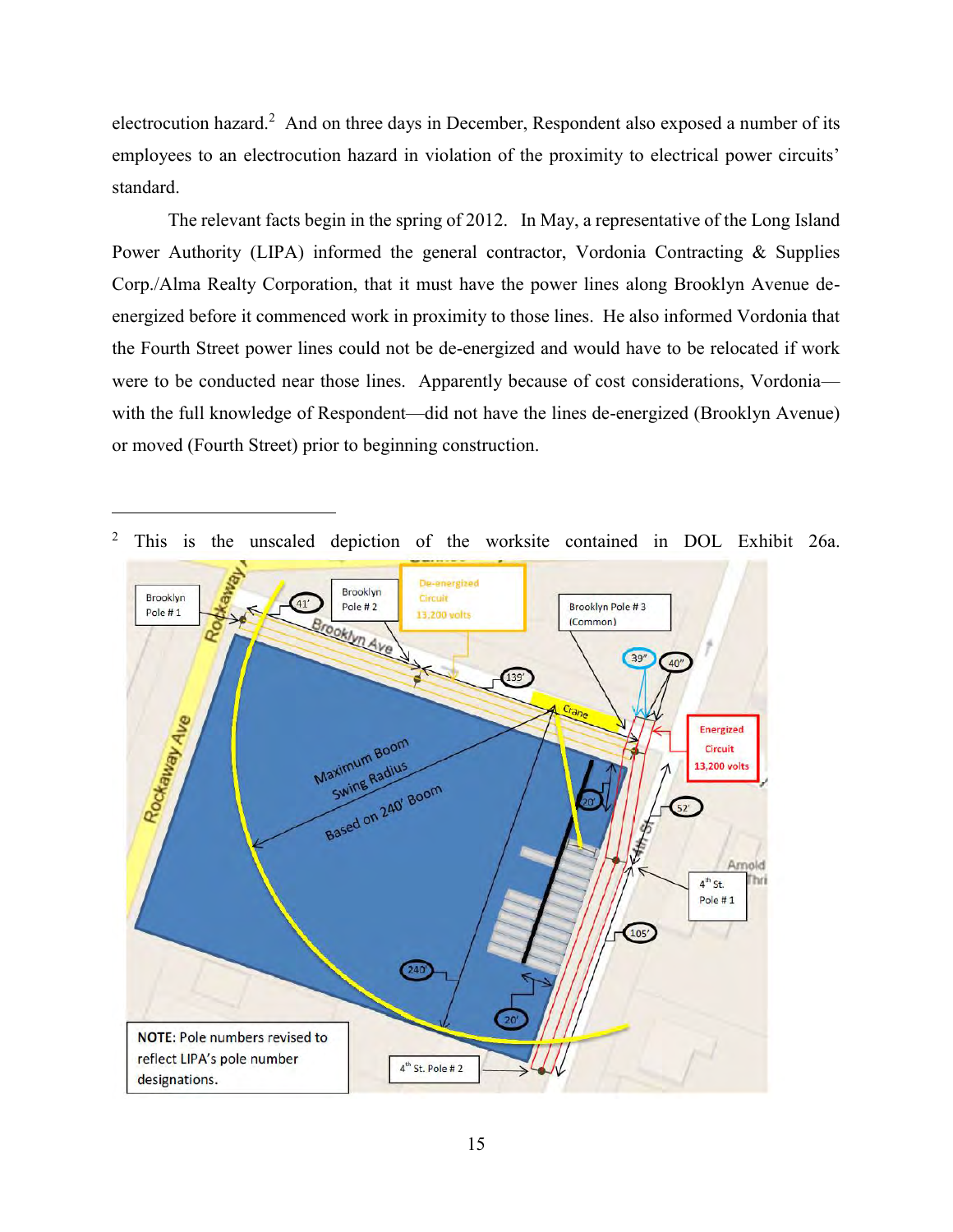electrocution hazard.[2] And on three days in December, Respondent also exposed a number of its employees to an electrocution hazard in violation of the proximity to electrical power circuits' standard.

The relevant facts begin in the spring of 2012. In May, a representative of the Long Island Power Authority (LIPA) informed the general contractor, Vordonia Contracting & Supplies Corp./Alma Realty Corporation, that it must have the power lines along Brooklyn Avenue de-energized before it commenced work in proximity to those lines. He also informed Vordonia that the Fourth Street power lines could not be de-energized and would have to be relocated if work were to be conducted near those lines. Apparently because of cost considerations, Vordonia—with the full knowledge of Respondent—did not have the lines de-energized (Brooklyn Avenue) or moved (Fourth Street) prior to beginning construction.

---

[2] This is the unscaled depiction of the worksite contained in DOL Exhibit 26a.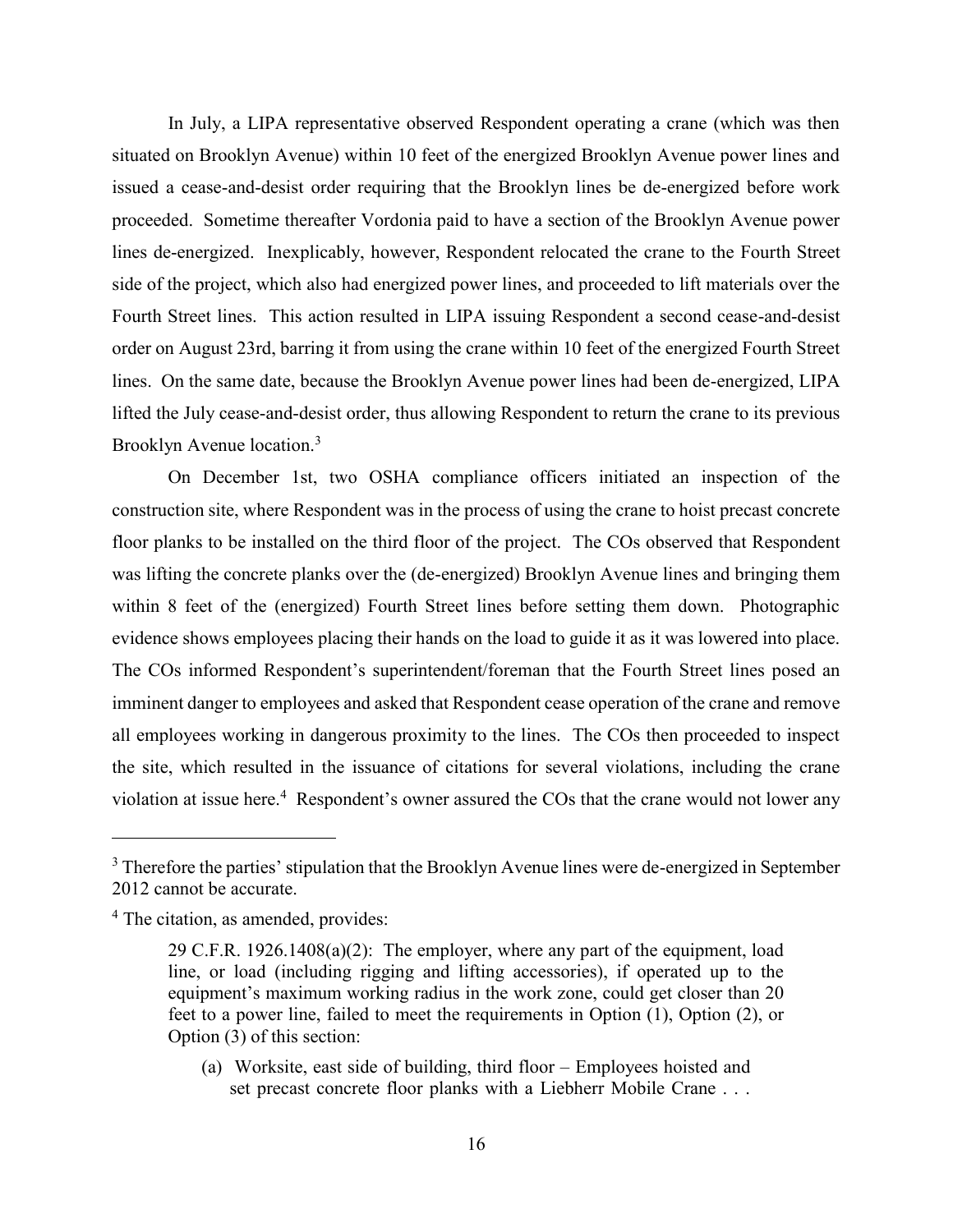In July, a LIPA representative observed Respondent operating a crane (which was then situated on Brooklyn Avenue) within 10 feet of the energized Brooklyn Avenue power lines and issued a cease-and-desist order requiring that the Brooklyn lines be de-energized before work proceeded. Sometime thereafter Vordonia paid to have a section of the Brooklyn Avenue power lines de-energized. Inexplicably, however, Respondent relocated the crane to the Fourth Street side of the project, which also had energized power lines, and proceeded to lift materials over the Fourth Street lines. This action resulted in LIPA issuing Respondent a second cease-and-desist order on August 23rd, barring it from using the crane within 10 feet of the energized Fourth Street lines. On the same date, because the Brooklyn Avenue power lines had been de-energized, LIPA lifted the July cease-and-desist order, thus allowing Respondent to return the crane to its previous Brooklyn Avenue location.[3]

On December 1st, two OSHA compliance officers initiated an inspection of the construction site, where Respondent was in the process of using the crane to hoist precast concrete floor planks to be installed on the third floor of the project. The COs observed that Respondent was lifting the concrete planks over the (de-energized) Brooklyn Avenue lines and bringing them within 8 feet of the (energized) Fourth Street lines before setting them down. Photographic evidence shows employees placing their hands on the load to guide it as it was lowered into place. The COs informed Respondent's superintendent/foreman that the Fourth Street lines posed an imminent danger to employees and asked that Respondent cease operation of the crane and remove all employees working in dangerous proximity to the lines. The COs then proceeded to inspect the site, which resulted in the issuance of citations for several violations, including the crane violation at issue here.[4] Respondent's owner assured the COs that the crane would not lower any

---

[3] Therefore the parties' stipulation that the Brooklyn Avenue lines were de-energized in September 2012 cannot be accurate.

[4] The citation, as amended, provides:

> 29 C.F.R. 1926.1408(a)(2): The employer, where any part of the equipment, load line, or load (including rigging and lifting accessories), if operated up to the equipment's maximum working radius in the work zone, could get closer than 20 feet to a power line, failed to meet the requirements in Option (1), Option (2), or Option (3) of this section:
>
> (a) Worksite, east side of building, third floor – Employees hoisted and set precast concrete floor planks with a Liebherr Mobile Crane . . .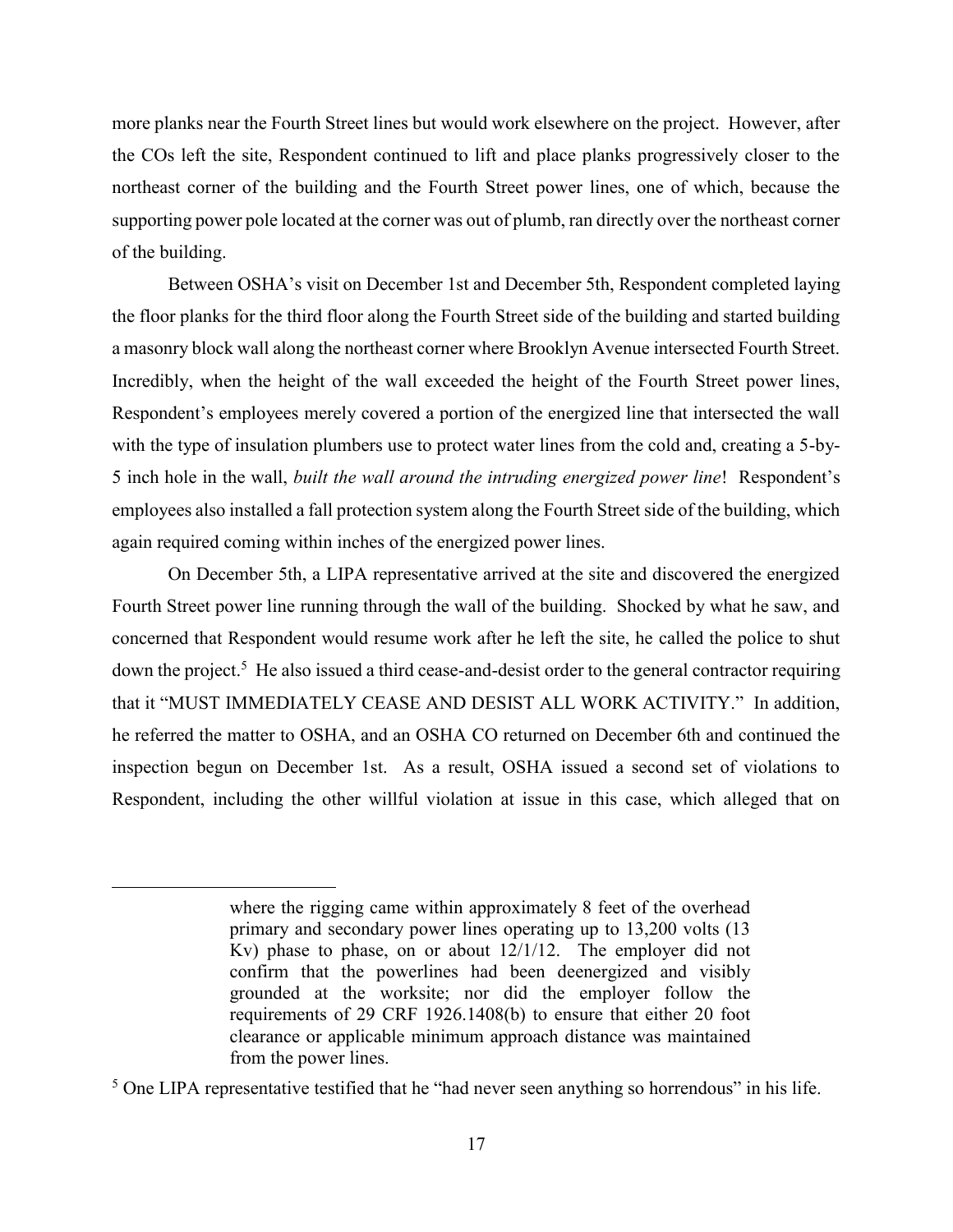more planks near the Fourth Street lines but would work elsewhere on the project. However, after the COs left the site, Respondent continued to lift and place planks progressively closer to the northeast corner of the building and the Fourth Street power lines, one of which, because the supporting power pole located at the corner was out of plumb, ran directly over the northeast corner of the building.

Between OSHA's visit on December 1st and December 5th, Respondent completed laying the floor planks for the third floor along the Fourth Street side of the building and started building a masonry block wall along the northeast corner where Brooklyn Avenue intersected Fourth Street. Incredibly, when the height of the wall exceeded the height of the Fourth Street power lines, Respondent's employees merely covered a portion of the energized line that intersected the wall with the type of insulation plumbers use to protect water lines from the cold and, creating a 5-by-5 inch hole in the wall, *built the wall around the intruding energized power line*! Respondent's employees also installed a fall protection system along the Fourth Street side of the building, which again required coming within inches of the energized power lines.

On December 5th, a LIPA representative arrived at the site and discovered the energized Fourth Street power line running through the wall of the building. Shocked by what he saw, and concerned that Respondent would resume work after he left the site, he called the police to shut down the project.[5] He also issued a third cease-and-desist order to the general contractor requiring that it "MUST IMMEDIATELY CEASE AND DESIST ALL WORK ACTIVITY." In addition, he referred the matter to OSHA, and an OSHA CO returned on December 6th and continued the inspection begun on December 1st. As a result, OSHA issued a second set of violations to Respondent, including the other willful violation at issue in this case, which alleged that on

---

> where the rigging came within approximately 8 feet of the overhead primary and secondary power lines operating up to 13,200 volts (13 Kv) phase to phase, on or about 12/1/12. The employer did not confirm that the powerlines had been deenergized and visibly grounded at the worksite; nor did the employer follow the requirements of 29 CRF 1926.1408(b) to ensure that either 20 foot clearance or applicable minimum approach distance was maintained from the power lines.

[5] One LIPA representative testified that he "had never seen anything so horrendous" in his life.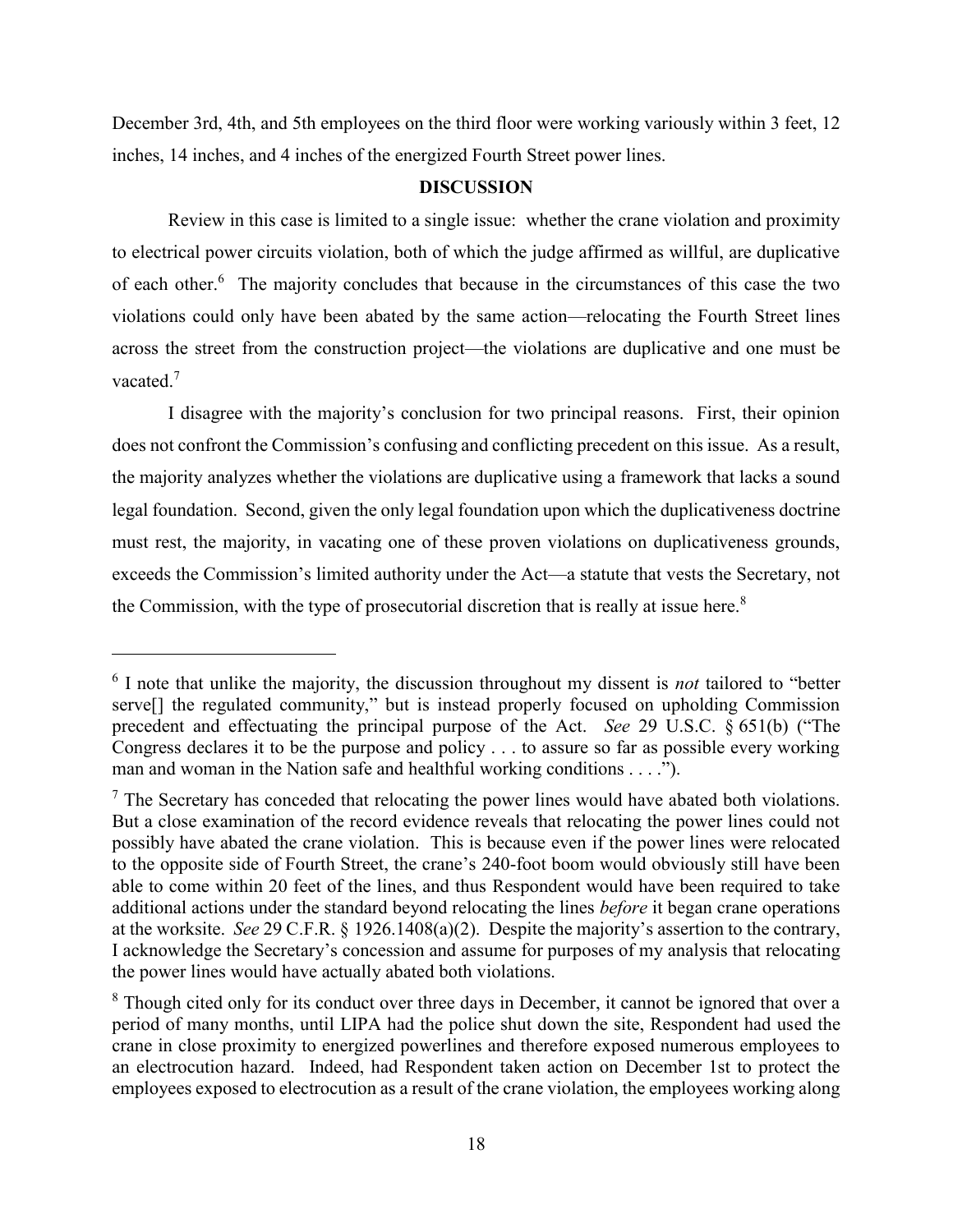December 3rd, 4th, and 5th employees on the third floor were working variously within 3 feet, 12 inches, 14 inches, and 4 inches of the energized Fourth Street power lines.

**DISCUSSION**

Review in this case is limited to a single issue: whether the crane violation and proximity to electrical power circuits violation, both of which the judge affirmed as willful, are duplicative of each other.[6] The majority concludes that because in the circumstances of this case the two violations could only have been abated by the same action—relocating the Fourth Street lines across the street from the construction project—the violations are duplicative and one must be vacated.[7]

I disagree with the majority's conclusion for two principal reasons. First, their opinion does not confront the Commission's confusing and conflicting precedent on this issue. As a result, the majority analyzes whether the violations are duplicative using a framework that lacks a sound legal foundation. Second, given the only legal foundation upon which the duplicativeness doctrine must rest, the majority, in vacating one of these proven violations on duplicativeness grounds, exceeds the Commission's limited authority under the Act—a statute that vests the Secretary, not the Commission, with the type of prosecutorial discretion that is really at issue here.[8]

---

[6] I note that unlike the majority, the discussion throughout my dissent is *not* tailored to "better serve[] the regulated community," but is instead properly focused on upholding Commission precedent and effectuating the principal purpose of the Act. *See* 29 U.S.C. § 651(b) ("The Congress declares it to be the purpose and policy . . . to assure so far as possible every working man and woman in the Nation safe and healthful working conditions . . . .").

[7] The Secretary has conceded that relocating the power lines would have abated both violations. But a close examination of the record evidence reveals that relocating the power lines could not possibly have abated the crane violation. This is because even if the power lines were relocated to the opposite side of Fourth Street, the crane's 240-foot boom would obviously still have been able to come within 20 feet of the lines, and thus Respondent would have been required to take additional actions under the standard beyond relocating the lines *before* it began crane operations at the worksite. *See* 29 C.F.R. § 1926.1408(a)(2). Despite the majority's assertion to the contrary, I acknowledge the Secretary's concession and assume for purposes of my analysis that relocating the power lines would have actually abated both violations.

[8] Though cited only for its conduct over three days in December, it cannot be ignored that over a period of many months, until LIPA had the police shut down the site, Respondent had used the crane in close proximity to energized powerlines and therefore exposed numerous employees to an electrocution hazard. Indeed, had Respondent taken action on December 1st to protect the employees exposed to electrocution as a result of the crane violation, the employees working along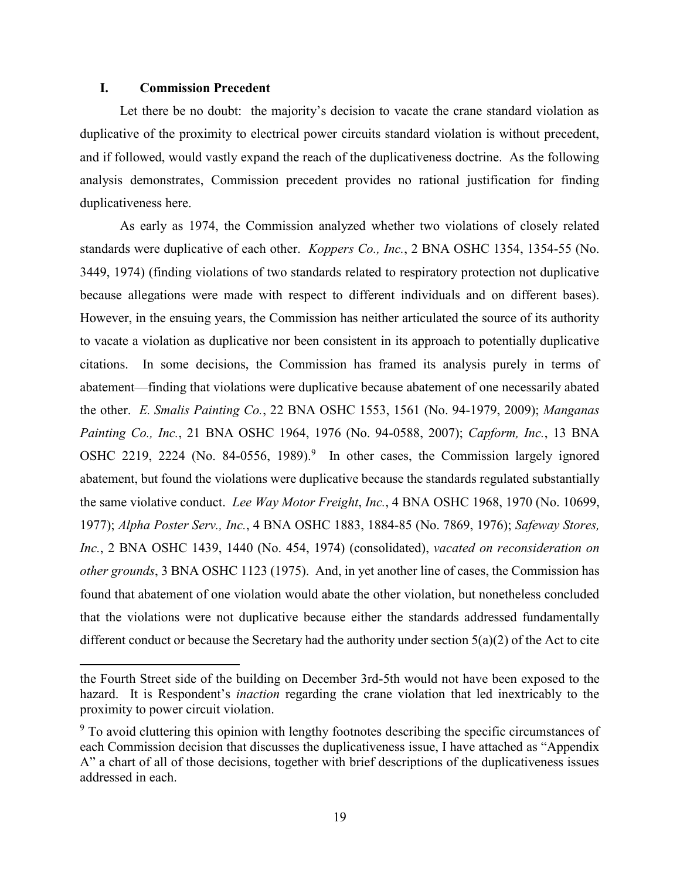## I. Commission Precedent

Let there be no doubt: the majority's decision to vacate the crane standard violation as duplicative of the proximity to electrical power circuits standard violation is without precedent, and if followed, would vastly expand the reach of the duplicativeness doctrine. As the following analysis demonstrates, Commission precedent provides no rational justification for finding duplicativeness here.

As early as 1974, the Commission analyzed whether two violations of closely related standards were duplicative of each other. *Koppers Co., Inc.*, 2 BNA OSHC 1354, 1354-55 (No. 3449, 1974) (finding violations of two standards related to respiratory protection not duplicative because allegations were made with respect to different individuals and on different bases). However, in the ensuing years, the Commission has neither articulated the source of its authority to vacate a violation as duplicative nor been consistent in its approach to potentially duplicative citations. In some decisions, the Commission has framed its analysis purely in terms of abatement—finding that violations were duplicative because abatement of one necessarily abated the other. *E. Smalis Painting Co.*, 22 BNA OSHC 1553, 1561 (No. 94-1979, 2009); *Manganas Painting Co., Inc.*, 21 BNA OSHC 1964, 1976 (No. 94-0588, 2007); *Capform, Inc.*, 13 BNA OSHC 2219, 2224 (No. 84-0556, 1989).[9] In other cases, the Commission largely ignored abatement, but found the violations were duplicative because the standards regulated substantially the same violative conduct. *Lee Way Motor Freight*, *Inc.*, 4 BNA OSHC 1968, 1970 (No. 10699, 1977); *Alpha Poster Serv., Inc.*, 4 BNA OSHC 1883, 1884-85 (No. 7869, 1976); *Safeway Stores, Inc.*, 2 BNA OSHC 1439, 1440 (No. 454, 1974) (consolidated), *vacated on reconsideration on other grounds*, 3 BNA OSHC 1123 (1975). And, in yet another line of cases, the Commission has found that abatement of one violation would abate the other violation, but nonetheless concluded that the violations were not duplicative because either the standards addressed fundamentally different conduct or because the Secretary had the authority under section 5(a)(2) of the Act to cite

---

the Fourth Street side of the building on December 3rd-5th would not have been exposed to the hazard. It is Respondent's *inaction* regarding the crane violation that led inextricably to the proximity to power circuit violation.

[9] To avoid cluttering this opinion with lengthy footnotes describing the specific circumstances of each Commission decision that discusses the duplicativeness issue, I have attached as "Appendix A" a chart of all of those decisions, together with brief descriptions of the duplicativeness issues addressed in each.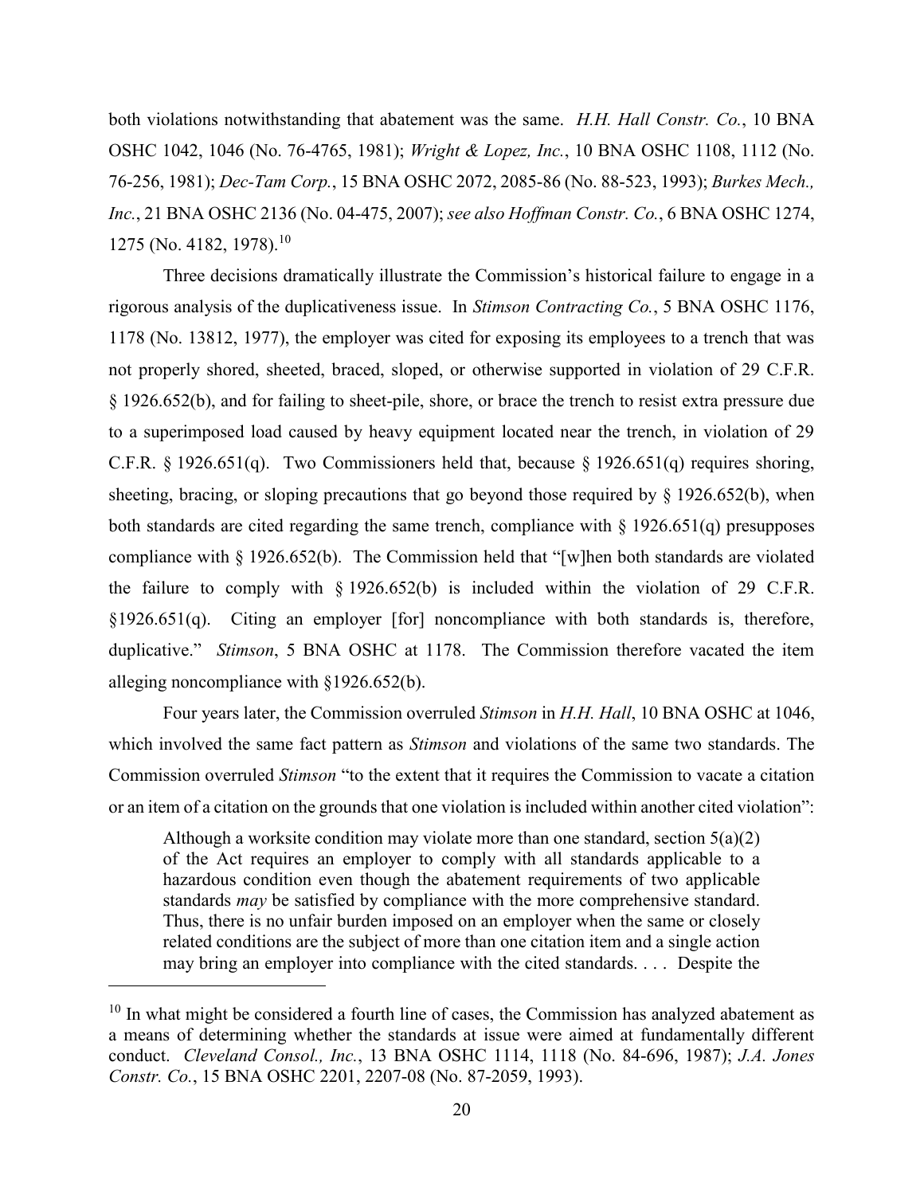both violations notwithstanding that abatement was the same. *H.H. Hall Constr. Co.*, 10 BNA OSHC 1042, 1046 (No. 76-4765, 1981); *Wright & Lopez, Inc.*, 10 BNA OSHC 1108, 1112 (No. 76-256, 1981); *Dec-Tam Corp.*, 15 BNA OSHC 2072, 2085-86 (No. 88-523, 1993); *Burkes Mech., Inc.*, 21 BNA OSHC 2136 (No. 04-475, 2007); *see also Hoffman Constr. Co.*, 6 BNA OSHC 1274, 1275 (No. 4182, 1978).[10]

Three decisions dramatically illustrate the Commission's historical failure to engage in a rigorous analysis of the duplicativeness issue. In *Stimson Contracting Co.*, 5 BNA OSHC 1176, 1178 (No. 13812, 1977), the employer was cited for exposing its employees to a trench that was not properly shored, sheeted, braced, sloped, or otherwise supported in violation of 29 C.F.R. § 1926.652(b), and for failing to sheet-pile, shore, or brace the trench to resist extra pressure due to a superimposed load caused by heavy equipment located near the trench, in violation of 29 C.F.R. § 1926.651(q). Two Commissioners held that, because § 1926.651(q) requires shoring, sheeting, bracing, or sloping precautions that go beyond those required by § 1926.652(b), when both standards are cited regarding the same trench, compliance with § 1926.651(q) presupposes compliance with § 1926.652(b). The Commission held that "[w]hen both standards are violated the failure to comply with § 1926.652(b) is included within the violation of 29 C.F.R. §1926.651(q). Citing an employer [for] noncompliance with both standards is, therefore, duplicative." *Stimson*, 5 BNA OSHC at 1178. The Commission therefore vacated the item alleging noncompliance with §1926.652(b).

Four years later, the Commission overruled *Stimson* in *H.H. Hall*, 10 BNA OSHC at 1046, which involved the same fact pattern as *Stimson* and violations of the same two standards. The Commission overruled *Stimson* "to the extent that it requires the Commission to vacate a citation or an item of a citation on the grounds that one violation is included within another cited violation":

> Although a worksite condition may violate more than one standard, section 5(a)(2) of the Act requires an employer to comply with all standards applicable to a hazardous condition even though the abatement requirements of two applicable standards *may* be satisfied by compliance with the more comprehensive standard. Thus, there is no unfair burden imposed on an employer when the same or closely related conditions are the subject of more than one citation item and a single action may bring an employer into compliance with the cited standards. . . . Despite the

---

[10] In what might be considered a fourth line of cases, the Commission has analyzed abatement as a means of determining whether the standards at issue were aimed at fundamentally different conduct. *Cleveland Consol., Inc.*, 13 BNA OSHC 1114, 1118 (No. 84-696, 1987); *J.A. Jones Constr. Co.*, 15 BNA OSHC 2201, 2207-08 (No. 87-2059, 1993).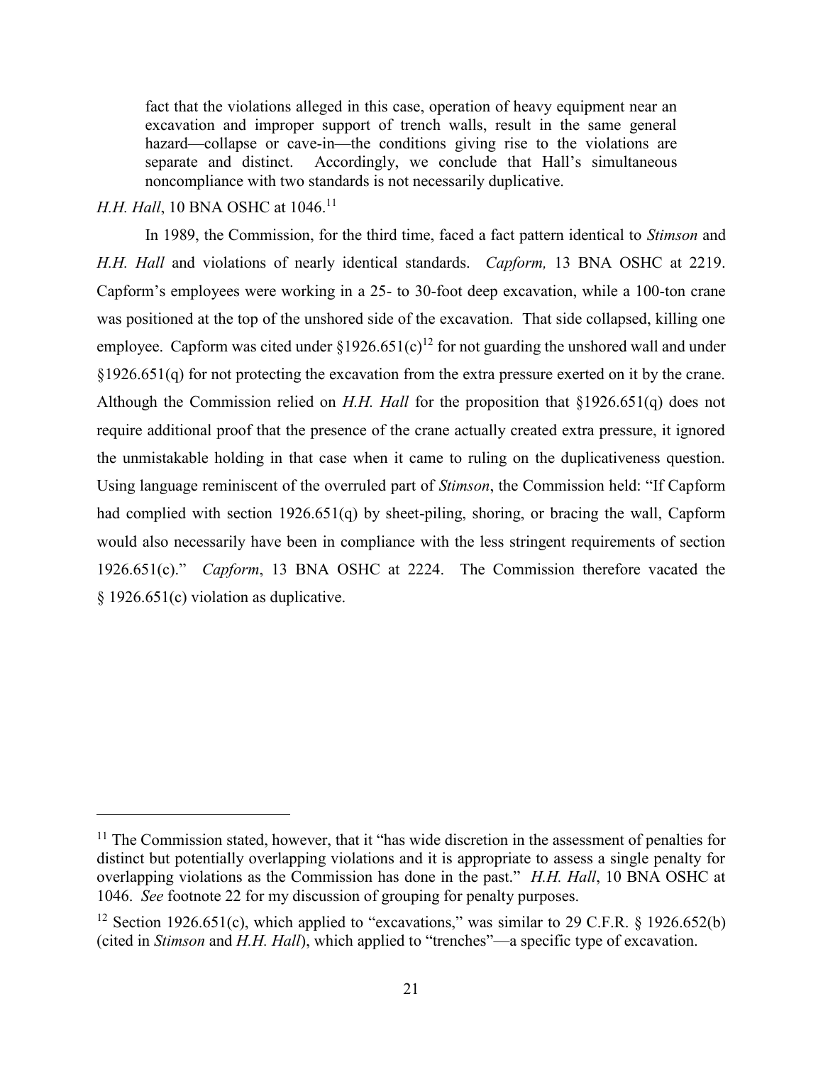> fact that the violations alleged in this case, operation of heavy equipment near an excavation and improper support of trench walls, result in the same general hazard—collapse or cave-in—the conditions giving rise to the violations are separate and distinct. Accordingly, we conclude that Hall's simultaneous noncompliance with two standards is not necessarily duplicative.

*H.H. Hall*, 10 BNA OSHC at 1046.[11]

In 1989, the Commission, for the third time, faced a fact pattern identical to *Stimson* and *H.H. Hall* and violations of nearly identical standards. *Capform,* 13 BNA OSHC at 2219. Capform's employees were working in a 25- to 30-foot deep excavation, while a 100-ton crane was positioned at the top of the unshored side of the excavation. That side collapsed, killing one employee. Capform was cited under §1926.651(c)[12] for not guarding the unshored wall and under §1926.651(q) for not protecting the excavation from the extra pressure exerted on it by the crane. Although the Commission relied on *H.H. Hall* for the proposition that §1926.651(q) does not require additional proof that the presence of the crane actually created extra pressure, it ignored the unmistakable holding in that case when it came to ruling on the duplicativeness question. Using language reminiscent of the overruled part of *Stimson*, the Commission held: "If Capform had complied with section 1926.651(q) by sheet-piling, shoring, or bracing the wall, Capform would also necessarily have been in compliance with the less stringent requirements of section 1926.651(c)." *Capform*, 13 BNA OSHC at 2224. The Commission therefore vacated the § 1926.651(c) violation as duplicative.

---

[11] The Commission stated, however, that it "has wide discretion in the assessment of penalties for distinct but potentially overlapping violations and it is appropriate to assess a single penalty for overlapping violations as the Commission has done in the past." *H.H. Hall*, 10 BNA OSHC at 1046. *See* footnote 22 for my discussion of grouping for penalty purposes.

[12] Section 1926.651(c), which applied to "excavations," was similar to 29 C.F.R. § 1926.652(b) (cited in *Stimson* and *H.H. Hall*), which applied to "trenches"—a specific type of excavation.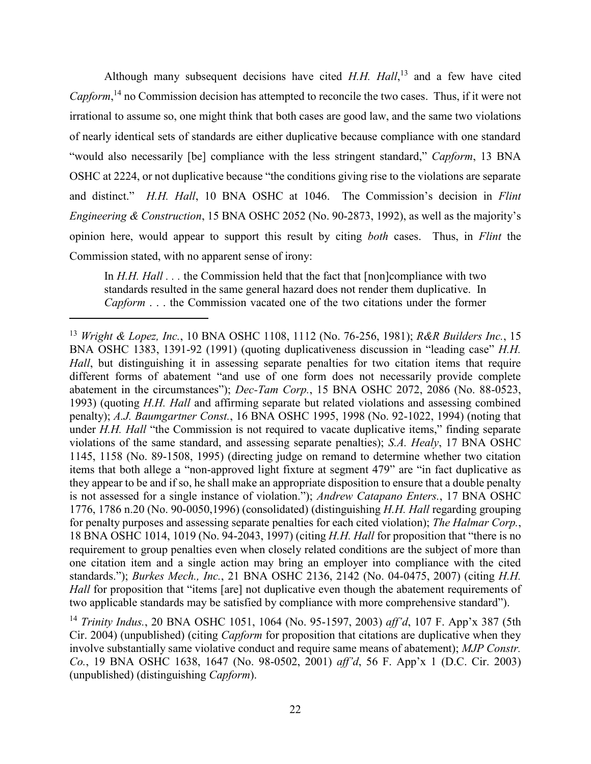Although many subsequent decisions have cited *H.H. Hall*,[13] and a few have cited *Capform*,[14] no Commission decision has attempted to reconcile the two cases. Thus, if it were not irrational to assume so, one might think that both cases are good law, and the same two violations of nearly identical sets of standards are either duplicative because compliance with one standard "would also necessarily [be] compliance with the less stringent standard," *Capform*, 13 BNA OSHC at 2224, or not duplicative because "the conditions giving rise to the violations are separate and distinct." *H.H. Hall*, 10 BNA OSHC at 1046. The Commission's decision in *Flint Engineering & Construction*, 15 BNA OSHC 2052 (No. 90-2873, 1992), as well as the majority's opinion here, would appear to support this result by citing *both* cases. Thus, in *Flint* the Commission stated, with no apparent sense of irony:

> In *H.H. Hall* . . . the Commission held that the fact that [non]compliance with two standards resulted in the same general hazard does not render them duplicative. In *Capform* . . . the Commission vacated one of the two citations under the former

---

[13] *Wright & Lopez, Inc.*, 10 BNA OSHC 1108, 1112 (No. 76-256, 1981); *R&R Builders Inc.*, 15 BNA OSHC 1383, 1391-92 (1991) (quoting duplicativeness discussion in "leading case" *H.H. Hall*, but distinguishing it in assessing separate penalties for two citation items that require different forms of abatement "and use of one form does not necessarily provide complete abatement in the circumstances"); *Dec-Tam Corp.*, 15 BNA OSHC 2072, 2086 (No. 88-0523, 1993) (quoting *H.H. Hall* and affirming separate but related violations and assessing combined penalty); *A.J. Baumgartner Const.*, 16 BNA OSHC 1995, 1998 (No. 92-1022, 1994) (noting that under *H.H. Hall* "the Commission is not required to vacate duplicative items," finding separate violations of the same standard, and assessing separate penalties); *S.A. Healy*, 17 BNA OSHC 1145, 1158 (No. 89-1508, 1995) (directing judge on remand to determine whether two citation items that both allege a "non-approved light fixture at segment 479" are "in fact duplicative as they appear to be and if so, he shall make an appropriate disposition to ensure that a double penalty is not assessed for a single instance of violation."); *Andrew Catapano Enters.*, 17 BNA OSHC 1776, 1786 n.20 (No. 90-0050,1996) (consolidated) (distinguishing *H.H. Hall* regarding grouping for penalty purposes and assessing separate penalties for each cited violation); *The Halmar Corp.*, 18 BNA OSHC 1014, 1019 (No. 94-2043, 1997) (citing *H.H. Hall* for proposition that "there is no requirement to group penalties even when closely related conditions are the subject of more than one citation item and a single action may bring an employer into compliance with the cited standards."); *Burkes Mech., Inc.*, 21 BNA OSHC 2136, 2142 (No. 04-0475, 2007) (citing *H.H. Hall* for proposition that "items [are] not duplicative even though the abatement requirements of two applicable standards may be satisfied by compliance with more comprehensive standard").

[14] *Trinity Indus.*, 20 BNA OSHC 1051, 1064 (No. 95-1597, 2003) *aff'd*, 107 F. App'x 387 (5th Cir. 2004) (unpublished) (citing *Capform* for proposition that citations are duplicative when they involve substantially same violative conduct and require same means of abatement); *MJP Constr. Co.*, 19 BNA OSHC 1638, 1647 (No. 98-0502, 2001) *aff'd*, 56 F. App'x 1 (D.C. Cir. 2003) (unpublished) (distinguishing *Capform*).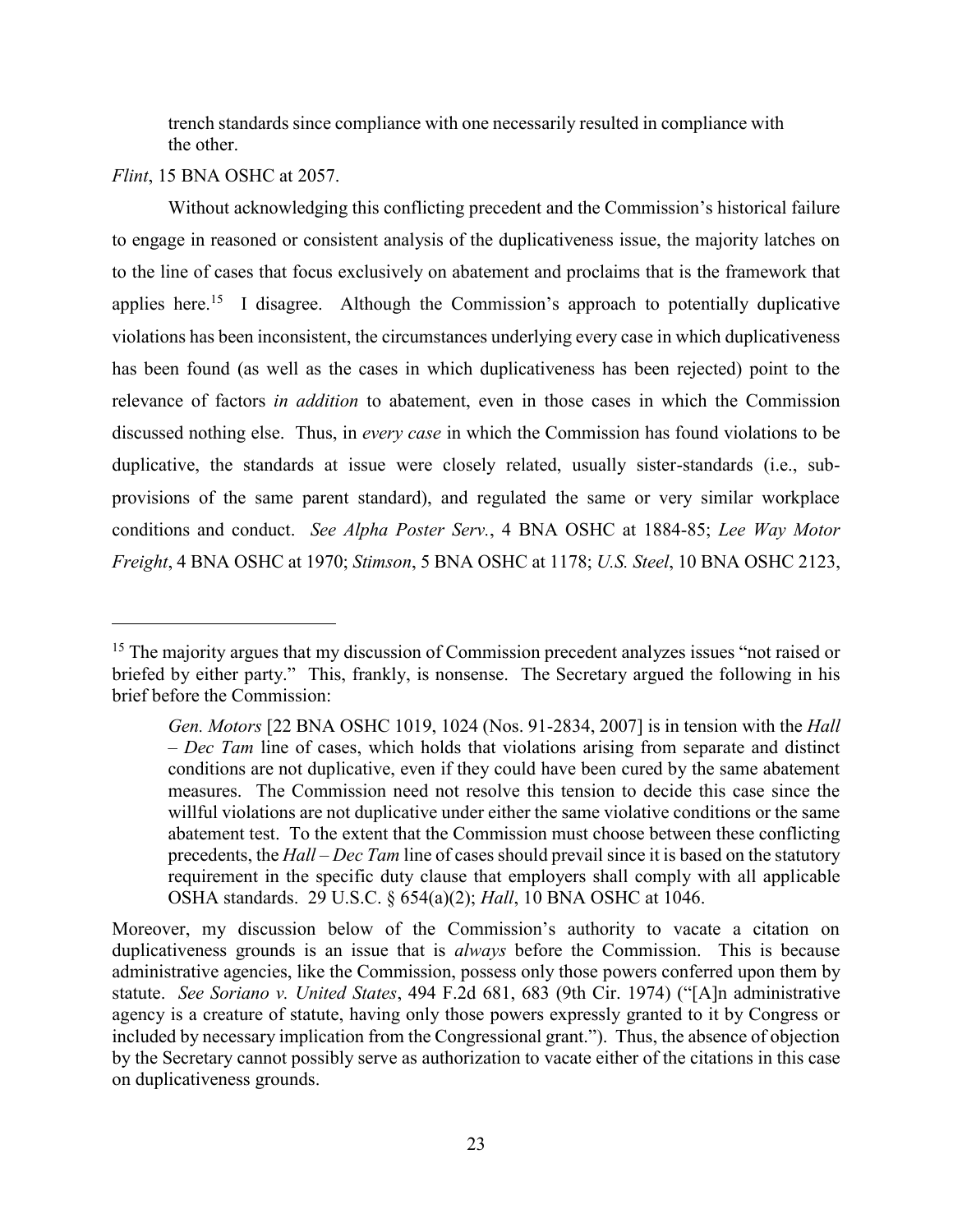> trench standards since compliance with one necessarily resulted in compliance with the other.

*Flint*, 15 BNA OSHC at 2057.

Without acknowledging this conflicting precedent and the Commission's historical failure to engage in reasoned or consistent analysis of the duplicativeness issue, the majority latches on to the line of cases that focus exclusively on abatement and proclaims that is the framework that applies here.[15] I disagree. Although the Commission's approach to potentially duplicative violations has been inconsistent, the circumstances underlying every case in which duplicativeness has been found (as well as the cases in which duplicativeness has been rejected) point to the relevance of factors *in addition* to abatement, even in those cases in which the Commission discussed nothing else. Thus, in *every case* in which the Commission has found violations to be duplicative, the standards at issue were closely related, usually sister-standards (i.e., sub-provisions of the same parent standard), and regulated the same or very similar workplace conditions and conduct. *See Alpha Poster Serv.*, 4 BNA OSHC at 1884-85; *Lee Way Motor Freight*, 4 BNA OSHC at 1970; *Stimson*, 5 BNA OSHC at 1178; *U.S. Steel*, 10 BNA OSHC 2123,

---

[15] The majority argues that my discussion of Commission precedent analyzes issues "not raised or briefed by either party." This, frankly, is nonsense. The Secretary argued the following in his brief before the Commission:

> *Gen. Motors* [22 BNA OSHC 1019, 1024 (Nos. 91-2834, 2007] is in tension with the *Hall – Dec Tam* line of cases, which holds that violations arising from separate and distinct conditions are not duplicative, even if they could have been cured by the same abatement measures. The Commission need not resolve this tension to decide this case since the willful violations are not duplicative under either the same violative conditions or the same abatement test. To the extent that the Commission must choose between these conflicting precedents, the *Hall – Dec Tam* line of cases should prevail since it is based on the statutory requirement in the specific duty clause that employers shall comply with all applicable OSHA standards. 29 U.S.C. § 654(a)(2); *Hall*, 10 BNA OSHC at 1046.

Moreover, my discussion below of the Commission's authority to vacate a citation on duplicativeness grounds is an issue that is *always* before the Commission. This is because administrative agencies, like the Commission, possess only those powers conferred upon them by statute. *See Soriano v. United States*, 494 F.2d 681, 683 (9th Cir. 1974) ("[A]n administrative agency is a creature of statute, having only those powers expressly granted to it by Congress or included by necessary implication from the Congressional grant."). Thus, the absence of objection by the Secretary cannot possibly serve as authorization to vacate either of the citations in this case on duplicativeness grounds.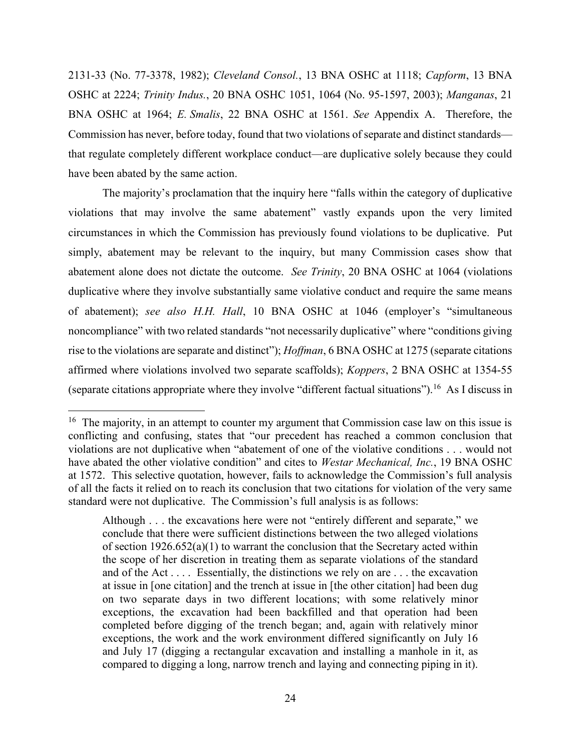2131-33 (No. 77-3378, 1982); *Cleveland Consol.*, 13 BNA OSHC at 1118; *Capform*, 13 BNA OSHC at 2224; *Trinity Indus.*, 20 BNA OSHC 1051, 1064 (No. 95-1597, 2003); *Manganas*, 21 BNA OSHC at 1964; *E. Smalis*, 22 BNA OSHC at 1561. *See* Appendix A. Therefore, the Commission has never, before today, found that two violations of separate and distinct standards—that regulate completely different workplace conduct—are duplicative solely because they could have been abated by the same action.

The majority's proclamation that the inquiry here "falls within the category of duplicative violations that may involve the same abatement" vastly expands upon the very limited circumstances in which the Commission has previously found violations to be duplicative. Put simply, abatement may be relevant to the inquiry, but many Commission cases show that abatement alone does not dictate the outcome. *See Trinity*, 20 BNA OSHC at 1064 (violations duplicative where they involve substantially same violative conduct and require the same means of abatement); *see also H.H. Hall*, 10 BNA OSHC at 1046 (employer's "simultaneous noncompliance" with two related standards "not necessarily duplicative" where "conditions giving rise to the violations are separate and distinct"); *Hoffman*, 6 BNA OSHC at 1275 (separate citations affirmed where violations involved two separate scaffolds); *Koppers*, 2 BNA OSHC at 1354-55 (separate citations appropriate where they involve "different factual situations").[16] As I discuss in

---

[16] The majority, in an attempt to counter my argument that Commission case law on this issue is conflicting and confusing, states that "our precedent has reached a common conclusion that violations are not duplicative when "abatement of one of the violative conditions . . . would not have abated the other violative condition" and cites to *Westar Mechanical, Inc.*, 19 BNA OSHC at 1572. This selective quotation, however, fails to acknowledge the Commission's full analysis of all the facts it relied on to reach its conclusion that two citations for violation of the very same standard were not duplicative. The Commission's full analysis is as follows:

> Although . . . the excavations here were not "entirely different and separate," we conclude that there were sufficient distinctions between the two alleged violations of section 1926.652(a)(1) to warrant the conclusion that the Secretary acted within the scope of her discretion in treating them as separate violations of the standard and of the Act . . . . Essentially, the distinctions we rely on are . . . the excavation at issue in [one citation] and the trench at issue in [the other citation] had been dug on two separate days in two different locations; with some relatively minor exceptions, the excavation had been backfilled and that operation had been completed before digging of the trench began; and, again with relatively minor exceptions, the work and the work environment differed significantly on July 16 and July 17 (digging a rectangular excavation and installing a manhole in it, as compared to digging a long, narrow trench and laying and connecting piping in it).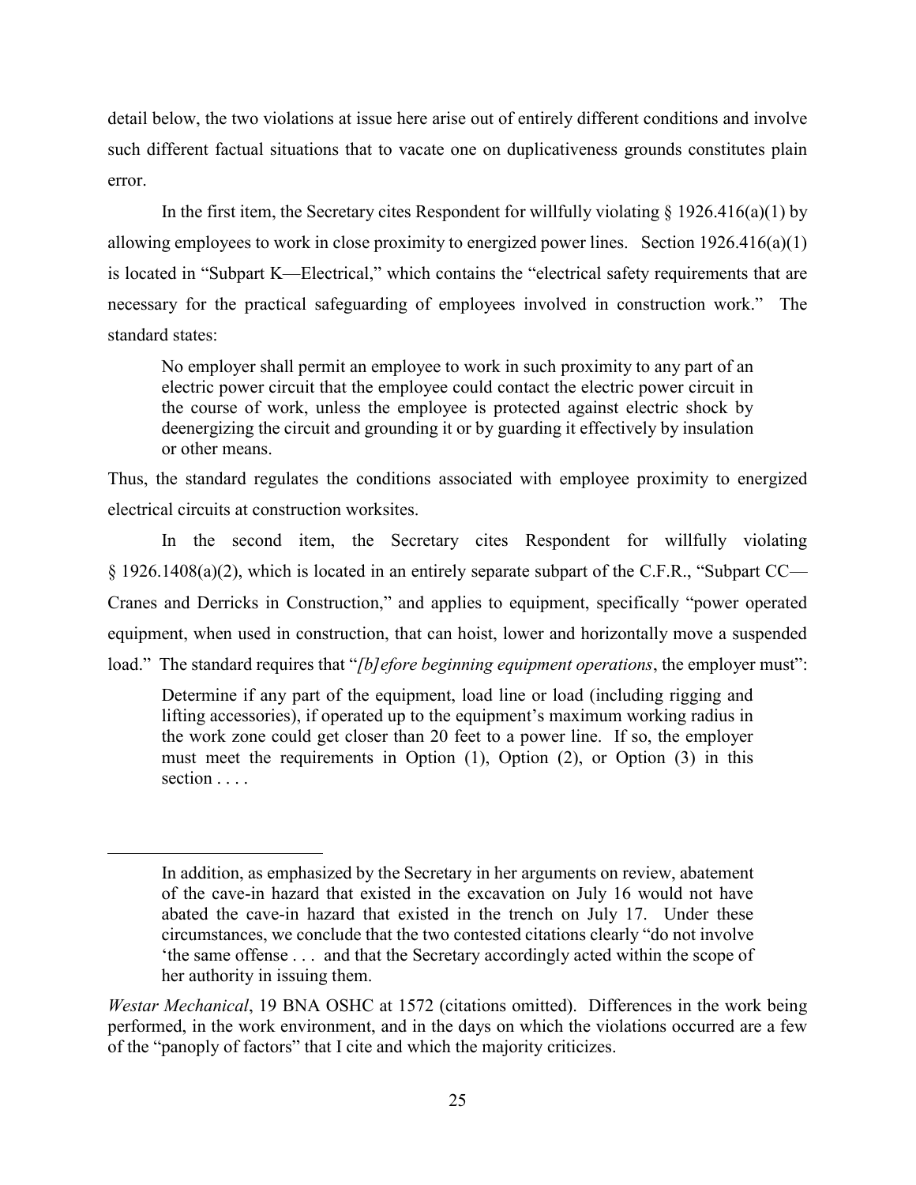detail below, the two violations at issue here arise out of entirely different conditions and involve such different factual situations that to vacate one on duplicativeness grounds constitutes plain error.

In the first item, the Secretary cites Respondent for willfully violating § 1926.416(a)(1) by allowing employees to work in close proximity to energized power lines. Section 1926.416(a)(1) is located in "Subpart K—Electrical," which contains the "electrical safety requirements that are necessary for the practical safeguarding of employees involved in construction work." The standard states:

> No employer shall permit an employee to work in such proximity to any part of an electric power circuit that the employee could contact the electric power circuit in the course of work, unless the employee is protected against electric shock by deenergizing the circuit and grounding it or by guarding it effectively by insulation or other means.

Thus, the standard regulates the conditions associated with employee proximity to energized electrical circuits at construction worksites.

In the second item, the Secretary cites Respondent for willfully violating § 1926.1408(a)(2), which is located in an entirely separate subpart of the C.F.R., "Subpart CC—Cranes and Derricks in Construction," and applies to equipment, specifically "power operated equipment, when used in construction, that can hoist, lower and horizontally move a suspended load." The standard requires that "*[b]efore beginning equipment operations*, the employer must":

> Determine if any part of the equipment, load line or load (including rigging and lifting accessories), if operated up to the equipment's maximum working radius in the work zone could get closer than 20 feet to a power line. If so, the employer must meet the requirements in Option (1), Option (2), or Option (3) in this section . . . .

---

> In addition, as emphasized by the Secretary in her arguments on review, abatement of the cave-in hazard that existed in the excavation on July 16 would not have abated the cave-in hazard that existed in the trench on July 17. Under these circumstances, we conclude that the two contested citations clearly "do not involve 'the same offense . . . and that the Secretary accordingly acted within the scope of her authority in issuing them.

*Westar Mechanical*, 19 BNA OSHC at 1572 (citations omitted). Differences in the work being performed, in the work environment, and in the days on which the violations occurred are a few of the "panoply of factors" that I cite and which the majority criticizes.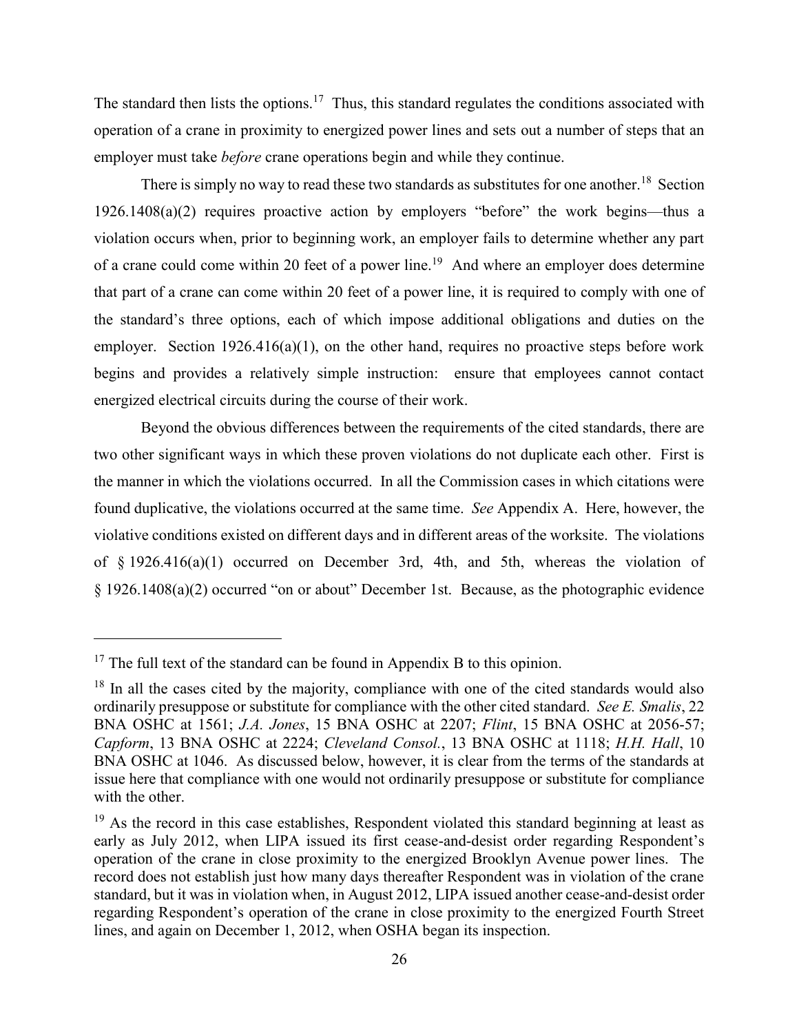The standard then lists the options.[17] Thus, this standard regulates the conditions associated with operation of a crane in proximity to energized power lines and sets out a number of steps that an employer must take *before* crane operations begin and while they continue.

There is simply no way to read these two standards as substitutes for one another.[18] Section 1926.1408(a)(2) requires proactive action by employers "before" the work begins—thus a violation occurs when, prior to beginning work, an employer fails to determine whether any part of a crane could come within 20 feet of a power line.[19] And where an employer does determine that part of a crane can come within 20 feet of a power line, it is required to comply with one of the standard's three options, each of which impose additional obligations and duties on the employer. Section 1926.416(a)(1), on the other hand, requires no proactive steps before work begins and provides a relatively simple instruction: ensure that employees cannot contact energized electrical circuits during the course of their work.

Beyond the obvious differences between the requirements of the cited standards, there are two other significant ways in which these proven violations do not duplicate each other. First is the manner in which the violations occurred. In all the Commission cases in which citations were found duplicative, the violations occurred at the same time. *See* Appendix A. Here, however, the violative conditions existed on different days and in different areas of the worksite. The violations of § 1926.416(a)(1) occurred on December 3rd, 4th, and 5th, whereas the violation of § 1926.1408(a)(2) occurred "on or about" December 1st. Because, as the photographic evidence

---

[17] The full text of the standard can be found in Appendix B to this opinion.

[18] In all the cases cited by the majority, compliance with one of the cited standards would also ordinarily presuppose or substitute for compliance with the other cited standard. *See E. Smalis*, 22 BNA OSHC at 1561; *J.A. Jones*, 15 BNA OSHC at 2207; *Flint*, 15 BNA OSHC at 2056-57; *Capform*, 13 BNA OSHC at 2224; *Cleveland Consol.*, 13 BNA OSHC at 1118; *H.H. Hall*, 10 BNA OSHC at 1046. As discussed below, however, it is clear from the terms of the standards at issue here that compliance with one would not ordinarily presuppose or substitute for compliance with the other.

[19] As the record in this case establishes, Respondent violated this standard beginning at least as early as July 2012, when LIPA issued its first cease-and-desist order regarding Respondent's operation of the crane in close proximity to the energized Brooklyn Avenue power lines. The record does not establish just how many days thereafter Respondent was in violation of the crane standard, but it was in violation when, in August 2012, LIPA issued another cease-and-desist order regarding Respondent's operation of the crane in close proximity to the energized Fourth Street lines, and again on December 1, 2012, when OSHA began its inspection.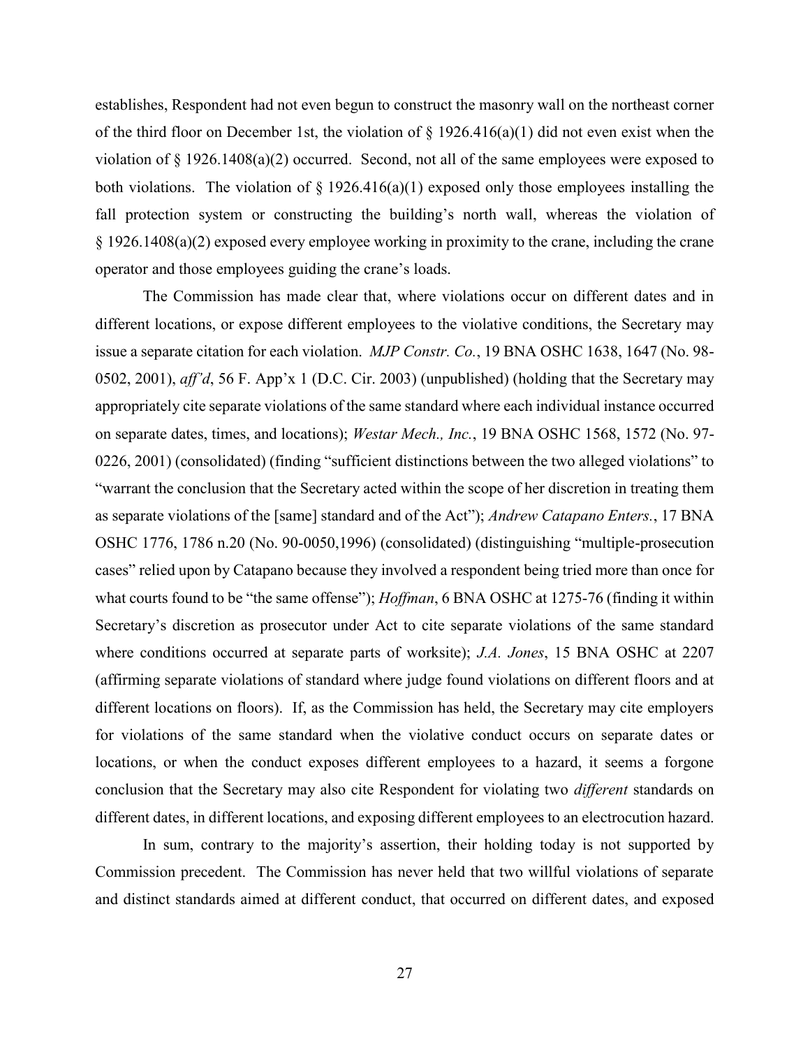establishes, Respondent had not even begun to construct the masonry wall on the northeast corner of the third floor on December 1st, the violation of § 1926.416(a)(1) did not even exist when the violation of § 1926.1408(a)(2) occurred. Second, not all of the same employees were exposed to both violations. The violation of § 1926.416(a)(1) exposed only those employees installing the fall protection system or constructing the building's north wall, whereas the violation of § 1926.1408(a)(2) exposed every employee working in proximity to the crane, including the crane operator and those employees guiding the crane's loads.

The Commission has made clear that, where violations occur on different dates and in different locations, or expose different employees to the violative conditions, the Secretary may issue a separate citation for each violation. *MJP Constr. Co.*, 19 BNA OSHC 1638, 1647 (No. 98-0502, 2001), *aff'd*, 56 F. App'x 1 (D.C. Cir. 2003) (unpublished) (holding that the Secretary may appropriately cite separate violations of the same standard where each individual instance occurred on separate dates, times, and locations); *Westar Mech., Inc.*, 19 BNA OSHC 1568, 1572 (No. 97-0226, 2001) (consolidated) (finding "sufficient distinctions between the two alleged violations" to "warrant the conclusion that the Secretary acted within the scope of her discretion in treating them as separate violations of the [same] standard and of the Act"); *Andrew Catapano Enters.*, 17 BNA OSHC 1776, 1786 n.20 (No. 90-0050,1996) (consolidated) (distinguishing "multiple-prosecution cases" relied upon by Catapano because they involved a respondent being tried more than once for what courts found to be "the same offense"); *Hoffman*, 6 BNA OSHC at 1275-76 (finding it within Secretary's discretion as prosecutor under Act to cite separate violations of the same standard where conditions occurred at separate parts of worksite); *J.A. Jones*, 15 BNA OSHC at 2207 (affirming separate violations of standard where judge found violations on different floors and at different locations on floors). If, as the Commission has held, the Secretary may cite employers for violations of the same standard when the violative conduct occurs on separate dates or locations, or when the conduct exposes different employees to a hazard, it seems a forgone conclusion that the Secretary may also cite Respondent for violating two *different* standards on different dates, in different locations, and exposing different employees to an electrocution hazard.

In sum, contrary to the majority's assertion, their holding today is not supported by Commission precedent. The Commission has never held that two willful violations of separate and distinct standards aimed at different conduct, that occurred on different dates, and exposed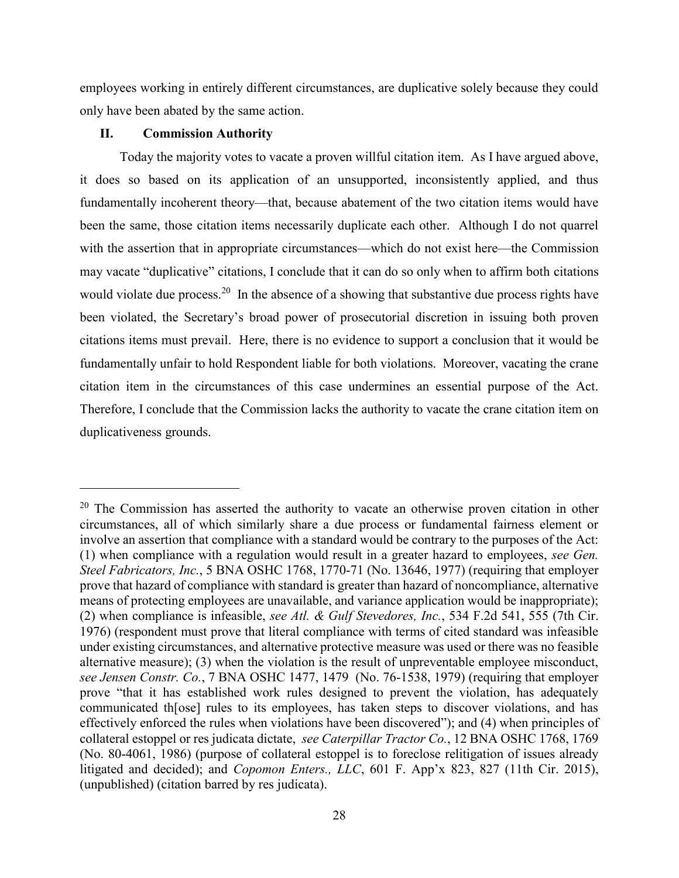employees working in entirely different circumstances, are duplicative solely because they could only have been abated by the same action.

## II. Commission Authority

Today the majority votes to vacate a proven willful citation item. As I have argued above, it does so based on its application of an unsupported, inconsistently applied, and thus fundamentally incoherent theory—that, because abatement of the two citation items would have been the same, those citation items necessarily duplicate each other. Although I do not quarrel with the assertion that in appropriate circumstances—which do not exist here—the Commission may vacate "duplicative" citations, I conclude that it can do so only when to affirm both citations would violate due process.[20] In the absence of a showing that substantive due process rights have been violated, the Secretary's broad power of prosecutorial discretion in issuing both proven citations items must prevail. Here, there is no evidence to support a conclusion that it would be fundamentally unfair to hold Respondent liable for both violations. Moreover, vacating the crane citation item in the circumstances of this case undermines an essential purpose of the Act. Therefore, I conclude that the Commission lacks the authority to vacate the crane citation item on duplicativeness grounds.

---

[20] The Commission has asserted the authority to vacate an otherwise proven citation in other circumstances, all of which similarly share a due process or fundamental fairness element or involve an assertion that compliance with a standard would be contrary to the purposes of the Act: (1) when compliance with a regulation would result in a greater hazard to employees, *see Gen. Steel Fabricators, Inc.*, 5 BNA OSHC 1768, 1770-71 (No. 13646, 1977) (requiring that employer prove that hazard of compliance with standard is greater than hazard of noncompliance, alternative means of protecting employees are unavailable, and variance application would be inappropriate); (2) when compliance is infeasible, *see Atl. & Gulf Stevedores, Inc.*, 534 F.2d 541, 555 (7th Cir. 1976) (respondent must prove that literal compliance with terms of cited standard was infeasible under existing circumstances, and alternative protective measure was used or there was no feasible alternative measure); (3) when the violation is the result of unpreventable employee misconduct, *see Jensen Constr. Co.*, 7 BNA OSHC 1477, 1479 (No. 76-1538, 1979) (requiring that employer prove "that it has established work rules designed to prevent the violation, has adequately communicated th[ose] rules to its employees, has taken steps to discover violations, and has effectively enforced the rules when violations have been discovered"); and (4) when principles of collateral estoppel or res judicata dictate, *see Caterpillar Tractor Co.*, 12 BNA OSHC 1768, 1769 (No. 80-4061, 1986) (purpose of collateral estoppel is to foreclose relitigation of issues already litigated and decided); and *Copomon Enters., LLC*, 601 F. App'x 823, 827 (11th Cir. 2015), (unpublished) (citation barred by res judicata).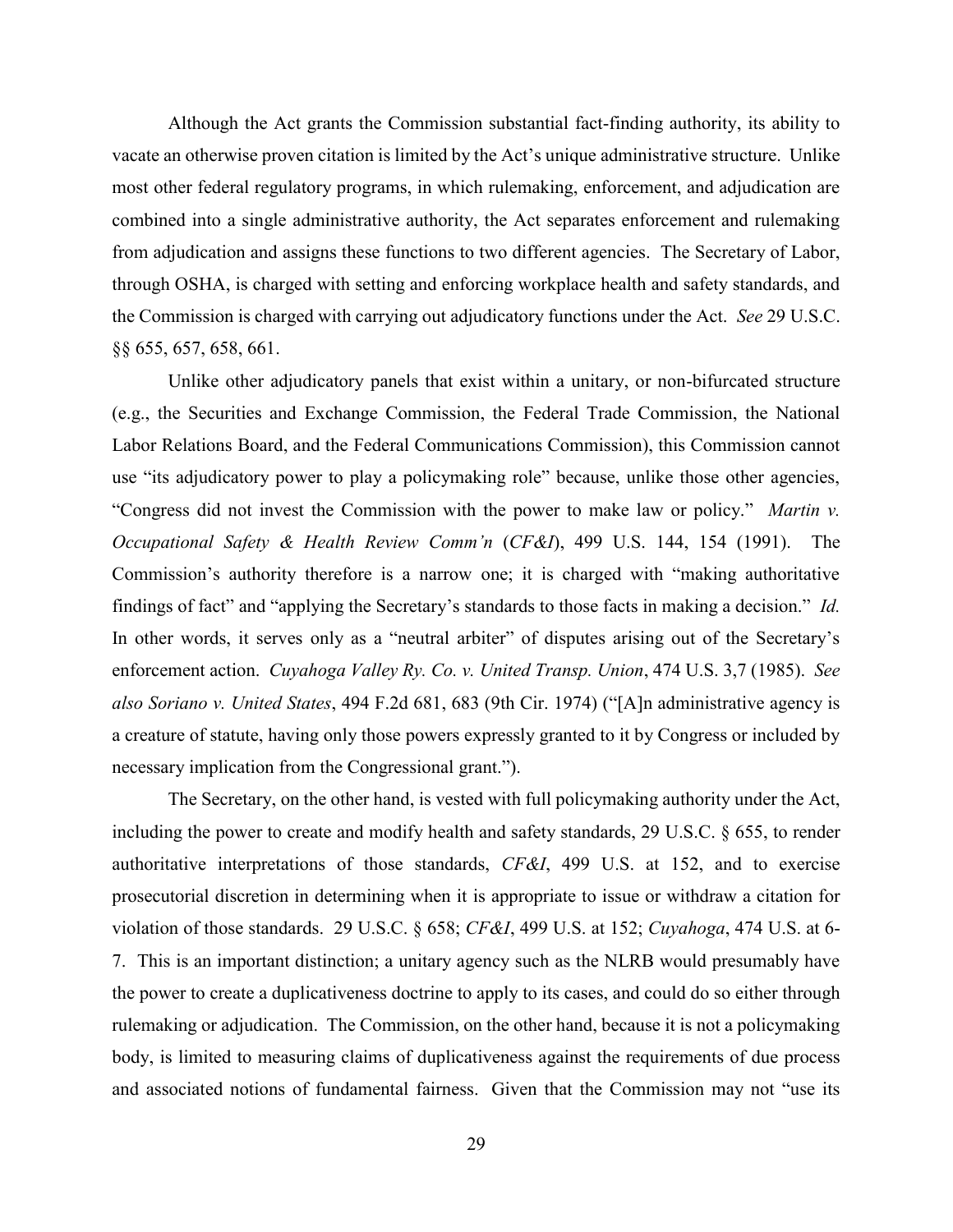Although the Act grants the Commission substantial fact-finding authority, its ability to vacate an otherwise proven citation is limited by the Act's unique administrative structure. Unlike most other federal regulatory programs, in which rulemaking, enforcement, and adjudication are combined into a single administrative authority, the Act separates enforcement and rulemaking from adjudication and assigns these functions to two different agencies. The Secretary of Labor, through OSHA, is charged with setting and enforcing workplace health and safety standards, and the Commission is charged with carrying out adjudicatory functions under the Act. *See* 29 U.S.C. §§ 655, 657, 658, 661.

Unlike other adjudicatory panels that exist within a unitary, or non-bifurcated structure (e.g., the Securities and Exchange Commission, the Federal Trade Commission, the National Labor Relations Board, and the Federal Communications Commission), this Commission cannot use "its adjudicatory power to play a policymaking role" because, unlike those other agencies, "Congress did not invest the Commission with the power to make law or policy." *Martin v. Occupational Safety & Health Review Comm'n* (*CF&I*), 499 U.S. 144, 154 (1991). The Commission's authority therefore is a narrow one; it is charged with "making authoritative findings of fact" and "applying the Secretary's standards to those facts in making a decision." *Id.* In other words, it serves only as a "neutral arbiter" of disputes arising out of the Secretary's enforcement action. *Cuyahoga Valley Ry. Co. v. United Transp. Union*, 474 U.S. 3,7 (1985). *See also Soriano v. United States*, 494 F.2d 681, 683 (9th Cir. 1974) ("[A]n administrative agency is a creature of statute, having only those powers expressly granted to it by Congress or included by necessary implication from the Congressional grant.").

The Secretary, on the other hand, is vested with full policymaking authority under the Act, including the power to create and modify health and safety standards, 29 U.S.C. § 655, to render authoritative interpretations of those standards, *CF&I*, 499 U.S. at 152, and to exercise prosecutorial discretion in determining when it is appropriate to issue or withdraw a citation for violation of those standards. 29 U.S.C. § 658; *CF&I*, 499 U.S. at 152; *Cuyahoga*, 474 U.S. at 6-7. This is an important distinction; a unitary agency such as the NLRB would presumably have the power to create a duplicativeness doctrine to apply to its cases, and could do so either through rulemaking or adjudication. The Commission, on the other hand, because it is not a policymaking body, is limited to measuring claims of duplicativeness against the requirements of due process and associated notions of fundamental fairness. Given that the Commission may not "use its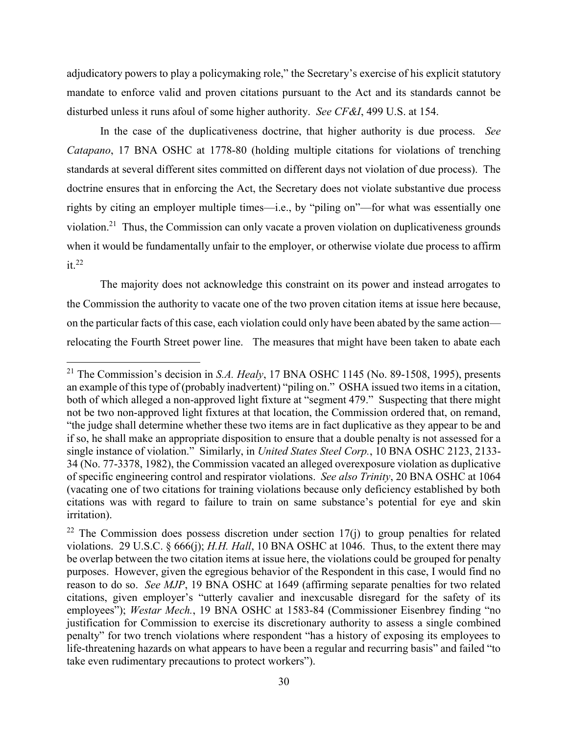adjudicatory powers to play a policymaking role," the Secretary's exercise of his explicit statutory mandate to enforce valid and proven citations pursuant to the Act and its standards cannot be disturbed unless it runs afoul of some higher authority. *See CF&I*, 499 U.S. at 154.

In the case of the duplicativeness doctrine, that higher authority is due process. *See Catapano*, 17 BNA OSHC at 1778-80 (holding multiple citations for violations of trenching standards at several different sites committed on different days not violation of due process). The doctrine ensures that in enforcing the Act, the Secretary does not violate substantive due process rights by citing an employer multiple times—i.e., by "piling on"—for what was essentially one violation.[21] Thus, the Commission can only vacate a proven violation on duplicativeness grounds when it would be fundamentally unfair to the employer, or otherwise violate due process to affirm it.[22]

The majority does not acknowledge this constraint on its power and instead arrogates to the Commission the authority to vacate one of the two proven citation items at issue here because, on the particular facts of this case, each violation could only have been abated by the same action—relocating the Fourth Street power line. The measures that might have been taken to abate each

---

[21] The Commission's decision in *S.A. Healy*, 17 BNA OSHC 1145 (No. 89-1508, 1995), presents an example of this type of (probably inadvertent) "piling on." OSHA issued two items in a citation, both of which alleged a non-approved light fixture at "segment 479." Suspecting that there might not be two non-approved light fixtures at that location, the Commission ordered that, on remand, "the judge shall determine whether these two items are in fact duplicative as they appear to be and if so, he shall make an appropriate disposition to ensure that a double penalty is not assessed for a single instance of violation." Similarly, in *United States Steel Corp.*, 10 BNA OSHC 2123, 2133-34 (No. 77-3378, 1982), the Commission vacated an alleged overexposure violation as duplicative of specific engineering control and respirator violations. *See also Trinity*, 20 BNA OSHC at 1064 (vacating one of two citations for training violations because only deficiency established by both citations was with regard to failure to train on same substance's potential for eye and skin irritation).

[22] The Commission does possess discretion under section 17(j) to group penalties for related violations. 29 U.S.C. § 666(j); *H.H. Hall*, 10 BNA OSHC at 1046. Thus, to the extent there may be overlap between the two citation items at issue here, the violations could be grouped for penalty purposes. However, given the egregious behavior of the Respondent in this case, I would find no reason to do so. *See MJP*, 19 BNA OSHC at 1649 (affirming separate penalties for two related citations, given employer's "utterly cavalier and inexcusable disregard for the safety of its employees"); *Westar Mech.*, 19 BNA OSHC at 1583-84 (Commissioner Eisenbrey finding "no justification for Commission to exercise its discretionary authority to assess a single combined penalty" for two trench violations where respondent "has a history of exposing its employees to life-threatening hazards on what appears to have been a regular and recurring basis" and failed "to take even rudimentary precautions to protect workers").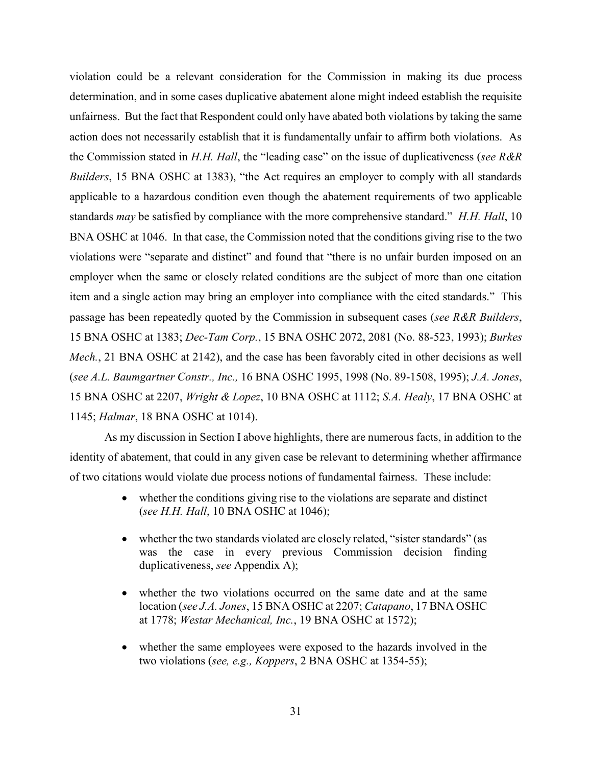violation could be a relevant consideration for the Commission in making its due process determination, and in some cases duplicative abatement alone might indeed establish the requisite unfairness. But the fact that Respondent could only have abated both violations by taking the same action does not necessarily establish that it is fundamentally unfair to affirm both violations. As the Commission stated in *H.H. Hall*, the "leading case" on the issue of duplicativeness (*see R&R Builders*, 15 BNA OSHC at 1383), "the Act requires an employer to comply with all standards applicable to a hazardous condition even though the abatement requirements of two applicable standards *may* be satisfied by compliance with the more comprehensive standard." *H.H. Hall*, 10 BNA OSHC at 1046. In that case, the Commission noted that the conditions giving rise to the two violations were "separate and distinct" and found that "there is no unfair burden imposed on an employer when the same or closely related conditions are the subject of more than one citation item and a single action may bring an employer into compliance with the cited standards." This passage has been repeatedly quoted by the Commission in subsequent cases (*see R&R Builders*, 15 BNA OSHC at 1383; *Dec-Tam Corp.*, 15 BNA OSHC 2072, 2081 (No. 88-523, 1993); *Burkes Mech.*, 21 BNA OSHC at 2142), and the case has been favorably cited in other decisions as well (*see A.L. Baumgartner Constr., Inc.,* 16 BNA OSHC 1995, 1998 (No. 89-1508, 1995); *J.A. Jones*, 15 BNA OSHC at 2207, *Wright & Lopez*, 10 BNA OSHC at 1112; *S.A. Healy*, 17 BNA OSHC at 1145; *Halmar*, 18 BNA OSHC at 1014).

As my discussion in Section I above highlights, there are numerous facts, in addition to the identity of abatement, that could in any given case be relevant to determining whether affirmance of two citations would violate due process notions of fundamental fairness. These include:

- whether the conditions giving rise to the violations are separate and distinct (*see H.H. Hall*, 10 BNA OSHC at 1046);
- whether the two standards violated are closely related, "sister standards" (as was the case in every previous Commission decision finding duplicativeness, *see* Appendix A);
- whether the two violations occurred on the same date and at the same location (*see J.A. Jones*, 15 BNA OSHC at 2207; *Catapano*, 17 BNA OSHC at 1778; *Westar Mechanical, Inc.*, 19 BNA OSHC at 1572);
- whether the same employees were exposed to the hazards involved in the two violations (*see, e.g., Koppers*, 2 BNA OSHC at 1354-55);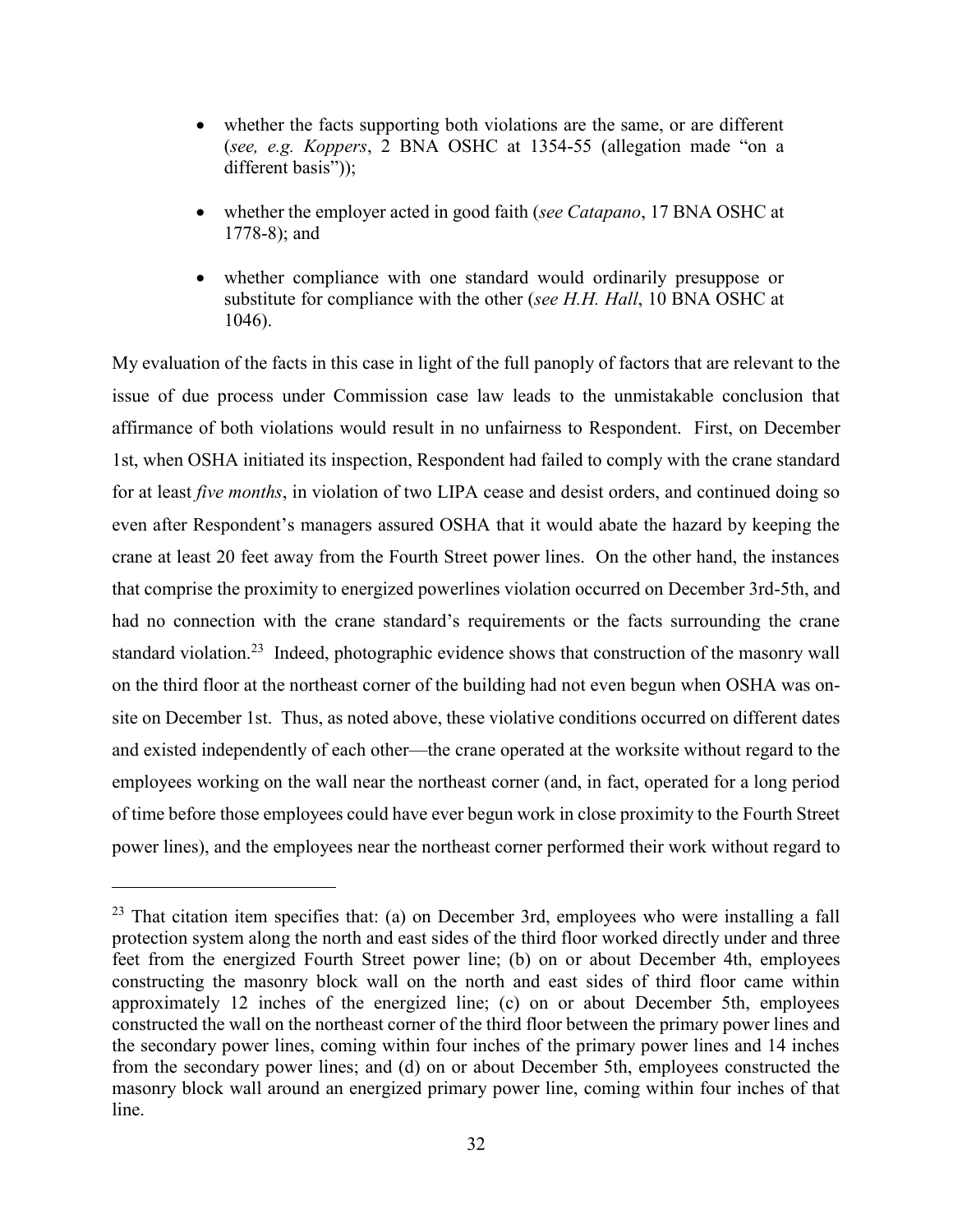- whether the facts supporting both violations are the same, or are different (*see, e.g. Koppers*, 2 BNA OSHC at 1354-55 (allegation made "on a different basis"));

- whether the employer acted in good faith (*see Catapano*, 17 BNA OSHC at 1778-8); and

- whether compliance with one standard would ordinarily presuppose or substitute for compliance with the other (*see H.H. Hall*, 10 BNA OSHC at 1046).

My evaluation of the facts in this case in light of the full panoply of factors that are relevant to the issue of due process under Commission case law leads to the unmistakable conclusion that affirmance of both violations would result in no unfairness to Respondent. First, on December 1st, when OSHA initiated its inspection, Respondent had failed to comply with the crane standard for at least *five months*, in violation of two LIPA cease and desist orders, and continued doing so even after Respondent's managers assured OSHA that it would abate the hazard by keeping the crane at least 20 feet away from the Fourth Street power lines. On the other hand, the instances that comprise the proximity to energized powerlines violation occurred on December 3rd-5th, and had no connection with the crane standard's requirements or the facts surrounding the crane standard violation.[23] Indeed, photographic evidence shows that construction of the masonry wall on the third floor at the northeast corner of the building had not even begun when OSHA was on-site on December 1st. Thus, as noted above, these violative conditions occurred on different dates and existed independently of each other—the crane operated at the worksite without regard to the employees working on the wall near the northeast corner (and, in fact, operated for a long period of time before those employees could have ever begun work in close proximity to the Fourth Street power lines), and the employees near the northeast corner performed their work without regard to

---

[23] That citation item specifies that: (a) on December 3rd, employees who were installing a fall protection system along the north and east sides of the third floor worked directly under and three feet from the energized Fourth Street power line; (b) on or about December 4th, employees constructing the masonry block wall on the north and east sides of third floor came within approximately 12 inches of the energized line; (c) on or about December 5th, employees constructed the wall on the northeast corner of the third floor between the primary power lines and the secondary power lines, coming within four inches of the primary power lines and 14 inches from the secondary power lines; and (d) on or about December 5th, employees constructed the masonry block wall around an energized primary power line, coming within four inches of that line.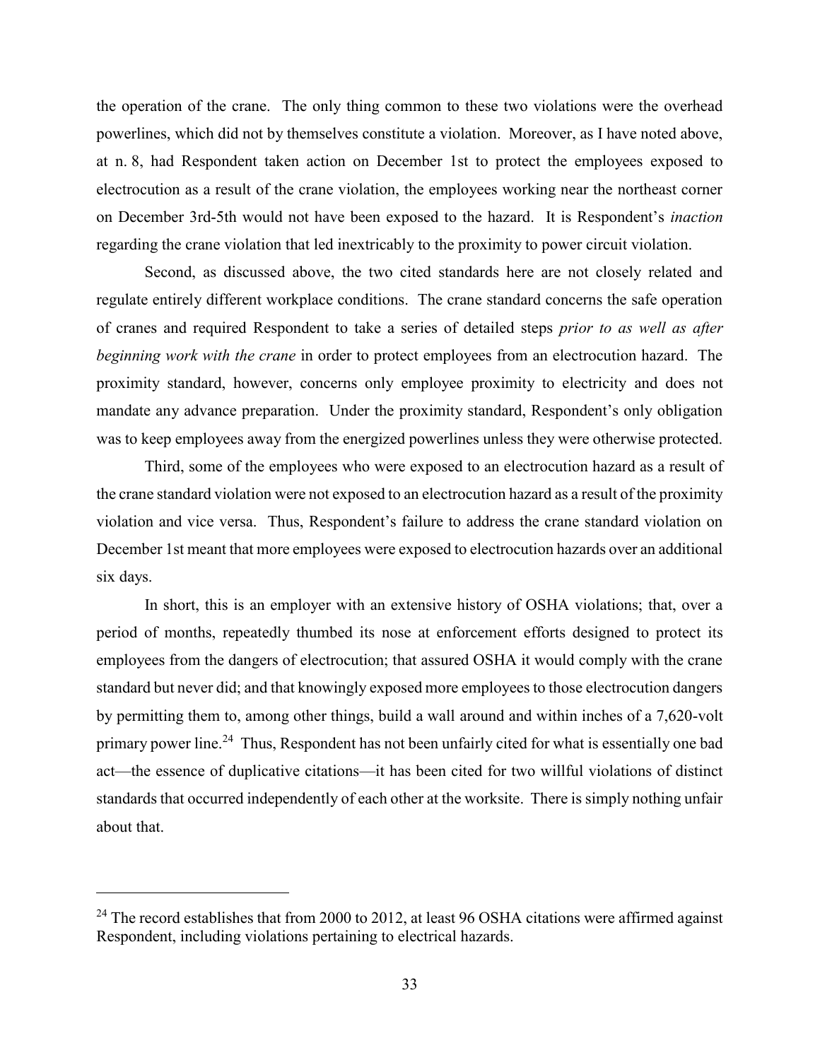the operation of the crane. The only thing common to these two violations were the overhead powerlines, which did not by themselves constitute a violation. Moreover, as I have noted above, at n. 8, had Respondent taken action on December 1st to protect the employees exposed to electrocution as a result of the crane violation, the employees working near the northeast corner on December 3rd-5th would not have been exposed to the hazard. It is Respondent's *inaction* regarding the crane violation that led inextricably to the proximity to power circuit violation.

Second, as discussed above, the two cited standards here are not closely related and regulate entirely different workplace conditions. The crane standard concerns the safe operation of cranes and required Respondent to take a series of detailed steps *prior to as well as after beginning work with the crane* in order to protect employees from an electrocution hazard. The proximity standard, however, concerns only employee proximity to electricity and does not mandate any advance preparation. Under the proximity standard, Respondent's only obligation was to keep employees away from the energized powerlines unless they were otherwise protected.

Third, some of the employees who were exposed to an electrocution hazard as a result of the crane standard violation were not exposed to an electrocution hazard as a result of the proximity violation and vice versa. Thus, Respondent's failure to address the crane standard violation on December 1st meant that more employees were exposed to electrocution hazards over an additional six days.

In short, this is an employer with an extensive history of OSHA violations; that, over a period of months, repeatedly thumbed its nose at enforcement efforts designed to protect its employees from the dangers of electrocution; that assured OSHA it would comply with the crane standard but never did; and that knowingly exposed more employees to those electrocution dangers by permitting them to, among other things, build a wall around and within inches of a 7,620-volt primary power line.[24] Thus, Respondent has not been unfairly cited for what is essentially one bad act—the essence of duplicative citations—it has been cited for two willful violations of distinct standards that occurred independently of each other at the worksite. There is simply nothing unfair about that.

---

[24] The record establishes that from 2000 to 2012, at least 96 OSHA citations were affirmed against Respondent, including violations pertaining to electrical hazards.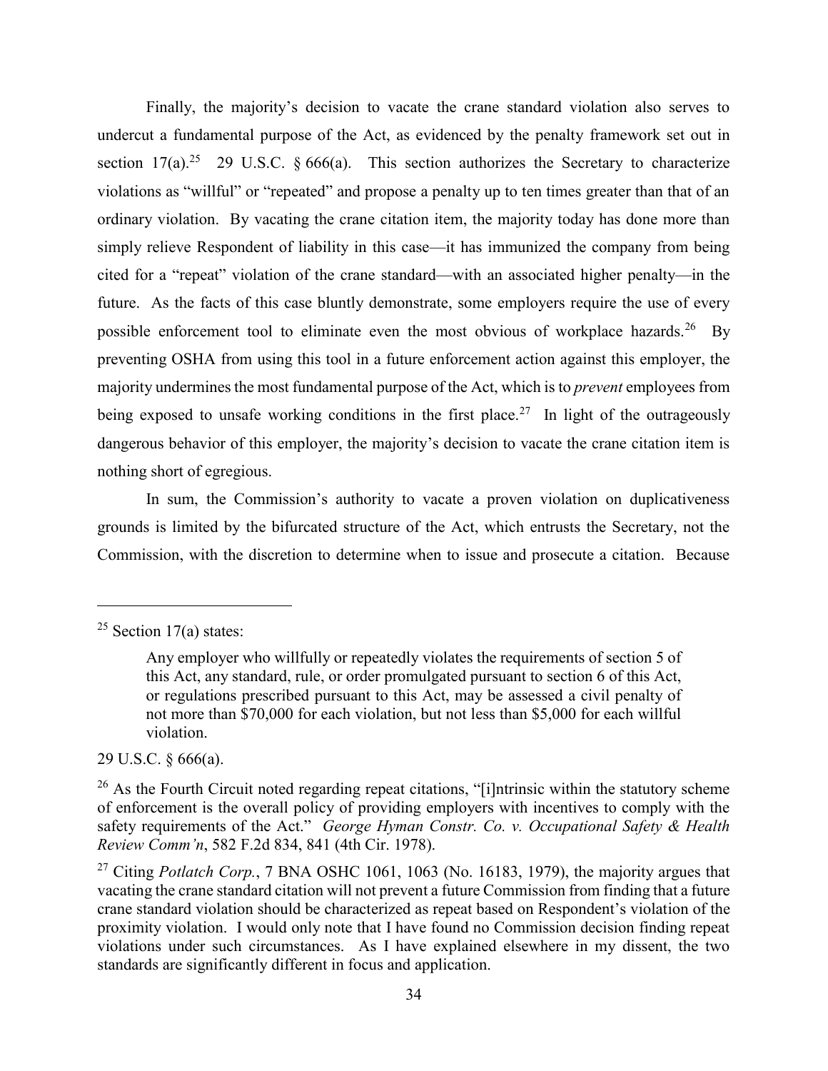Finally, the majority's decision to vacate the crane standard violation also serves to undercut a fundamental purpose of the Act, as evidenced by the penalty framework set out in section 17(a).[25] 29 U.S.C. § 666(a). This section authorizes the Secretary to characterize violations as "willful" or "repeated" and propose a penalty up to ten times greater than that of an ordinary violation. By vacating the crane citation item, the majority today has done more than simply relieve Respondent of liability in this case—it has immunized the company from being cited for a "repeat" violation of the crane standard—with an associated higher penalty—in the future. As the facts of this case bluntly demonstrate, some employers require the use of every possible enforcement tool to eliminate even the most obvious of workplace hazards.[26] By preventing OSHA from using this tool in a future enforcement action against this employer, the majority undermines the most fundamental purpose of the Act, which is to *prevent* employees from being exposed to unsafe working conditions in the first place.[27] In light of the outrageously dangerous behavior of this employer, the majority's decision to vacate the crane citation item is nothing short of egregious.

In sum, the Commission's authority to vacate a proven violation on duplicativeness grounds is limited by the bifurcated structure of the Act, which entrusts the Secretary, not the Commission, with the discretion to determine when to issue and prosecute a citation. Because

---

[25] Section 17(a) states:

> Any employer who willfully or repeatedly violates the requirements of section 5 of this Act, any standard, rule, or order promulgated pursuant to section 6 of this Act, or regulations prescribed pursuant to this Act, may be assessed a civil penalty of not more than $70,000 for each violation, but not less than $5,000 for each willful violation.

29 U.S.C. § 666(a).

[26] As the Fourth Circuit noted regarding repeat citations, "[i]ntrinsic within the statutory scheme of enforcement is the overall policy of providing employers with incentives to comply with the safety requirements of the Act." *George Hyman Constr. Co. v. Occupational Safety & Health Review Comm'n*, 582 F.2d 834, 841 (4th Cir. 1978).

[27] Citing *Potlatch Corp.*, 7 BNA OSHC 1061, 1063 (No. 16183, 1979), the majority argues that vacating the crane standard citation will not prevent a future Commission from finding that a future crane standard violation should be characterized as repeat based on Respondent's violation of the proximity violation. I would only note that I have found no Commission decision finding repeat violations under such circumstances. As I have explained elsewhere in my dissent, the two standards are significantly different in focus and application.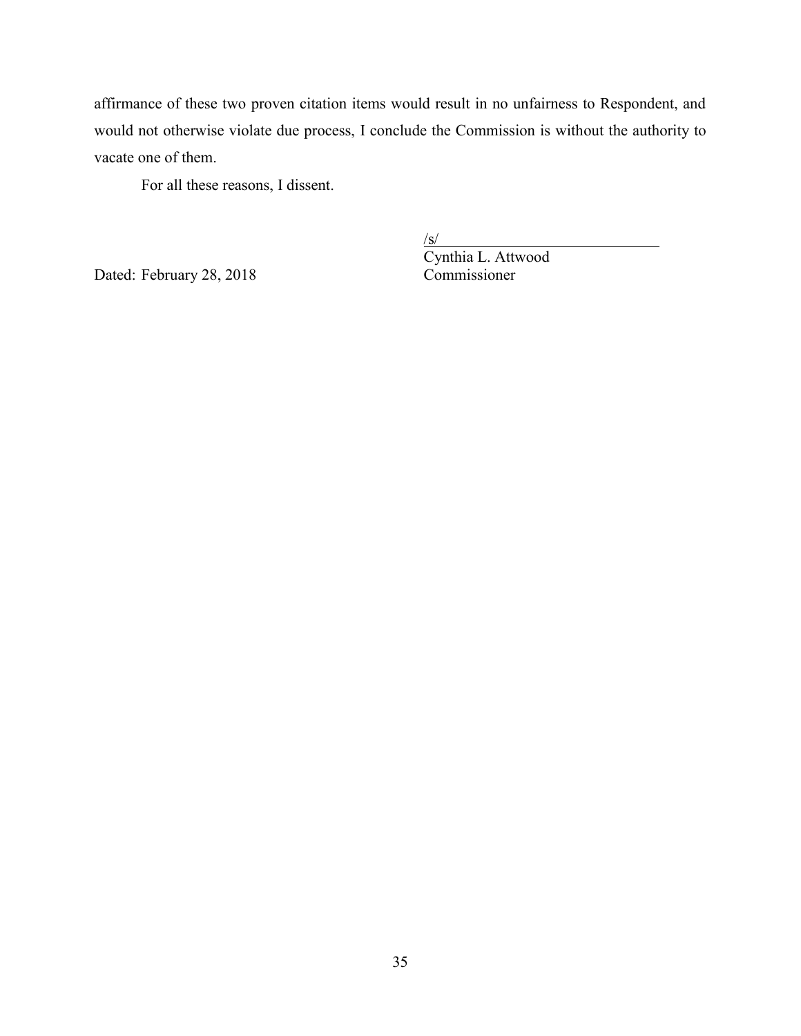affirmance of these two proven citation items would result in no unfairness to Respondent, and would not otherwise violate due process, I conclude the Commission is without the authority to vacate one of them.

For all these reasons, I dissent.

/s/
Cynthia L. Attwood
Commissioner

Dated: February 28, 2018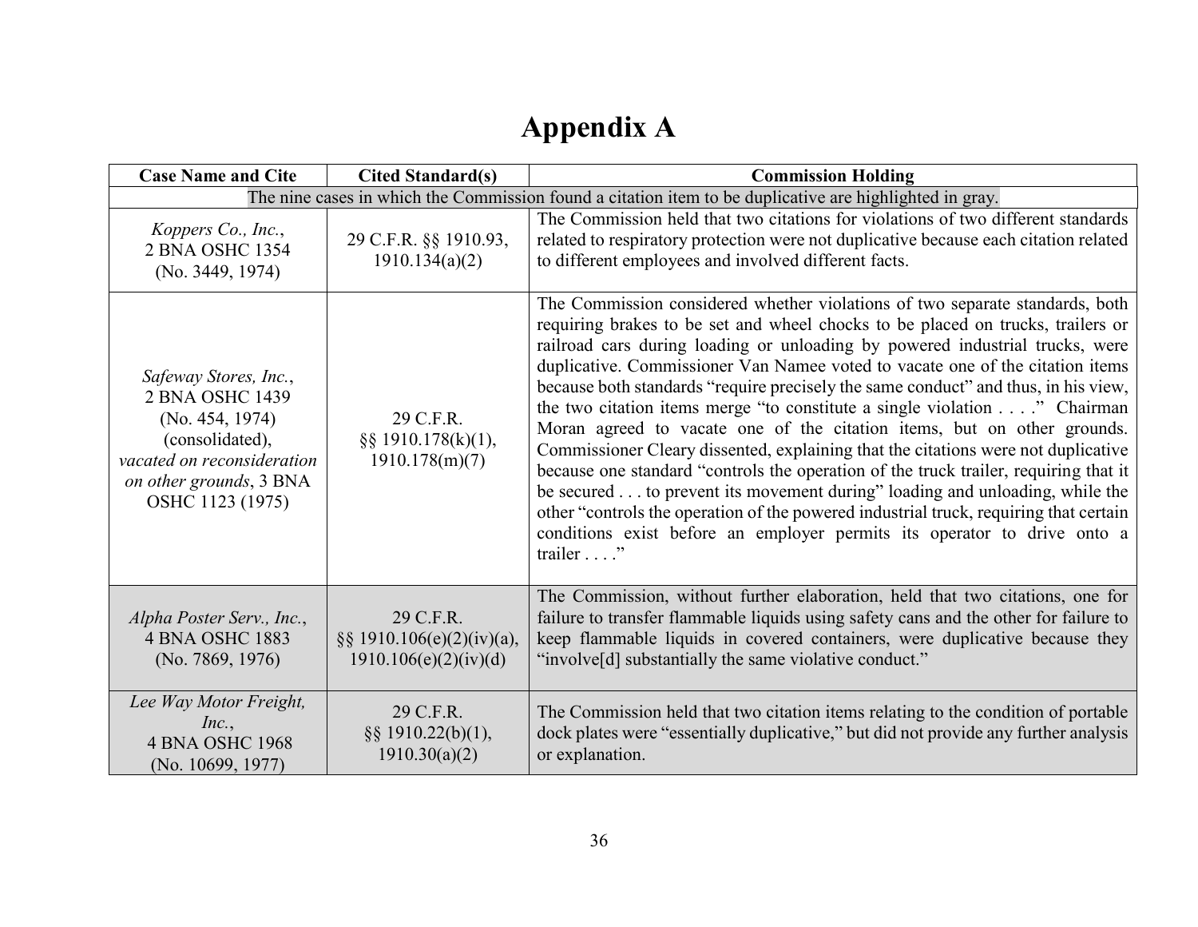# Appendix A

| Case Name and Cite | Cited Standard(s) | Commission Holding |
|---|---|---|
| The nine cases in which the Commission found a citation item to be duplicative are highlighted in gray. | | |
| *Koppers Co., Inc.*, 2 BNA OSHC 1354 (No. 3449, 1974) | 29 C.F.R. §§ 1910.93, 1910.134(a)(2) | The Commission held that two citations for violations of two different standards related to respiratory protection were not duplicative because each citation related to different employees and involved different facts. |
| *Safeway Stores, Inc.*, 2 BNA OSHC 1439 (No. 454, 1974) (consolidated), *vacated on reconsideration on other grounds*, 3 BNA OSHC 1123 (1975) | 29 C.F.R. §§ 1910.178(k)(1), 1910.178(m)(7) | The Commission considered whether violations of two separate standards, both requiring brakes to be set and wheel chocks to be placed on trucks, trailers or railroad cars during loading or unloading by powered industrial trucks, were duplicative. Commissioner Van Namee voted to vacate one of the citation items because both standards "require precisely the same conduct" and thus, in his view, the two citation items merge "to constitute a single violation . . . ." Chairman Moran agreed to vacate one of the citation items, but on other grounds. Commissioner Cleary dissented, explaining that the citations were not duplicative because one standard "controls the operation of the truck trailer, requiring that it be secured . . . to prevent its movement during" loading and unloading, while the other "controls the operation of the powered industrial truck, requiring that certain conditions exist before an employer permits its operator to drive onto a trailer . . . ." |
| *Alpha Poster Serv., Inc.*, 4 BNA OSHC 1883 (No. 7869, 1976) | 29 C.F.R. §§ 1910.106(e)(2)(iv)(a), 1910.106(e)(2)(iv)(d) | The Commission, without further elaboration, held that two citations, one for failure to transfer flammable liquids using safety cans and the other for failure to keep flammable liquids in covered containers, were duplicative because they "involve[d] substantially the same violative conduct." |
| *Lee Way Motor Freight, Inc.*, 4 BNA OSHC 1968 (No. 10699, 1977) | 29 C.F.R. §§ 1910.22(b)(1), 1910.30(a)(2) | The Commission held that two citation items relating to the condition of portable dock plates were "essentially duplicative," but did not provide any further analysis or explanation. |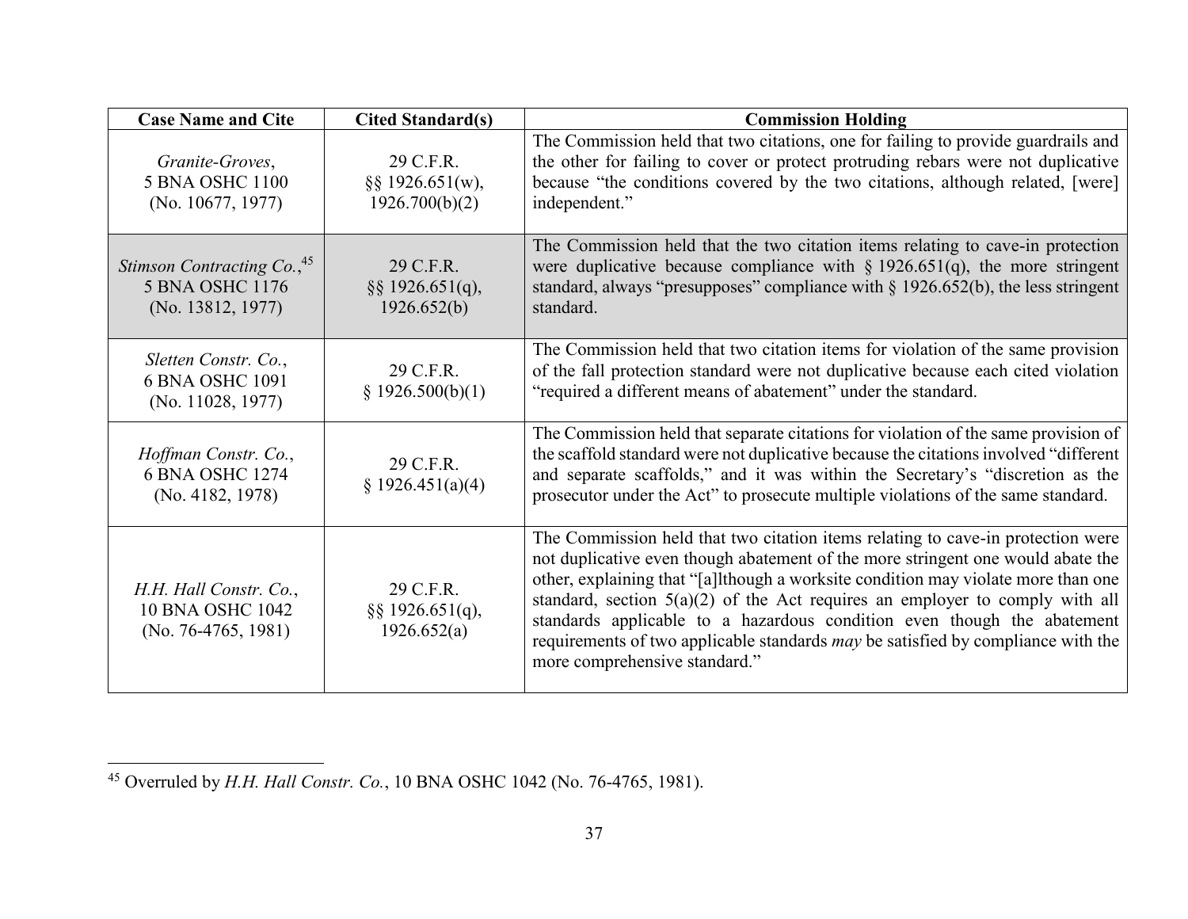| Case Name and Cite | Cited Standard(s) | Commission Holding |
|---|---|---|
| *Granite-Groves*, 5 BNA OSHC 1100 (No. 10677, 1977) | 29 C.F.R. §§ 1926.651(w), 1926.700(b)(2) | The Commission held that two citations, one for failing to provide guardrails and the other for failing to cover or protect protruding rebars were not duplicative because "the conditions covered by the two citations, although related, [were] independent." |
| *Stimson Contracting Co.*,[45] 5 BNA OSHC 1176 (No. 13812, 1977) | 29 C.F.R. §§ 1926.651(q), 1926.652(b) | The Commission held that the two citation items relating to cave-in protection were duplicative because compliance with § 1926.651(q), the more stringent standard, always "presupposes" compliance with § 1926.652(b), the less stringent standard. |
| *Sletten Constr. Co.*, 6 BNA OSHC 1091 (No. 11028, 1977) | 29 C.F.R. § 1926.500(b)(1) | The Commission held that two citation items for violation of the same provision of the fall protection standard were not duplicative because each cited violation "required a different means of abatement" under the standard. |
| *Hoffman Constr. Co.*, 6 BNA OSHC 1274 (No. 4182, 1978) | 29 C.F.R. § 1926.451(a)(4) | The Commission held that separate citations for violation of the same provision of the scaffold standard were not duplicative because the citations involved "different and separate scaffolds," and it was within the Secretary's "discretion as the prosecutor under the Act" to prosecute multiple violations of the same standard. |
| *H.H. Hall Constr. Co.*, 10 BNA OSHC 1042 (No. 76-4765, 1981) | 29 C.F.R. §§ 1926.651(q), 1926.652(a) | The Commission held that two citation items relating to cave-in protection were not duplicative even though abatement of the more stringent one would abate the other, explaining that "[a]lthough a worksite condition may violate more than one standard, section 5(a)(2) of the Act requires an employer to comply with all standards applicable to a hazardous condition even though the abatement requirements of two applicable standards *may* be satisfied by compliance with the more comprehensive standard." |

[45] Overruled by *H.H. Hall Constr. Co.*, 10 BNA OSHC 1042 (No. 76-4765, 1981).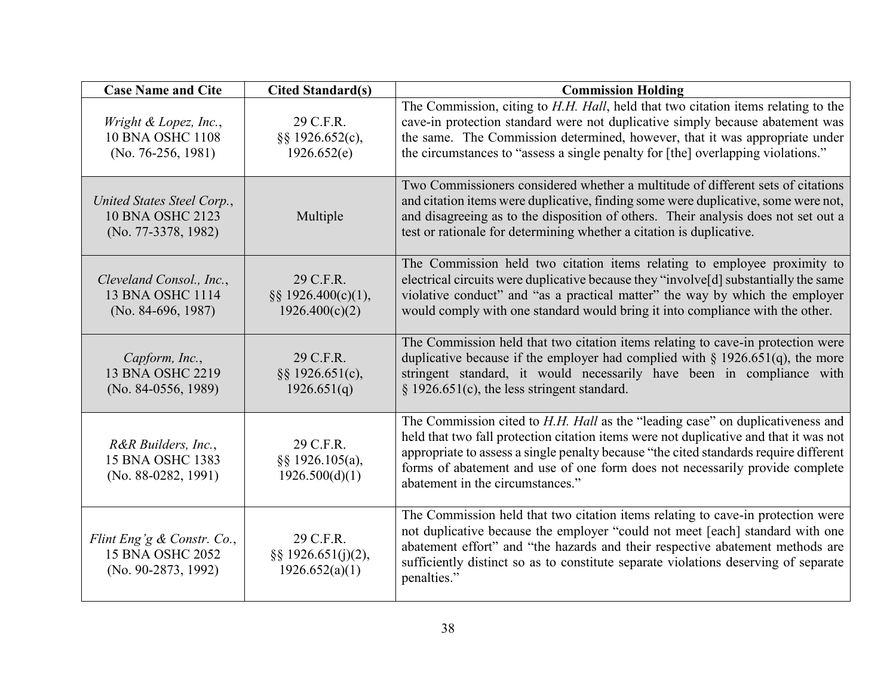| Case Name and Cite | Cited Standard(s) | Commission Holding |
|---|---|---|
| *Wright & Lopez, Inc.*, 10 BNA OSHC 1108 (No. 76-256, 1981) | 29 C.F.R. §§ 1926.652(c), 1926.652(e) | The Commission, citing to *H.H. Hall*, held that two citation items relating to the cave-in protection standard were not duplicative simply because abatement was the same. The Commission determined, however, that it was appropriate under the circumstances to "assess a single penalty for [the] overlapping violations." |
| *United States Steel Corp.*, 10 BNA OSHC 2123 (No. 77-3378, 1982) | Multiple | Two Commissioners considered whether a multitude of different sets of citations and citation items were duplicative, finding some were duplicative, some were not, and disagreeing as to the disposition of others. Their analysis does not set out a test or rationale for determining whether a citation is duplicative. |
| *Cleveland Consol., Inc.*, 13 BNA OSHC 1114 (No. 84-696, 1987) | 29 C.F.R. §§ 1926.400(c)(1), 1926.400(c)(2) | The Commission held two citation items relating to employee proximity to electrical circuits were duplicative because they "involve[d] substantially the same violative conduct" and "as a practical matter" the way by which the employer would comply with one standard would bring it into compliance with the other. |
| *Capform, Inc.*, 13 BNA OSHC 2219 (No. 84-0556, 1989) | 29 C.F.R. §§ 1926.651(c), 1926.651(q) | The Commission held that two citation items relating to cave-in protection were duplicative because if the employer had complied with § 1926.651(q), the more stringent standard, it would necessarily have been in compliance with § 1926.651(c), the less stringent standard. |
| *R&R Builders, Inc.*, 15 BNA OSHC 1383 (No. 88-0282, 1991) | 29 C.F.R. §§ 1926.105(a), 1926.500(d)(1) | The Commission cited to *H.H. Hall* as the "leading case" on duplicativeness and held that two fall protection citation items were not duplicative and that it was not appropriate to assess a single penalty because "the cited standards require different forms of abatement and use of one form does not necessarily provide complete abatement in the circumstances." |
| *Flint Eng'g & Constr. Co.*, 15 BNA OSHC 2052 (No. 90-2873, 1992) | 29 C.F.R. §§ 1926.651(j)(2), 1926.652(a)(1) | The Commission held that two citation items relating to cave-in protection were not duplicative because the employer "could not meet [each] standard with one abatement effort" and "the hazards and their respective abatement methods are sufficiently distinct so as to constitute separate violations deserving of separate penalties." |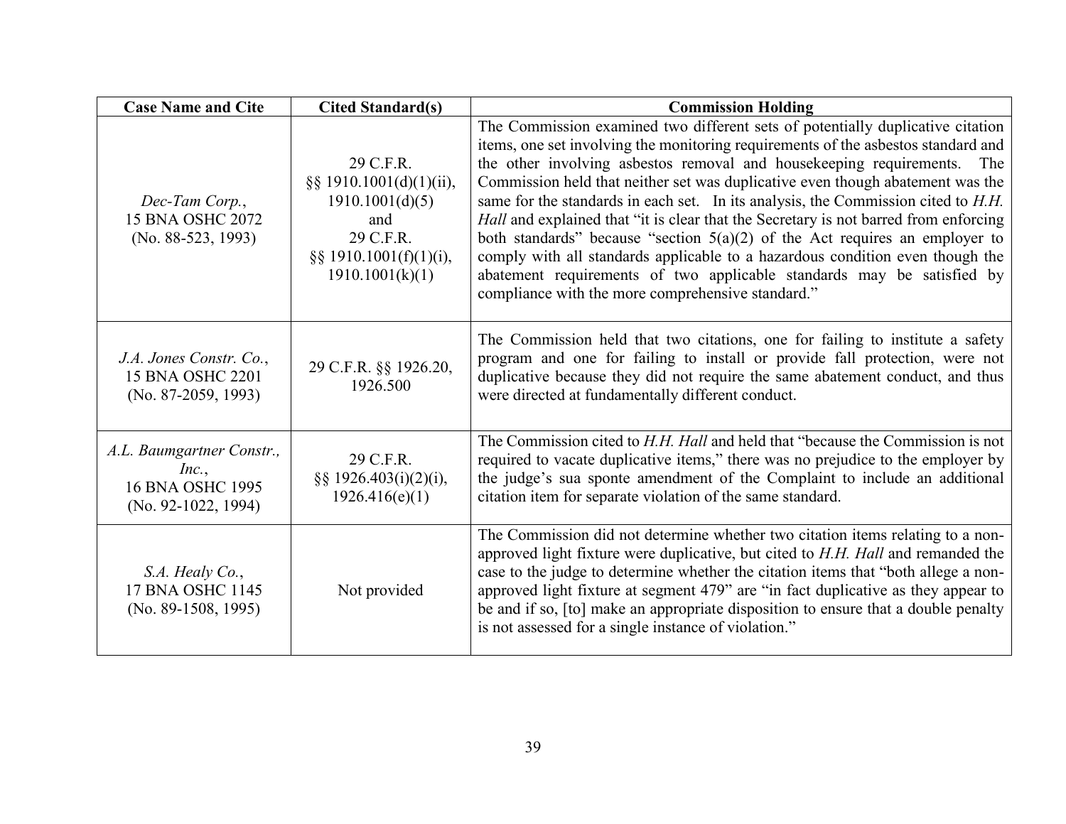| Case Name and Cite | Cited Standard(s) | Commission Holding |
|---|---|---|
| *Dec-Tam Corp.*, 15 BNA OSHC 2072 (No. 88-523, 1993) | 29 C.F.R. §§ 1910.1001(d)(1)(ii), 1910.1001(d)(5) and 29 C.F.R. §§ 1910.1001(f)(1)(i), 1910.1001(k)(1) | The Commission examined two different sets of potentially duplicative citation items, one set involving the monitoring requirements of the asbestos standard and the other involving asbestos removal and housekeeping requirements. The Commission held that neither set was duplicative even though abatement was the same for the standards in each set. In its analysis, the Commission cited to *H.H. Hall* and explained that "it is clear that the Secretary is not barred from enforcing both standards" because "section 5(a)(2) of the Act requires an employer to comply with all standards applicable to a hazardous condition even though the abatement requirements of two applicable standards may be satisfied by compliance with the more comprehensive standard." |
| *J.A. Jones Constr. Co.*, 15 BNA OSHC 2201 (No. 87-2059, 1993) | 29 C.F.R. §§ 1926.20, 1926.500 | The Commission held that two citations, one for failing to institute a safety program and one for failing to install or provide fall protection, were not duplicative because they did not require the same abatement conduct, and thus were directed at fundamentally different conduct. |
| *A.L. Baumgartner Constr., Inc.*, 16 BNA OSHC 1995 (No. 92-1022, 1994) | 29 C.F.R. §§ 1926.403(i)(2)(i), 1926.416(e)(1) | The Commission cited to *H.H. Hall* and held that "because the Commission is not required to vacate duplicative items," there was no prejudice to the employer by the judge's sua sponte amendment of the Complaint to include an additional citation item for separate violation of the same standard. |
| *S.A. Healy Co.*, 17 BNA OSHC 1145 (No. 89-1508, 1995) | Not provided | The Commission did not determine whether two citation items relating to a non-approved light fixture were duplicative, but cited to *H.H. Hall* and remanded the case to the judge to determine whether the citation items that "both allege a non-approved light fixture at segment 479" are "in fact duplicative as they appear to be and if so, [to] make an appropriate disposition to ensure that a double penalty is not assessed for a single instance of violation." |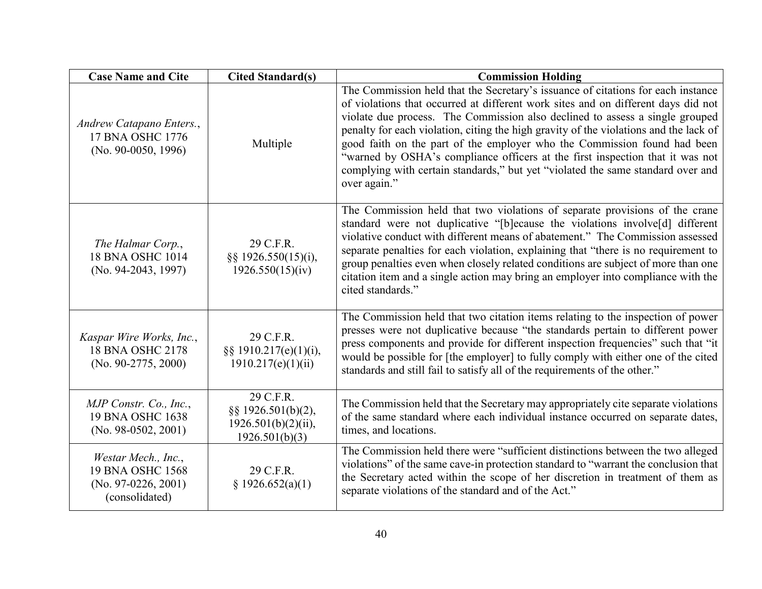| Case Name and Cite | Cited Standard(s) | Commission Holding |
| --- | --- | --- |
| *Andrew Catapano Enters.*, 17 BNA OSHC 1776 (No. 90-0050, 1996) | Multiple | The Commission held that the Secretary's issuance of citations for each instance of violations that occurred at different work sites and on different days did not violate due process. The Commission also declined to assess a single grouped penalty for each violation, citing the high gravity of the violations and the lack of good faith on the part of the employer who the Commission found had been "warned by OSHA's compliance officers at the first inspection that it was not complying with certain standards," but yet "violated the same standard over and over again." |
| *The Halmar Corp.*, 18 BNA OSHC 1014 (No. 94-2043, 1997) | 29 C.F.R. §§ 1926.550(15)(i), 1926.550(15)(iv) | The Commission held that two violations of separate provisions of the crane standard were not duplicative "[b]ecause the violations involve[d] different violative conduct with different means of abatement." The Commission assessed separate penalties for each violation, explaining that "there is no requirement to group penalties even when closely related conditions are subject of more than one citation item and a single action may bring an employer into compliance with the cited standards." |
| *Kaspar Wire Works, Inc.*, 18 BNA OSHC 2178 (No. 90-2775, 2000) | 29 C.F.R. §§ 1910.217(e)(1)(i), 1910.217(e)(1)(ii) | The Commission held that two citation items relating to the inspection of power presses were not duplicative because "the standards pertain to different power press components and provide for different inspection frequencies" such that "it would be possible for [the employer] to fully comply with either one of the cited standards and still fail to satisfy all of the requirements of the other." |
| *MJP Constr. Co., Inc.*, 19 BNA OSHC 1638 (No. 98-0502, 2001) | 29 C.F.R. §§ 1926.501(b)(2), 1926.501(b)(2)(ii), 1926.501(b)(3) | The Commission held that the Secretary may appropriately cite separate violations of the same standard where each individual instance occurred on separate dates, times, and locations. |
| *Westar Mech., Inc.*, 19 BNA OSHC 1568 (No. 97-0226, 2001) (consolidated) | 29 C.F.R. § 1926.652(a)(1) | The Commission held there were "sufficient distinctions between the two alleged violations" of the same cave-in protection standard to "warrant the conclusion that the Secretary acted within the scope of her discretion in treatment of them as separate violations of the standard and of the Act." |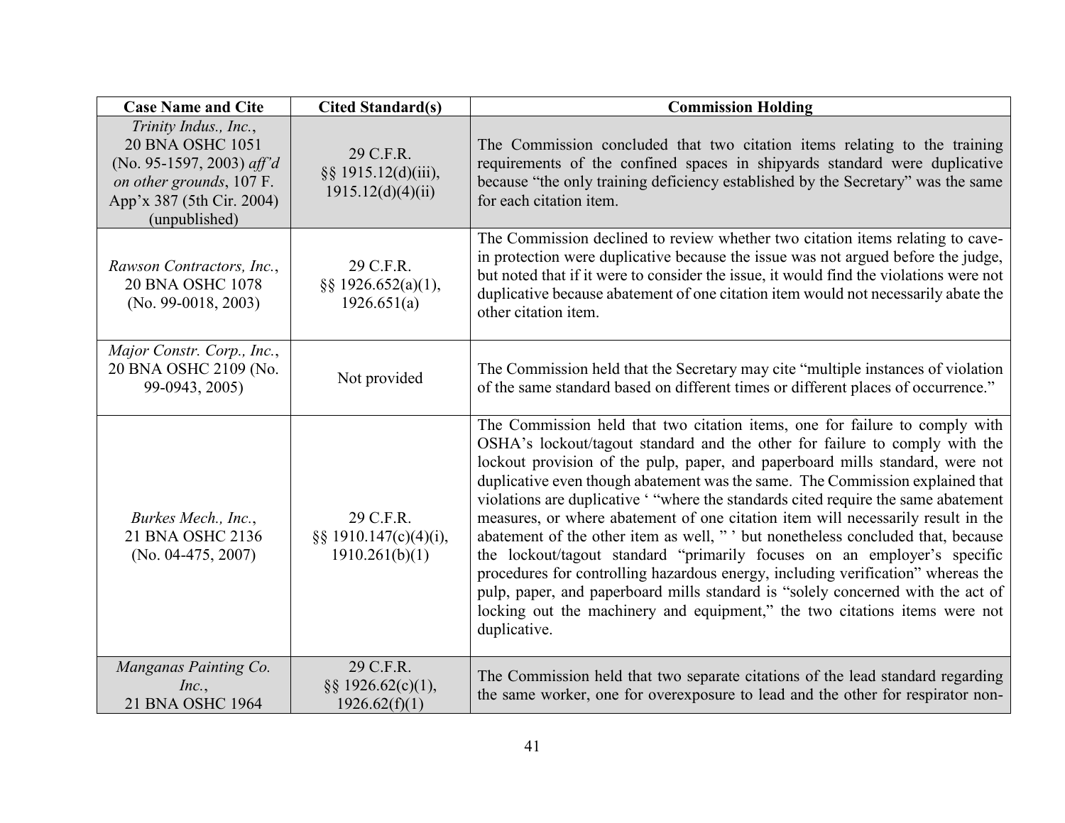| Case Name and Cite | Cited Standard(s) | Commission Holding |
|---|---|---|
| *Trinity Indus., Inc.*, 20 BNA OSHC 1051 (No. 95-1597, 2003) *aff'd on other grounds*, 107 F. App'x 387 (5th Cir. 2004) (unpublished) | 29 C.F.R. §§ 1915.12(d)(iii), 1915.12(d)(4)(ii) | The Commission concluded that two citation items relating to the training requirements of the confined spaces in shipyards standard were duplicative because "the only training deficiency established by the Secretary" was the same for each citation item. |
| *Rawson Contractors, Inc.*, 20 BNA OSHC 1078 (No. 99-0018, 2003) | 29 C.F.R. §§ 1926.652(a)(1), 1926.651(a) | The Commission declined to review whether two citation items relating to cave-in protection were duplicative because the issue was not argued before the judge, but noted that if it were to consider the issue, it would find the violations were not duplicative because abatement of one citation item would not necessarily abate the other citation item. |
| *Major Constr. Corp., Inc.*, 20 BNA OSHC 2109 (No. 99-0943, 2005) | Not provided | The Commission held that the Secretary may cite "multiple instances of violation of the same standard based on different times or different places of occurrence." |
| *Burkes Mech., Inc.*, 21 BNA OSHC 2136 (No. 04-475, 2007) | 29 C.F.R. §§ 1910.147(c)(4)(i), 1910.261(b)(1) | The Commission held that two citation items, one for failure to comply with OSHA's lockout/tagout standard and the other for failure to comply with the lockout provision of the pulp, paper, and paperboard mills standard, were not duplicative even though abatement was the same. The Commission explained that violations are duplicative ' "where the standards cited require the same abatement measures, or where abatement of one citation item will necessarily result in the abatement of the other item as well, " ' but nonetheless concluded that, because the lockout/tagout standard "primarily focuses on an employer's specific procedures for controlling hazardous energy, including verification" whereas the pulp, paper, and paperboard mills standard is "solely concerned with the act of locking out the machinery and equipment," the two citations items were not duplicative. |
| *Manganas Painting Co. Inc.*, 21 BNA OSHC 1964 | 29 C.F.R. §§ 1926.62(c)(1), 1926.62(f)(1) | The Commission held that two separate citations of the lead standard regarding the same worker, one for overexposure to lead and the other for respirator non- |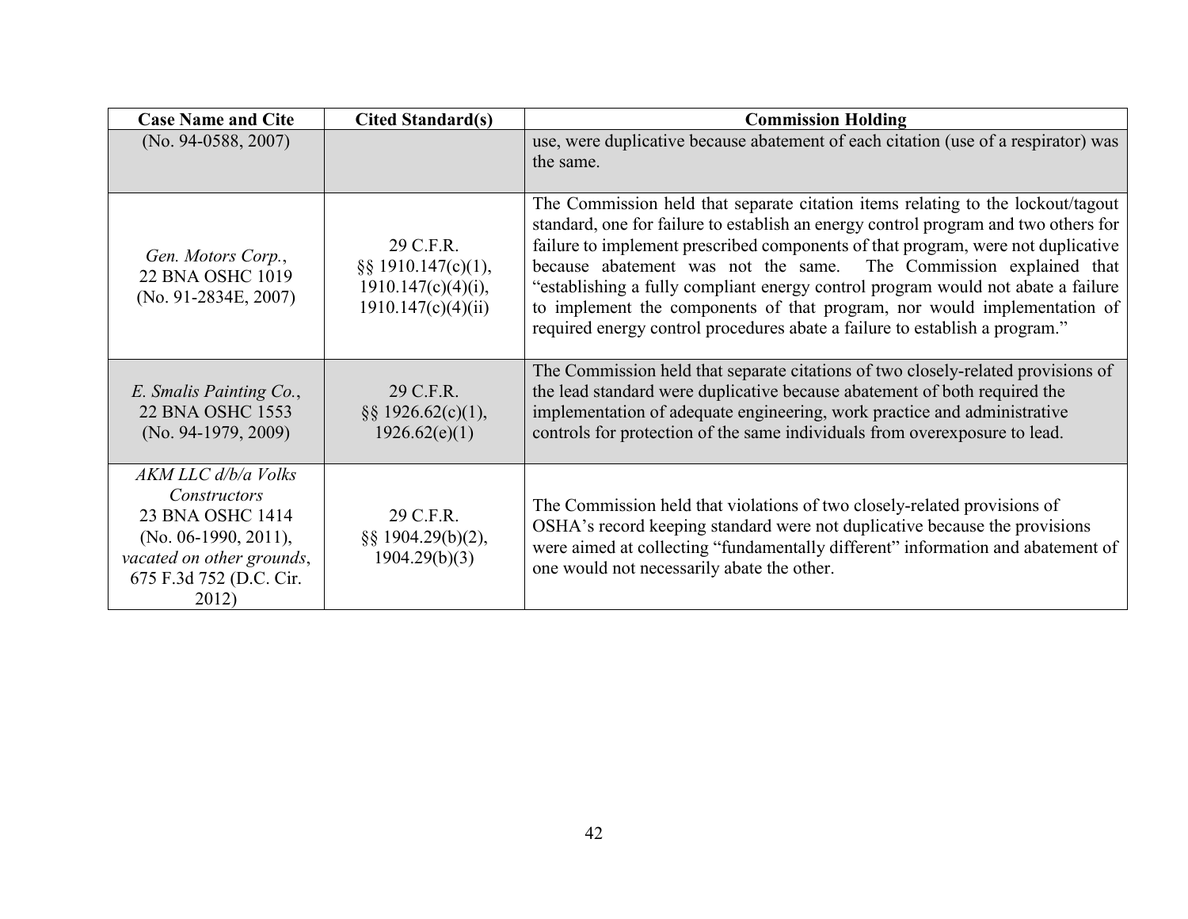| Case Name and Cite | Cited Standard(s) | Commission Holding |
|---|---|---|
| (No. 94-0588, 2007) | | use, were duplicative because abatement of each citation (use of a respirator) was the same. |
| *Gen. Motors Corp.*, 22 BNA OSHC 1019 (No. 91-2834E, 2007) | 29 C.F.R. §§ 1910.147(c)(1), 1910.147(c)(4)(i), 1910.147(c)(4)(ii) | The Commission held that separate citation items relating to the lockout/tagout standard, one for failure to establish an energy control program and two others for failure to implement prescribed components of that program, were not duplicative because abatement was not the same. The Commission explained that "establishing a fully compliant energy control program would not abate a failure to implement the components of that program, nor would implementation of required energy control procedures abate a failure to establish a program." |
| *E. Smalis Painting Co.*, 22 BNA OSHC 1553 (No. 94-1979, 2009) | 29 C.F.R. §§ 1926.62(c)(1), 1926.62(e)(1) | The Commission held that separate citations of two closely-related provisions of the lead standard were duplicative because abatement of both required the implementation of adequate engineering, work practice and administrative controls for protection of the same individuals from overexposure to lead. |
| *AKM LLC d/b/a Volks Constructors* 23 BNA OSHC 1414 (No. 06-1990, 2011), *vacated on other grounds*, 675 F.3d 752 (D.C. Cir. 2012) | 29 C.F.R. §§ 1904.29(b)(2), 1904.29(b)(3) | The Commission held that violations of two closely-related provisions of OSHA's record keeping standard were not duplicative because the provisions were aimed at collecting "fundamentally different" information and abatement of one would not necessarily abate the other. |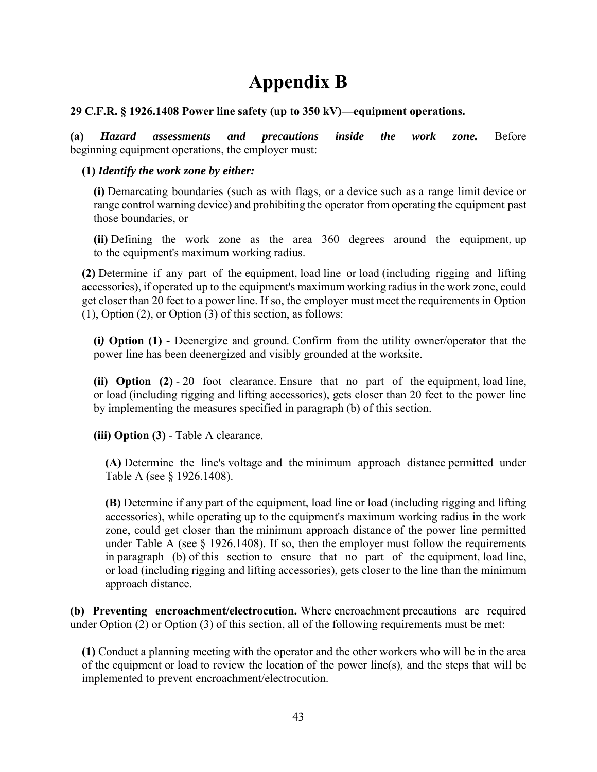# Appendix B

**29 C.F.R. § 1926.1408 Power line safety (up to 350 kV)—equipment operations.**

**(a)** ***Hazard assessments and precautions inside the work zone.*** Before beginning equipment operations, the employer must:

**(1)** ***Identify the work zone by either:***

**(i)** Demarcating boundaries (such as with flags, or a device such as a range limit device or range control warning device) and prohibiting the operator from operating the equipment past those boundaries, or

**(ii)** Defining the work zone as the area 360 degrees around the equipment, up to the equipment's maximum working radius.

**(2)** Determine if any part of the equipment, load line or load (including rigging and lifting accessories), if operated up to the equipment's maximum working radius in the work zone, could get closer than 20 feet to a power line. If so, the employer must meet the requirements in Option (1), Option (2), or Option (3) of this section, as follows:

**(i) Option (1) -** Deenergize and ground. Confirm from the utility owner/operator that the power line has been deenergized and visibly grounded at the worksite.

**(ii) Option (2)** - 20 foot clearance. Ensure that no part of the equipment, load line, or load (including rigging and lifting accessories), gets closer than 20 feet to the power line by implementing the measures specified in paragraph (b) of this section.

**(iii) Option (3)** - Table A clearance.

**(A)** Determine the line's voltage and the minimum approach distance permitted under Table A (see § 1926.1408).

**(B)** Determine if any part of the equipment, load line or load (including rigging and lifting accessories), while operating up to the equipment's maximum working radius in the work zone, could get closer than the minimum approach distance of the power line permitted under Table A (see § 1926.1408). If so, then the employer must follow the requirements in paragraph (b) of this section to ensure that no part of the equipment, load line, or load (including rigging and lifting accessories), gets closer to the line than the minimum approach distance.

**(b) Preventing encroachment/electrocution.** Where encroachment precautions are required under Option (2) or Option (3) of this section, all of the following requirements must be met:

**(1)** Conduct a planning meeting with the operator and the other workers who will be in the area of the equipment or load to review the location of the power line(s), and the steps that will be implemented to prevent encroachment/electrocution.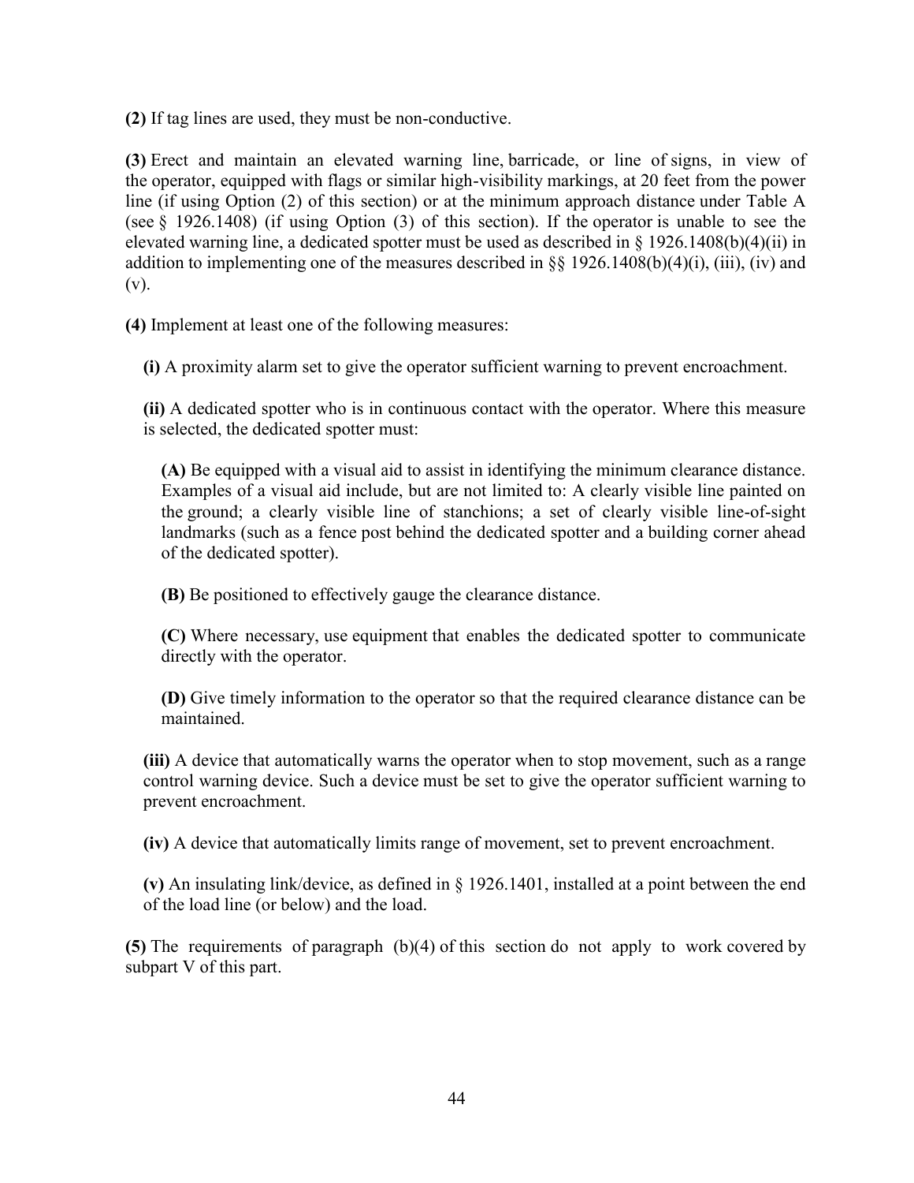**(2)** If tag lines are used, they must be non-conductive.

**(3)** Erect and maintain an elevated warning line, barricade, or line of signs, in view of the operator, equipped with flags or similar high-visibility markings, at 20 feet from the power line (if using Option (2) of this section) or at the minimum approach distance under Table A (see § 1926.1408) (if using Option (3) of this section). If the operator is unable to see the elevated warning line, a dedicated spotter must be used as described in § 1926.1408(b)(4)(ii) in addition to implementing one of the measures described in §§ 1926.1408(b)(4)(i), (iii), (iv) and (v).

**(4)** Implement at least one of the following measures:

**(i)** A proximity alarm set to give the operator sufficient warning to prevent encroachment.

**(ii)** A dedicated spotter who is in continuous contact with the operator. Where this measure is selected, the dedicated spotter must:

**(A)** Be equipped with a visual aid to assist in identifying the minimum clearance distance. Examples of a visual aid include, but are not limited to: A clearly visible line painted on the ground; a clearly visible line of stanchions; a set of clearly visible line-of-sight landmarks (such as a fence post behind the dedicated spotter and a building corner ahead of the dedicated spotter).

**(B)** Be positioned to effectively gauge the clearance distance.

**(C)** Where necessary, use equipment that enables the dedicated spotter to communicate directly with the operator.

**(D)** Give timely information to the operator so that the required clearance distance can be maintained.

**(iii)** A device that automatically warns the operator when to stop movement, such as a range control warning device. Such a device must be set to give the operator sufficient warning to prevent encroachment.

**(iv)** A device that automatically limits range of movement, set to prevent encroachment.

**(v)** An insulating link/device, as defined in § 1926.1401, installed at a point between the end of the load line (or below) and the load.

**(5)** The requirements of paragraph (b)(4) of this section do not apply to work covered by subpart V of this part.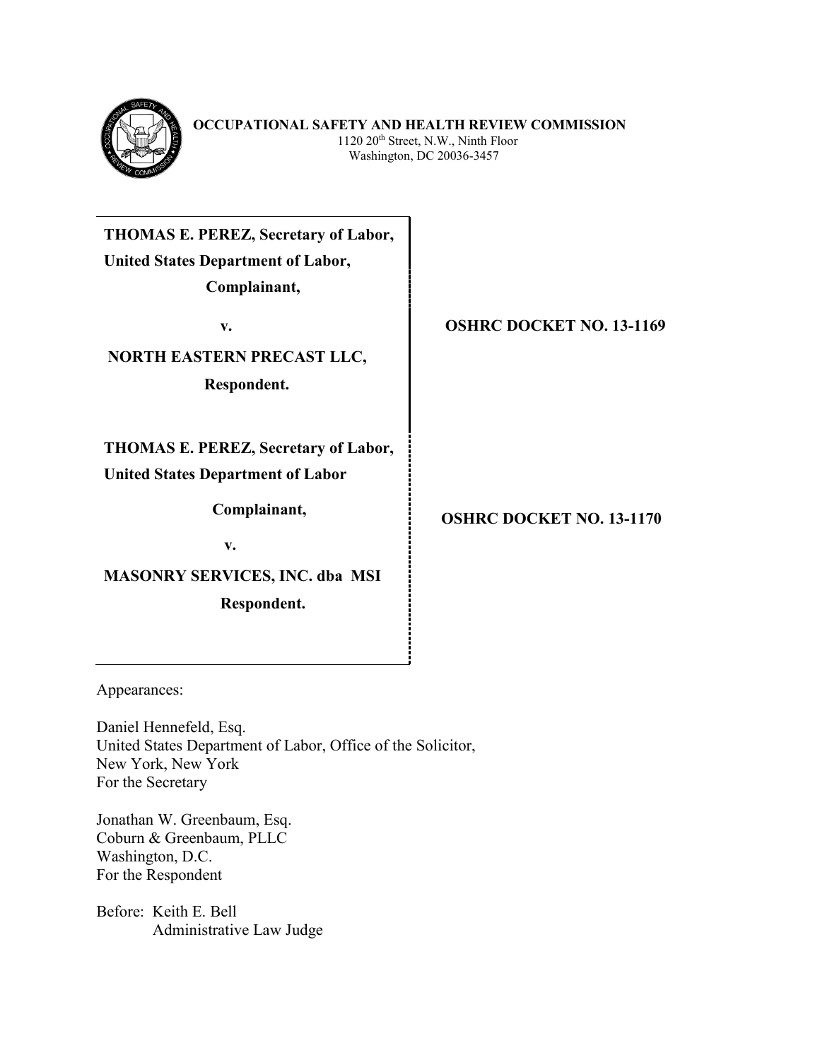**OCCUPATIONAL SAFETY AND HEALTH REVIEW COMMISSION**
1120 20th Street, N.W., Ninth Floor
Washington, DC 20036-3457

| | |
|---|---|
| **THOMAS E. PEREZ, Secretary of Labor, United States Department of Labor,** <br> **Complainant,** <br> **v.** <br> **NORTH EASTERN PRECAST LLC,** <br> **Respondent.** | **OSHRC DOCKET NO. 13-1169** |
| **THOMAS E. PEREZ, Secretary of Labor, United States Department of Labor** <br> **Complainant,** <br> **v.** <br> **MASONRY SERVICES, INC. dba MSI** <br> **Respondent.** | **OSHRC DOCKET NO. 13-1170** |

Appearances:

Daniel Hennefeld, Esq.
United States Department of Labor, Office of the Solicitor,
New York, New York
For the Secretary

Jonathan W. Greenbaum, Esq.
Coburn & Greenbaum, PLLC
Washington, D.C.
For the Respondent

Before: Keith E. Bell
Administrative Law Judge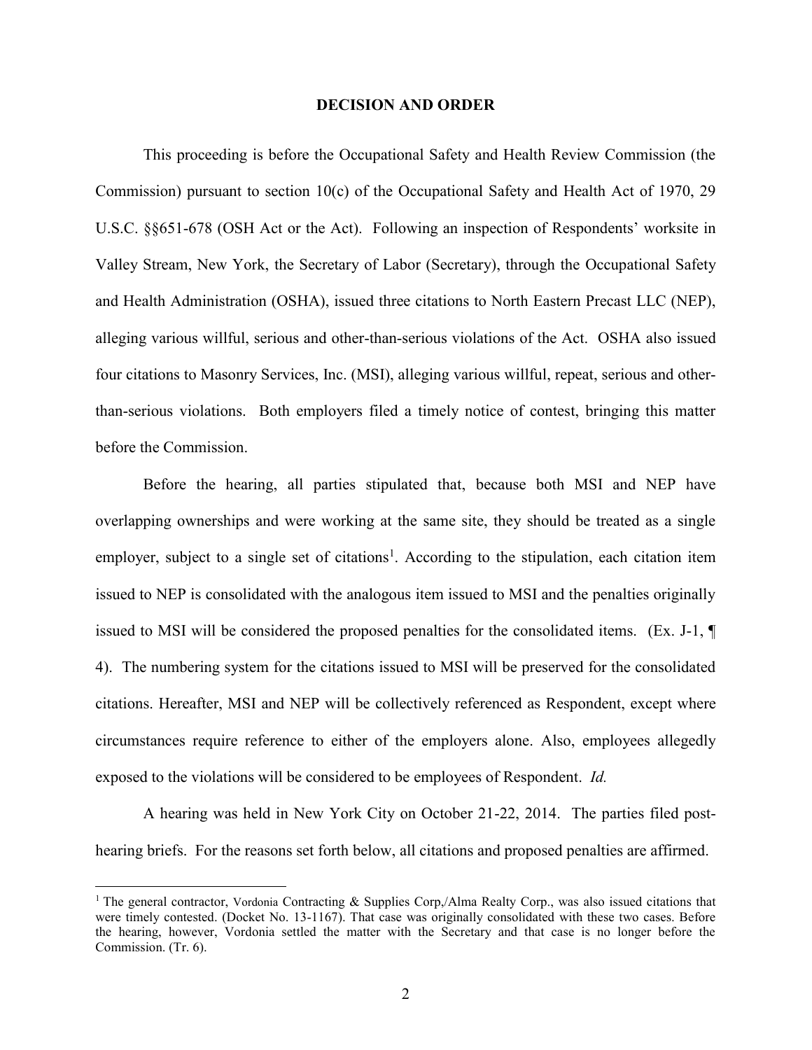## DECISION AND ORDER

This proceeding is before the Occupational Safety and Health Review Commission (the Commission) pursuant to section 10(c) of the Occupational Safety and Health Act of 1970, 29 U.S.C. §§651-678 (OSH Act or the Act). Following an inspection of Respondents' worksite in Valley Stream, New York, the Secretary of Labor (Secretary), through the Occupational Safety and Health Administration (OSHA), issued three citations to North Eastern Precast LLC (NEP), alleging various willful, serious and other-than-serious violations of the Act. OSHA also issued four citations to Masonry Services, Inc. (MSI), alleging various willful, repeat, serious and other-than-serious violations. Both employers filed a timely notice of contest, bringing this matter before the Commission.

Before the hearing, all parties stipulated that, because both MSI and NEP have overlapping ownerships and were working at the same site, they should be treated as a single employer, subject to a single set of citations[1]. According to the stipulation, each citation item issued to NEP is consolidated with the analogous item issued to MSI and the penalties originally issued to MSI will be considered the proposed penalties for the consolidated items. (Ex. J-1, ¶ 4). The numbering system for the citations issued to MSI will be preserved for the consolidated citations. Hereafter, MSI and NEP will be collectively referenced as Respondent, except where circumstances require reference to either of the employers alone. Also, employees allegedly exposed to the violations will be considered to be employees of Respondent. *Id.*

A hearing was held in New York City on October 21-22, 2014. The parties filed post-hearing briefs. For the reasons set forth below, all citations and proposed penalties are affirmed.

---

[1] The general contractor, Vordonia Contracting & Supplies Corp,/Alma Realty Corp., was also issued citations that were timely contested. (Docket No. 13-1167). That case was originally consolidated with these two cases. Before the hearing, however, Vordonia settled the matter with the Secretary and that case is no longer before the Commission. (Tr. 6).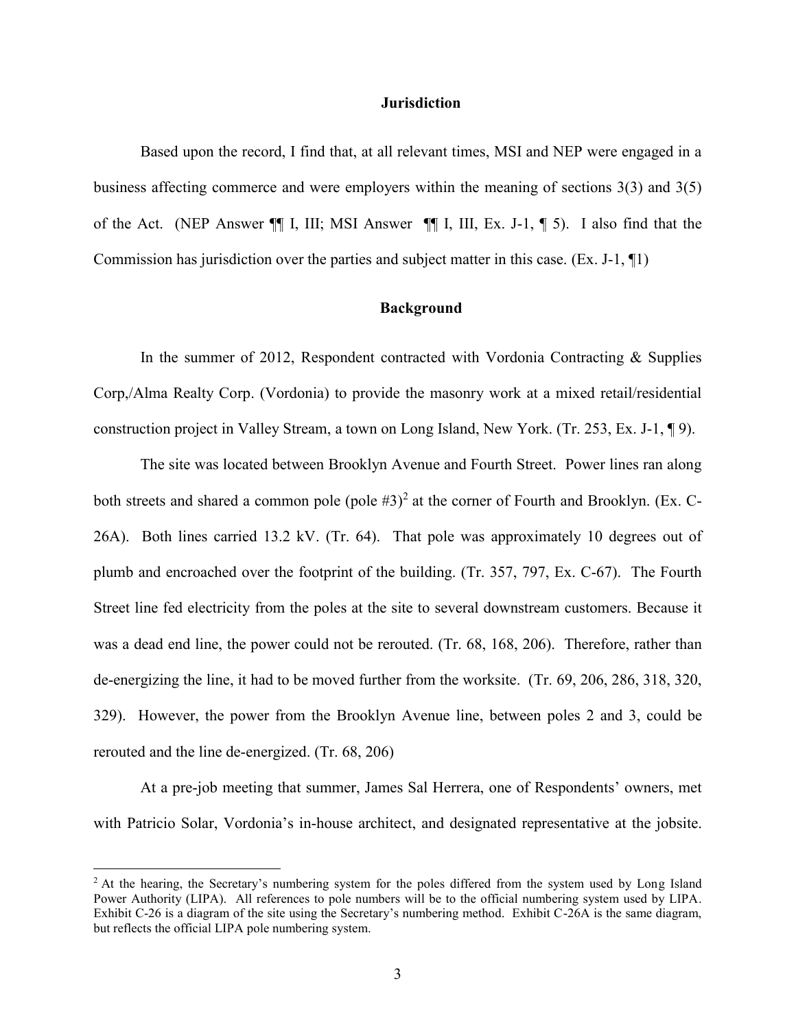## Jurisdiction

Based upon the record, I find that, at all relevant times, MSI and NEP were engaged in a business affecting commerce and were employers within the meaning of sections 3(3) and 3(5) of the Act. (NEP Answer ¶¶ I, III; MSI Answer ¶¶ I, III, Ex. J-1, ¶ 5). I also find that the Commission has jurisdiction over the parties and subject matter in this case. (Ex. J-1, ¶1)

## Background

In the summer of 2012, Respondent contracted with Vordonia Contracting & Supplies Corp,/Alma Realty Corp. (Vordonia) to provide the masonry work at a mixed retail/residential construction project in Valley Stream, a town on Long Island, New York. (Tr. 253, Ex. J-1, ¶ 9).

The site was located between Brooklyn Avenue and Fourth Street. Power lines ran along both streets and shared a common pole (pole #3)[2] at the corner of Fourth and Brooklyn. (Ex. C-26A). Both lines carried 13.2 kV. (Tr. 64). That pole was approximately 10 degrees out of plumb and encroached over the footprint of the building. (Tr. 357, 797, Ex. C-67). The Fourth Street line fed electricity from the poles at the site to several downstream customers. Because it was a dead end line, the power could not be rerouted. (Tr. 68, 168, 206). Therefore, rather than de-energizing the line, it had to be moved further from the worksite. (Tr. 69, 206, 286, 318, 320, 329). However, the power from the Brooklyn Avenue line, between poles 2 and 3, could be rerouted and the line de-energized. (Tr. 68, 206)

At a pre-job meeting that summer, James Sal Herrera, one of Respondents' owners, met with Patricio Solar, Vordonia's in-house architect, and designated representative at the jobsite.

[2] At the hearing, the Secretary's numbering system for the poles differed from the system used by Long Island Power Authority (LIPA). All references to pole numbers will be to the official numbering system used by LIPA. Exhibit C-26 is a diagram of the site using the Secretary's numbering method. Exhibit C-26A is the same diagram, but reflects the official LIPA pole numbering system.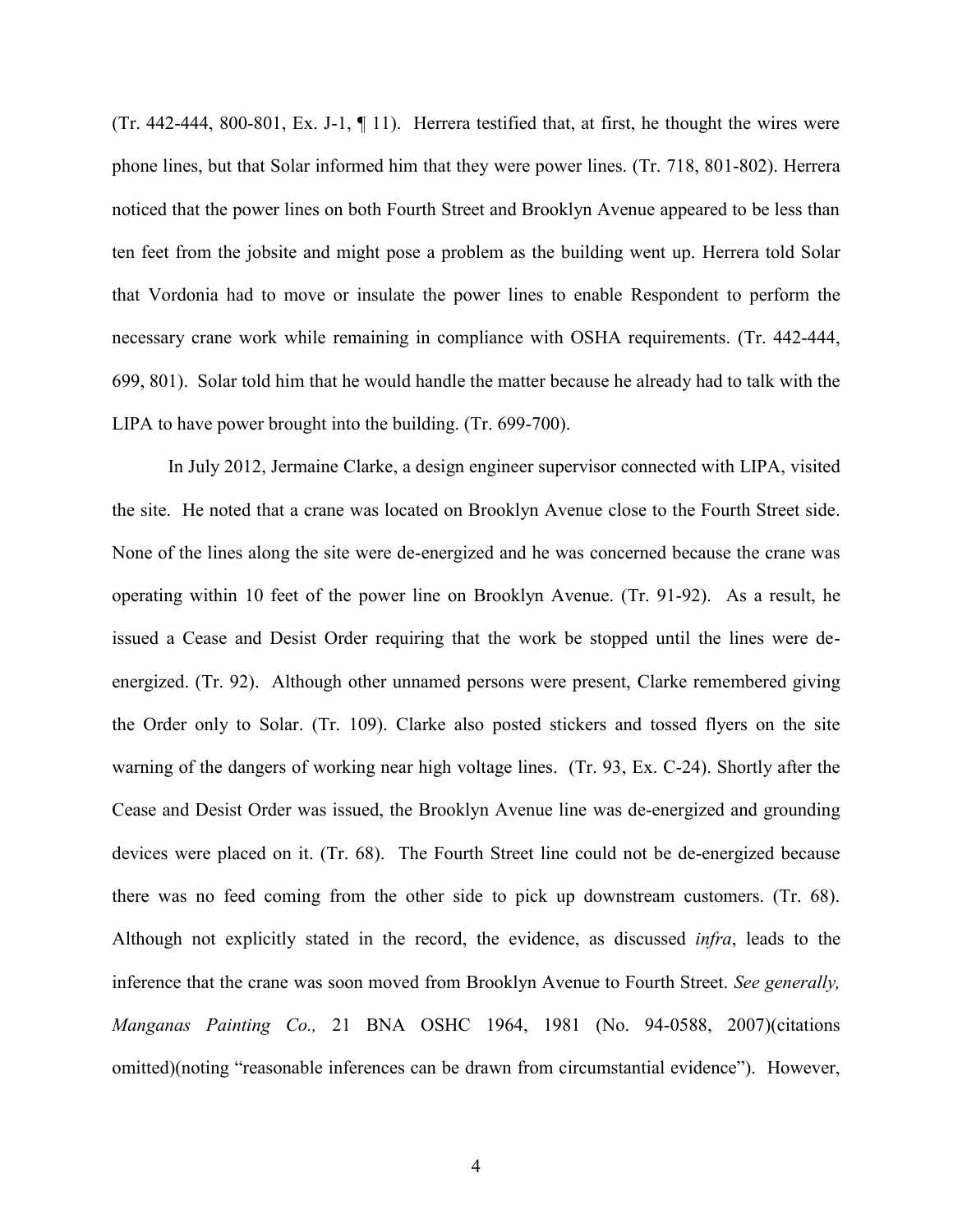(Tr. 442-444, 800-801, Ex. J-1, ¶ 11). Herrera testified that, at first, he thought the wires were phone lines, but that Solar informed him that they were power lines. (Tr. 718, 801-802). Herrera noticed that the power lines on both Fourth Street and Brooklyn Avenue appeared to be less than ten feet from the jobsite and might pose a problem as the building went up. Herrera told Solar that Vordonia had to move or insulate the power lines to enable Respondent to perform the necessary crane work while remaining in compliance with OSHA requirements. (Tr. 442-444, 699, 801). Solar told him that he would handle the matter because he already had to talk with the LIPA to have power brought into the building. (Tr. 699-700).

In July 2012, Jermaine Clarke, a design engineer supervisor connected with LIPA, visited the site. He noted that a crane was located on Brooklyn Avenue close to the Fourth Street side. None of the lines along the site were de-energized and he was concerned because the crane was operating within 10 feet of the power line on Brooklyn Avenue. (Tr. 91-92). As a result, he issued a Cease and Desist Order requiring that the work be stopped until the lines were de-energized. (Tr. 92). Although other unnamed persons were present, Clarke remembered giving the Order only to Solar. (Tr. 109). Clarke also posted stickers and tossed flyers on the site warning of the dangers of working near high voltage lines. (Tr. 93, Ex. C-24). Shortly after the Cease and Desist Order was issued, the Brooklyn Avenue line was de-energized and grounding devices were placed on it. (Tr. 68). The Fourth Street line could not be de-energized because there was no feed coming from the other side to pick up downstream customers. (Tr. 68). Although not explicitly stated in the record, the evidence, as discussed *infra*, leads to the inference that the crane was soon moved from Brooklyn Avenue to Fourth Street. *See generally, Manganas Painting Co.,* 21 BNA OSHC 1964, 1981 (No. 94-0588, 2007)(citations omitted)(noting "reasonable inferences can be drawn from circumstantial evidence"). However,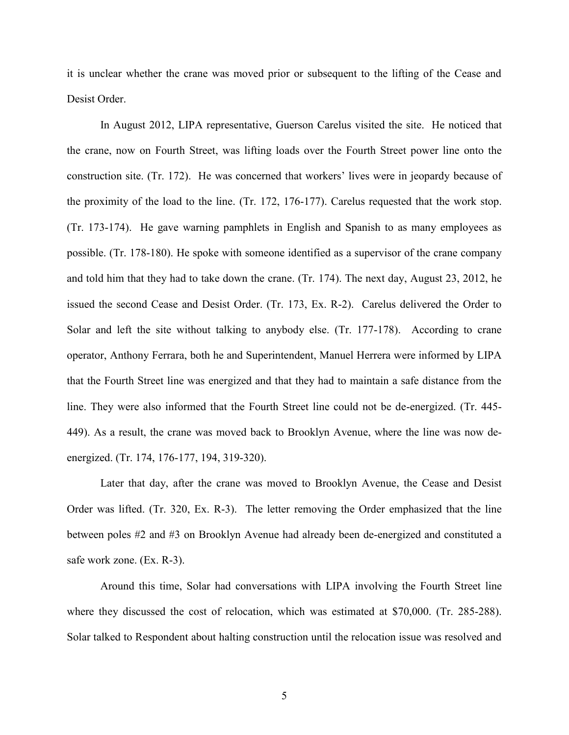it is unclear whether the crane was moved prior or subsequent to the lifting of the Cease and Desist Order.

In August 2012, LIPA representative, Guerson Carelus visited the site. He noticed that the crane, now on Fourth Street, was lifting loads over the Fourth Street power line onto the construction site. (Tr. 172). He was concerned that workers' lives were in jeopardy because of the proximity of the load to the line. (Tr. 172, 176-177). Carelus requested that the work stop. (Tr. 173-174). He gave warning pamphlets in English and Spanish to as many employees as possible. (Tr. 178-180). He spoke with someone identified as a supervisor of the crane company and told him that they had to take down the crane. (Tr. 174). The next day, August 23, 2012, he issued the second Cease and Desist Order. (Tr. 173, Ex. R-2). Carelus delivered the Order to Solar and left the site without talking to anybody else. (Tr. 177-178). According to crane operator, Anthony Ferrara, both he and Superintendent, Manuel Herrera were informed by LIPA that the Fourth Street line was energized and that they had to maintain a safe distance from the line. They were also informed that the Fourth Street line could not be de-energized. (Tr. 445-449). As a result, the crane was moved back to Brooklyn Avenue, where the line was now de-energized. (Tr. 174, 176-177, 194, 319-320).

Later that day, after the crane was moved to Brooklyn Avenue, the Cease and Desist Order was lifted. (Tr. 320, Ex. R-3). The letter removing the Order emphasized that the line between poles #2 and #3 on Brooklyn Avenue had already been de-energized and constituted a safe work zone. (Ex. R-3).

Around this time, Solar had conversations with LIPA involving the Fourth Street line where they discussed the cost of relocation, which was estimated at $70,000. (Tr. 285-288). Solar talked to Respondent about halting construction until the relocation issue was resolved and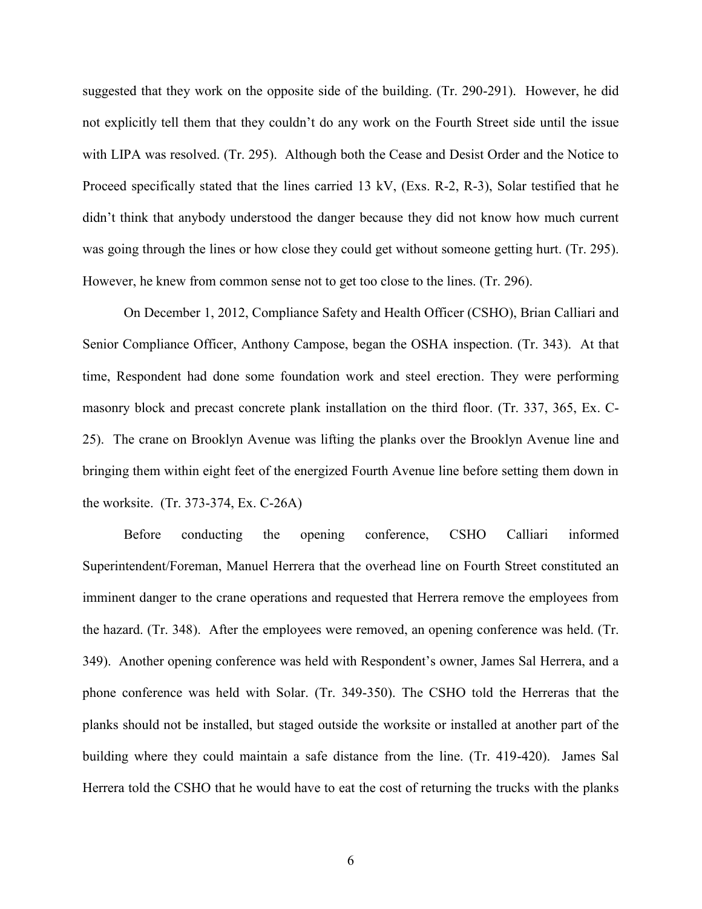suggested that they work on the opposite side of the building. (Tr. 290-291). However, he did not explicitly tell them that they couldn't do any work on the Fourth Street side until the issue with LIPA was resolved. (Tr. 295). Although both the Cease and Desist Order and the Notice to Proceed specifically stated that the lines carried 13 kV, (Exs. R-2, R-3), Solar testified that he didn't think that anybody understood the danger because they did not know how much current was going through the lines or how close they could get without someone getting hurt. (Tr. 295). However, he knew from common sense not to get too close to the lines. (Tr. 296).

On December 1, 2012, Compliance Safety and Health Officer (CSHO), Brian Calliari and Senior Compliance Officer, Anthony Campose, began the OSHA inspection. (Tr. 343). At that time, Respondent had done some foundation work and steel erection. They were performing masonry block and precast concrete plank installation on the third floor. (Tr. 337, 365, Ex. C-25). The crane on Brooklyn Avenue was lifting the planks over the Brooklyn Avenue line and bringing them within eight feet of the energized Fourth Avenue line before setting them down in the worksite. (Tr. 373-374, Ex. C-26A)

Before conducting the opening conference, CSHO Calliari informed Superintendent/Foreman, Manuel Herrera that the overhead line on Fourth Street constituted an imminent danger to the crane operations and requested that Herrera remove the employees from the hazard. (Tr. 348). After the employees were removed, an opening conference was held. (Tr. 349). Another opening conference was held with Respondent's owner, James Sal Herrera, and a phone conference was held with Solar. (Tr. 349-350). The CSHO told the Herreras that the planks should not be installed, but staged outside the worksite or installed at another part of the building where they could maintain a safe distance from the line. (Tr. 419-420). James Sal Herrera told the CSHO that he would have to eat the cost of returning the trucks with the planks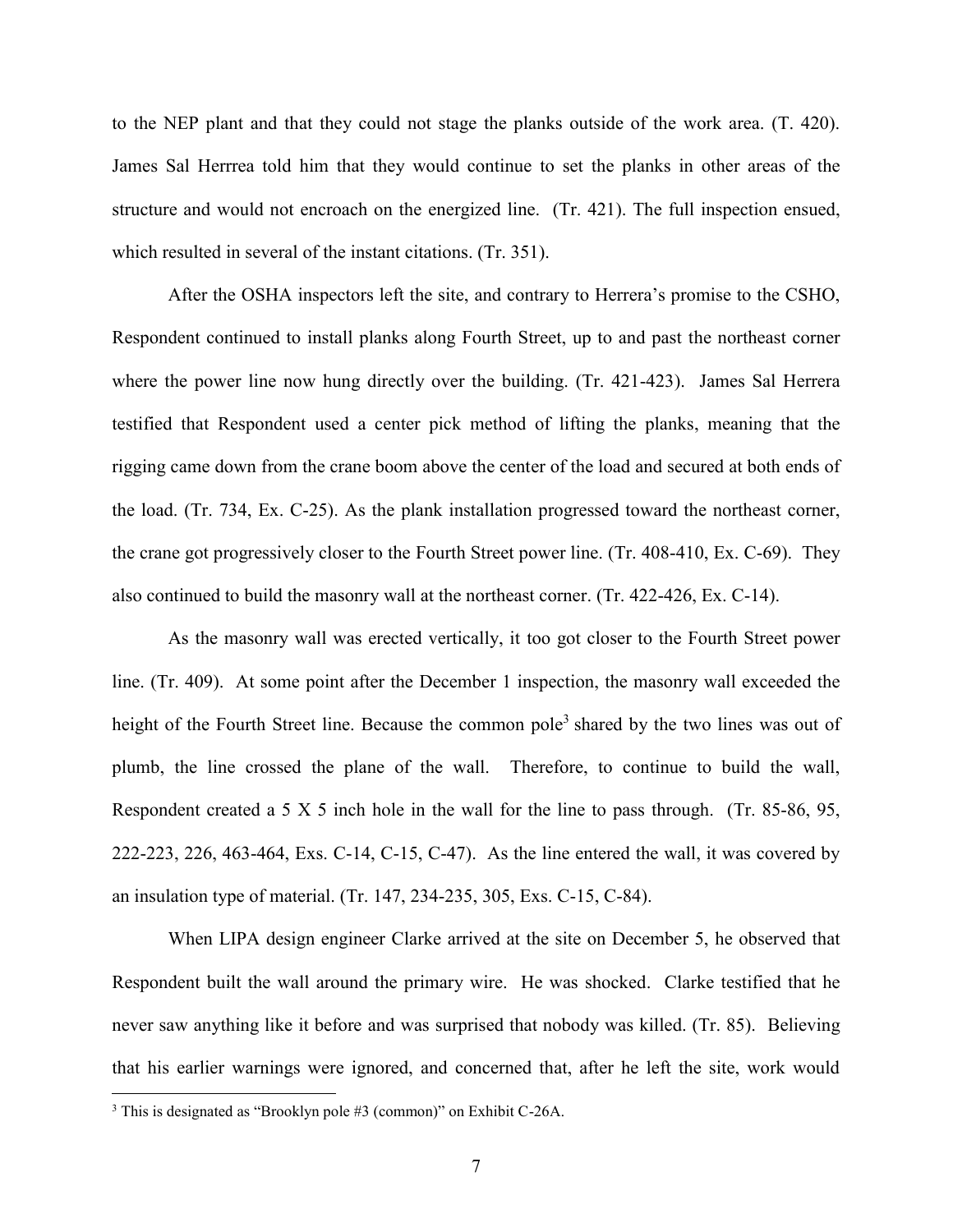to the NEP plant and that they could not stage the planks outside of the work area. (T. 420). James Sal Herrrea told him that they would continue to set the planks in other areas of the structure and would not encroach on the energized line. (Tr. 421). The full inspection ensued, which resulted in several of the instant citations. (Tr. 351).

After the OSHA inspectors left the site, and contrary to Herrera's promise to the CSHO, Respondent continued to install planks along Fourth Street, up to and past the northeast corner where the power line now hung directly over the building. (Tr. 421-423). James Sal Herrera testified that Respondent used a center pick method of lifting the planks, meaning that the rigging came down from the crane boom above the center of the load and secured at both ends of the load. (Tr. 734, Ex. C-25). As the plank installation progressed toward the northeast corner, the crane got progressively closer to the Fourth Street power line. (Tr. 408-410, Ex. C-69). They also continued to build the masonry wall at the northeast corner. (Tr. 422-426, Ex. C-14).

As the masonry wall was erected vertically, it too got closer to the Fourth Street power line. (Tr. 409). At some point after the December 1 inspection, the masonry wall exceeded the height of the Fourth Street line. Because the common pole[3] shared by the two lines was out of plumb, the line crossed the plane of the wall. Therefore, to continue to build the wall, Respondent created a 5 X 5 inch hole in the wall for the line to pass through. (Tr. 85-86, 95, 222-223, 226, 463-464, Exs. C-14, C-15, C-47). As the line entered the wall, it was covered by an insulation type of material. (Tr. 147, 234-235, 305, Exs. C-15, C-84).

When LIPA design engineer Clarke arrived at the site on December 5, he observed that Respondent built the wall around the primary wire. He was shocked. Clarke testified that he never saw anything like it before and was surprised that nobody was killed. (Tr. 85). Believing that his earlier warnings were ignored, and concerned that, after he left the site, work would

[3] This is designated as "Brooklyn pole #3 (common)" on Exhibit C-26A.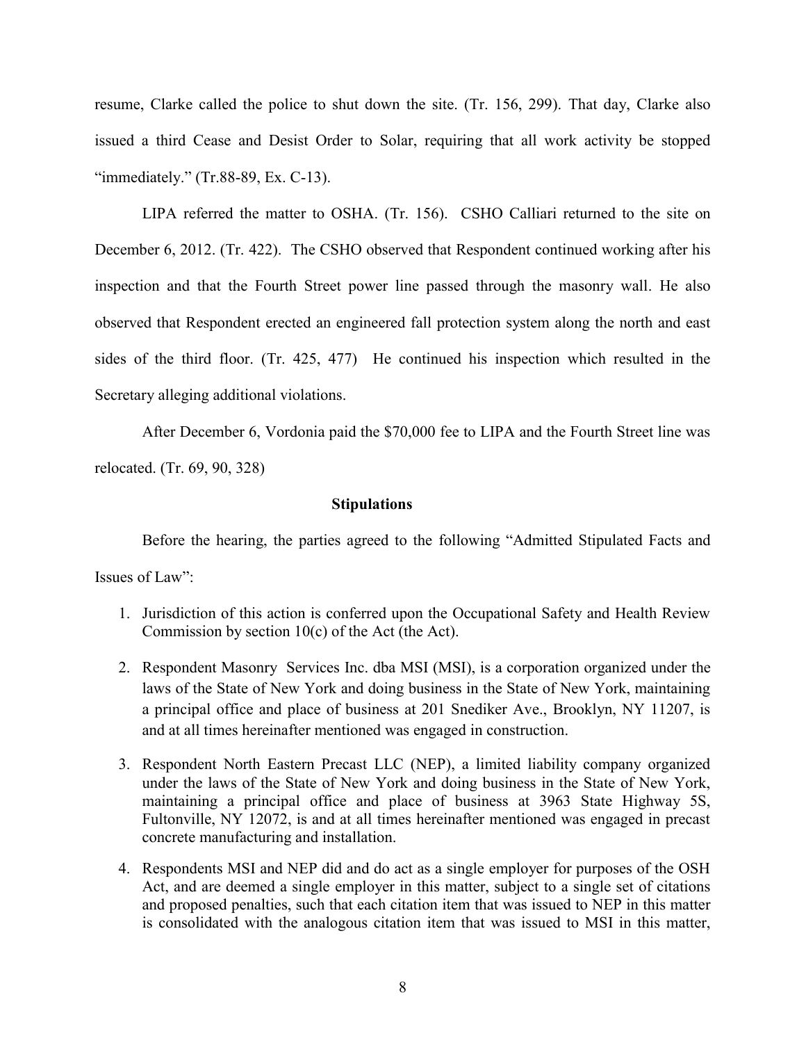resume, Clarke called the police to shut down the site. (Tr. 156, 299). That day, Clarke also issued a third Cease and Desist Order to Solar, requiring that all work activity be stopped "immediately." (Tr.88-89, Ex. C-13).

LIPA referred the matter to OSHA. (Tr. 156). CSHO Calliari returned to the site on December 6, 2012. (Tr. 422). The CSHO observed that Respondent continued working after his inspection and that the Fourth Street power line passed through the masonry wall. He also observed that Respondent erected an engineered fall protection system along the north and east sides of the third floor. (Tr. 425, 477) He continued his inspection which resulted in the Secretary alleging additional violations.

After December 6, Vordonia paid the $70,000 fee to LIPA and the Fourth Street line was relocated. (Tr. 69, 90, 328)

**Stipulations**

Before the hearing, the parties agreed to the following "Admitted Stipulated Facts and Issues of Law":

1. Jurisdiction of this action is conferred upon the Occupational Safety and Health Review Commission by section 10(c) of the Act (the Act).
2. Respondent Masonry Services Inc. dba MSI (MSI), is a corporation organized under the laws of the State of New York and doing business in the State of New York, maintaining a principal office and place of business at 201 Snediker Ave., Brooklyn, NY 11207, is and at all times hereinafter mentioned was engaged in construction.
3. Respondent North Eastern Precast LLC (NEP), a limited liability company organized under the laws of the State of New York and doing business in the State of New York, maintaining a principal office and place of business at 3963 State Highway 5S, Fultonville, NY 12072, is and at all times hereinafter mentioned was engaged in precast concrete manufacturing and installation.
4. Respondents MSI and NEP did and do act as a single employer for purposes of the OSH Act, and are deemed a single employer in this matter, subject to a single set of citations and proposed penalties, such that each citation item that was issued to NEP in this matter is consolidated with the analogous citation item that was issued to MSI in this matter,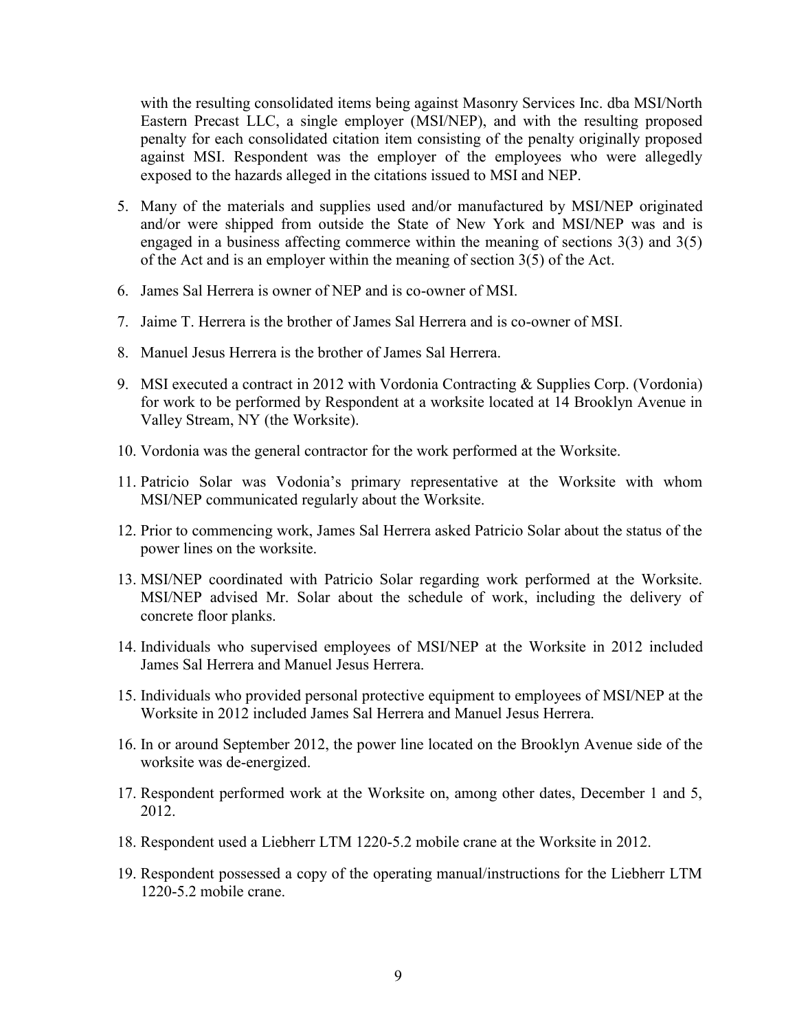with the resulting consolidated items being against Masonry Services Inc. dba MSI/North Eastern Precast LLC, a single employer (MSI/NEP), and with the resulting proposed penalty for each consolidated citation item consisting of the penalty originally proposed against MSI. Respondent was the employer of the employees who were allegedly exposed to the hazards alleged in the citations issued to MSI and NEP.

5. Many of the materials and supplies used and/or manufactured by MSI/NEP originated and/or were shipped from outside the State of New York and MSI/NEP was and is engaged in a business affecting commerce within the meaning of sections 3(3) and 3(5) of the Act and is an employer within the meaning of section 3(5) of the Act.

6. James Sal Herrera is owner of NEP and is co-owner of MSI.

7. Jaime T. Herrera is the brother of James Sal Herrera and is co-owner of MSI.

8. Manuel Jesus Herrera is the brother of James Sal Herrera.

9. MSI executed a contract in 2012 with Vordonia Contracting & Supplies Corp. (Vordonia) for work to be performed by Respondent at a worksite located at 14 Brooklyn Avenue in Valley Stream, NY (the Worksite).

10. Vordonia was the general contractor for the work performed at the Worksite.

11. Patricio Solar was Vodonia's primary representative at the Worksite with whom MSI/NEP communicated regularly about the Worksite.

12. Prior to commencing work, James Sal Herrera asked Patricio Solar about the status of the power lines on the worksite.

13. MSI/NEP coordinated with Patricio Solar regarding work performed at the Worksite. MSI/NEP advised Mr. Solar about the schedule of work, including the delivery of concrete floor planks.

14. Individuals who supervised employees of MSI/NEP at the Worksite in 2012 included James Sal Herrera and Manuel Jesus Herrera.

15. Individuals who provided personal protective equipment to employees of MSI/NEP at the Worksite in 2012 included James Sal Herrera and Manuel Jesus Herrera.

16. In or around September 2012, the power line located on the Brooklyn Avenue side of the worksite was de-energized.

17. Respondent performed work at the Worksite on, among other dates, December 1 and 5, 2012.

18. Respondent used a Liebherr LTM 1220-5.2 mobile crane at the Worksite in 2012.

19. Respondent possessed a copy of the operating manual/instructions for the Liebherr LTM 1220-5.2 mobile crane.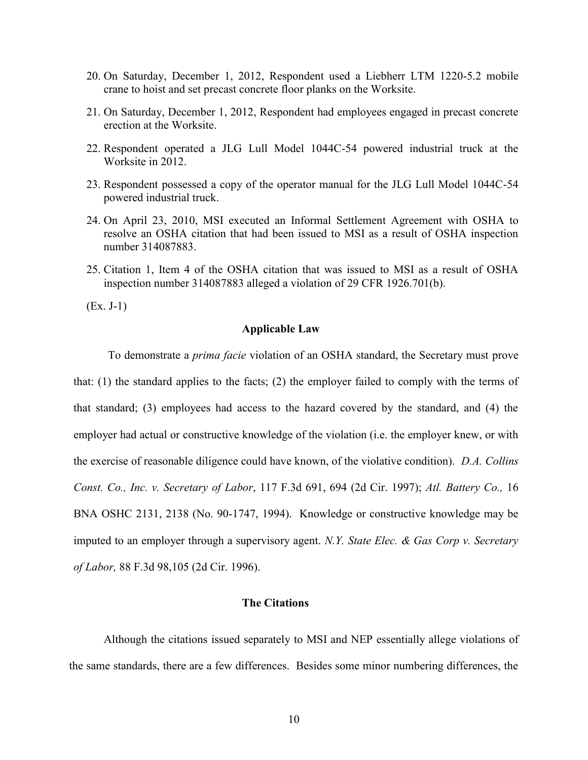20. On Saturday, December 1, 2012, Respondent used a Liebherr LTM 1220-5.2 mobile crane to hoist and set precast concrete floor planks on the Worksite.
21. On Saturday, December 1, 2012, Respondent had employees engaged in precast concrete erection at the Worksite.
22. Respondent operated a JLG Lull Model 1044C-54 powered industrial truck at the Worksite in 2012.
23. Respondent possessed a copy of the operator manual for the JLG Lull Model 1044C-54 powered industrial truck.
24. On April 23, 2010, MSI executed an Informal Settlement Agreement with OSHA to resolve an OSHA citation that had been issued to MSI as a result of OSHA inspection number 314087883.
25. Citation 1, Item 4 of the OSHA citation that was issued to MSI as a result of OSHA inspection number 314087883 alleged a violation of 29 CFR 1926.701(b).

(Ex. J-1)

## Applicable Law

To demonstrate a *prima facie* violation of an OSHA standard, the Secretary must prove that: (1) the standard applies to the facts; (2) the employer failed to comply with the terms of that standard; (3) employees had access to the hazard covered by the standard, and (4) the employer had actual or constructive knowledge of the violation (i.e. the employer knew, or with the exercise of reasonable diligence could have known, of the violative condition). *D.A. Collins Const. Co., Inc. v. Secretary of Labor*, 117 F.3d 691, 694 (2d Cir. 1997); *Atl. Battery Co.,* 16 BNA OSHC 2131, 2138 (No. 90-1747, 1994). Knowledge or constructive knowledge may be imputed to an employer through a supervisory agent. *N.Y. State Elec. & Gas Corp v. Secretary of Labor,* 88 F.3d 98,105 (2d Cir. 1996).

## The Citations

Although the citations issued separately to MSI and NEP essentially allege violations of the same standards, there are a few differences. Besides some minor numbering differences, the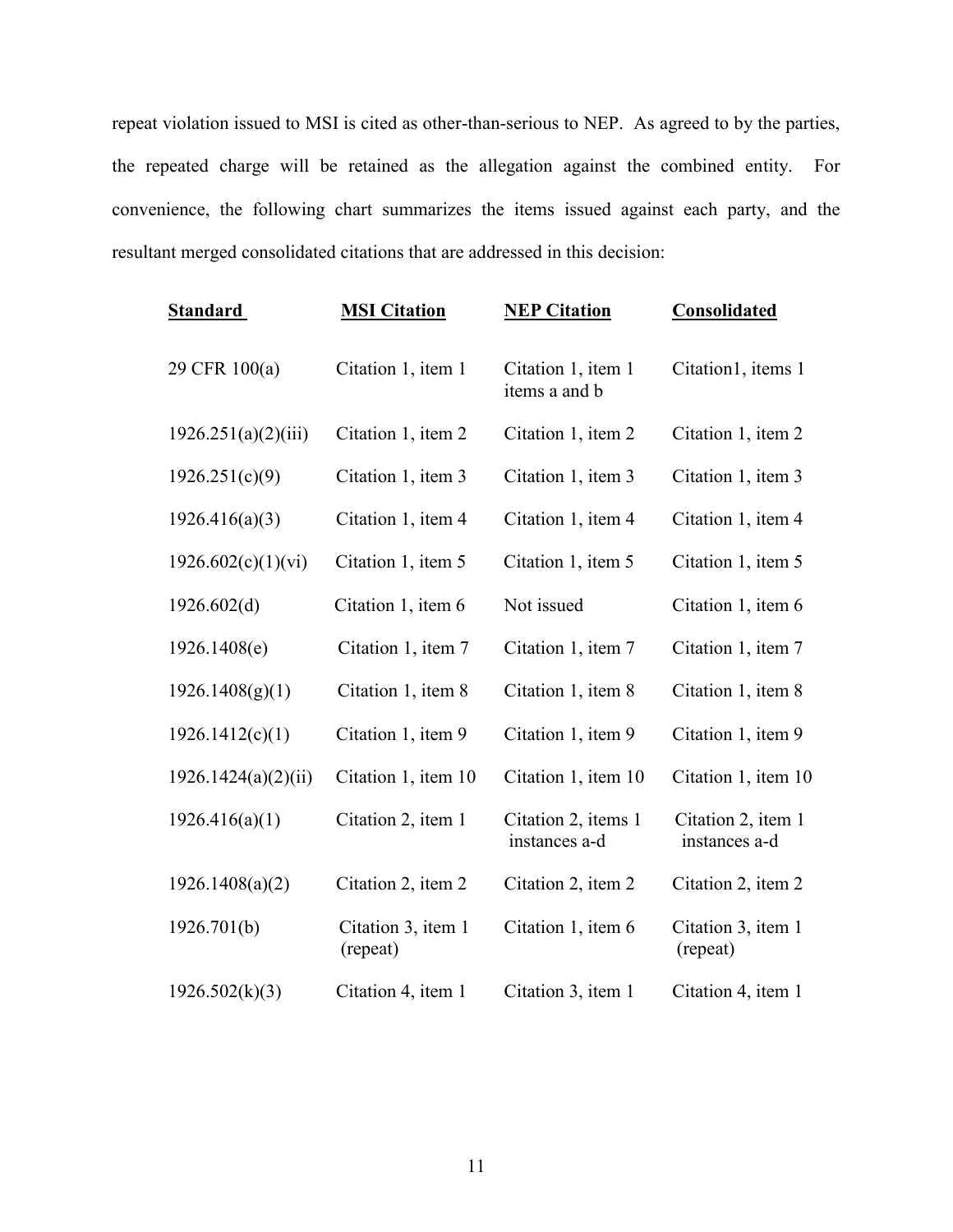repeat violation issued to MSI is cited as other-than-serious to NEP. As agreed to by the parties, the repeated charge will be retained as the allegation against the combined entity. For convenience, the following chart summarizes the items issued against each party, and the resultant merged consolidated citations that are addressed in this decision:

| **Standard** | **MSI Citation** | **NEP Citation** | **Consolidated** |
|---|---|---|---|
| 29 CFR 100(a) | Citation 1, item 1 | Citation 1, item 1 items a and b | Citation1, items 1 |
| 1926.251(a)(2)(iii) | Citation 1, item 2 | Citation 1, item 2 | Citation 1, item 2 |
| 1926.251(c)(9) | Citation 1, item 3 | Citation 1, item 3 | Citation 1, item 3 |
| 1926.416(a)(3) | Citation 1, item 4 | Citation 1, item 4 | Citation 1, item 4 |
| 1926.602(c)(1)(vi) | Citation 1, item 5 | Citation 1, item 5 | Citation 1, item 5 |
| 1926.602(d) | Citation 1, item 6 | Not issued | Citation 1, item 6 |
| 1926.1408(e) | Citation 1, item 7 | Citation 1, item 7 | Citation 1, item 7 |
| 1926.1408(g)(1) | Citation 1, item 8 | Citation 1, item 8 | Citation 1, item 8 |
| 1926.1412(c)(1) | Citation 1, item 9 | Citation 1, item 9 | Citation 1, item 9 |
| 1926.1424(a)(2)(ii) | Citation 1, item 10 | Citation 1, item 10 | Citation 1, item 10 |
| 1926.416(a)(1) | Citation 2, item 1 | Citation 2, items 1 instances a-d | Citation 2, item 1 instances a-d |
| 1926.1408(a)(2) | Citation 2, item 2 | Citation 2, item 2 | Citation 2, item 2 |
| 1926.701(b) | Citation 3, item 1 (repeat) | Citation 1, item 6 | Citation 3, item 1 (repeat) |
| 1926.502(k)(3) | Citation 4, item 1 | Citation 3, item 1 | Citation 4, item 1 |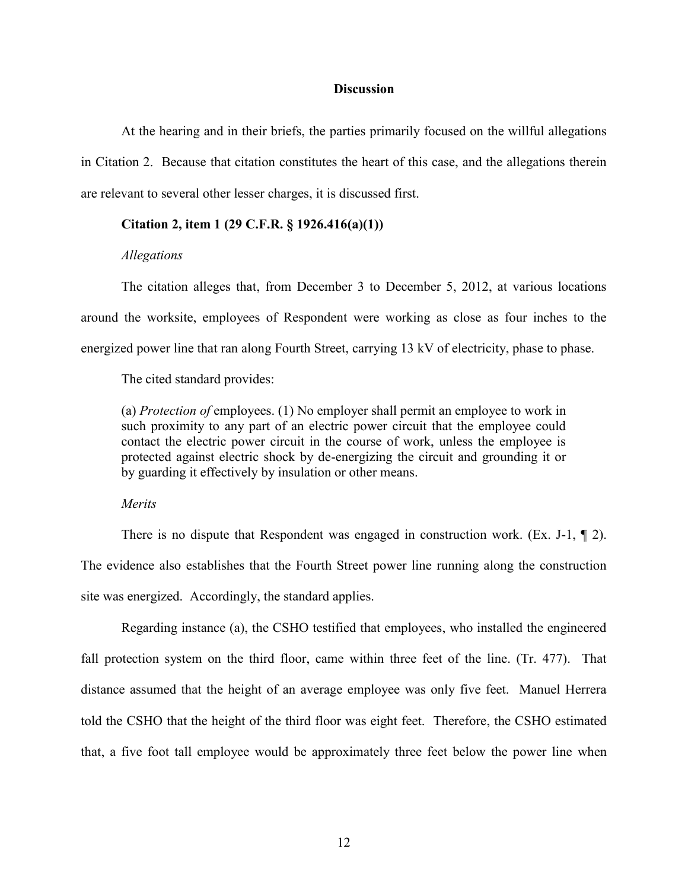## Discussion

At the hearing and in their briefs, the parties primarily focused on the willful allegations in Citation 2. Because that citation constitutes the heart of this case, and the allegations therein are relevant to several other lesser charges, it is discussed first.

### Citation 2, item 1 (29 C.F.R. § 1926.416(a)(1))

*Allegations*

The citation alleges that, from December 3 to December 5, 2012, at various locations around the worksite, employees of Respondent were working as close as four inches to the energized power line that ran along Fourth Street, carrying 13 kV of electricity, phase to phase.

The cited standard provides:

> (a) *Protection of* employees. (1) No employer shall permit an employee to work in such proximity to any part of an electric power circuit that the employee could contact the electric power circuit in the course of work, unless the employee is protected against electric shock by de-energizing the circuit and grounding it or by guarding it effectively by insulation or other means.

*Merits*

There is no dispute that Respondent was engaged in construction work. (Ex. J-1, ¶ 2). The evidence also establishes that the Fourth Street power line running along the construction site was energized. Accordingly, the standard applies.

Regarding instance (a), the CSHO testified that employees, who installed the engineered fall protection system on the third floor, came within three feet of the line. (Tr. 477). That distance assumed that the height of an average employee was only five feet. Manuel Herrera told the CSHO that the height of the third floor was eight feet. Therefore, the CSHO estimated that, a five foot tall employee would be approximately three feet below the power line when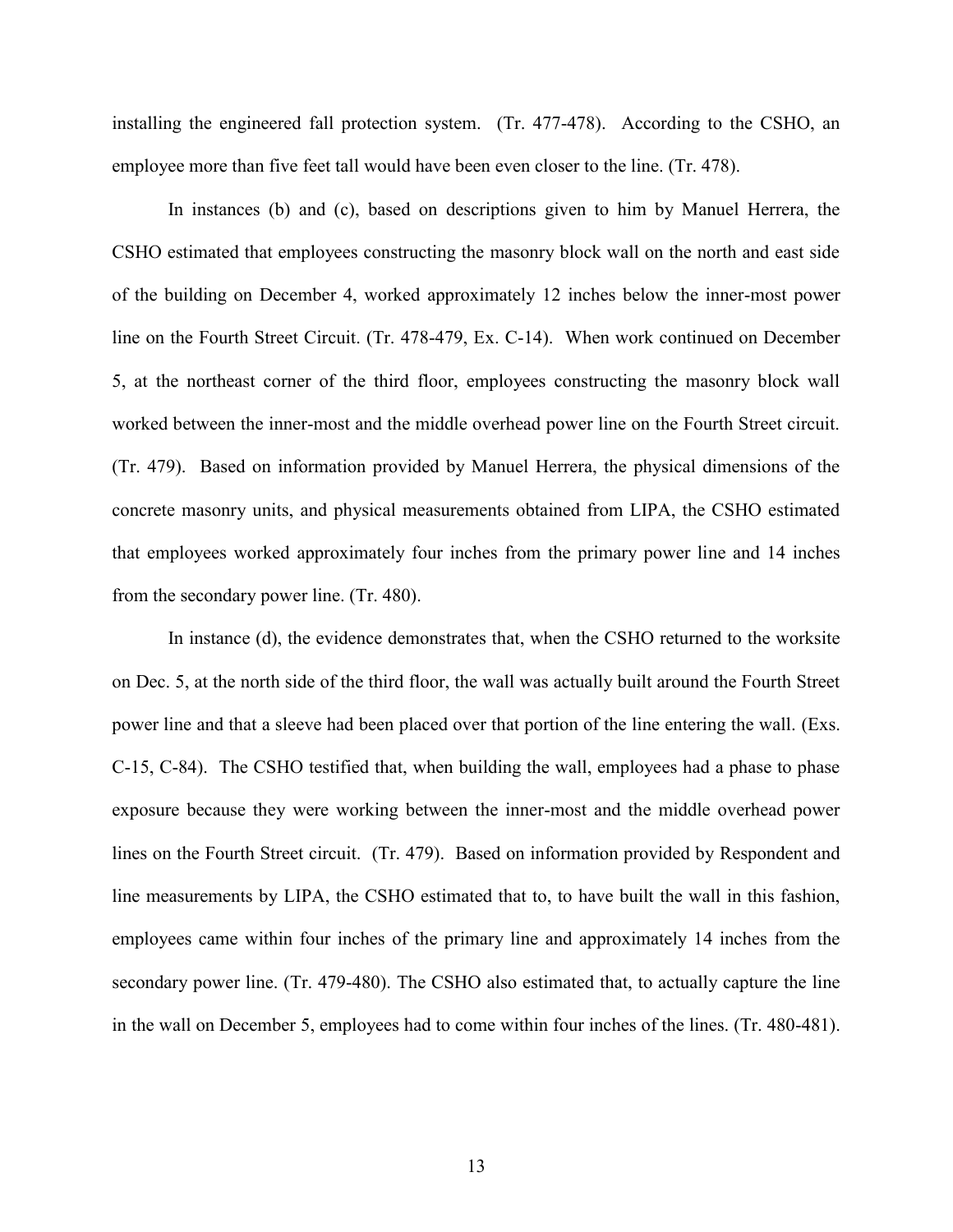installing the engineered fall protection system. (Tr. 477-478). According to the CSHO, an employee more than five feet tall would have been even closer to the line. (Tr. 478).

In instances (b) and (c), based on descriptions given to him by Manuel Herrera, the CSHO estimated that employees constructing the masonry block wall on the north and east side of the building on December 4, worked approximately 12 inches below the inner-most power line on the Fourth Street Circuit. (Tr. 478-479, Ex. C-14). When work continued on December 5, at the northeast corner of the third floor, employees constructing the masonry block wall worked between the inner-most and the middle overhead power line on the Fourth Street circuit. (Tr. 479). Based on information provided by Manuel Herrera, the physical dimensions of the concrete masonry units, and physical measurements obtained from LIPA, the CSHO estimated that employees worked approximately four inches from the primary power line and 14 inches from the secondary power line. (Tr. 480).

In instance (d), the evidence demonstrates that, when the CSHO returned to the worksite on Dec. 5, at the north side of the third floor, the wall was actually built around the Fourth Street power line and that a sleeve had been placed over that portion of the line entering the wall. (Exs. C-15, C-84). The CSHO testified that, when building the wall, employees had a phase to phase exposure because they were working between the inner-most and the middle overhead power lines on the Fourth Street circuit. (Tr. 479). Based on information provided by Respondent and line measurements by LIPA, the CSHO estimated that to, to have built the wall in this fashion, employees came within four inches of the primary line and approximately 14 inches from the secondary power line. (Tr. 479-480). The CSHO also estimated that, to actually capture the line in the wall on December 5, employees had to come within four inches of the lines. (Tr. 480-481).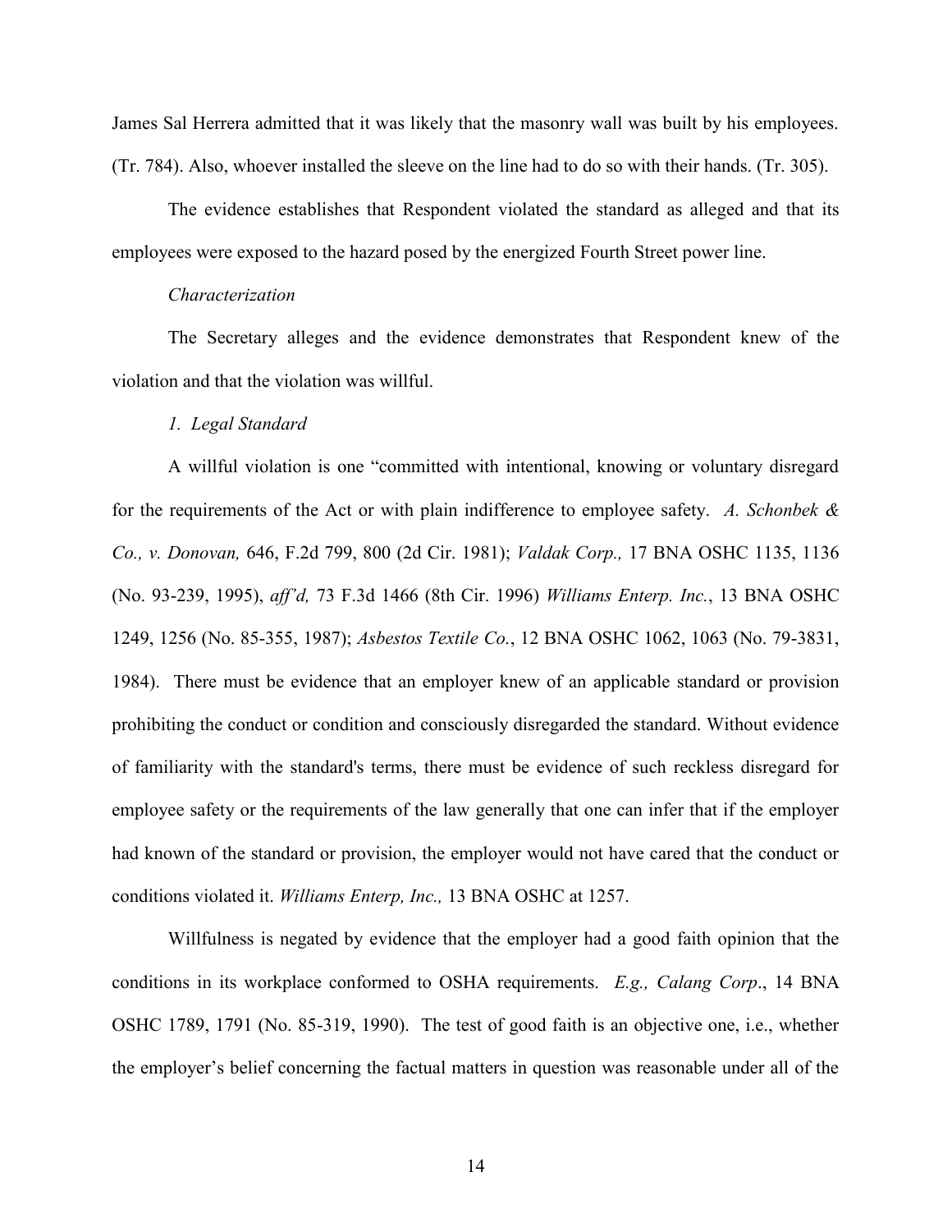James Sal Herrera admitted that it was likely that the masonry wall was built by his employees. (Tr. 784). Also, whoever installed the sleeve on the line had to do so with their hands. (Tr. 305).

The evidence establishes that Respondent violated the standard as alleged and that its employees were exposed to the hazard posed by the energized Fourth Street power line.

*Characterization*

The Secretary alleges and the evidence demonstrates that Respondent knew of the violation and that the violation was willful.

*1. Legal Standard*

A willful violation is one "committed with intentional, knowing or voluntary disregard for the requirements of the Act or with plain indifference to employee safety. *A. Schonbek & Co., v. Donovan,* 646, F.2d 799, 800 (2d Cir. 1981); *Valdak Corp.,* 17 BNA OSHC 1135, 1136 (No. 93-239, 1995), *aff'd,* 73 F.3d 1466 (8th Cir. 1996) *Williams Enterp. Inc.*, 13 BNA OSHC 1249, 1256 (No. 85-355, 1987); *Asbestos Textile Co.*, 12 BNA OSHC 1062, 1063 (No. 79-3831, 1984). There must be evidence that an employer knew of an applicable standard or provision prohibiting the conduct or condition and consciously disregarded the standard. Without evidence of familiarity with the standard's terms, there must be evidence of such reckless disregard for employee safety or the requirements of the law generally that one can infer that if the employer had known of the standard or provision, the employer would not have cared that the conduct or conditions violated it. *Williams Enterp, Inc.,* 13 BNA OSHC at 1257.

Willfulness is negated by evidence that the employer had a good faith opinion that the conditions in its workplace conformed to OSHA requirements. *E.g., Calang Corp*., 14 BNA OSHC 1789, 1791 (No. 85-319, 1990). The test of good faith is an objective one, i.e., whether the employer's belief concerning the factual matters in question was reasonable under all of the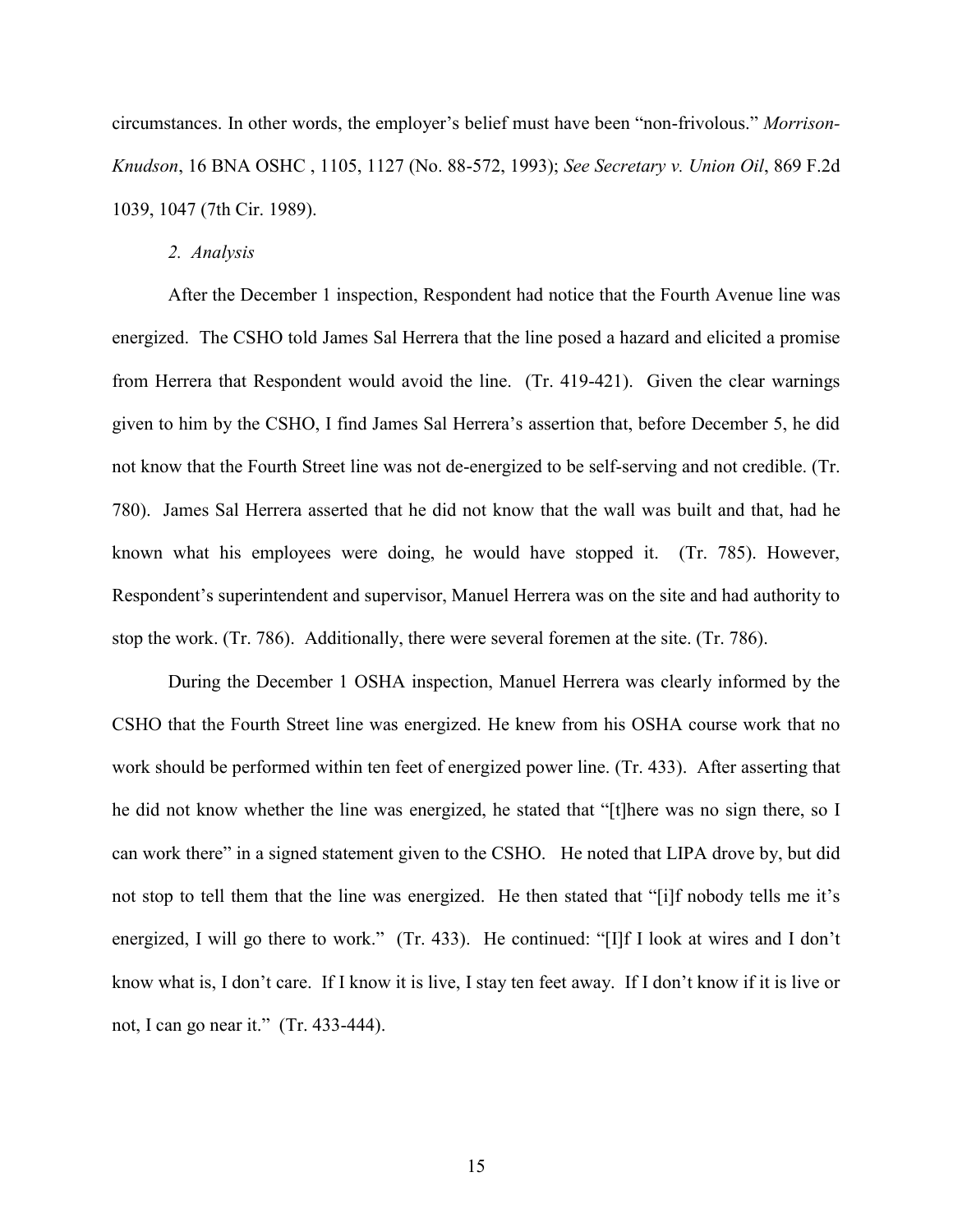circumstances. In other words, the employer's belief must have been "non-frivolous." *Morrison-Knudson*, 16 BNA OSHC , 1105, 1127 (No. 88-572, 1993); *See Secretary v. Union Oil*, 869 F.2d 1039, 1047 (7th Cir. 1989).

*2. Analysis*

After the December 1 inspection, Respondent had notice that the Fourth Avenue line was energized. The CSHO told James Sal Herrera that the line posed a hazard and elicited a promise from Herrera that Respondent would avoid the line. (Tr. 419-421). Given the clear warnings given to him by the CSHO, I find James Sal Herrera's assertion that, before December 5, he did not know that the Fourth Street line was not de-energized to be self-serving and not credible. (Tr. 780). James Sal Herrera asserted that he did not know that the wall was built and that, had he known what his employees were doing, he would have stopped it. (Tr. 785). However, Respondent's superintendent and supervisor, Manuel Herrera was on the site and had authority to stop the work. (Tr. 786). Additionally, there were several foremen at the site. (Tr. 786).

During the December 1 OSHA inspection, Manuel Herrera was clearly informed by the CSHO that the Fourth Street line was energized. He knew from his OSHA course work that no work should be performed within ten feet of energized power line. (Tr. 433). After asserting that he did not know whether the line was energized, he stated that "[t]here was no sign there, so I can work there" in a signed statement given to the CSHO. He noted that LIPA drove by, but did not stop to tell them that the line was energized. He then stated that "[i]f nobody tells me it's energized, I will go there to work." (Tr. 433). He continued: "[I]f I look at wires and I don't know what is, I don't care. If I know it is live, I stay ten feet away. If I don't know if it is live or not, I can go near it." (Tr. 433-444).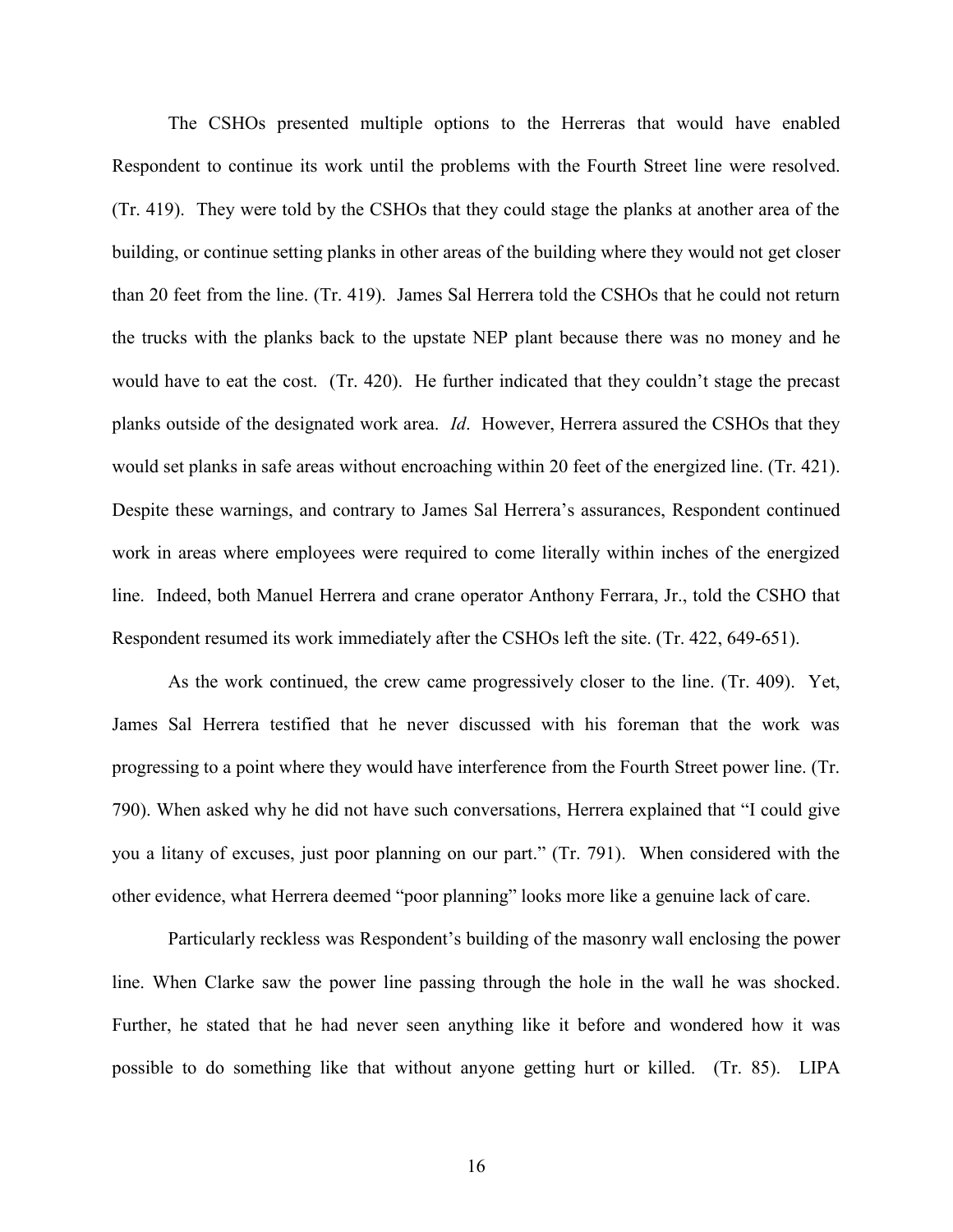The CSHOs presented multiple options to the Herreras that would have enabled Respondent to continue its work until the problems with the Fourth Street line were resolved. (Tr. 419). They were told by the CSHOs that they could stage the planks at another area of the building, or continue setting planks in other areas of the building where they would not get closer than 20 feet from the line. (Tr. 419). James Sal Herrera told the CSHOs that he could not return the trucks with the planks back to the upstate NEP plant because there was no money and he would have to eat the cost. (Tr. 420). He further indicated that they couldn't stage the precast planks outside of the designated work area. *Id*. However, Herrera assured the CSHOs that they would set planks in safe areas without encroaching within 20 feet of the energized line. (Tr. 421). Despite these warnings, and contrary to James Sal Herrera's assurances, Respondent continued work in areas where employees were required to come literally within inches of the energized line. Indeed, both Manuel Herrera and crane operator Anthony Ferrara, Jr., told the CSHO that Respondent resumed its work immediately after the CSHOs left the site. (Tr. 422, 649-651).

As the work continued, the crew came progressively closer to the line. (Tr. 409). Yet, James Sal Herrera testified that he never discussed with his foreman that the work was progressing to a point where they would have interference from the Fourth Street power line. (Tr. 790). When asked why he did not have such conversations, Herrera explained that "I could give you a litany of excuses, just poor planning on our part." (Tr. 791). When considered with the other evidence, what Herrera deemed "poor planning" looks more like a genuine lack of care.

Particularly reckless was Respondent's building of the masonry wall enclosing the power line. When Clarke saw the power line passing through the hole in the wall he was shocked. Further, he stated that he had never seen anything like it before and wondered how it was possible to do something like that without anyone getting hurt or killed. (Tr. 85). LIPA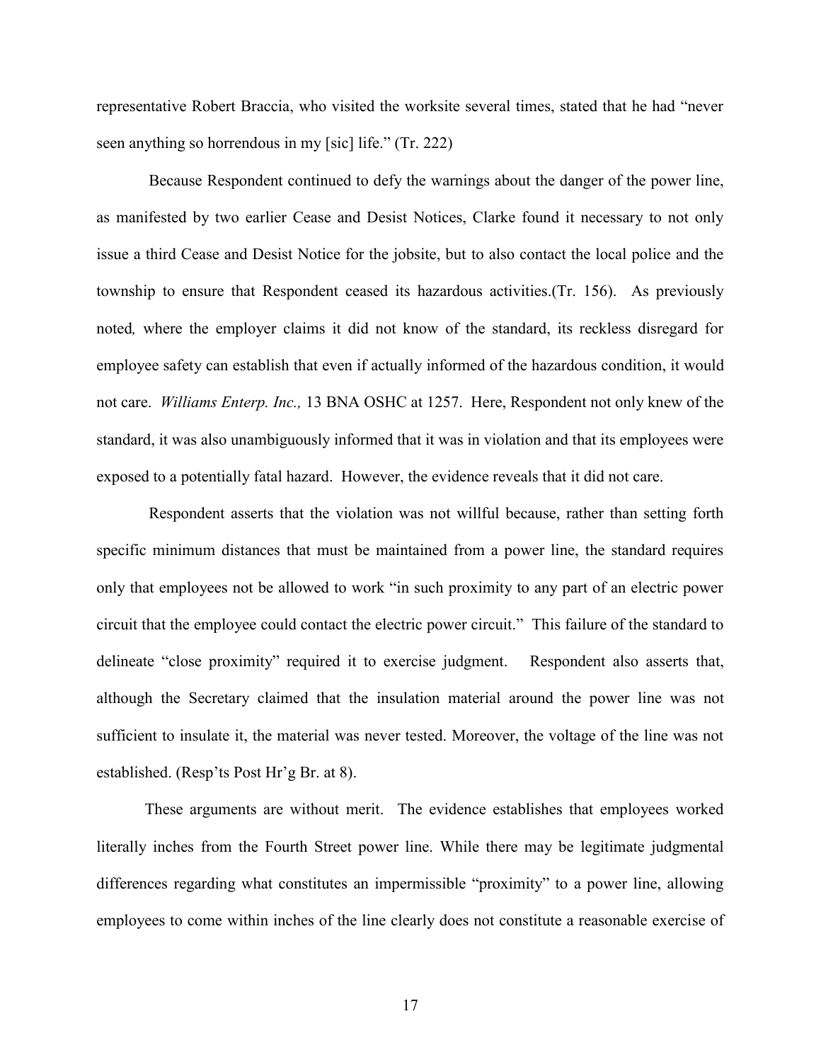representative Robert Braccia, who visited the worksite several times, stated that he had "never seen anything so horrendous in my [sic] life." (Tr. 222)

Because Respondent continued to defy the warnings about the danger of the power line, as manifested by two earlier Cease and Desist Notices, Clarke found it necessary to not only issue a third Cease and Desist Notice for the jobsite, but to also contact the local police and the township to ensure that Respondent ceased its hazardous activities.(Tr. 156). As previously noted*,* where the employer claims it did not know of the standard, its reckless disregard for employee safety can establish that even if actually informed of the hazardous condition, it would not care. *Williams Enterp. Inc.,* 13 BNA OSHC at 1257. Here, Respondent not only knew of the standard, it was also unambiguously informed that it was in violation and that its employees were exposed to a potentially fatal hazard. However, the evidence reveals that it did not care.

Respondent asserts that the violation was not willful because, rather than setting forth specific minimum distances that must be maintained from a power line, the standard requires only that employees not be allowed to work "in such proximity to any part of an electric power circuit that the employee could contact the electric power circuit." This failure of the standard to delineate "close proximity" required it to exercise judgment. Respondent also asserts that, although the Secretary claimed that the insulation material around the power line was not sufficient to insulate it, the material was never tested. Moreover, the voltage of the line was not established. (Resp'ts Post Hr'g Br. at 8).

These arguments are without merit. The evidence establishes that employees worked literally inches from the Fourth Street power line. While there may be legitimate judgmental differences regarding what constitutes an impermissible "proximity" to a power line, allowing employees to come within inches of the line clearly does not constitute a reasonable exercise of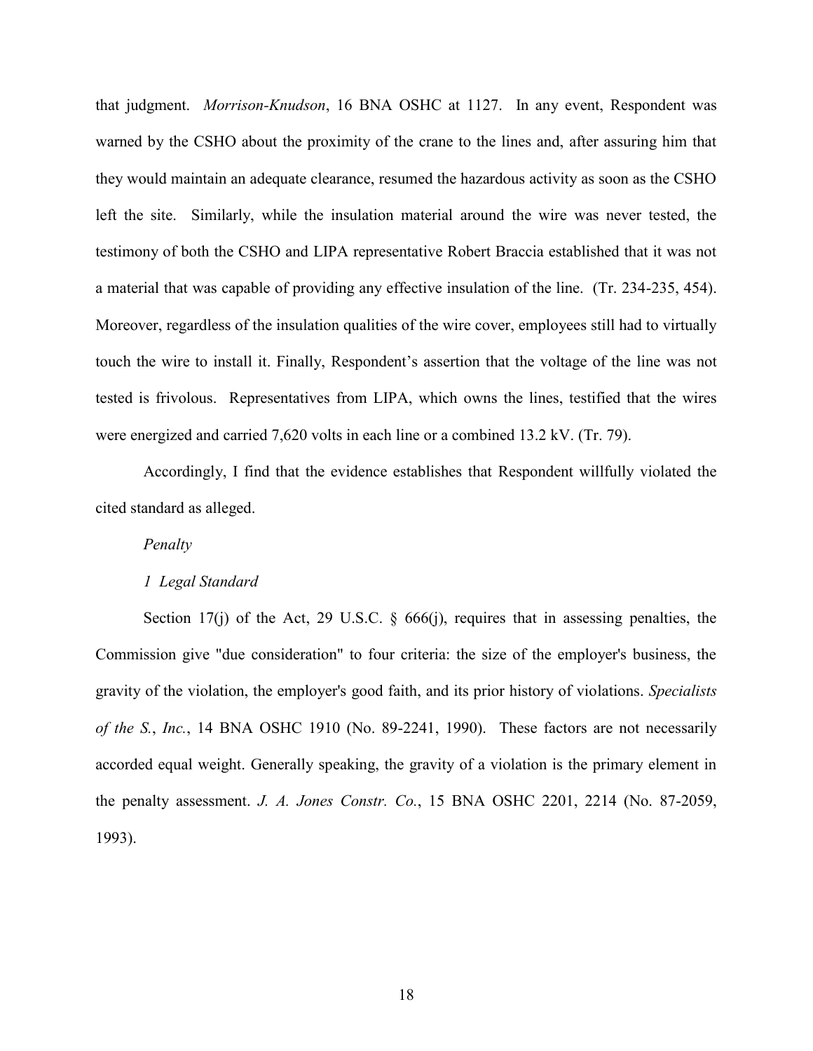that judgment. *Morrison-Knudson*, 16 BNA OSHC at 1127. In any event, Respondent was warned by the CSHO about the proximity of the crane to the lines and, after assuring him that they would maintain an adequate clearance, resumed the hazardous activity as soon as the CSHO left the site. Similarly, while the insulation material around the wire was never tested, the testimony of both the CSHO and LIPA representative Robert Braccia established that it was not a material that was capable of providing any effective insulation of the line. (Tr. 234-235, 454). Moreover, regardless of the insulation qualities of the wire cover, employees still had to virtually touch the wire to install it. Finally, Respondent's assertion that the voltage of the line was not tested is frivolous. Representatives from LIPA, which owns the lines, testified that the wires were energized and carried 7,620 volts in each line or a combined 13.2 kV. (Tr. 79).

Accordingly, I find that the evidence establishes that Respondent willfully violated the cited standard as alleged.

*Penalty*

*1 Legal Standard*

Section 17(j) of the Act, 29 U.S.C. § 666(j), requires that in assessing penalties, the Commission give "due consideration" to four criteria: the size of the employer's business, the gravity of the violation, the employer's good faith, and its prior history of violations. *Specialists of the S.*, *Inc.*, 14 BNA OSHC 1910 (No. 89-2241, 1990). These factors are not necessarily accorded equal weight. Generally speaking, the gravity of a violation is the primary element in the penalty assessment. *J. A. Jones Constr. Co.*, 15 BNA OSHC 2201, 2214 (No. 87-2059, 1993).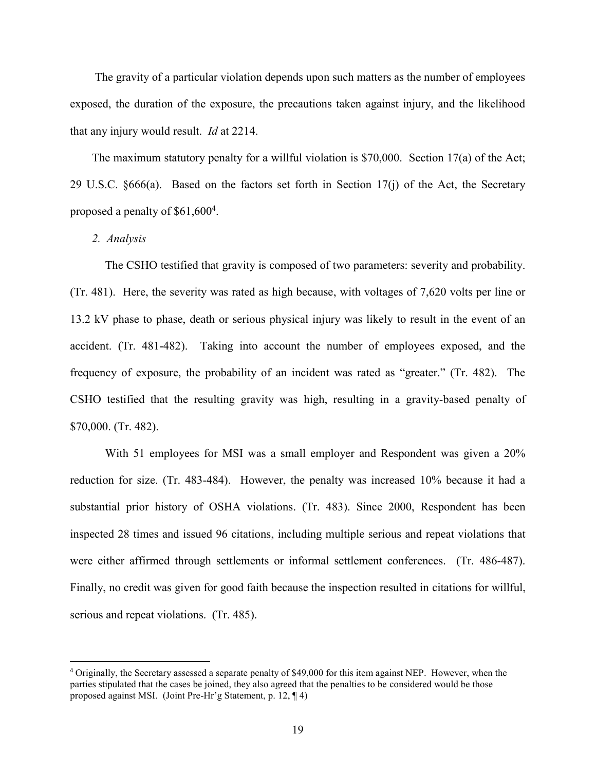The gravity of a particular violation depends upon such matters as the number of employees exposed, the duration of the exposure, the precautions taken against injury, and the likelihood that any injury would result. *Id* at 2214.

The maximum statutory penalty for a willful violation is $70,000. Section 17(a) of the Act; 29 U.S.C. §666(a). Based on the factors set forth in Section 17(j) of the Act, the Secretary proposed a penalty of $61,600[4].

*2. Analysis*

The CSHO testified that gravity is composed of two parameters: severity and probability. (Tr. 481). Here, the severity was rated as high because, with voltages of 7,620 volts per line or 13.2 kV phase to phase, death or serious physical injury was likely to result in the event of an accident. (Tr. 481-482). Taking into account the number of employees exposed, and the frequency of exposure, the probability of an incident was rated as "greater." (Tr. 482). The CSHO testified that the resulting gravity was high, resulting in a gravity-based penalty of $70,000. (Tr. 482).

With 51 employees for MSI was a small employer and Respondent was given a 20% reduction for size. (Tr. 483-484). However, the penalty was increased 10% because it had a substantial prior history of OSHA violations. (Tr. 483). Since 2000, Respondent has been inspected 28 times and issued 96 citations, including multiple serious and repeat violations that were either affirmed through settlements or informal settlement conferences. (Tr. 486-487). Finally, no credit was given for good faith because the inspection resulted in citations for willful, serious and repeat violations. (Tr. 485).

---

[4] Originally, the Secretary assessed a separate penalty of $49,000 for this item against NEP. However, when the parties stipulated that the cases be joined, they also agreed that the penalties to be considered would be those proposed against MSI. (Joint Pre-Hr'g Statement, p. 12, ¶ 4)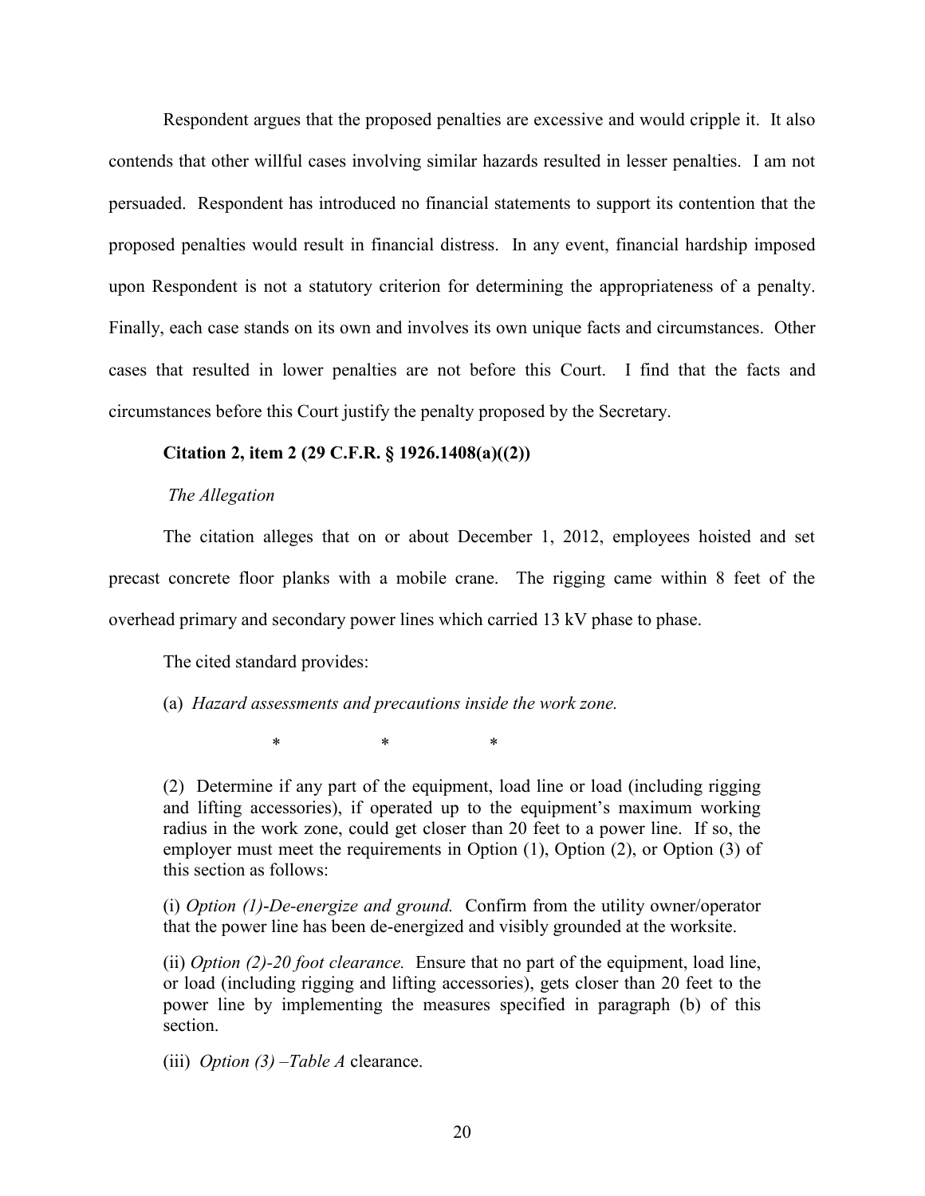Respondent argues that the proposed penalties are excessive and would cripple it. It also contends that other willful cases involving similar hazards resulted in lesser penalties. I am not persuaded. Respondent has introduced no financial statements to support its contention that the proposed penalties would result in financial distress. In any event, financial hardship imposed upon Respondent is not a statutory criterion for determining the appropriateness of a penalty. Finally, each case stands on its own and involves its own unique facts and circumstances. Other cases that resulted in lower penalties are not before this Court. I find that the facts and circumstances before this Court justify the penalty proposed by the Secretary.

**Citation 2, item 2 (29 C.F.R. § 1926.1408(a)((2))**

*The Allegation*

The citation alleges that on or about December 1, 2012, employees hoisted and set precast concrete floor planks with a mobile crane. The rigging came within 8 feet of the overhead primary and secondary power lines which carried 13 kV phase to phase.

The cited standard provides:

> (a) *Hazard assessments and precautions inside the work zone.*
>
> \* \* \*
>
> (2) Determine if any part of the equipment, load line or load (including rigging and lifting accessories), if operated up to the equipment's maximum working radius in the work zone, could get closer than 20 feet to a power line. If so, the employer must meet the requirements in Option (1), Option (2), or Option (3) of this section as follows:
>
> (i) *Option (1)-De-energize and ground.* Confirm from the utility owner/operator that the power line has been de-energized and visibly grounded at the worksite.
>
> (ii) *Option (2)-20 foot clearance.* Ensure that no part of the equipment, load line, or load (including rigging and lifting accessories), gets closer than 20 feet to the power line by implementing the measures specified in paragraph (b) of this section.
>
> (iii) *Option (3) –Table A* clearance.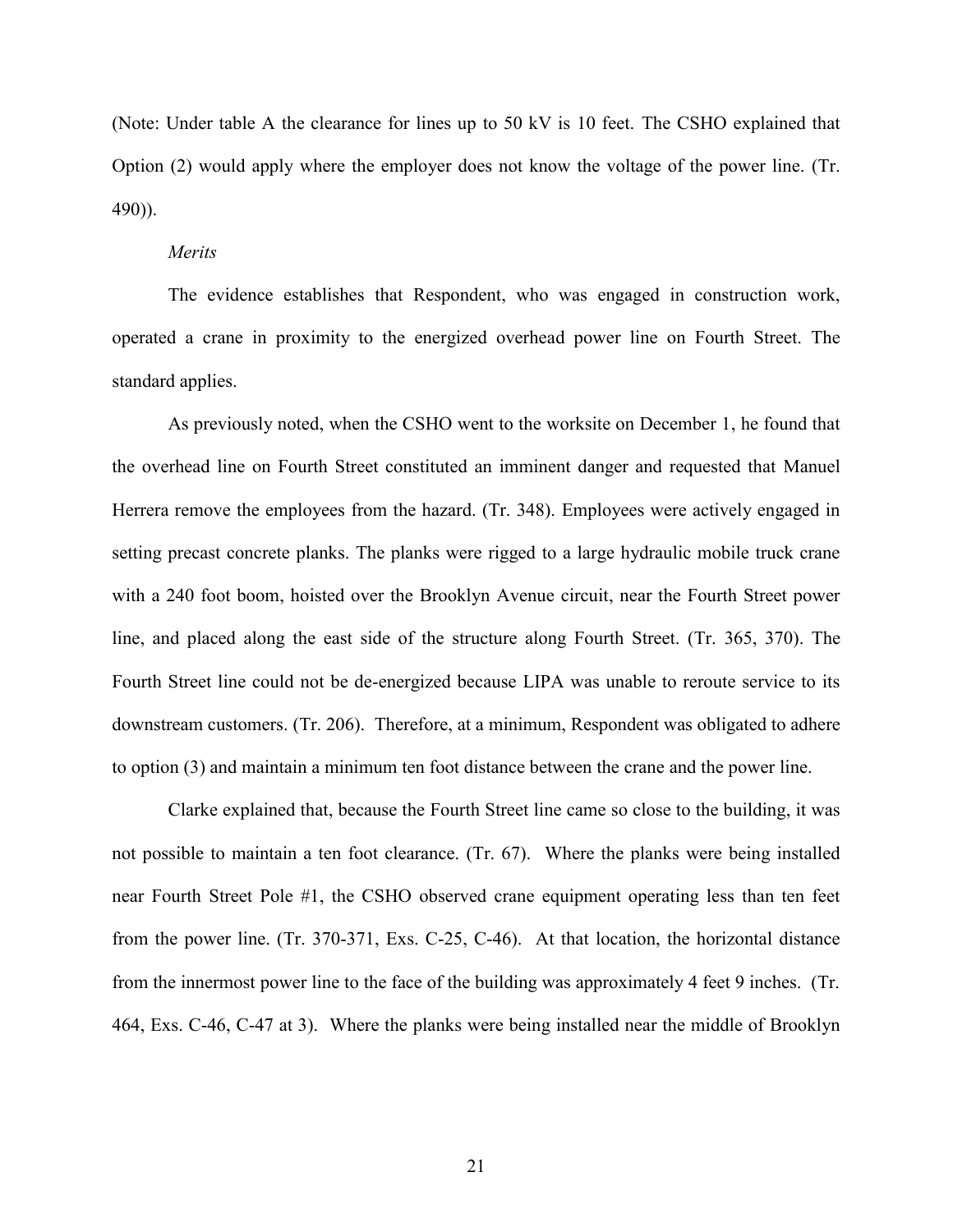(Note: Under table A the clearance for lines up to 50 kV is 10 feet. The CSHO explained that Option (2) would apply where the employer does not know the voltage of the power line. (Tr. 490)).

*Merits*

The evidence establishes that Respondent, who was engaged in construction work, operated a crane in proximity to the energized overhead power line on Fourth Street. The standard applies.

As previously noted, when the CSHO went to the worksite on December 1, he found that the overhead line on Fourth Street constituted an imminent danger and requested that Manuel Herrera remove the employees from the hazard. (Tr. 348). Employees were actively engaged in setting precast concrete planks. The planks were rigged to a large hydraulic mobile truck crane with a 240 foot boom, hoisted over the Brooklyn Avenue circuit, near the Fourth Street power line, and placed along the east side of the structure along Fourth Street. (Tr. 365, 370). The Fourth Street line could not be de-energized because LIPA was unable to reroute service to its downstream customers. (Tr. 206). Therefore, at a minimum, Respondent was obligated to adhere to option (3) and maintain a minimum ten foot distance between the crane and the power line.

Clarke explained that, because the Fourth Street line came so close to the building, it was not possible to maintain a ten foot clearance. (Tr. 67). Where the planks were being installed near Fourth Street Pole #1, the CSHO observed crane equipment operating less than ten feet from the power line. (Tr. 370-371, Exs. C-25, C-46). At that location, the horizontal distance from the innermost power line to the face of the building was approximately 4 feet 9 inches. (Tr. 464, Exs. C-46, C-47 at 3). Where the planks were being installed near the middle of Brooklyn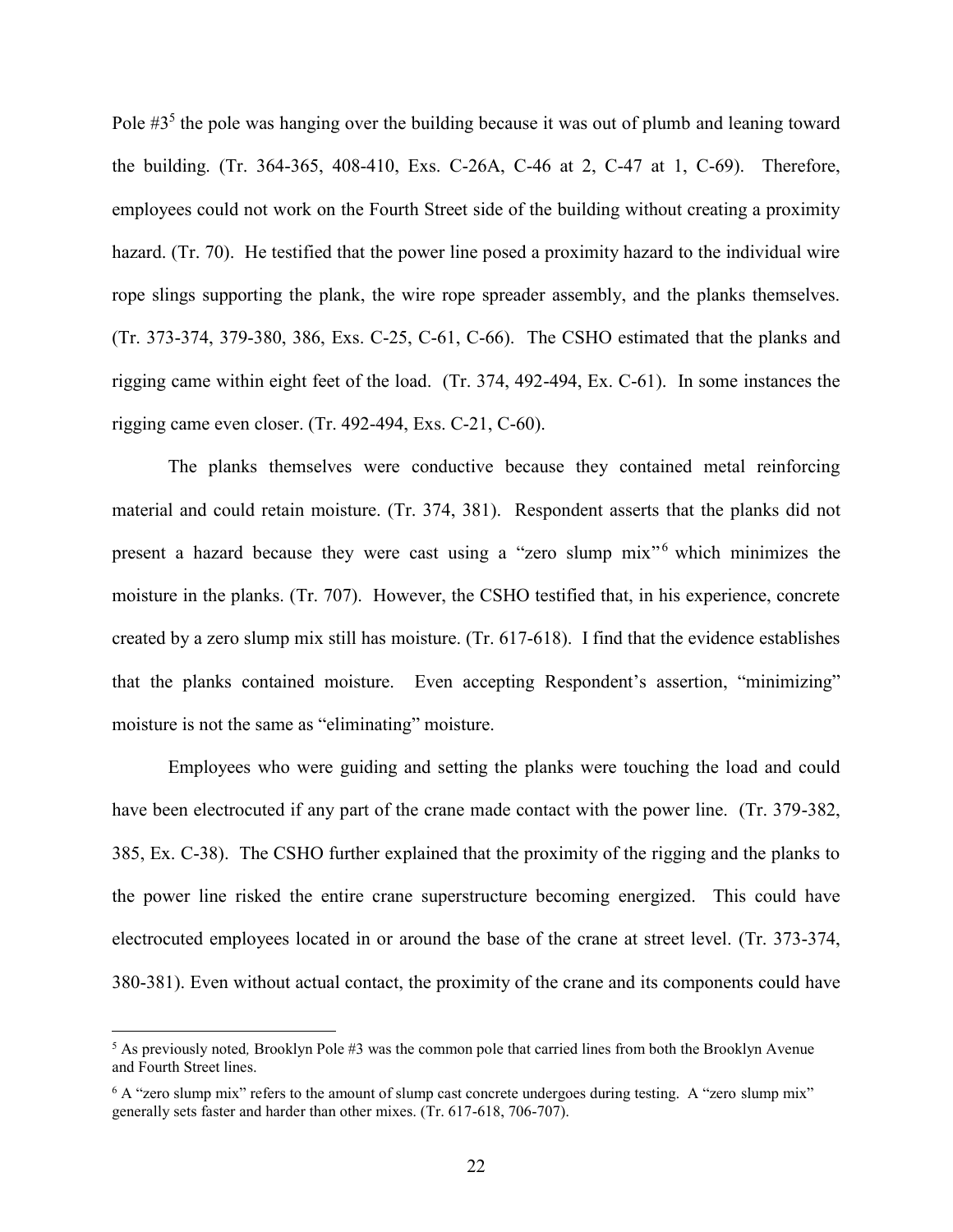Pole #3[5] the pole was hanging over the building because it was out of plumb and leaning toward the building. (Tr. 364-365, 408-410, Exs. C-26A, C-46 at 2, C-47 at 1, C-69). Therefore, employees could not work on the Fourth Street side of the building without creating a proximity hazard. (Tr. 70). He testified that the power line posed a proximity hazard to the individual wire rope slings supporting the plank, the wire rope spreader assembly, and the planks themselves. (Tr. 373-374, 379-380, 386, Exs. C-25, C-61, C-66). The CSHO estimated that the planks and rigging came within eight feet of the load. (Tr. 374, 492-494, Ex. C-61). In some instances the rigging came even closer. (Tr. 492-494, Exs. C-21, C-60).

The planks themselves were conductive because they contained metal reinforcing material and could retain moisture. (Tr. 374, 381). Respondent asserts that the planks did not present a hazard because they were cast using a "zero slump mix"[6] which minimizes the moisture in the planks. (Tr. 707). However, the CSHO testified that, in his experience, concrete created by a zero slump mix still has moisture. (Tr. 617-618). I find that the evidence establishes that the planks contained moisture. Even accepting Respondent's assertion, "minimizing" moisture is not the same as "eliminating" moisture.

Employees who were guiding and setting the planks were touching the load and could have been electrocuted if any part of the crane made contact with the power line. (Tr. 379-382, 385, Ex. C-38). The CSHO further explained that the proximity of the rigging and the planks to the power line risked the entire crane superstructure becoming energized. This could have electrocuted employees located in or around the base of the crane at street level. (Tr. 373-374, 380-381). Even without actual contact, the proximity of the crane and its components could have

---

[5] As previously noted, Brooklyn Pole #3 was the common pole that carried lines from both the Brooklyn Avenue and Fourth Street lines.

[6] A "zero slump mix" refers to the amount of slump cast concrete undergoes during testing. A "zero slump mix" generally sets faster and harder than other mixes. (Tr. 617-618, 706-707).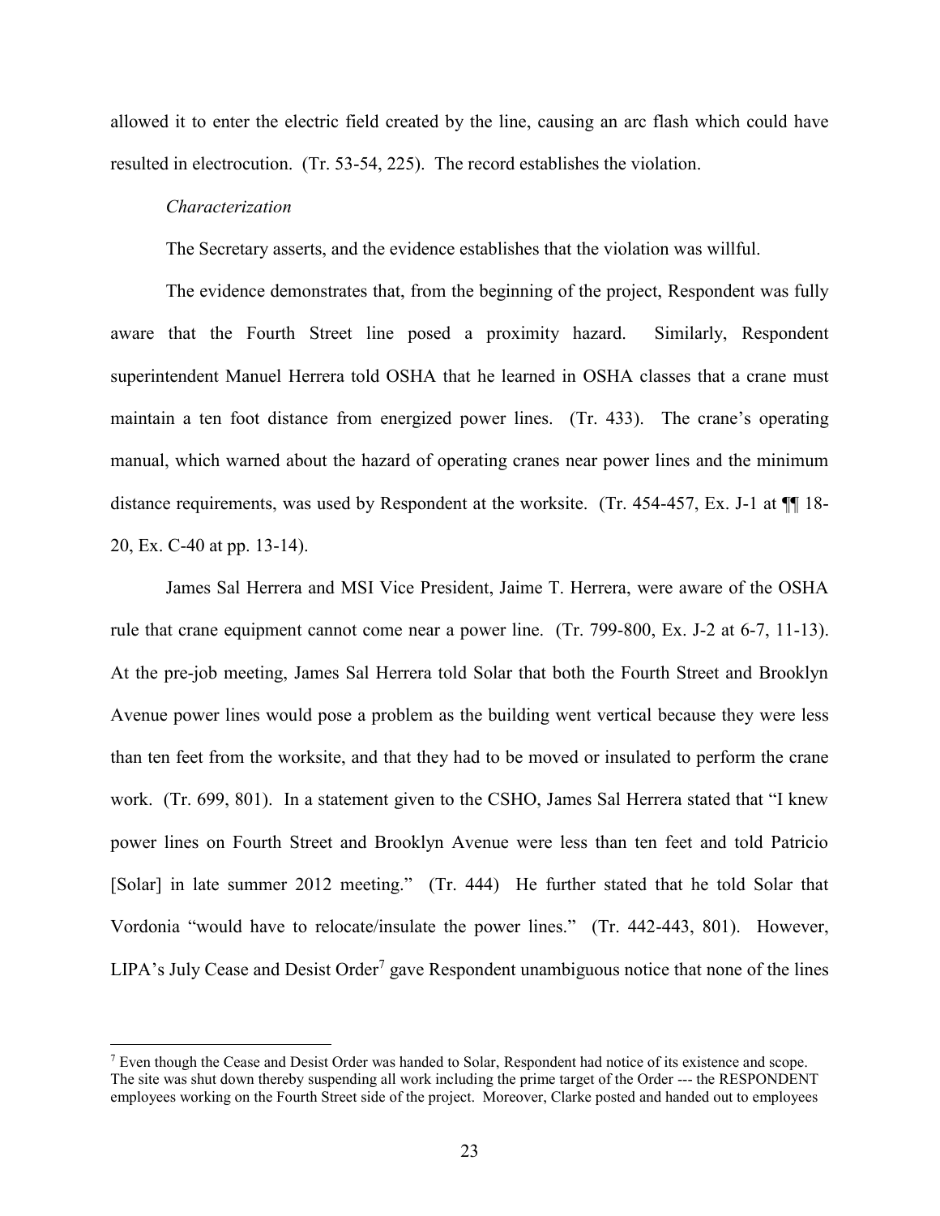allowed it to enter the electric field created by the line, causing an arc flash which could have resulted in electrocution. (Tr. 53-54, 225). The record establishes the violation.

*Characterization*

The Secretary asserts, and the evidence establishes that the violation was willful.

The evidence demonstrates that, from the beginning of the project, Respondent was fully aware that the Fourth Street line posed a proximity hazard. Similarly, Respondent superintendent Manuel Herrera told OSHA that he learned in OSHA classes that a crane must maintain a ten foot distance from energized power lines. (Tr. 433). The crane's operating manual, which warned about the hazard of operating cranes near power lines and the minimum distance requirements, was used by Respondent at the worksite. (Tr. 454-457, Ex. J-1 at ¶¶ 18-20, Ex. C-40 at pp. 13-14).

James Sal Herrera and MSI Vice President, Jaime T. Herrera, were aware of the OSHA rule that crane equipment cannot come near a power line. (Tr. 799-800, Ex. J-2 at 6-7, 11-13). At the pre-job meeting, James Sal Herrera told Solar that both the Fourth Street and Brooklyn Avenue power lines would pose a problem as the building went vertical because they were less than ten feet from the worksite, and that they had to be moved or insulated to perform the crane work. (Tr. 699, 801). In a statement given to the CSHO, James Sal Herrera stated that "I knew power lines on Fourth Street and Brooklyn Avenue were less than ten feet and told Patricio [Solar] in late summer 2012 meeting." (Tr. 444) He further stated that he told Solar that Vordonia "would have to relocate/insulate the power lines." (Tr. 442-443, 801). However, LIPA's July Cease and Desist Order[7] gave Respondent unambiguous notice that none of the lines

[7] Even though the Cease and Desist Order was handed to Solar, Respondent had notice of its existence and scope. The site was shut down thereby suspending all work including the prime target of the Order --- the RESPONDENT employees working on the Fourth Street side of the project. Moreover, Clarke posted and handed out to employees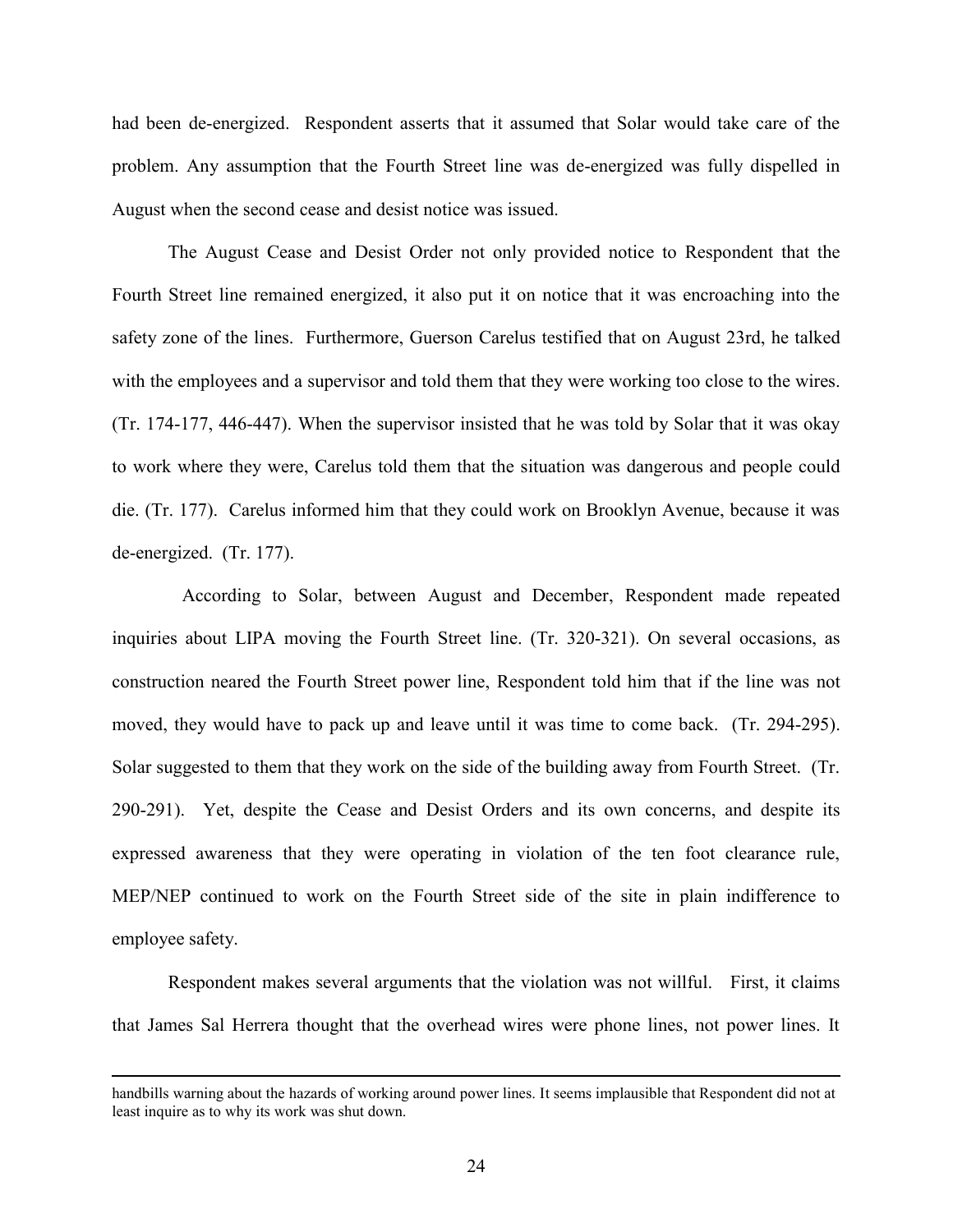had been de-energized. Respondent asserts that it assumed that Solar would take care of the problem. Any assumption that the Fourth Street line was de-energized was fully dispelled in August when the second cease and desist notice was issued.

The August Cease and Desist Order not only provided notice to Respondent that the Fourth Street line remained energized, it also put it on notice that it was encroaching into the safety zone of the lines. Furthermore, Guerson Carelus testified that on August 23rd, he talked with the employees and a supervisor and told them that they were working too close to the wires. (Tr. 174-177, 446-447). When the supervisor insisted that he was told by Solar that it was okay to work where they were, Carelus told them that the situation was dangerous and people could die. (Tr. 177). Carelus informed him that they could work on Brooklyn Avenue, because it was de-energized. (Tr. 177).

According to Solar, between August and December, Respondent made repeated inquiries about LIPA moving the Fourth Street line. (Tr. 320-321). On several occasions, as construction neared the Fourth Street power line, Respondent told him that if the line was not moved, they would have to pack up and leave until it was time to come back. (Tr. 294-295). Solar suggested to them that they work on the side of the building away from Fourth Street. (Tr. 290-291). Yet, despite the Cease and Desist Orders and its own concerns, and despite its expressed awareness that they were operating in violation of the ten foot clearance rule, MEP/NEP continued to work on the Fourth Street side of the site in plain indifference to employee safety.

Respondent makes several arguments that the violation was not willful. First, it claims that James Sal Herrera thought that the overhead wires were phone lines, not power lines. It

---

handbills warning about the hazards of working around power lines. It seems implausible that Respondent did not at least inquire as to why its work was shut down.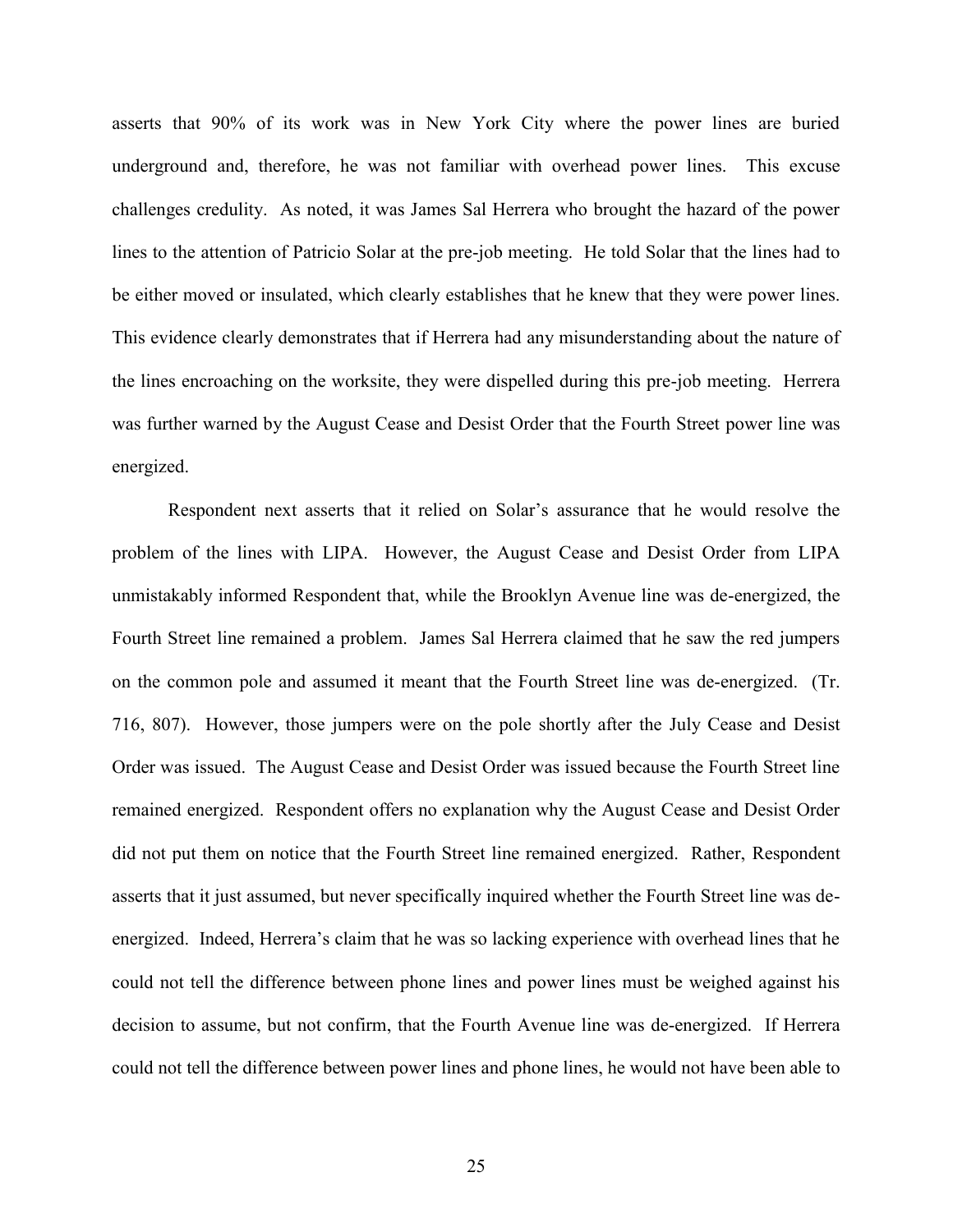asserts that 90% of its work was in New York City where the power lines are buried underground and, therefore, he was not familiar with overhead power lines. This excuse challenges credulity. As noted, it was James Sal Herrera who brought the hazard of the power lines to the attention of Patricio Solar at the pre-job meeting. He told Solar that the lines had to be either moved or insulated, which clearly establishes that he knew that they were power lines. This evidence clearly demonstrates that if Herrera had any misunderstanding about the nature of the lines encroaching on the worksite, they were dispelled during this pre-job meeting. Herrera was further warned by the August Cease and Desist Order that the Fourth Street power line was energized.

Respondent next asserts that it relied on Solar's assurance that he would resolve the problem of the lines with LIPA. However, the August Cease and Desist Order from LIPA unmistakably informed Respondent that, while the Brooklyn Avenue line was de-energized, the Fourth Street line remained a problem. James Sal Herrera claimed that he saw the red jumpers on the common pole and assumed it meant that the Fourth Street line was de-energized. (Tr. 716, 807). However, those jumpers were on the pole shortly after the July Cease and Desist Order was issued. The August Cease and Desist Order was issued because the Fourth Street line remained energized. Respondent offers no explanation why the August Cease and Desist Order did not put them on notice that the Fourth Street line remained energized. Rather, Respondent asserts that it just assumed, but never specifically inquired whether the Fourth Street line was de-energized. Indeed, Herrera's claim that he was so lacking experience with overhead lines that he could not tell the difference between phone lines and power lines must be weighed against his decision to assume, but not confirm, that the Fourth Avenue line was de-energized. If Herrera could not tell the difference between power lines and phone lines, he would not have been able to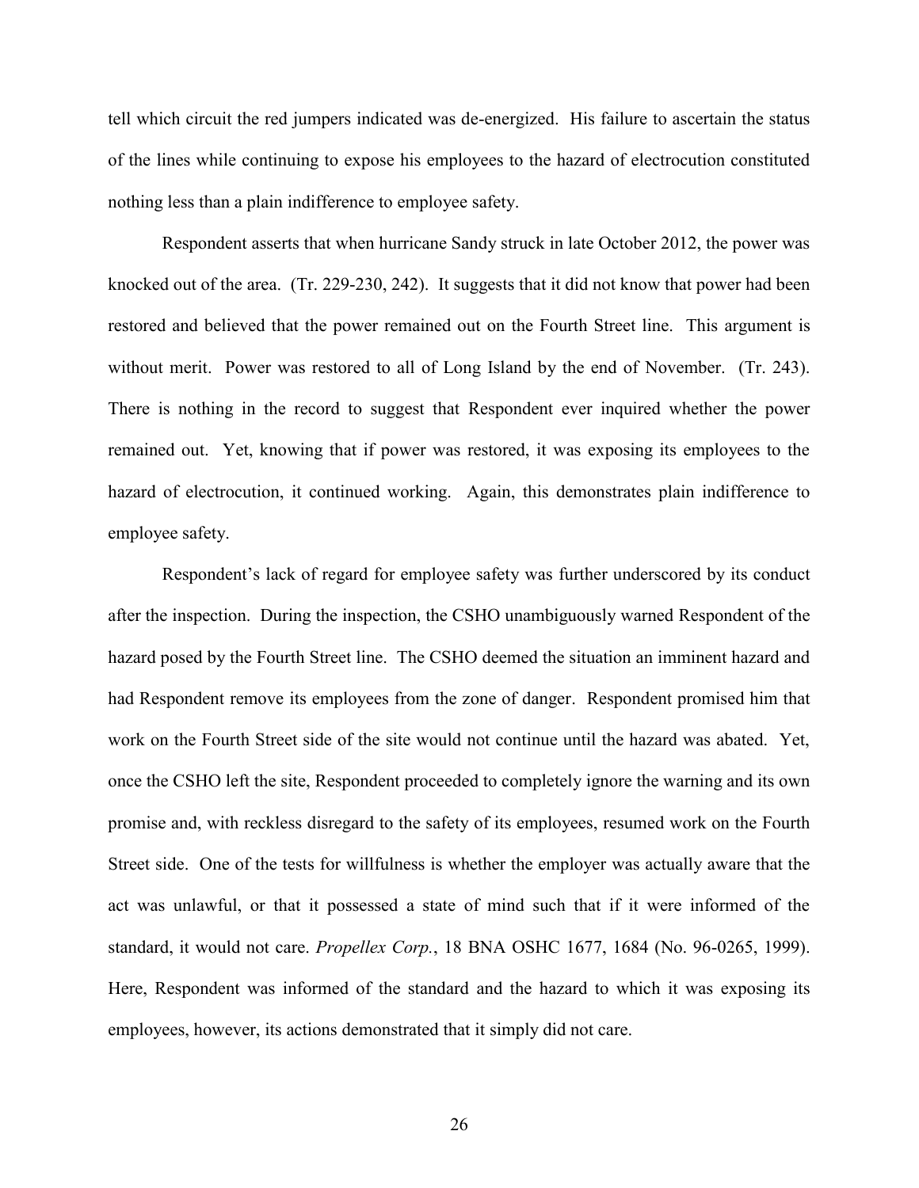tell which circuit the red jumpers indicated was de-energized. His failure to ascertain the status of the lines while continuing to expose his employees to the hazard of electrocution constituted nothing less than a plain indifference to employee safety.

Respondent asserts that when hurricane Sandy struck in late October 2012, the power was knocked out of the area. (Tr. 229-230, 242). It suggests that it did not know that power had been restored and believed that the power remained out on the Fourth Street line. This argument is without merit. Power was restored to all of Long Island by the end of November. (Tr. 243). There is nothing in the record to suggest that Respondent ever inquired whether the power remained out. Yet, knowing that if power was restored, it was exposing its employees to the hazard of electrocution, it continued working. Again, this demonstrates plain indifference to employee safety.

Respondent's lack of regard for employee safety was further underscored by its conduct after the inspection. During the inspection, the CSHO unambiguously warned Respondent of the hazard posed by the Fourth Street line. The CSHO deemed the situation an imminent hazard and had Respondent remove its employees from the zone of danger. Respondent promised him that work on the Fourth Street side of the site would not continue until the hazard was abated. Yet, once the CSHO left the site, Respondent proceeded to completely ignore the warning and its own promise and, with reckless disregard to the safety of its employees, resumed work on the Fourth Street side. One of the tests for willfulness is whether the employer was actually aware that the act was unlawful, or that it possessed a state of mind such that if it were informed of the standard, it would not care. *Propellex Corp.*, 18 BNA OSHC 1677, 1684 (No. 96-0265, 1999). Here, Respondent was informed of the standard and the hazard to which it was exposing its employees, however, its actions demonstrated that it simply did not care.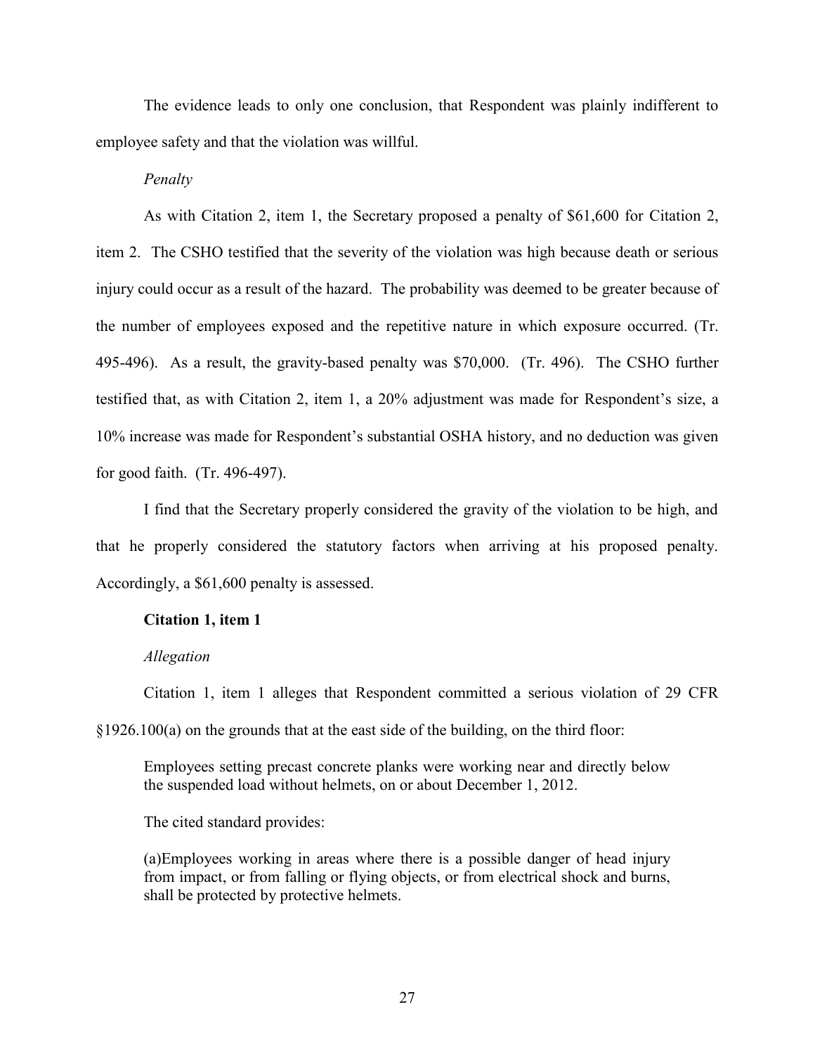The evidence leads to only one conclusion, that Respondent was plainly indifferent to employee safety and that the violation was willful.

*Penalty*

As with Citation 2, item 1, the Secretary proposed a penalty of $61,600 for Citation 2, item 2. The CSHO testified that the severity of the violation was high because death or serious injury could occur as a result of the hazard. The probability was deemed to be greater because of the number of employees exposed and the repetitive nature in which exposure occurred. (Tr. 495-496). As a result, the gravity-based penalty was $70,000. (Tr. 496). The CSHO further testified that, as with Citation 2, item 1, a 20% adjustment was made for Respondent's size, a 10% increase was made for Respondent's substantial OSHA history, and no deduction was given for good faith. (Tr. 496-497).

I find that the Secretary properly considered the gravity of the violation to be high, and that he properly considered the statutory factors when arriving at his proposed penalty. Accordingly, a $61,600 penalty is assessed.

**Citation 1, item 1**

*Allegation*

Citation 1, item 1 alleges that Respondent committed a serious violation of 29 CFR §1926.100(a) on the grounds that at the east side of the building, on the third floor:

> Employees setting precast concrete planks were working near and directly below the suspended load without helmets, on or about December 1, 2012.

The cited standard provides:

> (a)Employees working in areas where there is a possible danger of head injury from impact, or from falling or flying objects, or from electrical shock and burns, shall be protected by protective helmets.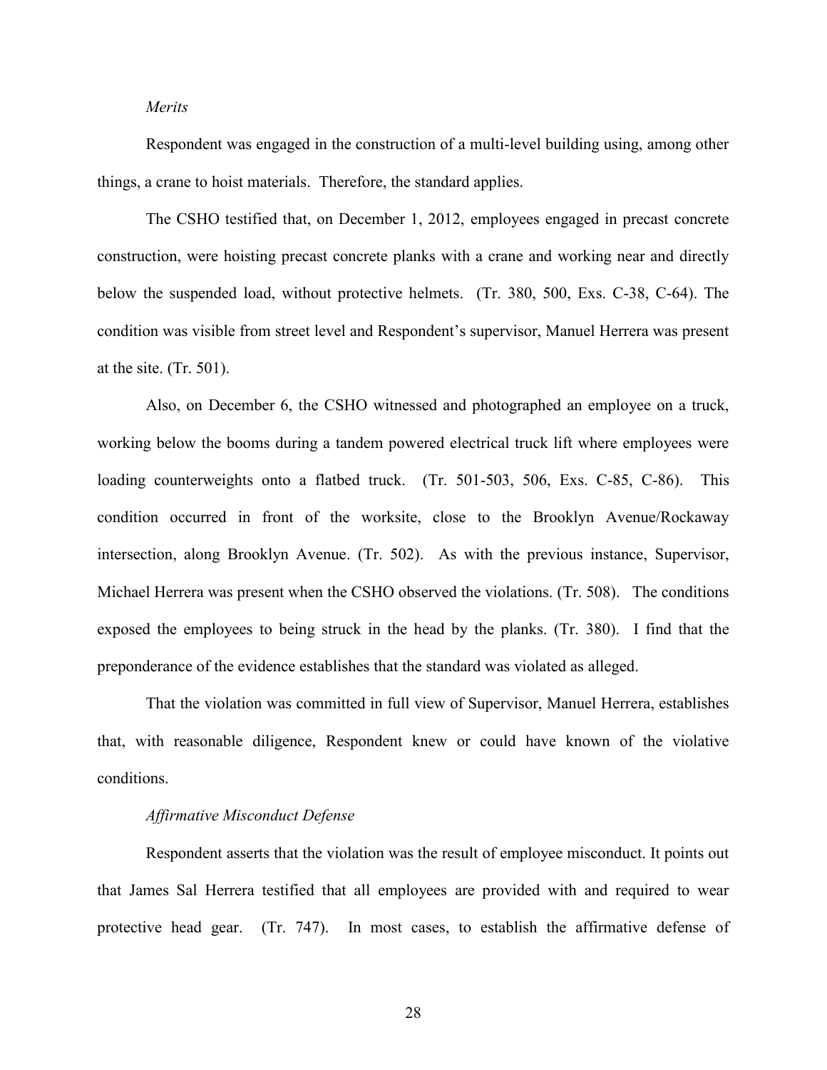*Merits*

Respondent was engaged in the construction of a multi-level building using, among other things, a crane to hoist materials. Therefore, the standard applies.

The CSHO testified that, on December 1, 2012, employees engaged in precast concrete construction, were hoisting precast concrete planks with a crane and working near and directly below the suspended load, without protective helmets. (Tr. 380, 500, Exs. C-38, C-64). The condition was visible from street level and Respondent's supervisor, Manuel Herrera was present at the site. (Tr. 501).

Also, on December 6, the CSHO witnessed and photographed an employee on a truck, working below the booms during a tandem powered electrical truck lift where employees were loading counterweights onto a flatbed truck. (Tr. 501-503, 506, Exs. C-85, C-86). This condition occurred in front of the worksite, close to the Brooklyn Avenue/Rockaway intersection, along Brooklyn Avenue. (Tr. 502). As with the previous instance, Supervisor, Michael Herrera was present when the CSHO observed the violations. (Tr. 508). The conditions exposed the employees to being struck in the head by the planks. (Tr. 380). I find that the preponderance of the evidence establishes that the standard was violated as alleged.

That the violation was committed in full view of Supervisor, Manuel Herrera, establishes that, with reasonable diligence, Respondent knew or could have known of the violative conditions.

*Affirmative Misconduct Defense*

Respondent asserts that the violation was the result of employee misconduct. It points out that James Sal Herrera testified that all employees are provided with and required to wear protective head gear. (Tr. 747). In most cases, to establish the affirmative defense of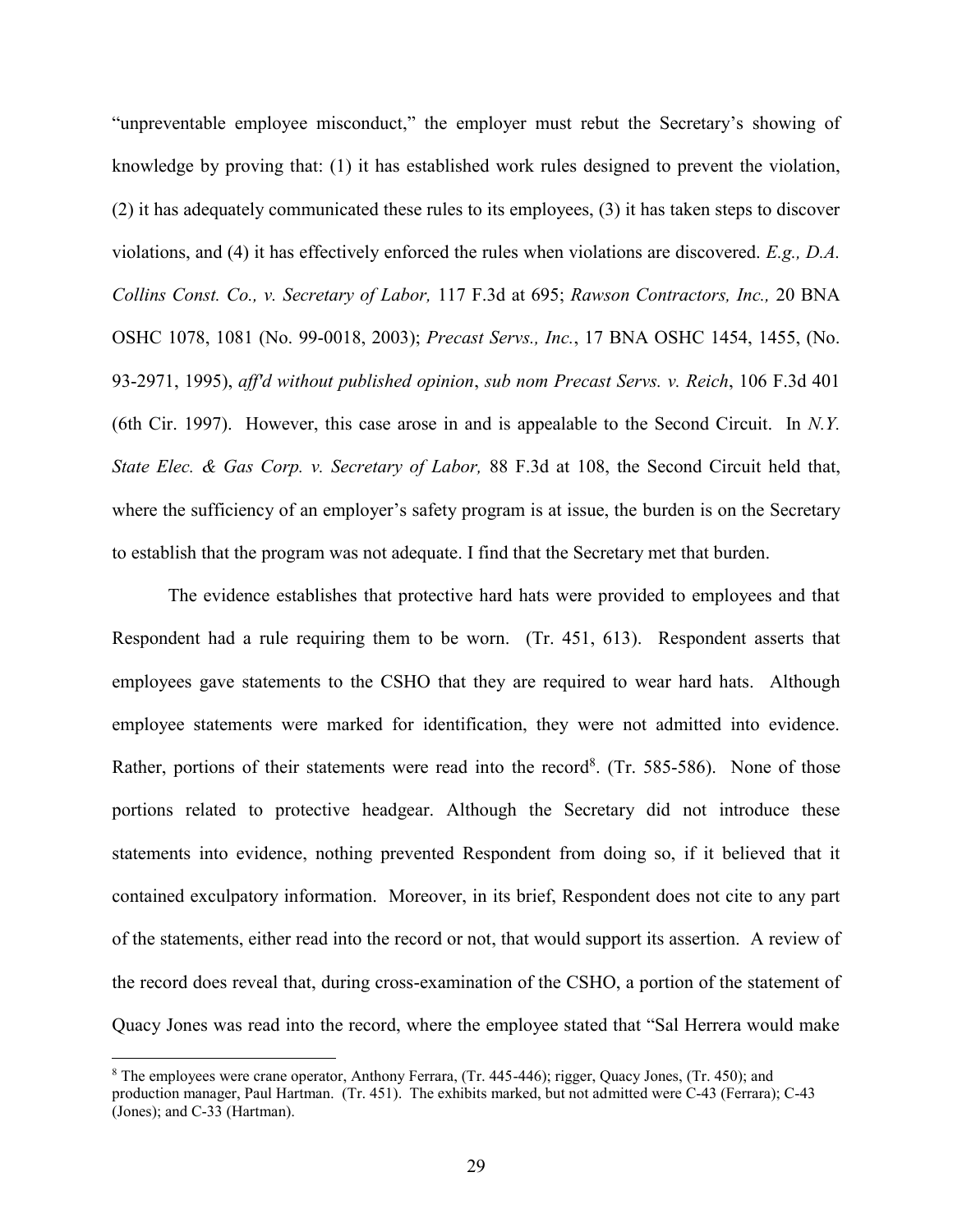"unpreventable employee misconduct," the employer must rebut the Secretary's showing of knowledge by proving that: (1) it has established work rules designed to prevent the violation, (2) it has adequately communicated these rules to its employees, (3) it has taken steps to discover violations, and (4) it has effectively enforced the rules when violations are discovered. *E.g., D.A. Collins Const. Co., v. Secretary of Labor,* 117 F.3d at 695; *Rawson Contractors, Inc.,* 20 BNA OSHC 1078, 1081 (No. 99-0018, 2003); *Precast Servs., Inc.*, 17 BNA OSHC 1454, 1455, (No. 93-2971, 1995), *aff'd without published opinion*, *sub nom Precast Servs. v. Reich*, 106 F.3d 401 (6th Cir. 1997). However, this case arose in and is appealable to the Second Circuit. In *N.Y. State Elec. & Gas Corp. v. Secretary of Labor,* 88 F.3d at 108, the Second Circuit held that, where the sufficiency of an employer's safety program is at issue, the burden is on the Secretary to establish that the program was not adequate. I find that the Secretary met that burden.

The evidence establishes that protective hard hats were provided to employees and that Respondent had a rule requiring them to be worn. (Tr. 451, 613). Respondent asserts that employees gave statements to the CSHO that they are required to wear hard hats. Although employee statements were marked for identification, they were not admitted into evidence. Rather, portions of their statements were read into the record[8]. (Tr. 585-586). None of those portions related to protective headgear. Although the Secretary did not introduce these statements into evidence, nothing prevented Respondent from doing so, if it believed that it contained exculpatory information. Moreover, in its brief, Respondent does not cite to any part of the statements, either read into the record or not, that would support its assertion. A review of the record does reveal that, during cross-examination of the CSHO, a portion of the statement of Quacy Jones was read into the record, where the employee stated that "Sal Herrera would make

[8] The employees were crane operator, Anthony Ferrara, (Tr. 445-446); rigger, Quacy Jones, (Tr. 450); and production manager, Paul Hartman. (Tr. 451). The exhibits marked, but not admitted were C-43 (Ferrara); C-43 (Jones); and C-33 (Hartman).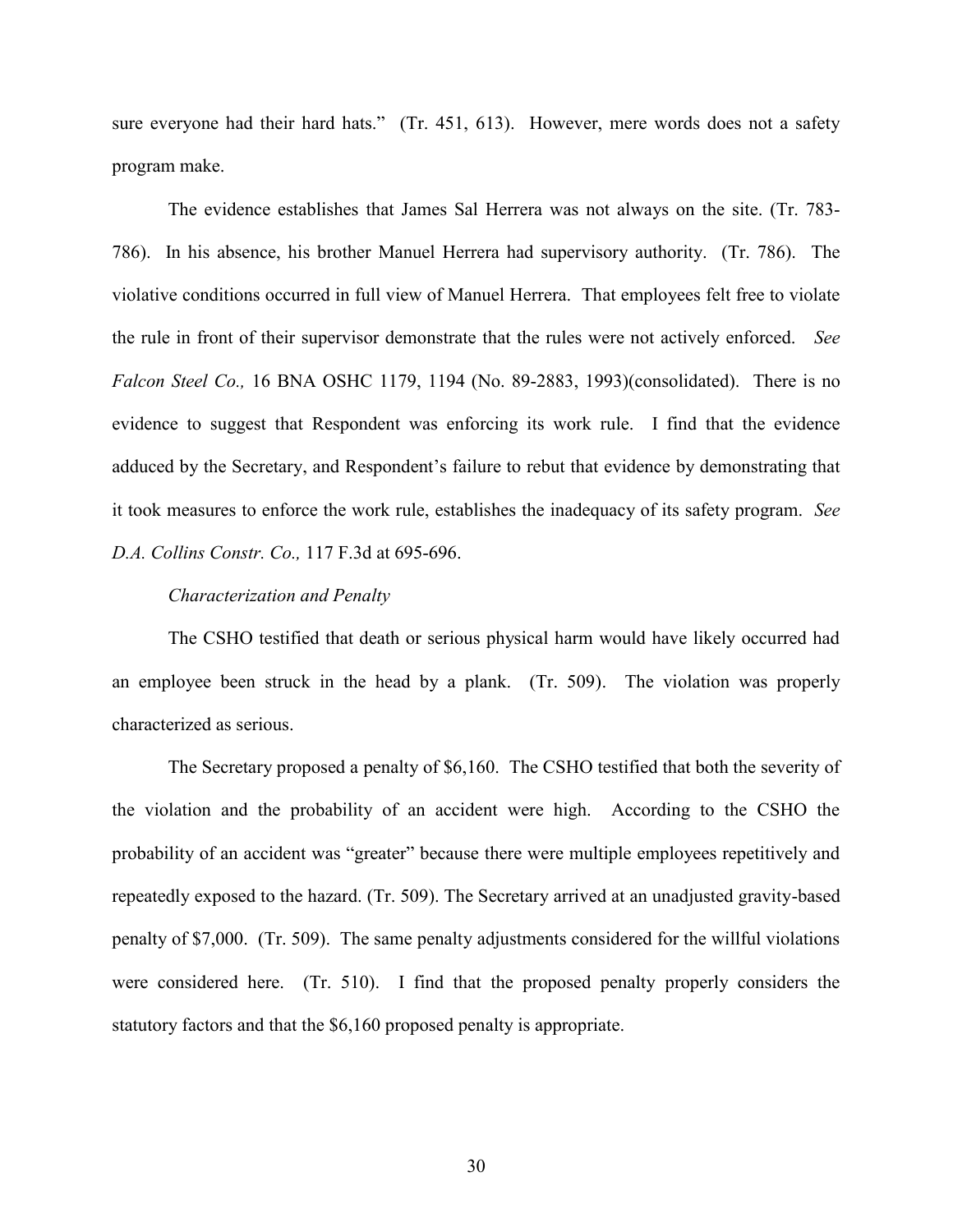sure everyone had their hard hats." (Tr. 451, 613). However, mere words does not a safety program make.

The evidence establishes that James Sal Herrera was not always on the site. (Tr. 783-786). In his absence, his brother Manuel Herrera had supervisory authority. (Tr. 786). The violative conditions occurred in full view of Manuel Herrera. That employees felt free to violate the rule in front of their supervisor demonstrate that the rules were not actively enforced. *See Falcon Steel Co.,* 16 BNA OSHC 1179, 1194 (No. 89-2883, 1993)(consolidated). There is no evidence to suggest that Respondent was enforcing its work rule. I find that the evidence adduced by the Secretary, and Respondent's failure to rebut that evidence by demonstrating that it took measures to enforce the work rule, establishes the inadequacy of its safety program. *See D.A. Collins Constr. Co.,* 117 F.3d at 695-696.

*Characterization and Penalty*

The CSHO testified that death or serious physical harm would have likely occurred had an employee been struck in the head by a plank. (Tr. 509). The violation was properly characterized as serious.

The Secretary proposed a penalty of $6,160. The CSHO testified that both the severity of the violation and the probability of an accident were high. According to the CSHO the probability of an accident was "greater" because there were multiple employees repetitively and repeatedly exposed to the hazard. (Tr. 509). The Secretary arrived at an unadjusted gravity-based penalty of $7,000. (Tr. 509). The same penalty adjustments considered for the willful violations were considered here. (Tr. 510). I find that the proposed penalty properly considers the statutory factors and that the $6,160 proposed penalty is appropriate.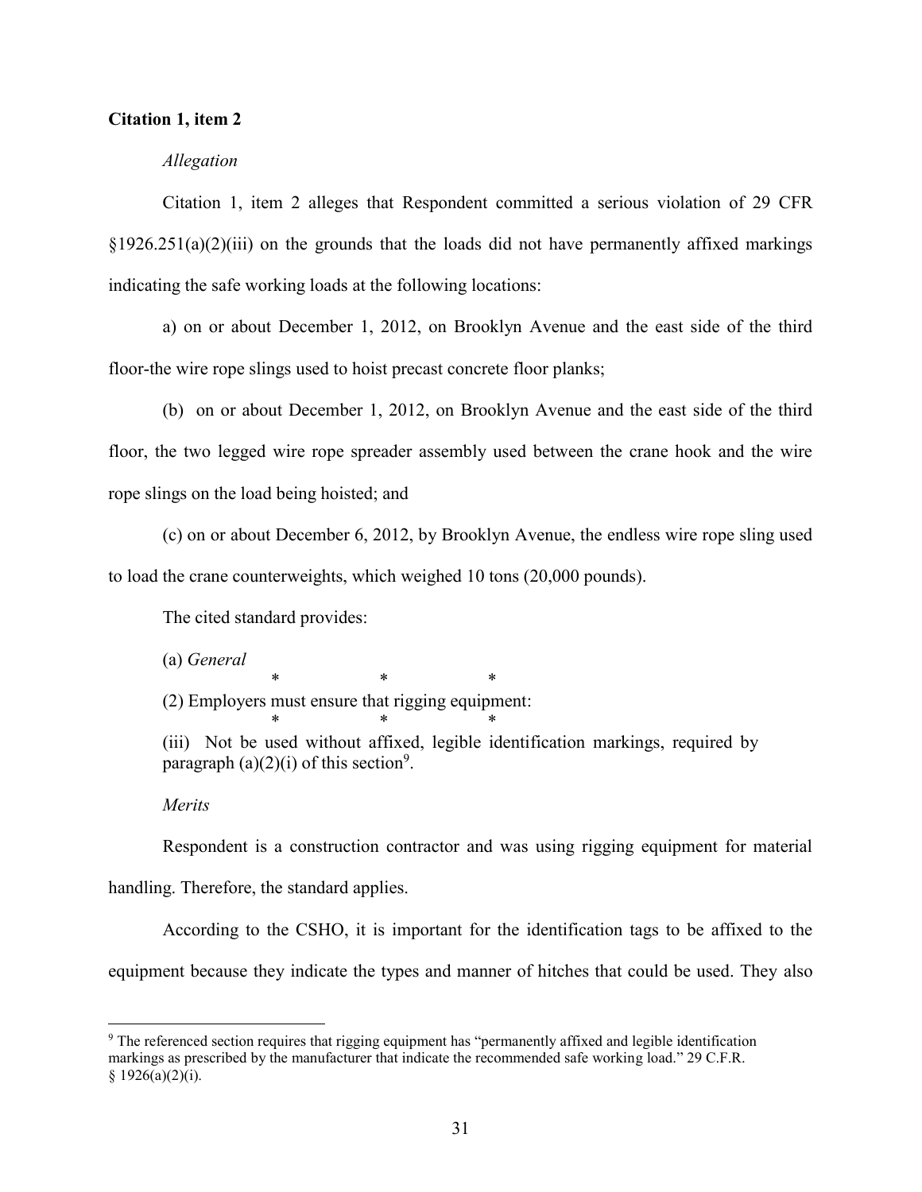**Citation 1, item 2**

*Allegation*

Citation 1, item 2 alleges that Respondent committed a serious violation of 29 CFR §1926.251(a)(2)(iii) on the grounds that the loads did not have permanently affixed markings indicating the safe working loads at the following locations:

a) on or about December 1, 2012, on Brooklyn Avenue and the east side of the third floor-the wire rope slings used to hoist precast concrete floor planks;

(b) on or about December 1, 2012, on Brooklyn Avenue and the east side of the third floor, the two legged wire rope spreader assembly used between the crane hook and the wire rope slings on the load being hoisted; and

(c) on or about December 6, 2012, by Brooklyn Avenue, the endless wire rope sling used to load the crane counterweights, which weighed 10 tons (20,000 pounds).

The cited standard provides:

(a) *General*

\* \* \*

(2) Employers must ensure that rigging equipment:

\* \* \*

(iii) Not be used without affixed, legible identification markings, required by paragraph (a)(2)(i) of this section[9].

*Merits*

Respondent is a construction contractor and was using rigging equipment for material handling. Therefore, the standard applies.

According to the CSHO, it is important for the identification tags to be affixed to the equipment because they indicate the types and manner of hitches that could be used. They also

---

[9] The referenced section requires that rigging equipment has "permanently affixed and legible identification markings as prescribed by the manufacturer that indicate the recommended safe working load." 29 C.F.R. § 1926(a)(2)(i).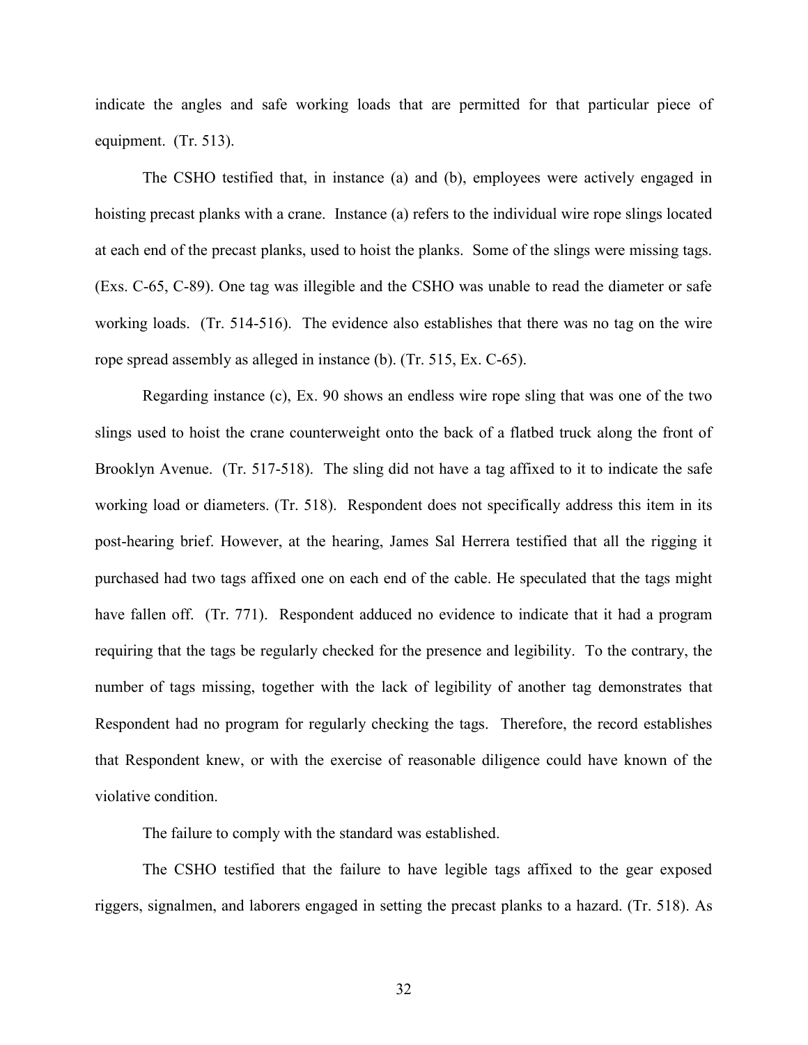indicate the angles and safe working loads that are permitted for that particular piece of equipment. (Tr. 513).

The CSHO testified that, in instance (a) and (b), employees were actively engaged in hoisting precast planks with a crane. Instance (a) refers to the individual wire rope slings located at each end of the precast planks, used to hoist the planks. Some of the slings were missing tags. (Exs. C-65, C-89). One tag was illegible and the CSHO was unable to read the diameter or safe working loads. (Tr. 514-516). The evidence also establishes that there was no tag on the wire rope spread assembly as alleged in instance (b). (Tr. 515, Ex. C-65).

Regarding instance (c), Ex. 90 shows an endless wire rope sling that was one of the two slings used to hoist the crane counterweight onto the back of a flatbed truck along the front of Brooklyn Avenue. (Tr. 517-518). The sling did not have a tag affixed to it to indicate the safe working load or diameters. (Tr. 518). Respondent does not specifically address this item in its post-hearing brief. However, at the hearing, James Sal Herrera testified that all the rigging it purchased had two tags affixed one on each end of the cable. He speculated that the tags might have fallen off. (Tr. 771). Respondent adduced no evidence to indicate that it had a program requiring that the tags be regularly checked for the presence and legibility. To the contrary, the number of tags missing, together with the lack of legibility of another tag demonstrates that Respondent had no program for regularly checking the tags. Therefore, the record establishes that Respondent knew, or with the exercise of reasonable diligence could have known of the violative condition.

The failure to comply with the standard was established.

The CSHO testified that the failure to have legible tags affixed to the gear exposed riggers, signalmen, and laborers engaged in setting the precast planks to a hazard. (Tr. 518). As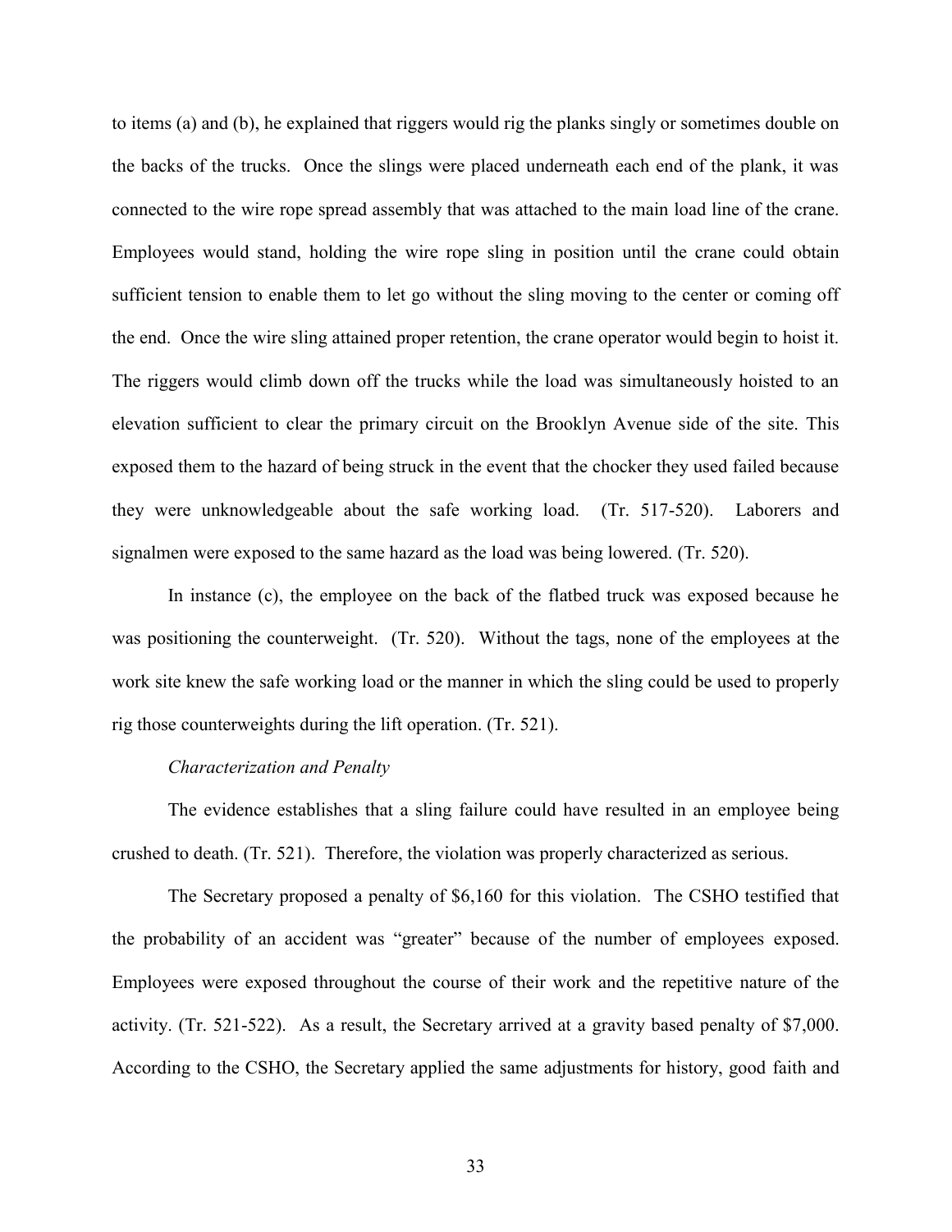to items (a) and (b), he explained that riggers would rig the planks singly or sometimes double on the backs of the trucks. Once the slings were placed underneath each end of the plank, it was connected to the wire rope spread assembly that was attached to the main load line of the crane. Employees would stand, holding the wire rope sling in position until the crane could obtain sufficient tension to enable them to let go without the sling moving to the center or coming off the end. Once the wire sling attained proper retention, the crane operator would begin to hoist it. The riggers would climb down off the trucks while the load was simultaneously hoisted to an elevation sufficient to clear the primary circuit on the Brooklyn Avenue side of the site. This exposed them to the hazard of being struck in the event that the choker they used failed because they were unknowledgeable about the safe working load. (Tr. 517-520). Laborers and signalmen were exposed to the same hazard as the load was being lowered. (Tr. 520).

In instance (c), the employee on the back of the flatbed truck was exposed because he was positioning the counterweight. (Tr. 520). Without the tags, none of the employees at the work site knew the safe working load or the manner in which the sling could be used to properly rig those counterweights during the lift operation. (Tr. 521).

*Characterization and Penalty*

The evidence establishes that a sling failure could have resulted in an employee being crushed to death. (Tr. 521). Therefore, the violation was properly characterized as serious.

The Secretary proposed a penalty of $6,160 for this violation. The CSHO testified that the probability of an accident was "greater" because of the number of employees exposed. Employees were exposed throughout the course of their work and the repetitive nature of the activity. (Tr. 521-522). As a result, the Secretary arrived at a gravity based penalty of $7,000. According to the CSHO, the Secretary applied the same adjustments for history, good faith and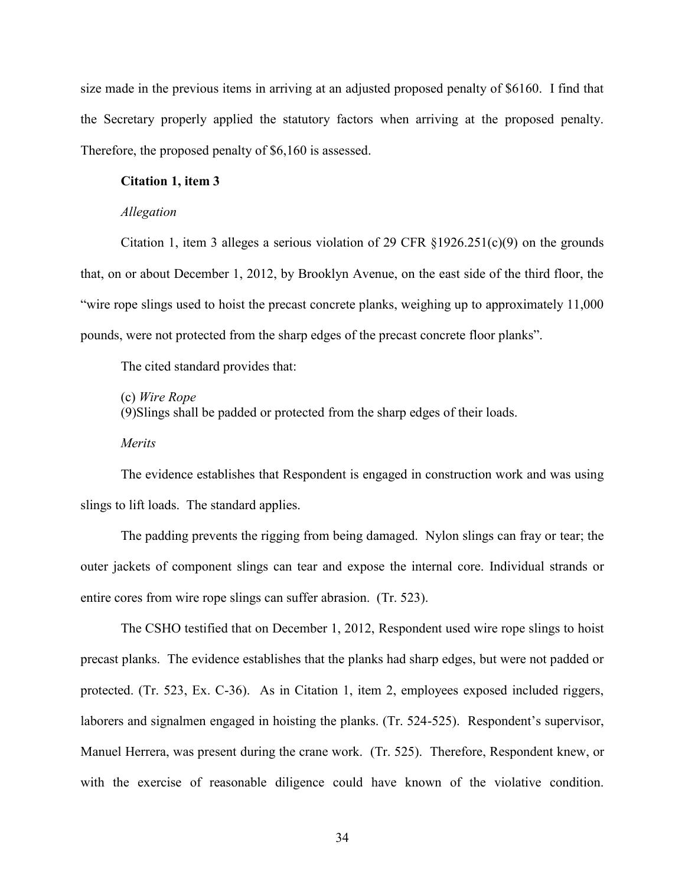size made in the previous items in arriving at an adjusted proposed penalty of $6160. I find that the Secretary properly applied the statutory factors when arriving at the proposed penalty. Therefore, the proposed penalty of $6,160 is assessed.

**Citation 1, item 3**

*Allegation*

Citation 1, item 3 alleges a serious violation of 29 CFR §1926.251(c)(9) on the grounds that, on or about December 1, 2012, by Brooklyn Avenue, on the east side of the third floor, the "wire rope slings used to hoist the precast concrete planks, weighing up to approximately 11,000 pounds, were not protected from the sharp edges of the precast concrete floor planks".

The cited standard provides that:

(c) *Wire Rope*
(9)Slings shall be padded or protected from the sharp edges of their loads.

*Merits*

The evidence establishes that Respondent is engaged in construction work and was using slings to lift loads. The standard applies.

The padding prevents the rigging from being damaged. Nylon slings can fray or tear; the outer jackets of component slings can tear and expose the internal core. Individual strands or entire cores from wire rope slings can suffer abrasion. (Tr. 523).

The CSHO testified that on December 1, 2012, Respondent used wire rope slings to hoist precast planks. The evidence establishes that the planks had sharp edges, but were not padded or protected. (Tr. 523, Ex. C-36). As in Citation 1, item 2, employees exposed included riggers, laborers and signalmen engaged in hoisting the planks. (Tr. 524-525). Respondent's supervisor, Manuel Herrera, was present during the crane work. (Tr. 525). Therefore, Respondent knew, or with the exercise of reasonable diligence could have known of the violative condition.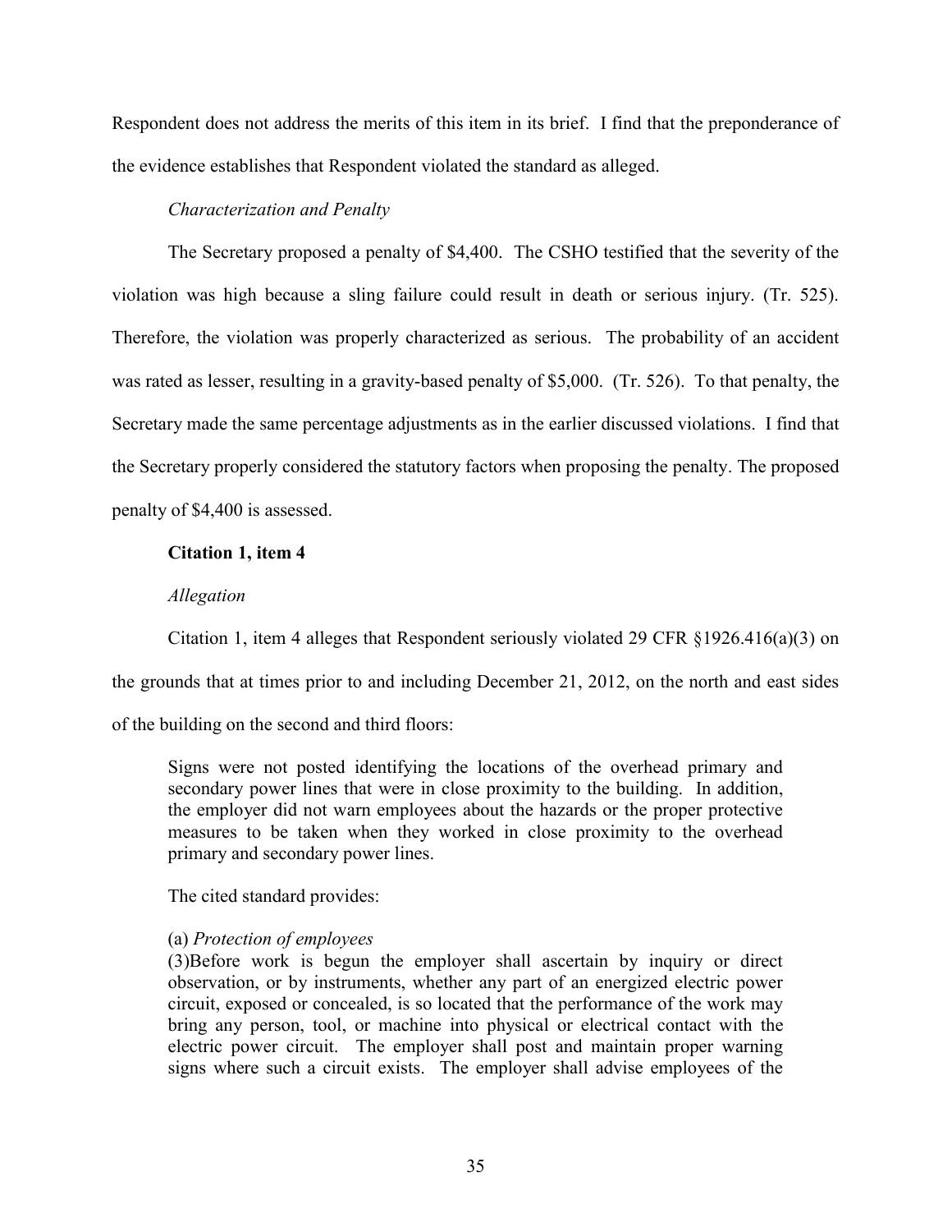Respondent does not address the merits of this item in its brief. I find that the preponderance of the evidence establishes that Respondent violated the standard as alleged.

*Characterization and Penalty*

The Secretary proposed a penalty of $4,400. The CSHO testified that the severity of the violation was high because a sling failure could result in death or serious injury. (Tr. 525). Therefore, the violation was properly characterized as serious. The probability of an accident was rated as lesser, resulting in a gravity-based penalty of $5,000. (Tr. 526). To that penalty, the Secretary made the same percentage adjustments as in the earlier discussed violations. I find that the Secretary properly considered the statutory factors when proposing the penalty. The proposed penalty of $4,400 is assessed.

**Citation 1, item 4**

*Allegation*

Citation 1, item 4 alleges that Respondent seriously violated 29 CFR §1926.416(a)(3) on the grounds that at times prior to and including December 21, 2012, on the north and east sides of the building on the second and third floors:

> Signs were not posted identifying the locations of the overhead primary and secondary power lines that were in close proximity to the building. In addition, the employer did not warn employees about the hazards or the proper protective measures to be taken when they worked in close proximity to the overhead primary and secondary power lines.

The cited standard provides:

> (a) *Protection of employees*
> (3)Before work is begun the employer shall ascertain by inquiry or direct observation, or by instruments, whether any part of an energized electric power circuit, exposed or concealed, is so located that the performance of the work may bring any person, tool, or machine into physical or electrical contact with the electric power circuit. The employer shall post and maintain proper warning signs where such a circuit exists. The employer shall advise employees of the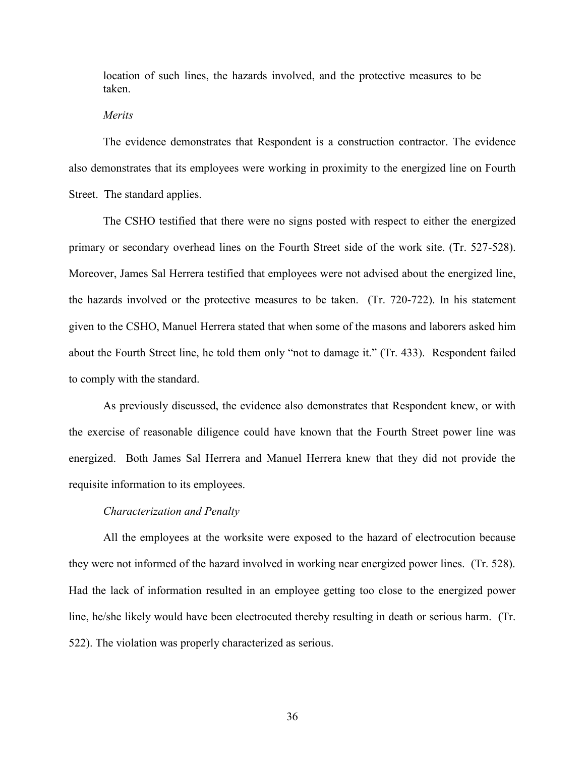location of such lines, the hazards involved, and the protective measures to be taken.

*Merits*

The evidence demonstrates that Respondent is a construction contractor. The evidence also demonstrates that its employees were working in proximity to the energized line on Fourth Street. The standard applies.

The CSHO testified that there were no signs posted with respect to either the energized primary or secondary overhead lines on the Fourth Street side of the work site. (Tr. 527-528). Moreover, James Sal Herrera testified that employees were not advised about the energized line, the hazards involved or the protective measures to be taken. (Tr. 720-722). In his statement given to the CSHO, Manuel Herrera stated that when some of the masons and laborers asked him about the Fourth Street line, he told them only "not to damage it." (Tr. 433). Respondent failed to comply with the standard.

As previously discussed, the evidence also demonstrates that Respondent knew, or with the exercise of reasonable diligence could have known that the Fourth Street power line was energized. Both James Sal Herrera and Manuel Herrera knew that they did not provide the requisite information to its employees.

*Characterization and Penalty*

All the employees at the worksite were exposed to the hazard of electrocution because they were not informed of the hazard involved in working near energized power lines. (Tr. 528). Had the lack of information resulted in an employee getting too close to the energized power line, he/she likely would have been electrocuted thereby resulting in death or serious harm. (Tr. 522). The violation was properly characterized as serious.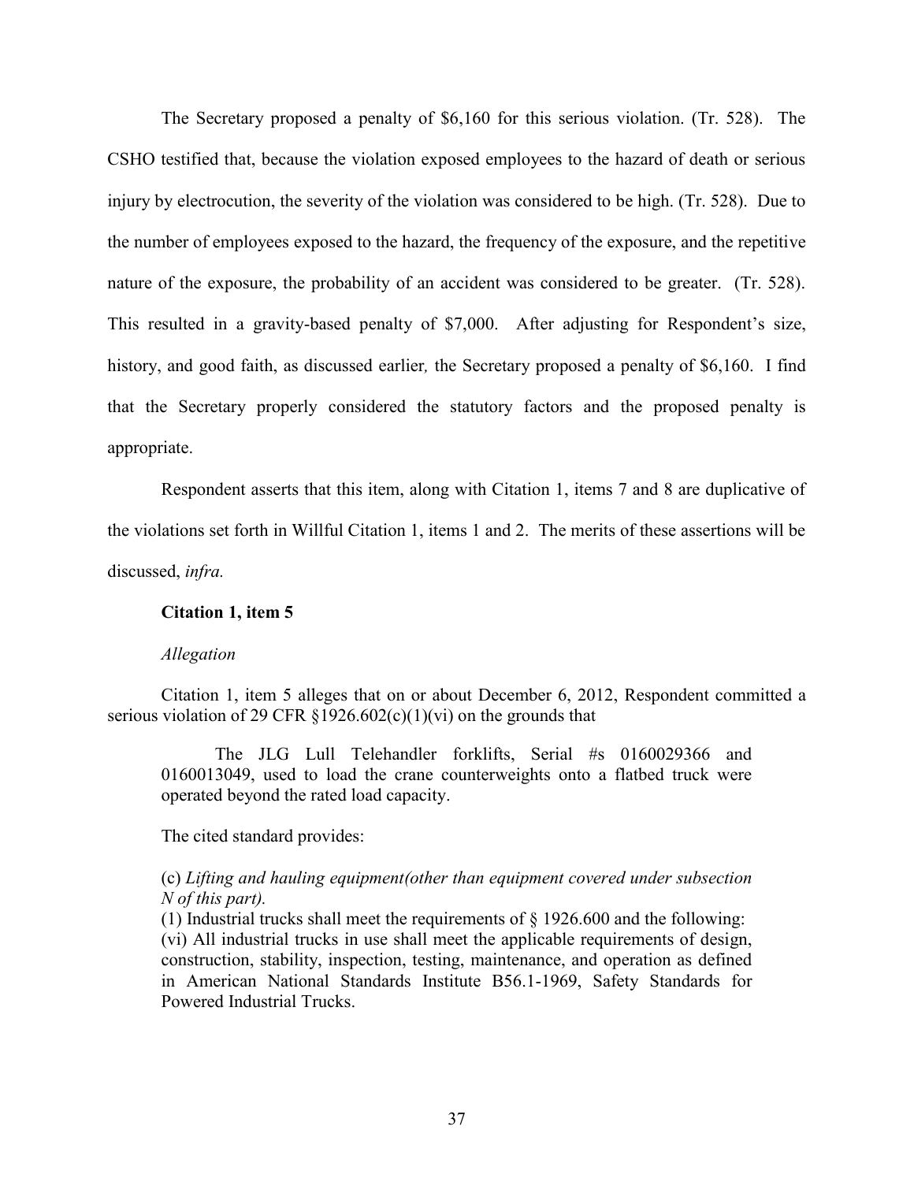The Secretary proposed a penalty of $6,160 for this serious violation. (Tr. 528). The CSHO testified that, because the violation exposed employees to the hazard of death or serious injury by electrocution, the severity of the violation was considered to be high. (Tr. 528). Due to the number of employees exposed to the hazard, the frequency of the exposure, and the repetitive nature of the exposure, the probability of an accident was considered to be greater. (Tr. 528). This resulted in a gravity-based penalty of $7,000. After adjusting for Respondent's size, history, and good faith, as discussed earlier*,* the Secretary proposed a penalty of $6,160. I find that the Secretary properly considered the statutory factors and the proposed penalty is appropriate.

Respondent asserts that this item, along with Citation 1, items 7 and 8 are duplicative of the violations set forth in Willful Citation 1, items 1 and 2. The merits of these assertions will be discussed, *infra.*

**Citation 1, item 5**

*Allegation*

Citation 1, item 5 alleges that on or about December 6, 2012, Respondent committed a serious violation of 29 CFR §1926.602(c)(1)(vi) on the grounds that

> The JLG Lull Telehandler forklifts, Serial #s 0160029366 and 0160013049, used to load the crane counterweights onto a flatbed truck were operated beyond the rated load capacity.

The cited standard provides:

> (c) *Lifting and hauling equipment(other than equipment covered under subsection N of this part).*
> (1) Industrial trucks shall meet the requirements of § 1926.600 and the following:
> (vi) All industrial trucks in use shall meet the applicable requirements of design, construction, stability, inspection, testing, maintenance, and operation as defined in American National Standards Institute B56.1-1969, Safety Standards for Powered Industrial Trucks.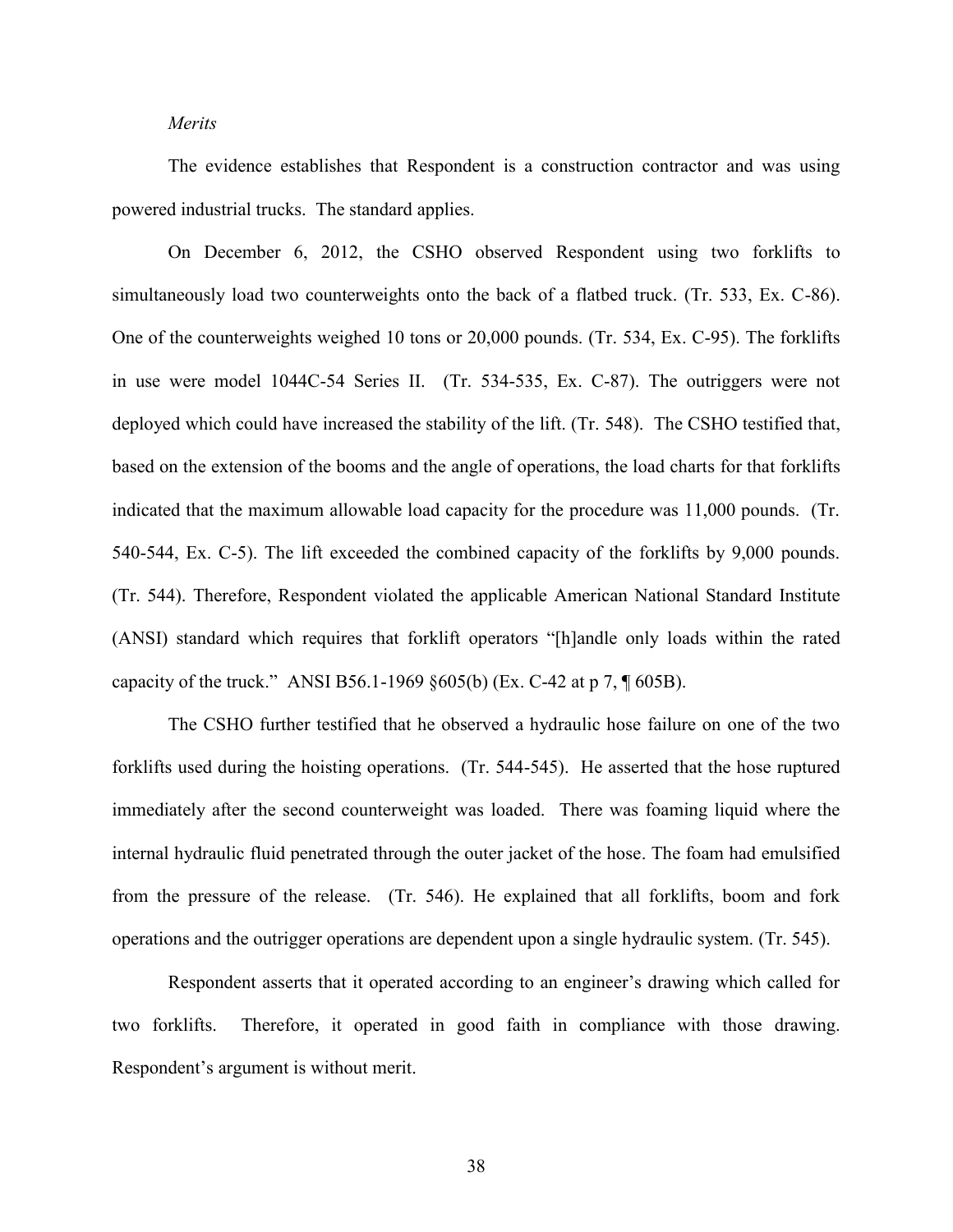*Merits*

The evidence establishes that Respondent is a construction contractor and was using powered industrial trucks. The standard applies.

On December 6, 2012, the CSHO observed Respondent using two forklifts to simultaneously load two counterweights onto the back of a flatbed truck. (Tr. 533, Ex. C-86). One of the counterweights weighed 10 tons or 20,000 pounds. (Tr. 534, Ex. C-95). The forklifts in use were model 1044C-54 Series II. (Tr. 534-535, Ex. C-87). The outriggers were not deployed which could have increased the stability of the lift. (Tr. 548). The CSHO testified that, based on the extension of the booms and the angle of operations, the load charts for that forklifts indicated that the maximum allowable load capacity for the procedure was 11,000 pounds. (Tr. 540-544, Ex. C-5). The lift exceeded the combined capacity of the forklifts by 9,000 pounds. (Tr. 544). Therefore, Respondent violated the applicable American National Standard Institute (ANSI) standard which requires that forklift operators "[h]andle only loads within the rated capacity of the truck." ANSI B56.1-1969 §605(b) (Ex. C-42 at p 7, ¶ 605B).

The CSHO further testified that he observed a hydraulic hose failure on one of the two forklifts used during the hoisting operations. (Tr. 544-545). He asserted that the hose ruptured immediately after the second counterweight was loaded. There was foaming liquid where the internal hydraulic fluid penetrated through the outer jacket of the hose. The foam had emulsified from the pressure of the release. (Tr. 546). He explained that all forklifts, boom and fork operations and the outrigger operations are dependent upon a single hydraulic system. (Tr. 545).

Respondent asserts that it operated according to an engineer's drawing which called for two forklifts. Therefore, it operated in good faith in compliance with those drawing. Respondent's argument is without merit.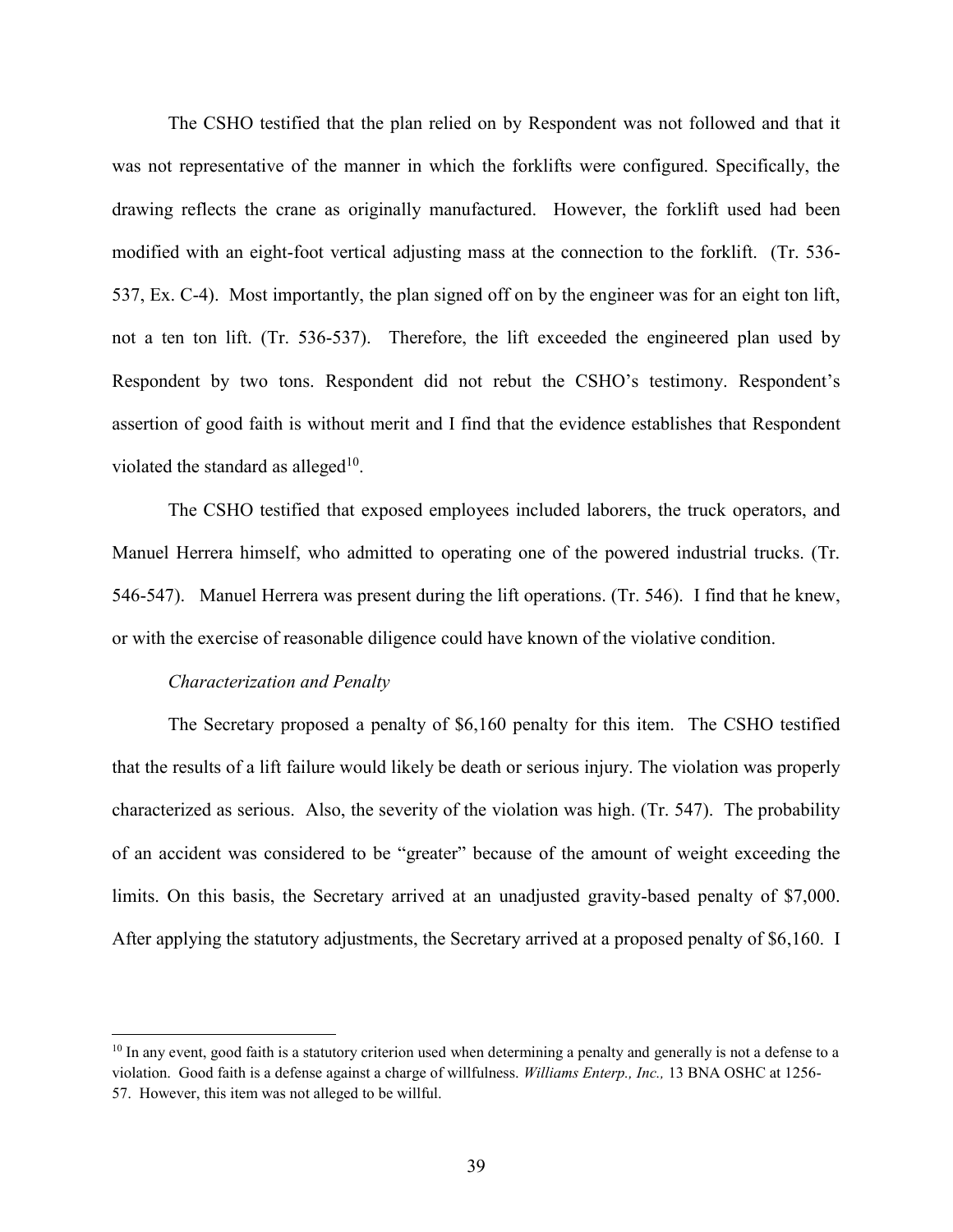The CSHO testified that the plan relied on by Respondent was not followed and that it was not representative of the manner in which the forklifts were configured. Specifically, the drawing reflects the crane as originally manufactured. However, the forklift used had been modified with an eight-foot vertical adjusting mass at the connection to the forklift. (Tr. 536-537, Ex. C-4). Most importantly, the plan signed off on by the engineer was for an eight ton lift, not a ten ton lift. (Tr. 536-537). Therefore, the lift exceeded the engineered plan used by Respondent by two tons. Respondent did not rebut the CSHO's testimony. Respondent's assertion of good faith is without merit and I find that the evidence establishes that Respondent violated the standard as alleged[10].

The CSHO testified that exposed employees included laborers, the truck operators, and Manuel Herrera himself, who admitted to operating one of the powered industrial trucks. (Tr. 546-547). Manuel Herrera was present during the lift operations. (Tr. 546). I find that he knew, or with the exercise of reasonable diligence could have known of the violative condition.

*Characterization and Penalty*

The Secretary proposed a penalty of $6,160 penalty for this item. The CSHO testified that the results of a lift failure would likely be death or serious injury. The violation was properly characterized as serious. Also, the severity of the violation was high. (Tr. 547). The probability of an accident was considered to be "greater" because of the amount of weight exceeding the limits. On this basis, the Secretary arrived at an unadjusted gravity-based penalty of $7,000. After applying the statutory adjustments, the Secretary arrived at a proposed penalty of $6,160. I

---

[10] In any event, good faith is a statutory criterion used when determining a penalty and generally is not a defense to a violation. Good faith is a defense against a charge of willfulness. *Williams Enterp., Inc.,* 13 BNA OSHC at 1256-57. However, this item was not alleged to be willful.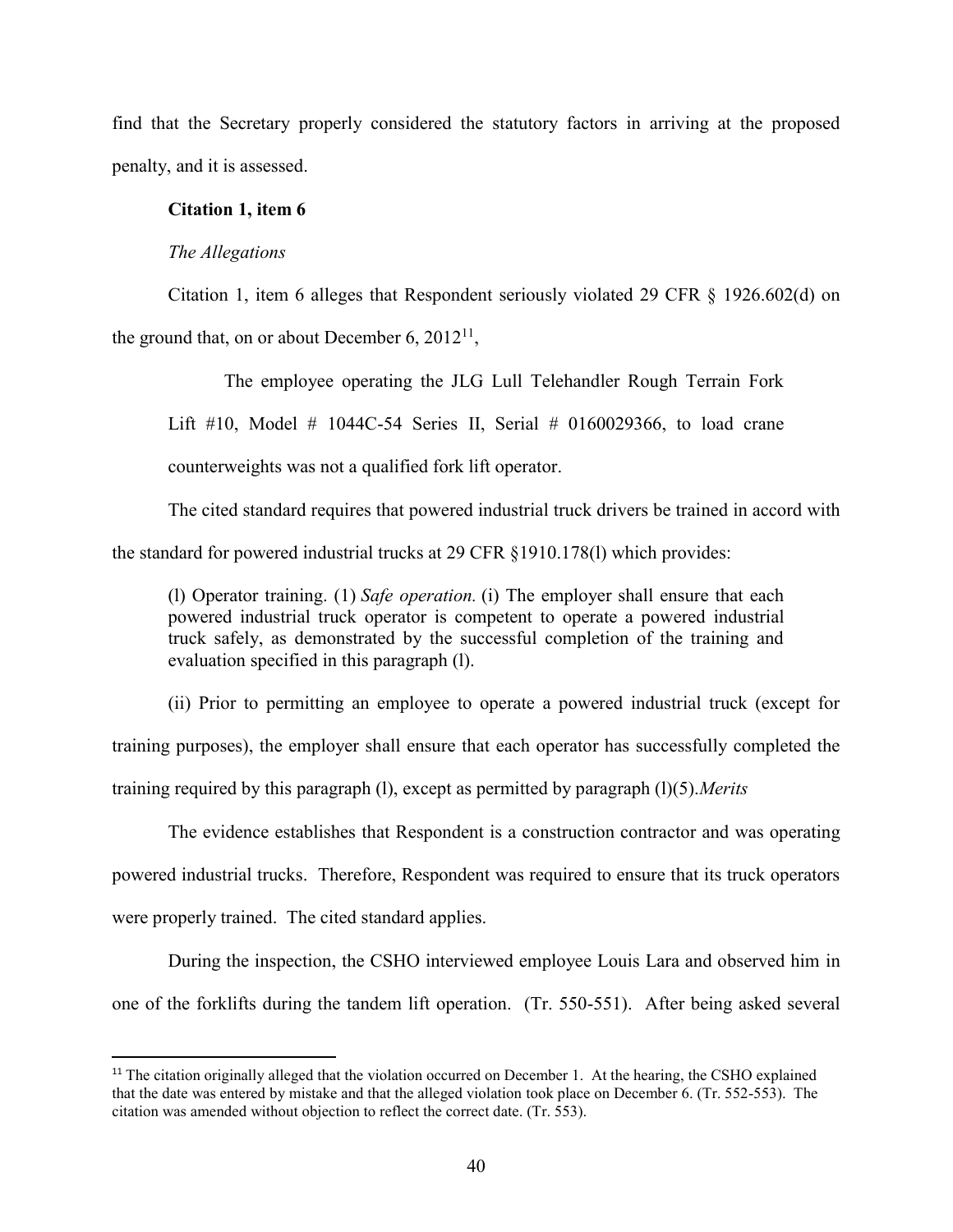find that the Secretary properly considered the statutory factors in arriving at the proposed penalty, and it is assessed.

**Citation 1, item 6**

*The Allegations*

Citation 1, item 6 alleges that Respondent seriously violated 29 CFR § 1926.602(d) on the ground that, on or about December 6, 2012[11],

> The employee operating the JLG Lull Telehandler Rough Terrain Fork Lift #10, Model # 1044C-54 Series II, Serial # 0160029366, to load crane counterweights was not a qualified fork lift operator.

The cited standard requires that powered industrial truck drivers be trained in accord with the standard for powered industrial trucks at 29 CFR §1910.178(l) which provides:

> (l) Operator training. (1) *Safe operation.* (i) The employer shall ensure that each powered industrial truck operator is competent to operate a powered industrial truck safely, as demonstrated by the successful completion of the training and evaluation specified in this paragraph (l).

(ii) Prior to permitting an employee to operate a powered industrial truck (except for training purposes), the employer shall ensure that each operator has successfully completed the training required by this paragraph (l), except as permitted by paragraph (l)(5).*Merits*

The evidence establishes that Respondent is a construction contractor and was operating powered industrial trucks. Therefore, Respondent was required to ensure that its truck operators were properly trained. The cited standard applies.

During the inspection, the CSHO interviewed employee Louis Lara and observed him in one of the forklifts during the tandem lift operation. (Tr. 550-551). After being asked several

---

[11] The citation originally alleged that the violation occurred on December 1. At the hearing, the CSHO explained that the date was entered by mistake and that the alleged violation took place on December 6. (Tr. 552-553). The citation was amended without objection to reflect the correct date. (Tr. 553).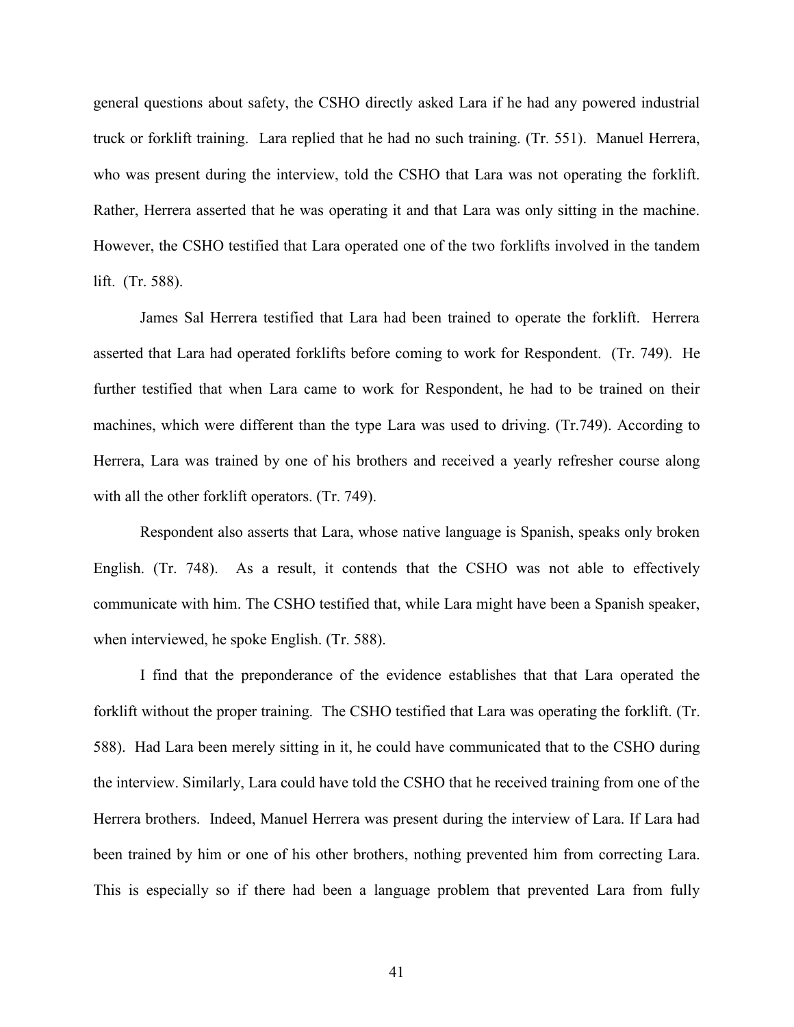general questions about safety, the CSHO directly asked Lara if he had any powered industrial truck or forklift training. Lara replied that he had no such training. (Tr. 551). Manuel Herrera, who was present during the interview, told the CSHO that Lara was not operating the forklift. Rather, Herrera asserted that he was operating it and that Lara was only sitting in the machine. However, the CSHO testified that Lara operated one of the two forklifts involved in the tandem lift. (Tr. 588).

James Sal Herrera testified that Lara had been trained to operate the forklift. Herrera asserted that Lara had operated forklifts before coming to work for Respondent. (Tr. 749). He further testified that when Lara came to work for Respondent, he had to be trained on their machines, which were different than the type Lara was used to driving. (Tr.749). According to Herrera, Lara was trained by one of his brothers and received a yearly refresher course along with all the other forklift operators. (Tr. 749).

Respondent also asserts that Lara, whose native language is Spanish, speaks only broken English. (Tr. 748). As a result, it contends that the CSHO was not able to effectively communicate with him. The CSHO testified that, while Lara might have been a Spanish speaker, when interviewed, he spoke English. (Tr. 588).

I find that the preponderance of the evidence establishes that that Lara operated the forklift without the proper training. The CSHO testified that Lara was operating the forklift. (Tr. 588). Had Lara been merely sitting in it, he could have communicated that to the CSHO during the interview. Similarly, Lara could have told the CSHO that he received training from one of the Herrera brothers. Indeed, Manuel Herrera was present during the interview of Lara. If Lara had been trained by him or one of his other brothers, nothing prevented him from correcting Lara. This is especially so if there had been a language problem that prevented Lara from fully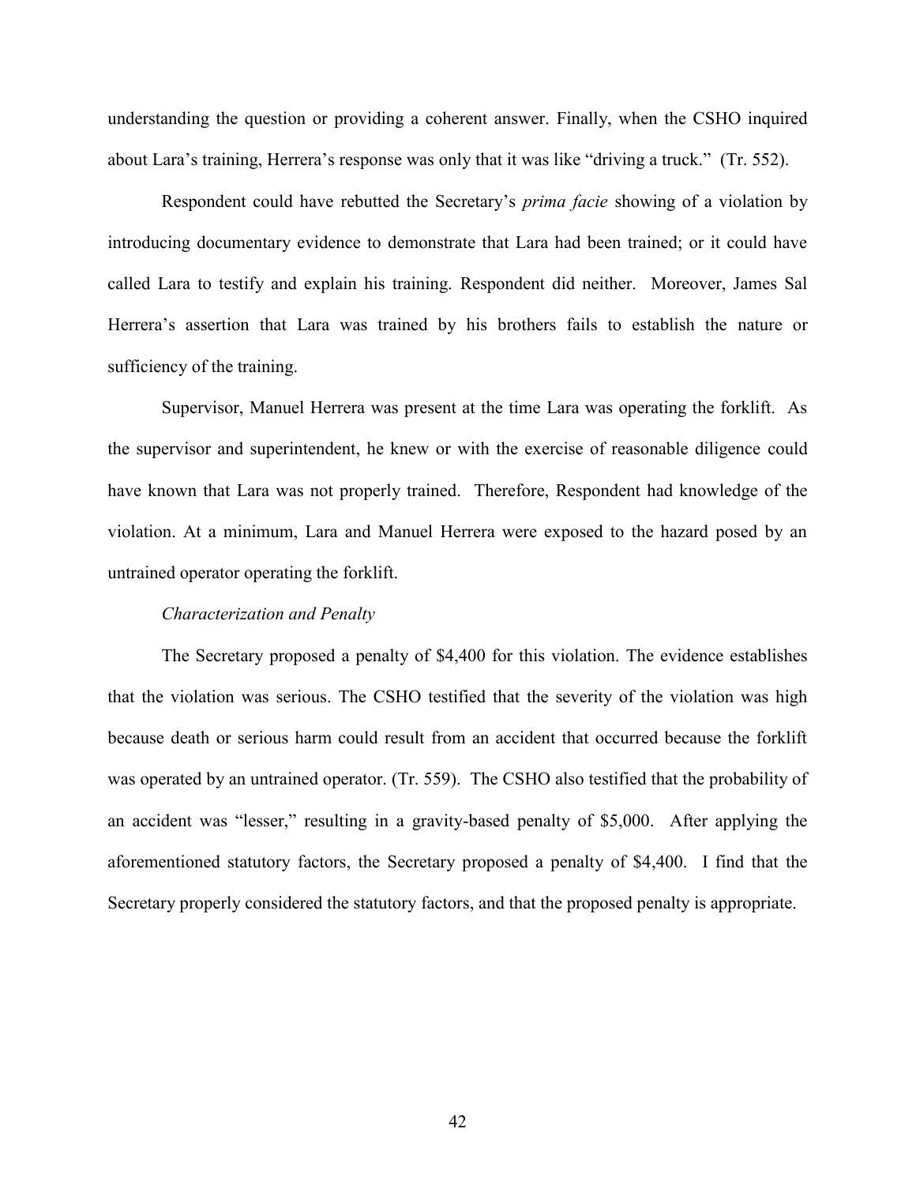understanding the question or providing a coherent answer. Finally, when the CSHO inquired about Lara's training, Herrera's response was only that it was like "driving a truck." (Tr. 552).

Respondent could have rebutted the Secretary's *prima facie* showing of a violation by introducing documentary evidence to demonstrate that Lara had been trained; or it could have called Lara to testify and explain his training. Respondent did neither. Moreover, James Sal Herrera's assertion that Lara was trained by his brothers fails to establish the nature or sufficiency of the training.

Supervisor, Manuel Herrera was present at the time Lara was operating the forklift. As the supervisor and superintendent, he knew or with the exercise of reasonable diligence could have known that Lara was not properly trained. Therefore, Respondent had knowledge of the violation. At a minimum, Lara and Manuel Herrera were exposed to the hazard posed by an untrained operator operating the forklift.

*Characterization and Penalty*

The Secretary proposed a penalty of $4,400 for this violation. The evidence establishes that the violation was serious. The CSHO testified that the severity of the violation was high because death or serious harm could result from an accident that occurred because the forklift was operated by an untrained operator. (Tr. 559). The CSHO also testified that the probability of an accident was "lesser," resulting in a gravity-based penalty of $5,000. After applying the aforementioned statutory factors, the Secretary proposed a penalty of $4,400. I find that the Secretary properly considered the statutory factors, and that the proposed penalty is appropriate.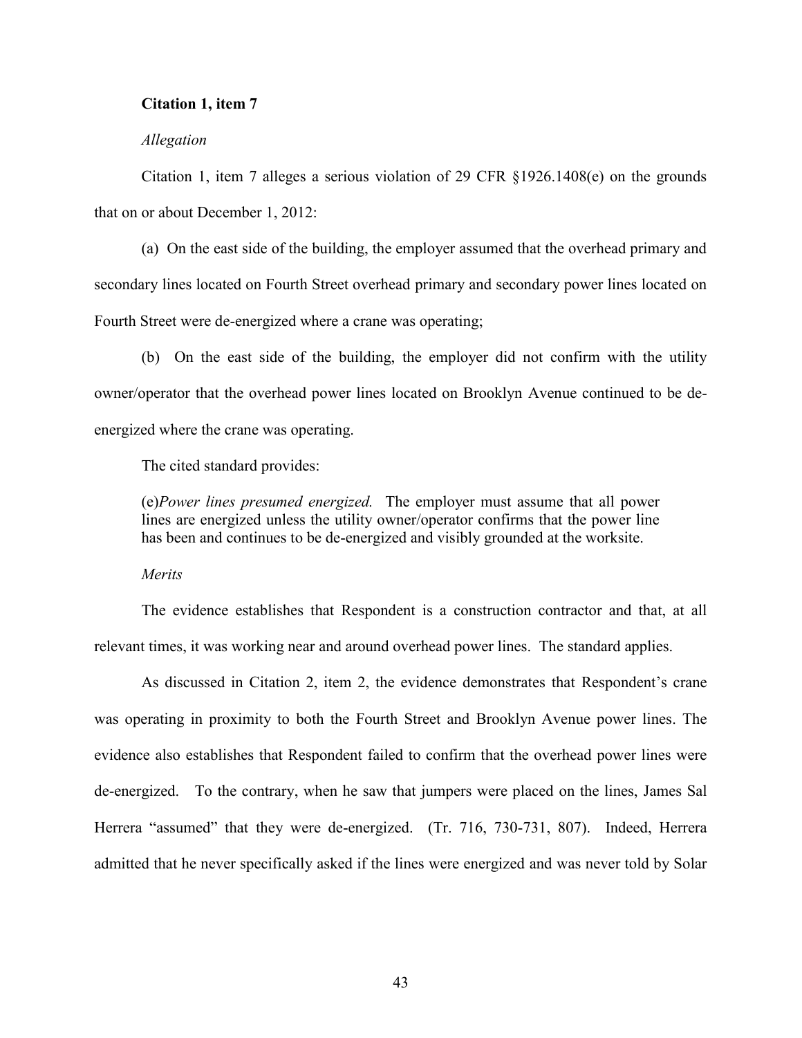**Citation 1, item 7**

*Allegation*

Citation 1, item 7 alleges a serious violation of 29 CFR §1926.1408(e) on the grounds that on or about December 1, 2012:

(a) On the east side of the building, the employer assumed that the overhead primary and secondary lines located on Fourth Street overhead primary and secondary power lines located on Fourth Street were de-energized where a crane was operating;

(b) On the east side of the building, the employer did not confirm with the utility owner/operator that the overhead power lines located on Brooklyn Avenue continued to be de-energized where the crane was operating.

The cited standard provides:

> (e)*Power lines presumed energized.* The employer must assume that all power lines are energized unless the utility owner/operator confirms that the power line has been and continues to be de-energized and visibly grounded at the worksite.

*Merits*

The evidence establishes that Respondent is a construction contractor and that, at all relevant times, it was working near and around overhead power lines. The standard applies.

As discussed in Citation 2, item 2, the evidence demonstrates that Respondent's crane was operating in proximity to both the Fourth Street and Brooklyn Avenue power lines. The evidence also establishes that Respondent failed to confirm that the overhead power lines were de-energized. To the contrary, when he saw that jumpers were placed on the lines, James Sal Herrera "assumed" that they were de-energized. (Tr. 716, 730-731, 807). Indeed, Herrera admitted that he never specifically asked if the lines were energized and was never told by Solar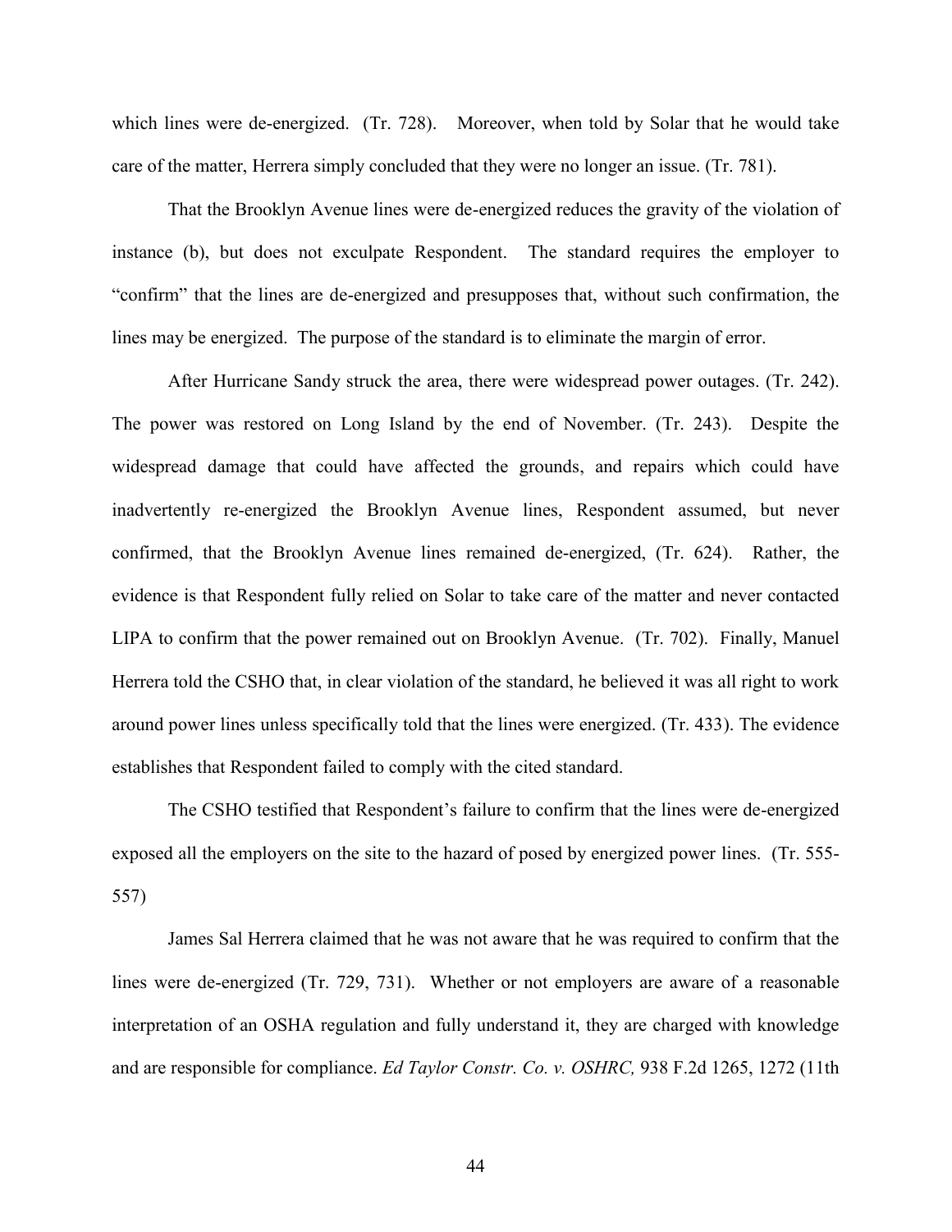which lines were de-energized. (Tr. 728). Moreover, when told by Solar that he would take care of the matter, Herrera simply concluded that they were no longer an issue. (Tr. 781).

That the Brooklyn Avenue lines were de-energized reduces the gravity of the violation of instance (b), but does not exculpate Respondent. The standard requires the employer to "confirm" that the lines are de-energized and presupposes that, without such confirmation, the lines may be energized. The purpose of the standard is to eliminate the margin of error.

After Hurricane Sandy struck the area, there were widespread power outages. (Tr. 242). The power was restored on Long Island by the end of November. (Tr. 243). Despite the widespread damage that could have affected the grounds, and repairs which could have inadvertently re-energized the Brooklyn Avenue lines, Respondent assumed, but never confirmed, that the Brooklyn Avenue lines remained de-energized, (Tr. 624). Rather, the evidence is that Respondent fully relied on Solar to take care of the matter and never contacted LIPA to confirm that the power remained out on Brooklyn Avenue. (Tr. 702). Finally, Manuel Herrera told the CSHO that, in clear violation of the standard, he believed it was all right to work around power lines unless specifically told that the lines were energized. (Tr. 433). The evidence establishes that Respondent failed to comply with the cited standard.

The CSHO testified that Respondent's failure to confirm that the lines were de-energized exposed all the employers on the site to the hazard of posed by energized power lines. (Tr. 555-557)

James Sal Herrera claimed that he was not aware that he was required to confirm that the lines were de-energized (Tr. 729, 731). Whether or not employers are aware of a reasonable interpretation of an OSHA regulation and fully understand it, they are charged with knowledge and are responsible for compliance. *Ed Taylor Constr. Co. v. OSHRC,* 938 F.2d 1265, 1272 (11th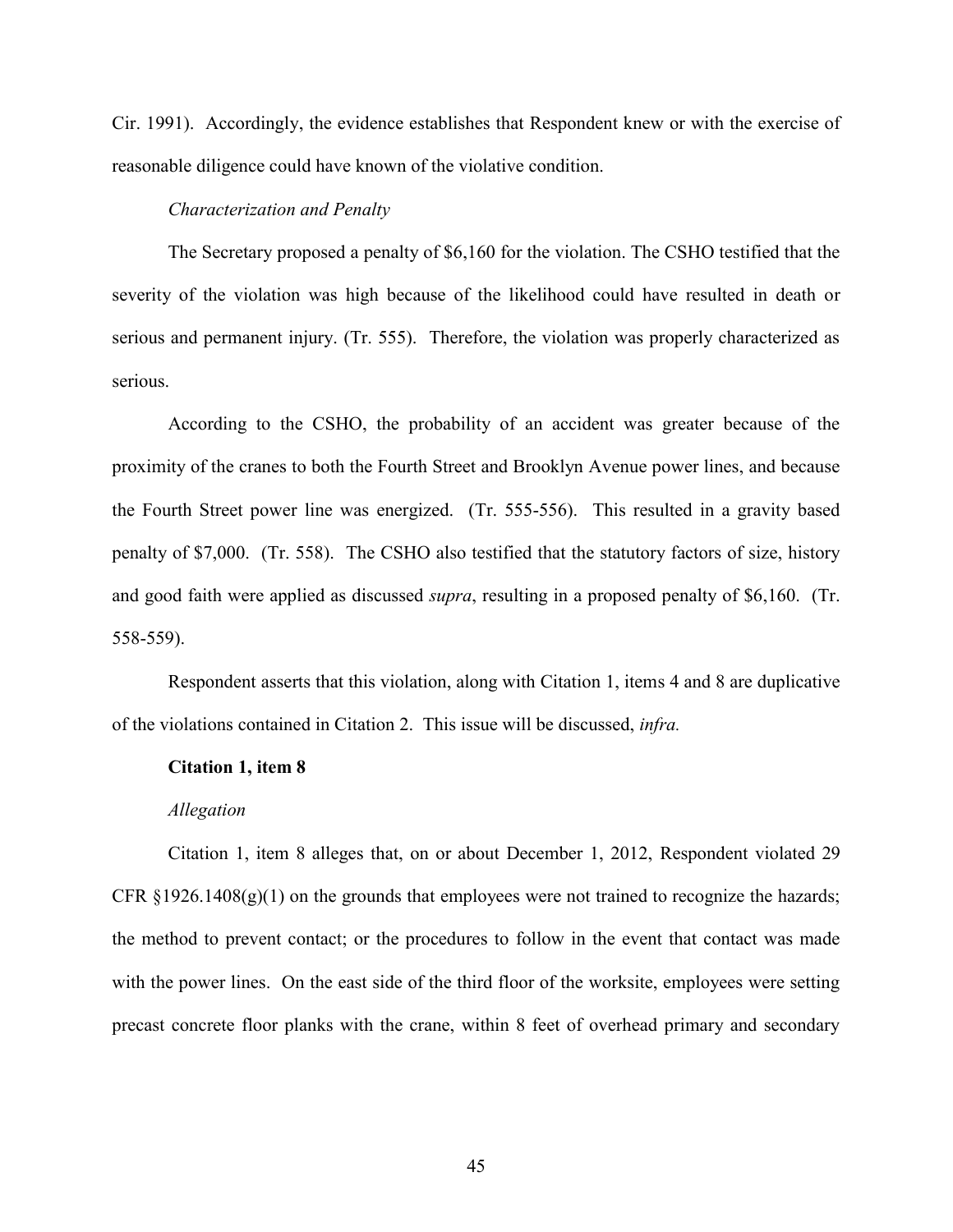Cir. 1991). Accordingly, the evidence establishes that Respondent knew or with the exercise of reasonable diligence could have known of the violative condition.

*Characterization and Penalty*

The Secretary proposed a penalty of $6,160 for the violation. The CSHO testified that the severity of the violation was high because of the likelihood could have resulted in death or serious and permanent injury. (Tr. 555). Therefore, the violation was properly characterized as serious.

According to the CSHO, the probability of an accident was greater because of the proximity of the cranes to both the Fourth Street and Brooklyn Avenue power lines, and because the Fourth Street power line was energized. (Tr. 555-556). This resulted in a gravity based penalty of $7,000. (Tr. 558). The CSHO also testified that the statutory factors of size, history and good faith were applied as discussed *supra*, resulting in a proposed penalty of $6,160. (Tr. 558-559).

Respondent asserts that this violation, along with Citation 1, items 4 and 8 are duplicative of the violations contained in Citation 2. This issue will be discussed, *infra.*

**Citation 1, item 8**

*Allegation*

Citation 1, item 8 alleges that, on or about December 1, 2012, Respondent violated 29 CFR §1926.1408(g)(1) on the grounds that employees were not trained to recognize the hazards; the method to prevent contact; or the procedures to follow in the event that contact was made with the power lines. On the east side of the third floor of the worksite, employees were setting precast concrete floor planks with the crane, within 8 feet of overhead primary and secondary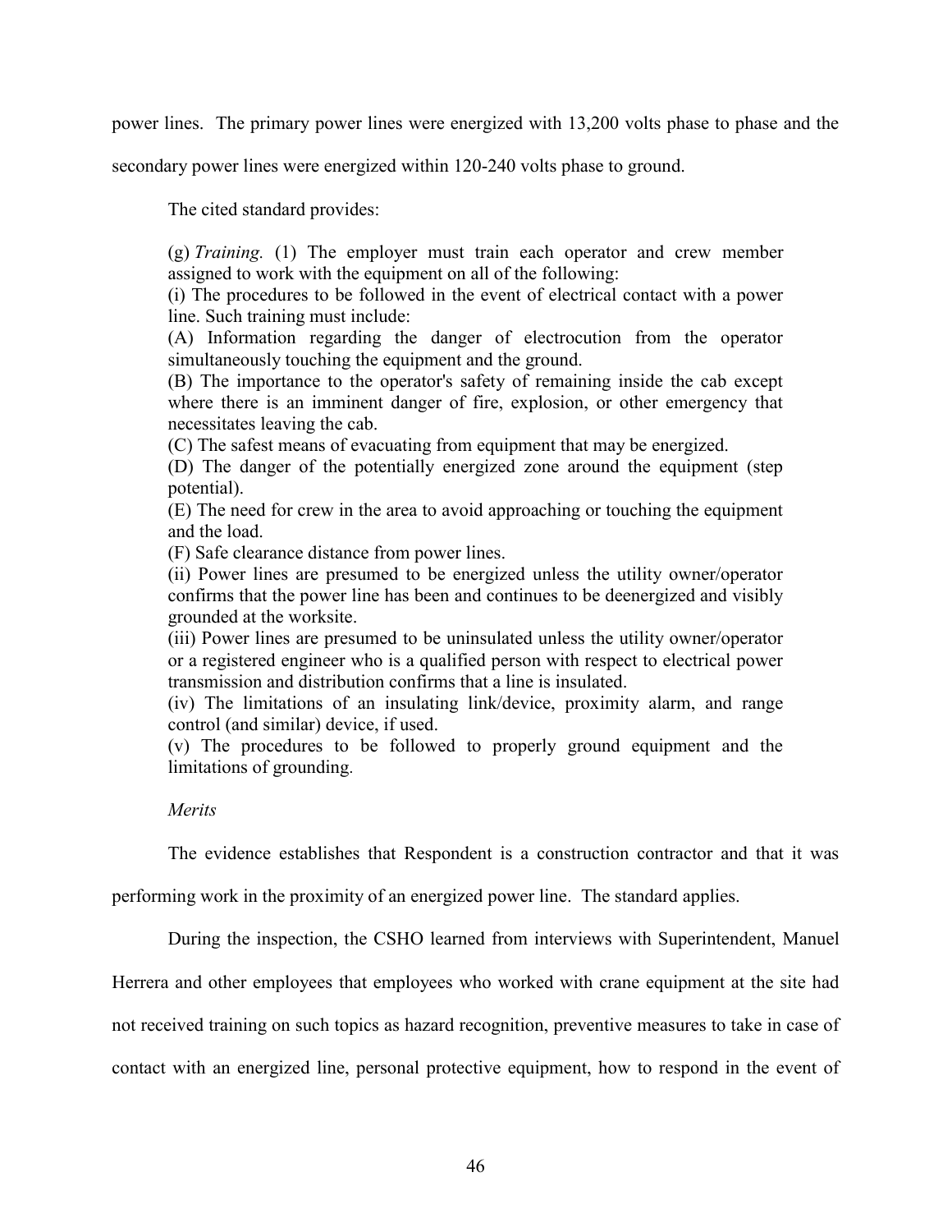power lines. The primary power lines were energized with 13,200 volts phase to phase and the secondary power lines were energized within 120-240 volts phase to ground.

The cited standard provides:

> (g) *Training.* (1) The employer must train each operator and crew member assigned to work with the equipment on all of the following:
> (i) The procedures to be followed in the event of electrical contact with a power line. Such training must include:
> (A) Information regarding the danger of electrocution from the operator simultaneously touching the equipment and the ground.
> (B) The importance to the operator's safety of remaining inside the cab except where there is an imminent danger of fire, explosion, or other emergency that necessitates leaving the cab.
> (C) The safest means of evacuating from equipment that may be energized.
> (D) The danger of the potentially energized zone around the equipment (step potential).
> (E) The need for crew in the area to avoid approaching or touching the equipment and the load.
> (F) Safe clearance distance from power lines.
> (ii) Power lines are presumed to be energized unless the utility owner/operator confirms that the power line has been and continues to be deenergized and visibly grounded at the worksite.
> (iii) Power lines are presumed to be uninsulated unless the utility owner/operator or a registered engineer who is a qualified person with respect to electrical power transmission and distribution confirms that a line is insulated.
> (iv) The limitations of an insulating link/device, proximity alarm, and range control (and similar) device, if used.
> (v) The procedures to be followed to properly ground equipment and the limitations of grounding.

*Merits*

The evidence establishes that Respondent is a construction contractor and that it was performing work in the proximity of an energized power line. The standard applies.

During the inspection, the CSHO learned from interviews with Superintendent, Manuel Herrera and other employees that employees who worked with crane equipment at the site had not received training on such topics as hazard recognition, preventive measures to take in case of contact with an energized line, personal protective equipment, how to respond in the event of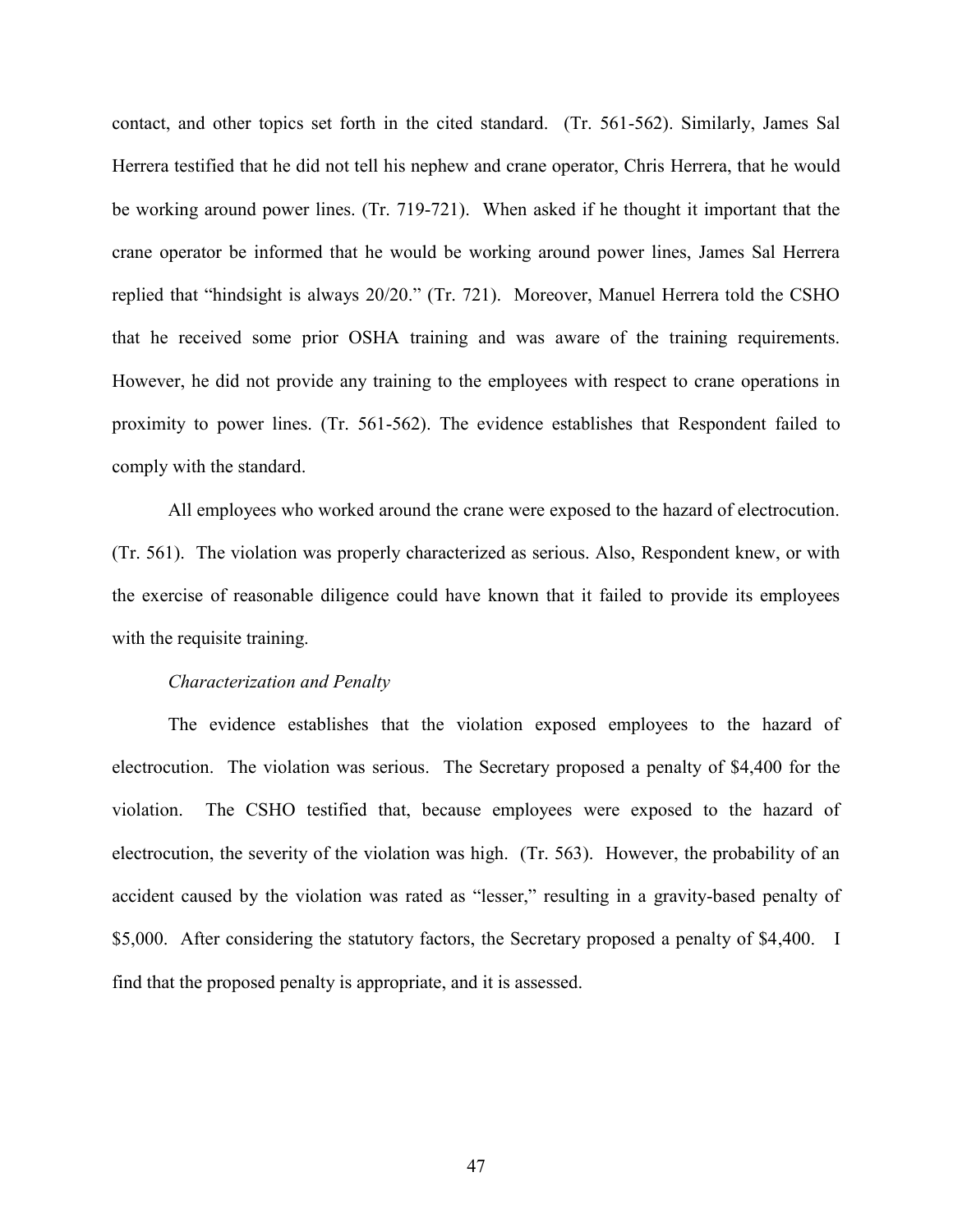contact, and other topics set forth in the cited standard. (Tr. 561-562). Similarly, James Sal Herrera testified that he did not tell his nephew and crane operator, Chris Herrera, that he would be working around power lines. (Tr. 719-721). When asked if he thought it important that the crane operator be informed that he would be working around power lines, James Sal Herrera replied that "hindsight is always 20/20." (Tr. 721). Moreover, Manuel Herrera told the CSHO that he received some prior OSHA training and was aware of the training requirements. However, he did not provide any training to the employees with respect to crane operations in proximity to power lines. (Tr. 561-562). The evidence establishes that Respondent failed to comply with the standard.

All employees who worked around the crane were exposed to the hazard of electrocution. (Tr. 561). The violation was properly characterized as serious. Also, Respondent knew, or with the exercise of reasonable diligence could have known that it failed to provide its employees with the requisite training.

*Characterization and Penalty*

The evidence establishes that the violation exposed employees to the hazard of electrocution. The violation was serious. The Secretary proposed a penalty of $4,400 for the violation. The CSHO testified that, because employees were exposed to the hazard of electrocution, the severity of the violation was high. (Tr. 563). However, the probability of an accident caused by the violation was rated as "lesser," resulting in a gravity-based penalty of $5,000. After considering the statutory factors, the Secretary proposed a penalty of $4,400. I find that the proposed penalty is appropriate, and it is assessed.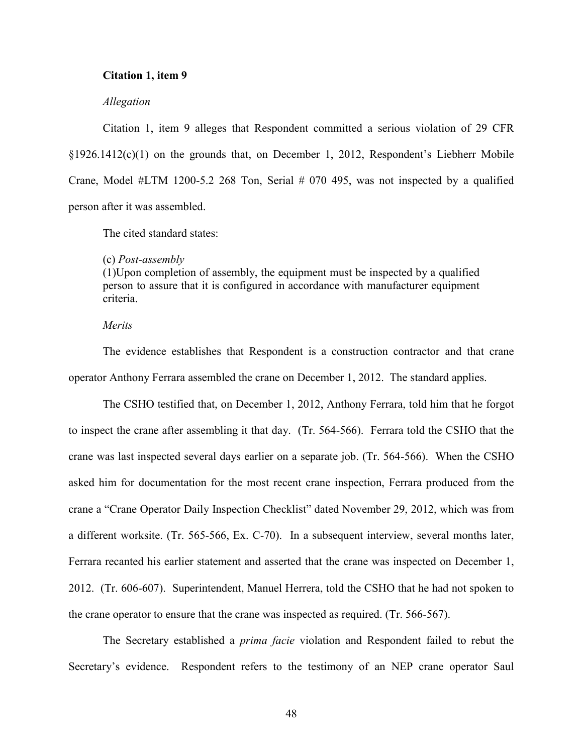**Citation 1, item 9**

*Allegation*

Citation 1, item 9 alleges that Respondent committed a serious violation of 29 CFR §1926.1412(c)(1) on the grounds that, on December 1, 2012, Respondent's Liebherr Mobile Crane, Model #LTM 1200-5.2 268 Ton, Serial # 070 495, was not inspected by a qualified person after it was assembled.

The cited standard states:

> (c) *Post-assembly*
> (1)Upon completion of assembly, the equipment must be inspected by a qualified person to assure that it is configured in accordance with manufacturer equipment criteria.

*Merits*

The evidence establishes that Respondent is a construction contractor and that crane operator Anthony Ferrara assembled the crane on December 1, 2012. The standard applies.

The CSHO testified that, on December 1, 2012, Anthony Ferrara, told him that he forgot to inspect the crane after assembling it that day. (Tr. 564-566). Ferrara told the CSHO that the crane was last inspected several days earlier on a separate job. (Tr. 564-566). When the CSHO asked him for documentation for the most recent crane inspection, Ferrara produced from the crane a "Crane Operator Daily Inspection Checklist" dated November 29, 2012, which was from a different worksite. (Tr. 565-566, Ex. C-70). In a subsequent interview, several months later, Ferrara recanted his earlier statement and asserted that the crane was inspected on December 1, 2012. (Tr. 606-607). Superintendent, Manuel Herrera, told the CSHO that he had not spoken to the crane operator to ensure that the crane was inspected as required. (Tr. 566-567).

The Secretary established a *prima facie* violation and Respondent failed to rebut the Secretary's evidence. Respondent refers to the testimony of an NEP crane operator Saul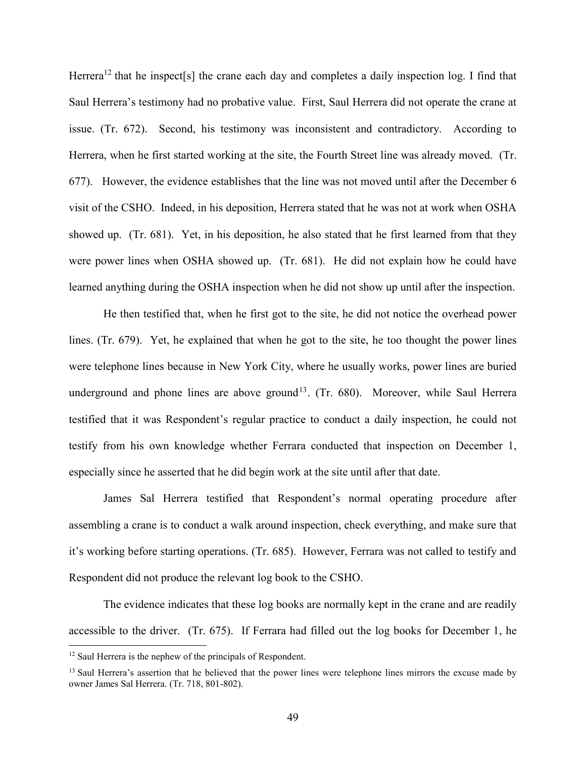Herrera[12] that he inspect[s] the crane each day and completes a daily inspection log. I find that Saul Herrera's testimony had no probative value. First, Saul Herrera did not operate the crane at issue. (Tr. 672). Second, his testimony was inconsistent and contradictory. According to Herrera, when he first started working at the site, the Fourth Street line was already moved. (Tr. 677). However, the evidence establishes that the line was not moved until after the December 6 visit of the CSHO. Indeed, in his deposition, Herrera stated that he was not at work when OSHA showed up. (Tr. 681). Yet, in his deposition, he also stated that he first learned from that they were power lines when OSHA showed up. (Tr. 681). He did not explain how he could have learned anything during the OSHA inspection when he did not show up until after the inspection.

He then testified that, when he first got to the site, he did not notice the overhead power lines. (Tr. 679). Yet, he explained that when he got to the site, he too thought the power lines were telephone lines because in New York City, where he usually works, power lines are buried underground and phone lines are above ground[13]. (Tr. 680). Moreover, while Saul Herrera testified that it was Respondent's regular practice to conduct a daily inspection, he could not testify from his own knowledge whether Ferrara conducted that inspection on December 1, especially since he asserted that he did begin work at the site until after that date.

James Sal Herrera testified that Respondent's normal operating procedure after assembling a crane is to conduct a walk around inspection, check everything, and make sure that it's working before starting operations. (Tr. 685). However, Ferrara was not called to testify and Respondent did not produce the relevant log book to the CSHO.

The evidence indicates that these log books are normally kept in the crane and are readily accessible to the driver. (Tr. 675). If Ferrara had filled out the log books for December 1, he

---

[12] Saul Herrera is the nephew of the principals of Respondent.

[13] Saul Herrera's assertion that he believed that the power lines were telephone lines mirrors the excuse made by owner James Sal Herrera. (Tr. 718, 801-802).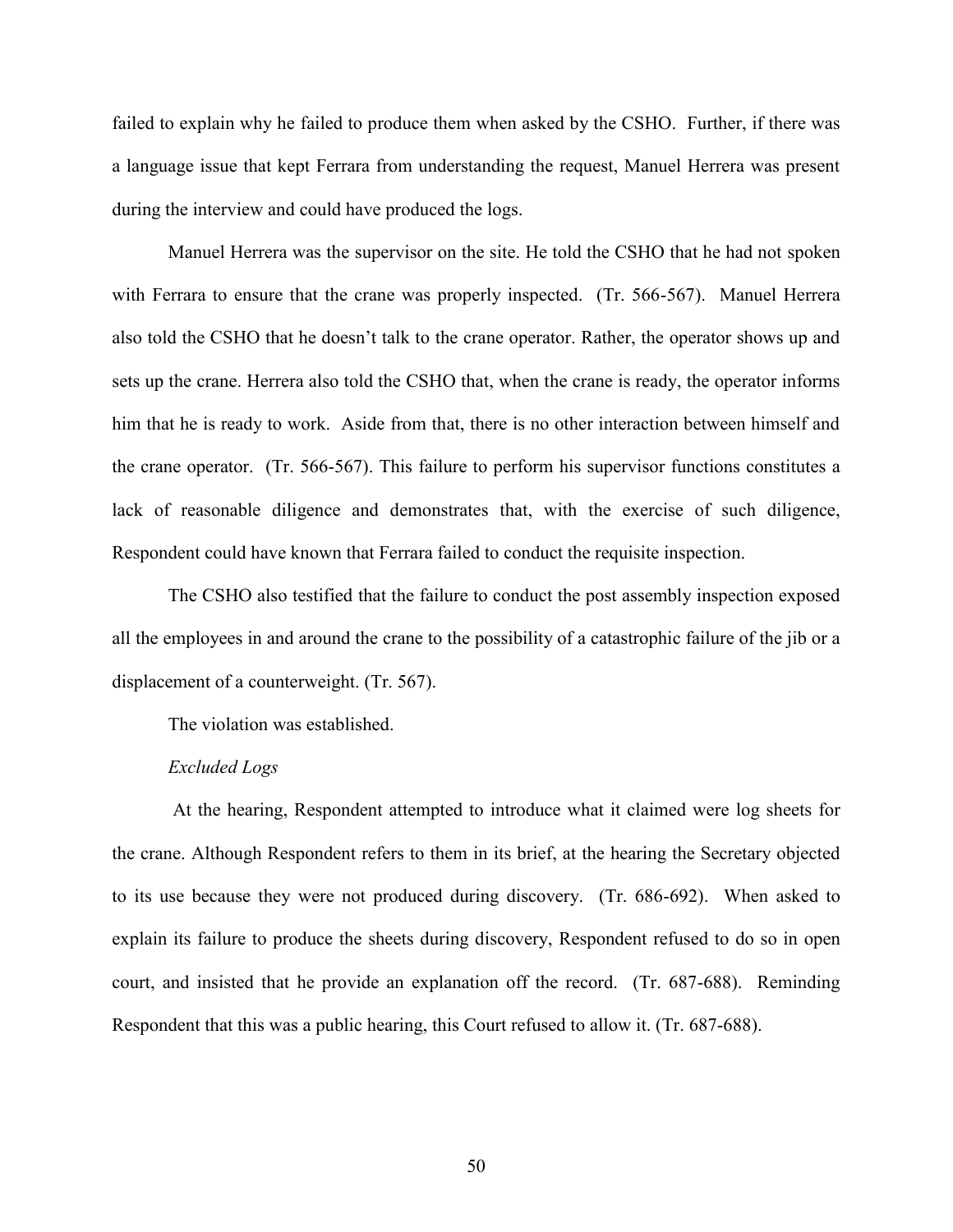failed to explain why he failed to produce them when asked by the CSHO. Further, if there was a language issue that kept Ferrara from understanding the request, Manuel Herrera was present during the interview and could have produced the logs.

Manuel Herrera was the supervisor on the site. He told the CSHO that he had not spoken with Ferrara to ensure that the crane was properly inspected. (Tr. 566-567). Manuel Herrera also told the CSHO that he doesn't talk to the crane operator. Rather, the operator shows up and sets up the crane. Herrera also told the CSHO that, when the crane is ready, the operator informs him that he is ready to work. Aside from that, there is no other interaction between himself and the crane operator. (Tr. 566-567). This failure to perform his supervisor functions constitutes a lack of reasonable diligence and demonstrates that, with the exercise of such diligence, Respondent could have known that Ferrara failed to conduct the requisite inspection.

The CSHO also testified that the failure to conduct the post assembly inspection exposed all the employees in and around the crane to the possibility of a catastrophic failure of the jib or a displacement of a counterweight. (Tr. 567).

The violation was established.

*Excluded Logs*

At the hearing, Respondent attempted to introduce what it claimed were log sheets for the crane. Although Respondent refers to them in its brief, at the hearing the Secretary objected to its use because they were not produced during discovery. (Tr. 686-692). When asked to explain its failure to produce the sheets during discovery, Respondent refused to do so in open court, and insisted that he provide an explanation off the record. (Tr. 687-688). Reminding Respondent that this was a public hearing, this Court refused to allow it. (Tr. 687-688).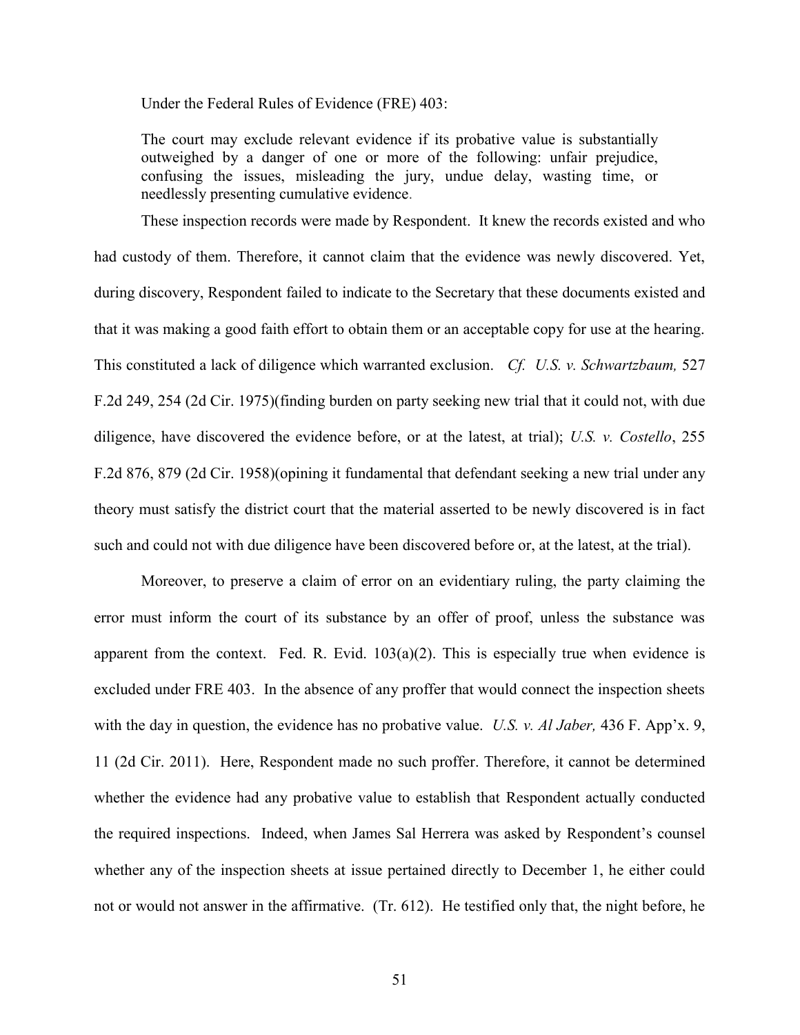Under the Federal Rules of Evidence (FRE) 403:

> The court may exclude relevant evidence if its probative value is substantially outweighed by a danger of one or more of the following: unfair prejudice, confusing the issues, misleading the jury, undue delay, wasting time, or needlessly presenting cumulative evidence.

These inspection records were made by Respondent. It knew the records existed and who had custody of them. Therefore, it cannot claim that the evidence was newly discovered. Yet, during discovery, Respondent failed to indicate to the Secretary that these documents existed and that it was making a good faith effort to obtain them or an acceptable copy for use at the hearing. This constituted a lack of diligence which warranted exclusion. *Cf. U.S. v. Schwartzbaum,* 527 F.2d 249, 254 (2d Cir. 1975)(finding burden on party seeking new trial that it could not, with due diligence, have discovered the evidence before, or at the latest, at trial); *U.S. v. Costello*, 255 F.2d 876, 879 (2d Cir. 1958)(opining it fundamental that defendant seeking a new trial under any theory must satisfy the district court that the material asserted to be newly discovered is in fact such and could not with due diligence have been discovered before or, at the latest, at the trial).

Moreover, to preserve a claim of error on an evidentiary ruling, the party claiming the error must inform the court of its substance by an offer of proof, unless the substance was apparent from the context. Fed. R. Evid. 103(a)(2). This is especially true when evidence is excluded under FRE 403. In the absence of any proffer that would connect the inspection sheets with the day in question, the evidence has no probative value. *U.S. v. Al Jaber,* 436 F. App'x. 9, 11 (2d Cir. 2011). Here, Respondent made no such proffer. Therefore, it cannot be determined whether the evidence had any probative value to establish that Respondent actually conducted the required inspections. Indeed, when James Sal Herrera was asked by Respondent's counsel whether any of the inspection sheets at issue pertained directly to December 1, he either could not or would not answer in the affirmative. (Tr. 612). He testified only that, the night before, he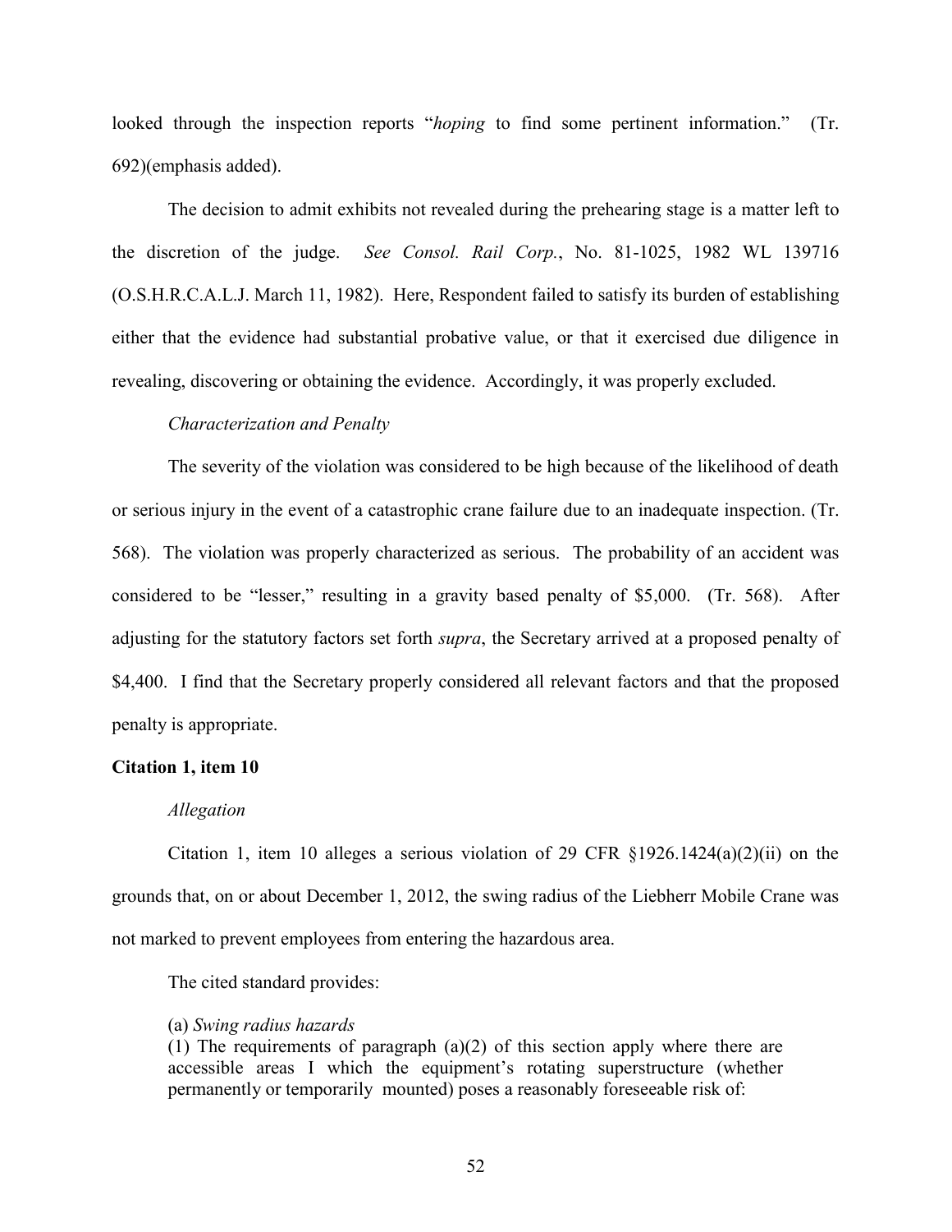looked through the inspection reports "*hoping* to find some pertinent information." (Tr. 692)(emphasis added).

The decision to admit exhibits not revealed during the prehearing stage is a matter left to the discretion of the judge. *See Consol. Rail Corp.*, No. 81-1025, 1982 WL 139716 (O.S.H.R.C.A.L.J. March 11, 1982). Here, Respondent failed to satisfy its burden of establishing either that the evidence had substantial probative value, or that it exercised due diligence in revealing, discovering or obtaining the evidence. Accordingly, it was properly excluded.

*Characterization and Penalty*

The severity of the violation was considered to be high because of the likelihood of death or serious injury in the event of a catastrophic crane failure due to an inadequate inspection. (Tr. 568). The violation was properly characterized as serious. The probability of an accident was considered to be "lesser," resulting in a gravity based penalty of $5,000. (Tr. 568). After adjusting for the statutory factors set forth *supra*, the Secretary arrived at a proposed penalty of $4,400. I find that the Secretary properly considered all relevant factors and that the proposed penalty is appropriate.

**Citation 1, item 10**

*Allegation*

Citation 1, item 10 alleges a serious violation of 29 CFR §1926.1424(a)(2)(ii) on the grounds that, on or about December 1, 2012, the swing radius of the Liebherr Mobile Crane was not marked to prevent employees from entering the hazardous area.

The cited standard provides:

> (a) *Swing radius hazards*
> (1) The requirements of paragraph (a)(2) of this section apply where there are accessible areas I which the equipment's rotating superstructure (whether permanently or temporarily mounted) poses a reasonably foreseeable risk of: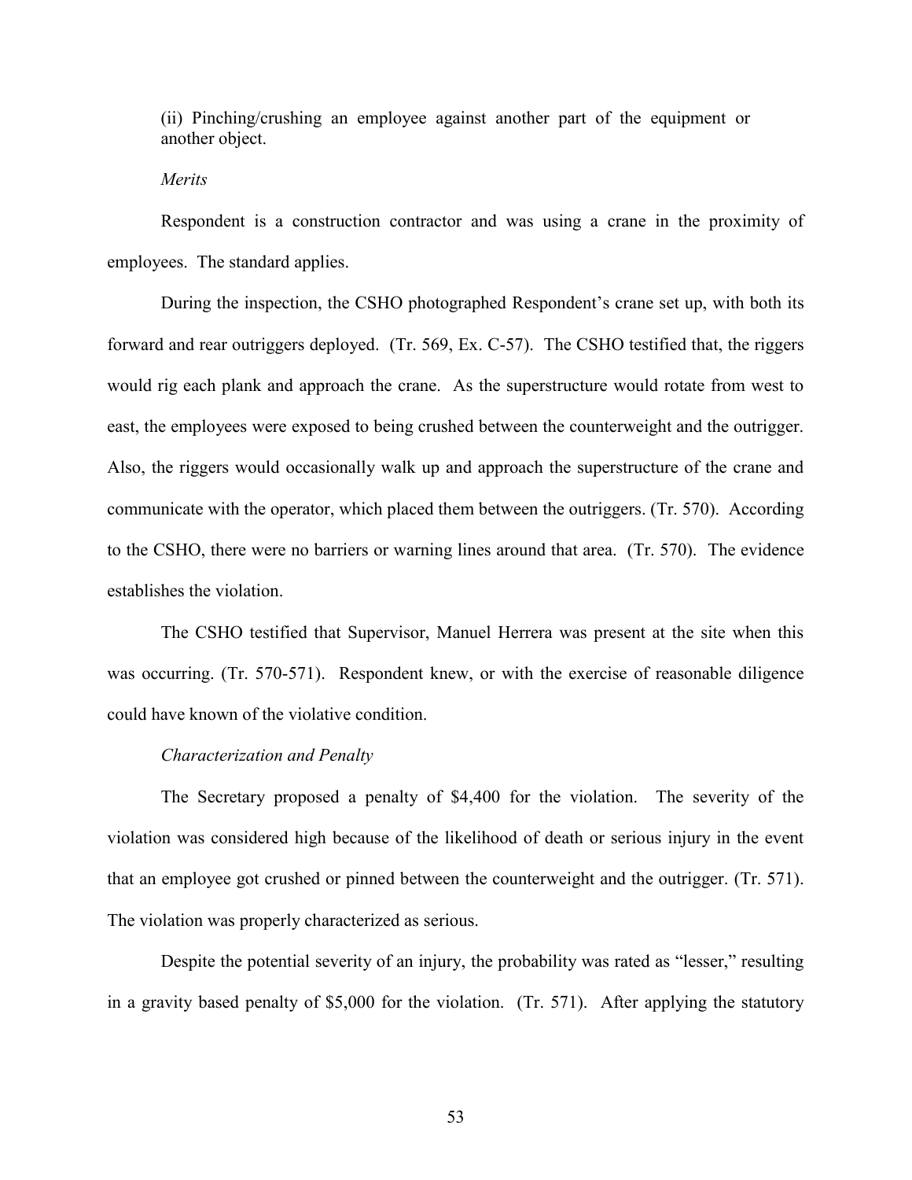(ii) Pinching/crushing an employee against another part of the equipment or another object.

*Merits*

Respondent is a construction contractor and was using a crane in the proximity of employees. The standard applies.

During the inspection, the CSHO photographed Respondent's crane set up, with both its forward and rear outriggers deployed. (Tr. 569, Ex. C-57). The CSHO testified that, the riggers would rig each plank and approach the crane. As the superstructure would rotate from west to east, the employees were exposed to being crushed between the counterweight and the outrigger. Also, the riggers would occasionally walk up and approach the superstructure of the crane and communicate with the operator, which placed them between the outriggers. (Tr. 570). According to the CSHO, there were no barriers or warning lines around that area. (Tr. 570). The evidence establishes the violation.

The CSHO testified that Supervisor, Manuel Herrera was present at the site when this was occurring. (Tr. 570-571). Respondent knew, or with the exercise of reasonable diligence could have known of the violative condition.

*Characterization and Penalty*

The Secretary proposed a penalty of $4,400 for the violation. The severity of the violation was considered high because of the likelihood of death or serious injury in the event that an employee got crushed or pinned between the counterweight and the outrigger. (Tr. 571). The violation was properly characterized as serious.

Despite the potential severity of an injury, the probability was rated as "lesser," resulting in a gravity based penalty of $5,000 for the violation. (Tr. 571). After applying the statutory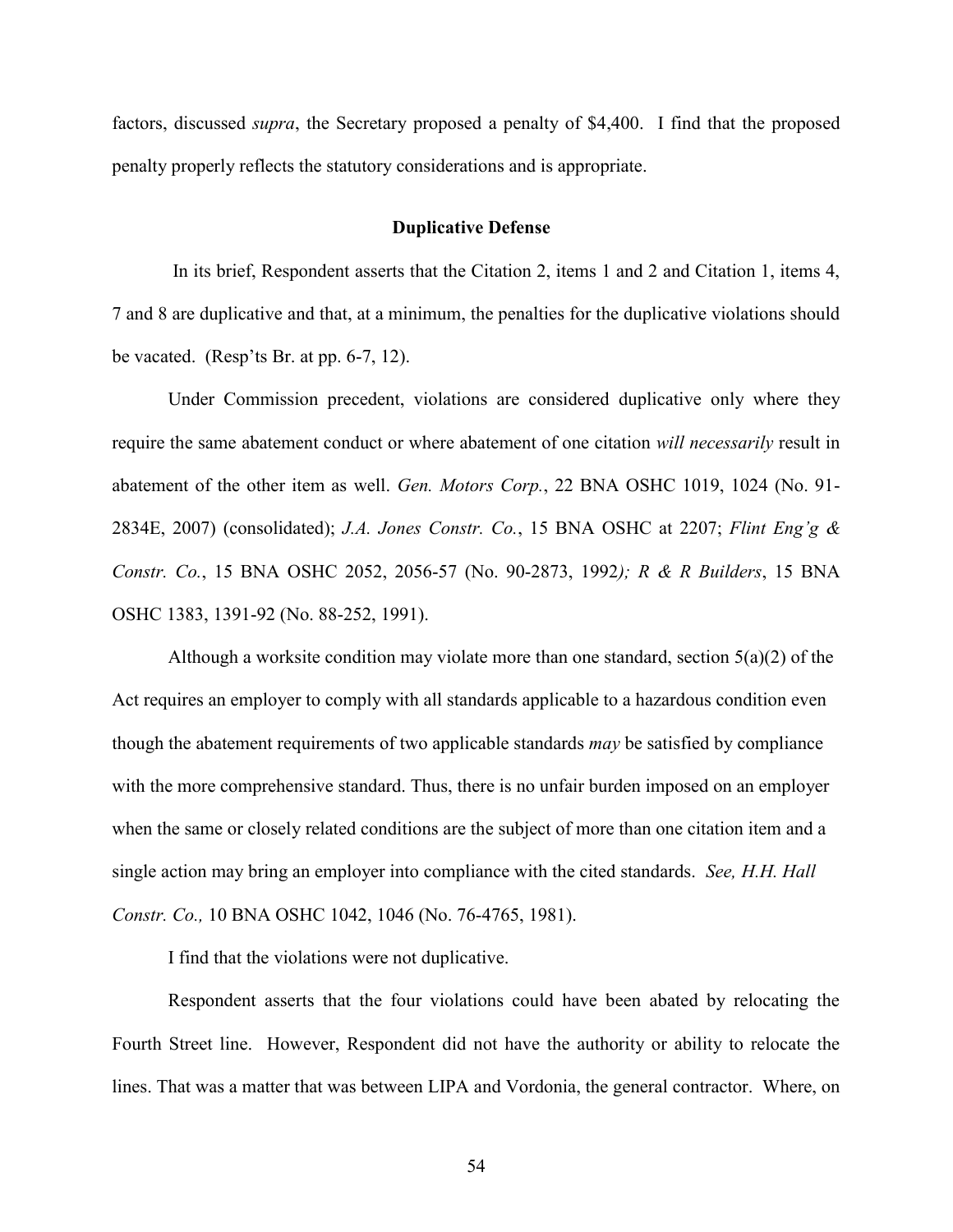factors, discussed *supra*, the Secretary proposed a penalty of $4,400. I find that the proposed penalty properly reflects the statutory considerations and is appropriate.

**Duplicative Defense**

In its brief, Respondent asserts that the Citation 2, items 1 and 2 and Citation 1, items 4, 7 and 8 are duplicative and that, at a minimum, the penalties for the duplicative violations should be vacated. (Resp'ts Br. at pp. 6-7, 12).

Under Commission precedent, violations are considered duplicative only where they require the same abatement conduct or where abatement of one citation *will necessarily* result in abatement of the other item as well. *Gen. Motors Corp.*, 22 BNA OSHC 1019, 1024 (No. 91-2834E, 2007) (consolidated); *J.A. Jones Constr. Co.*, 15 BNA OSHC at 2207; *Flint Eng'g & Constr. Co.*, 15 BNA OSHC 2052, 2056-57 (No. 90-2873, 1992); *R & R Builders*, 15 BNA OSHC 1383, 1391-92 (No. 88-252, 1991).

Although a worksite condition may violate more than one standard, section 5(a)(2) of the Act requires an employer to comply with all standards applicable to a hazardous condition even though the abatement requirements of two applicable standards *may* be satisfied by compliance with the more comprehensive standard. Thus, there is no unfair burden imposed on an employer when the same or closely related conditions are the subject of more than one citation item and a single action may bring an employer into compliance with the cited standards. *See, H.H. Hall Constr. Co.,* 10 BNA OSHC 1042, 1046 (No. 76-4765, 1981).

I find that the violations were not duplicative.

Respondent asserts that the four violations could have been abated by relocating the Fourth Street line. However, Respondent did not have the authority or ability to relocate the lines. That was a matter that was between LIPA and Vordonia, the general contractor. Where, on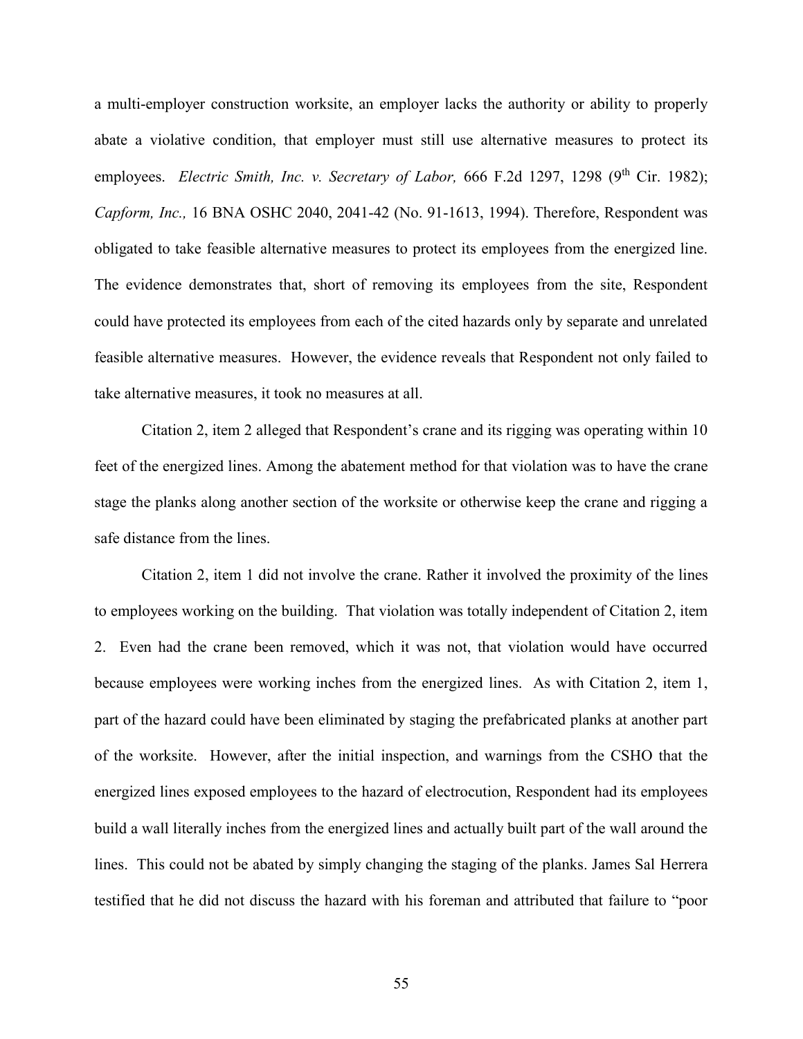a multi-employer construction worksite, an employer lacks the authority or ability to properly abate a violative condition, that employer must still use alternative measures to protect its employees. *Electric Smith, Inc. v. Secretary of Labor,* 666 F.2d 1297, 1298 (9th Cir. 1982); *Capform, Inc.,* 16 BNA OSHC 2040, 2041-42 (No. 91-1613, 1994). Therefore, Respondent was obligated to take feasible alternative measures to protect its employees from the energized line. The evidence demonstrates that, short of removing its employees from the site, Respondent could have protected its employees from each of the cited hazards only by separate and unrelated feasible alternative measures. However, the evidence reveals that Respondent not only failed to take alternative measures, it took no measures at all.

Citation 2, item 2 alleged that Respondent's crane and its rigging was operating within 10 feet of the energized lines. Among the abatement method for that violation was to have the crane stage the planks along another section of the worksite or otherwise keep the crane and rigging a safe distance from the lines.

Citation 2, item 1 did not involve the crane. Rather it involved the proximity of the lines to employees working on the building. That violation was totally independent of Citation 2, item 2. Even had the crane been removed, which it was not, that violation would have occurred because employees were working inches from the energized lines. As with Citation 2, item 1, part of the hazard could have been eliminated by staging the prefabricated planks at another part of the worksite. However, after the initial inspection, and warnings from the CSHO that the energized lines exposed employees to the hazard of electrocution, Respondent had its employees build a wall literally inches from the energized lines and actually built part of the wall around the lines. This could not be abated by simply changing the staging of the planks. James Sal Herrera testified that he did not discuss the hazard with his foreman and attributed that failure to "poor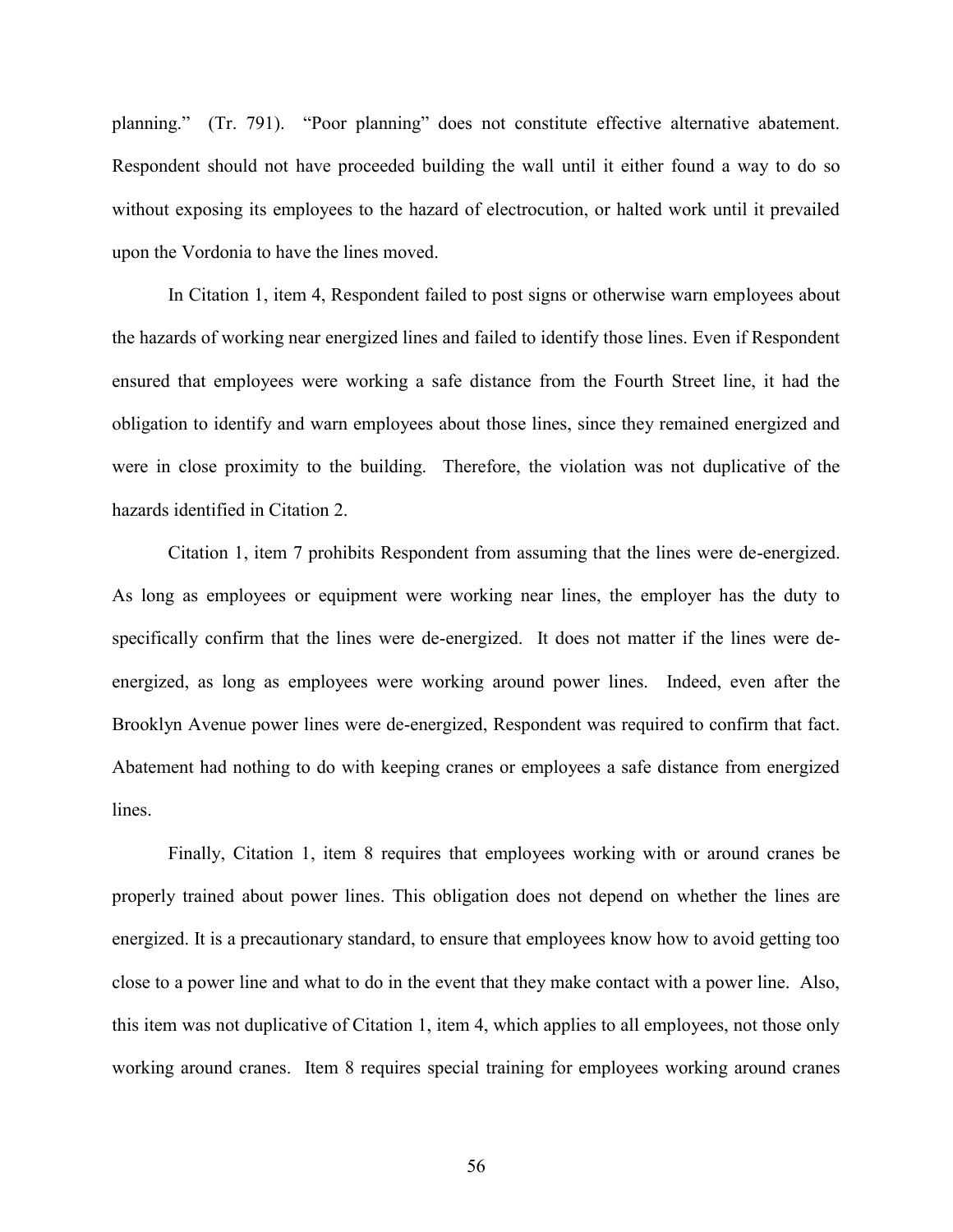planning." (Tr. 791). "Poor planning" does not constitute effective alternative abatement. Respondent should not have proceeded building the wall until it either found a way to do so without exposing its employees to the hazard of electrocution, or halted work until it prevailed upon the Vordonia to have the lines moved.

In Citation 1, item 4, Respondent failed to post signs or otherwise warn employees about the hazards of working near energized lines and failed to identify those lines. Even if Respondent ensured that employees were working a safe distance from the Fourth Street line, it had the obligation to identify and warn employees about those lines, since they remained energized and were in close proximity to the building. Therefore, the violation was not duplicative of the hazards identified in Citation 2.

Citation 1, item 7 prohibits Respondent from assuming that the lines were de-energized. As long as employees or equipment were working near lines, the employer has the duty to specifically confirm that the lines were de-energized. It does not matter if the lines were de-energized, as long as employees were working around power lines. Indeed, even after the Brooklyn Avenue power lines were de-energized, Respondent was required to confirm that fact. Abatement had nothing to do with keeping cranes or employees a safe distance from energized lines.

Finally, Citation 1, item 8 requires that employees working with or around cranes be properly trained about power lines. This obligation does not depend on whether the lines are energized. It is a precautionary standard, to ensure that employees know how to avoid getting too close to a power line and what to do in the event that they make contact with a power line. Also, this item was not duplicative of Citation 1, item 4, which applies to all employees, not those only working around cranes. Item 8 requires special training for employees working around cranes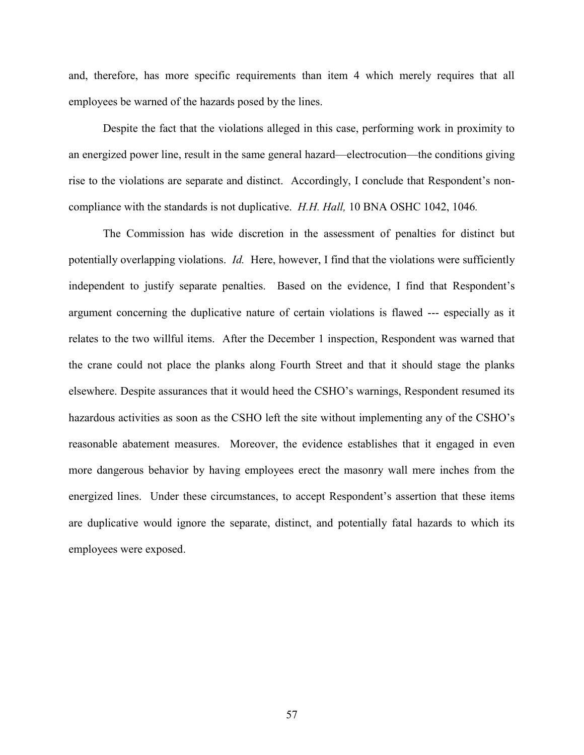and, therefore, has more specific requirements than item 4 which merely requires that all employees be warned of the hazards posed by the lines.

Despite the fact that the violations alleged in this case, performing work in proximity to an energized power line, result in the same general hazard—electrocution—the conditions giving rise to the violations are separate and distinct. Accordingly, I conclude that Respondent's non-compliance with the standards is not duplicative. *H.H. Hall,* 10 BNA OSHC 1042, 1046*.*

The Commission has wide discretion in the assessment of penalties for distinct but potentially overlapping violations. *Id.* Here, however, I find that the violations were sufficiently independent to justify separate penalties. Based on the evidence, I find that Respondent's argument concerning the duplicative nature of certain violations is flawed --- especially as it relates to the two willful items. After the December 1 inspection, Respondent was warned that the crane could not place the planks along Fourth Street and that it should stage the planks elsewhere. Despite assurances that it would heed the CSHO's warnings, Respondent resumed its hazardous activities as soon as the CSHO left the site without implementing any of the CSHO's reasonable abatement measures. Moreover, the evidence establishes that it engaged in even more dangerous behavior by having employees erect the masonry wall mere inches from the energized lines. Under these circumstances, to accept Respondent's assertion that these items are duplicative would ignore the separate, distinct, and potentially fatal hazards to which its employees were exposed.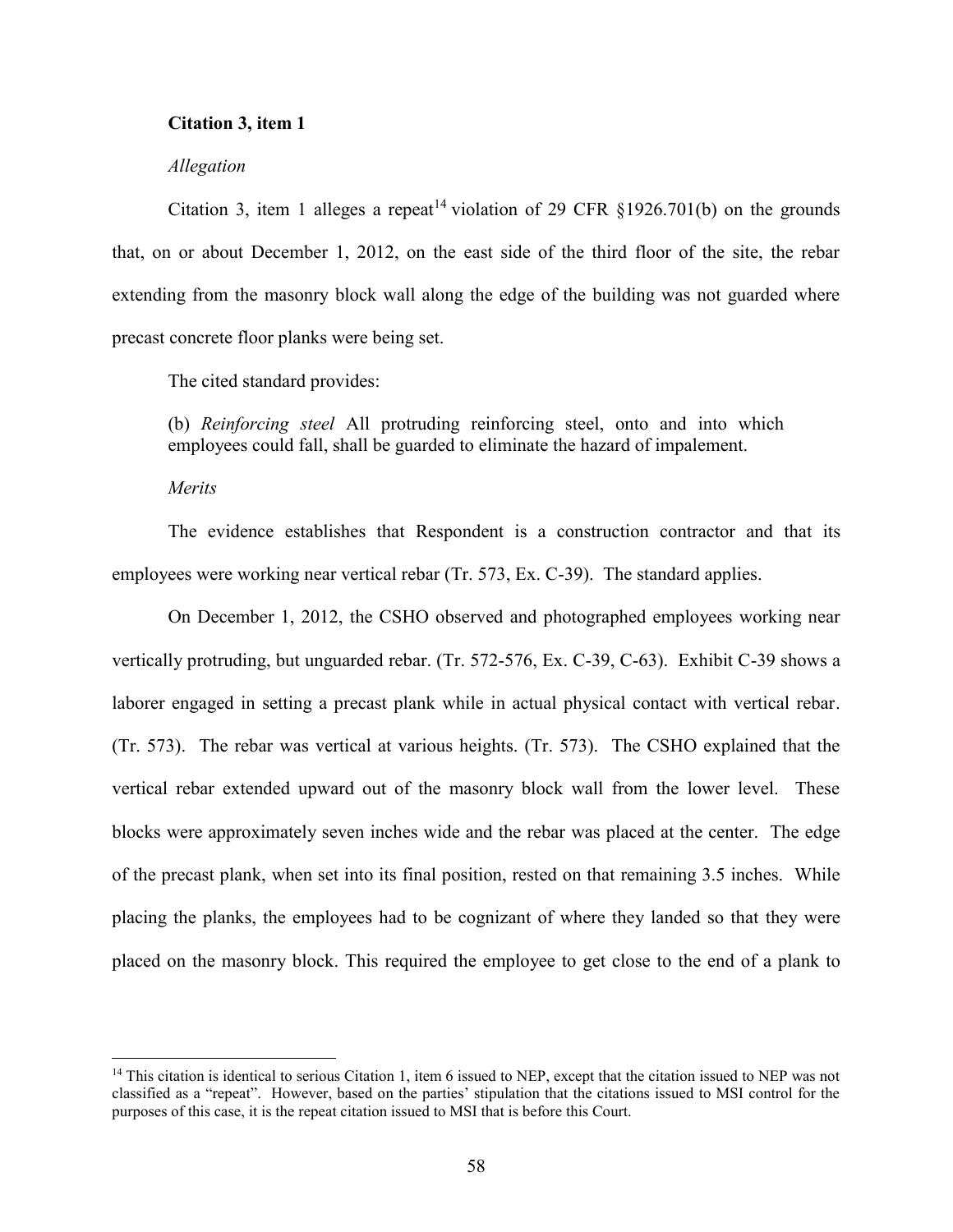**Citation 3, item 1**

*Allegation*

Citation 3, item 1 alleges a repeat[14] violation of 29 CFR §1926.701(b) on the grounds that, on or about December 1, 2012, on the east side of the third floor of the site, the rebar extending from the masonry block wall along the edge of the building was not guarded where precast concrete floor planks were being set.

The cited standard provides:

> (b) *Reinforcing steel* All protruding reinforcing steel, onto and into which employees could fall, shall be guarded to eliminate the hazard of impalement.

*Merits*

The evidence establishes that Respondent is a construction contractor and that its employees were working near vertical rebar (Tr. 573, Ex. C-39). The standard applies.

On December 1, 2012, the CSHO observed and photographed employees working near vertically protruding, but unguarded rebar. (Tr. 572-576, Ex. C-39, C-63). Exhibit C-39 shows a laborer engaged in setting a precast plank while in actual physical contact with vertical rebar. (Tr. 573). The rebar was vertical at various heights. (Tr. 573). The CSHO explained that the vertical rebar extended upward out of the masonry block wall from the lower level. These blocks were approximately seven inches wide and the rebar was placed at the center. The edge of the precast plank, when set into its final position, rested on that remaining 3.5 inches. While placing the planks, the employees had to be cognizant of where they landed so that they were placed on the masonry block. This required the employee to get close to the end of a plank to

---

[14] This citation is identical to serious Citation 1, item 6 issued to NEP, except that the citation issued to NEP was not classified as a "repeat". However, based on the parties' stipulation that the citations issued to MSI control for the purposes of this case, it is the repeat citation issued to MSI that is before this Court.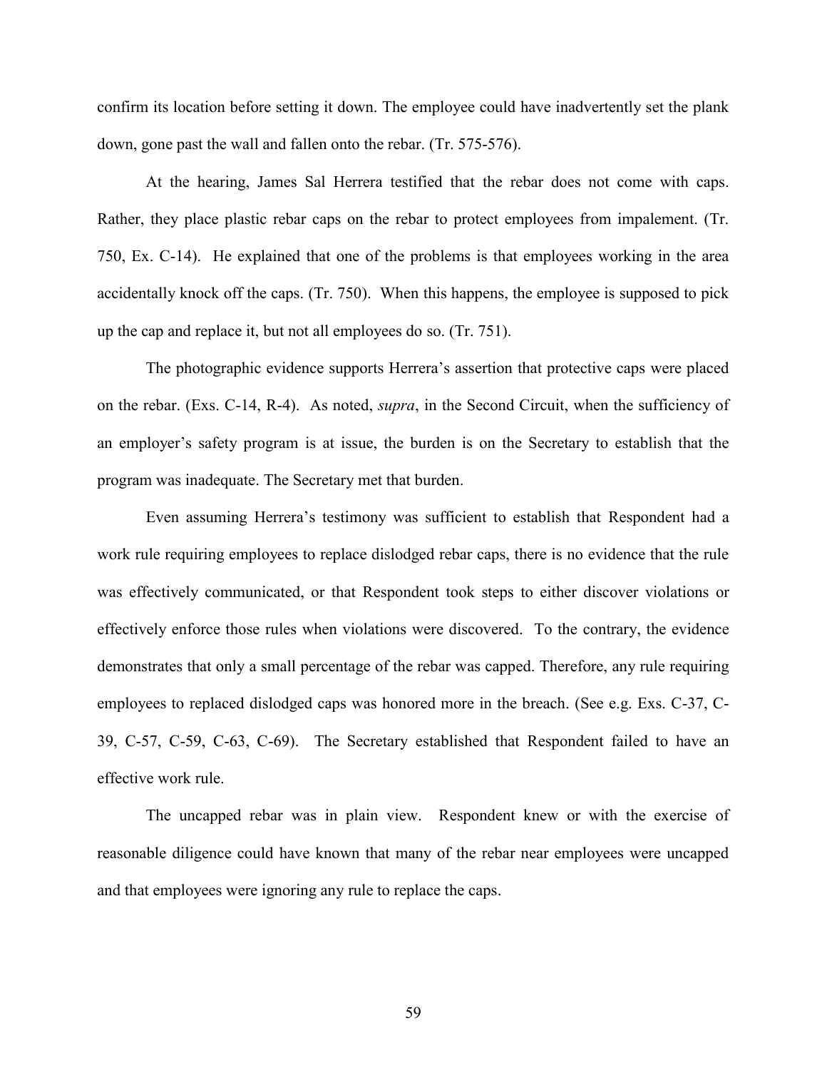confirm its location before setting it down. The employee could have inadvertently set the plank down, gone past the wall and fallen onto the rebar. (Tr. 575-576).

At the hearing, James Sal Herrera testified that the rebar does not come with caps. Rather, they place plastic rebar caps on the rebar to protect employees from impalement. (Tr. 750, Ex. C-14). He explained that one of the problems is that employees working in the area accidentally knock off the caps. (Tr. 750). When this happens, the employee is supposed to pick up the cap and replace it, but not all employees do so. (Tr. 751).

The photographic evidence supports Herrera's assertion that protective caps were placed on the rebar. (Exs. C-14, R-4). As noted, *supra*, in the Second Circuit, when the sufficiency of an employer's safety program is at issue, the burden is on the Secretary to establish that the program was inadequate. The Secretary met that burden.

Even assuming Herrera's testimony was sufficient to establish that Respondent had a work rule requiring employees to replace dislodged rebar caps, there is no evidence that the rule was effectively communicated, or that Respondent took steps to either discover violations or effectively enforce those rules when violations were discovered. To the contrary, the evidence demonstrates that only a small percentage of the rebar was capped. Therefore, any rule requiring employees to replaced dislodged caps was honored more in the breach. (See e.g. Exs. C-37, C-39, C-57, C-59, C-63, C-69). The Secretary established that Respondent failed to have an effective work rule.

The uncapped rebar was in plain view. Respondent knew or with the exercise of reasonable diligence could have known that many of the rebar near employees were uncapped and that employees were ignoring any rule to replace the caps.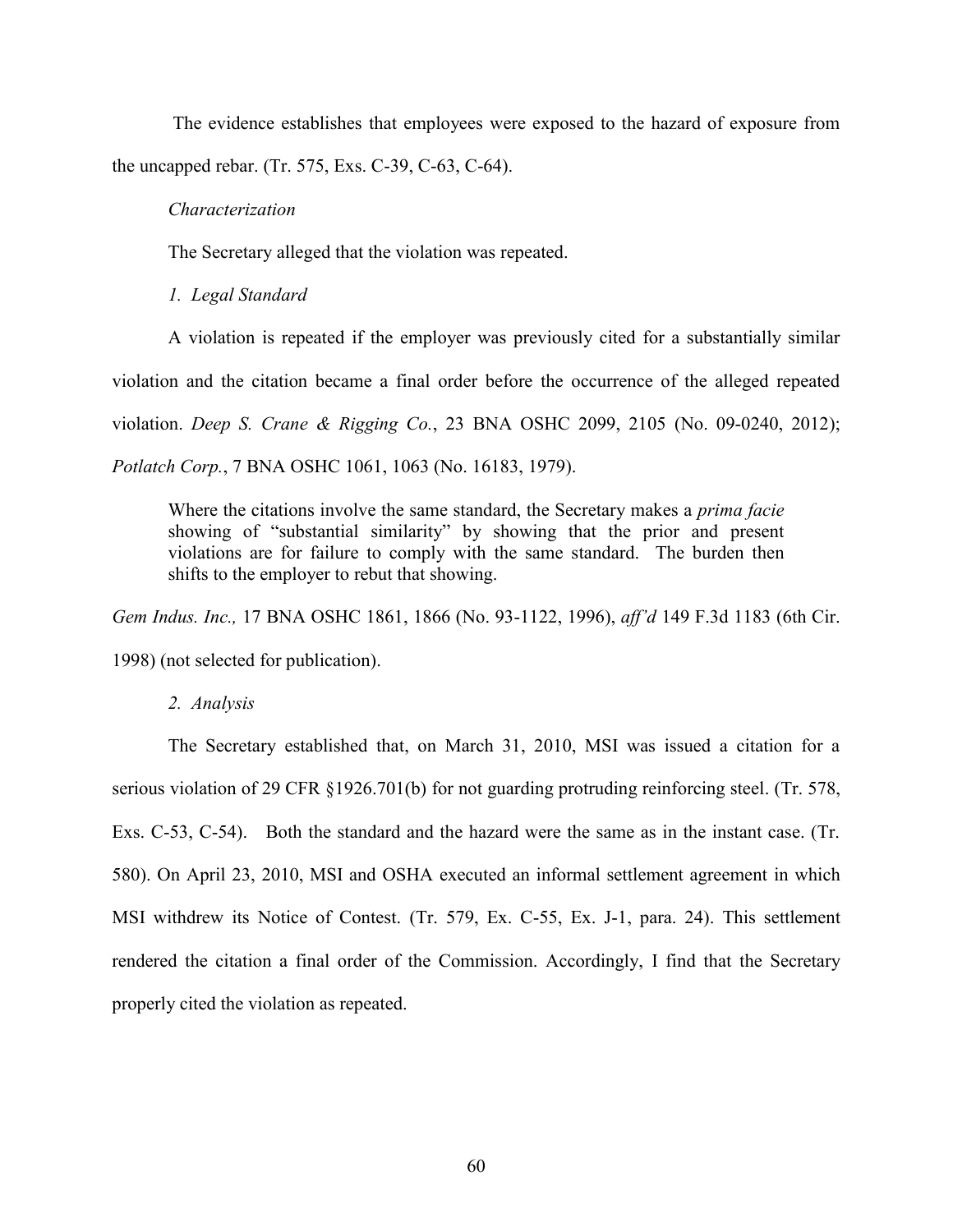The evidence establishes that employees were exposed to the hazard of exposure from the uncapped rebar. (Tr. 575, Exs. C-39, C-63, C-64).

*Characterization*

The Secretary alleged that the violation was repeated.

*1. Legal Standard*

A violation is repeated if the employer was previously cited for a substantially similar violation and the citation became a final order before the occurrence of the alleged repeated violation. *Deep S. Crane & Rigging Co.*, 23 BNA OSHC 2099, 2105 (No. 09-0240, 2012); *Potlatch Corp.*, 7 BNA OSHC 1061, 1063 (No. 16183, 1979).

> Where the citations involve the same standard, the Secretary makes a *prima facie* showing of "substantial similarity" by showing that the prior and present violations are for failure to comply with the same standard. The burden then shifts to the employer to rebut that showing.

*Gem Indus. Inc.,* 17 BNA OSHC 1861, 1866 (No. 93-1122, 1996), *aff'd* 149 F.3d 1183 (6th Cir. 1998) (not selected for publication).

*2. Analysis*

The Secretary established that, on March 31, 2010, MSI was issued a citation for a serious violation of 29 CFR §1926.701(b) for not guarding protruding reinforcing steel. (Tr. 578, Exs. C-53, C-54). Both the standard and the hazard were the same as in the instant case. (Tr. 580). On April 23, 2010, MSI and OSHA executed an informal settlement agreement in which MSI withdrew its Notice of Contest. (Tr. 579, Ex. C-55, Ex. J-1, para. 24). This settlement rendered the citation a final order of the Commission. Accordingly, I find that the Secretary properly cited the violation as repeated.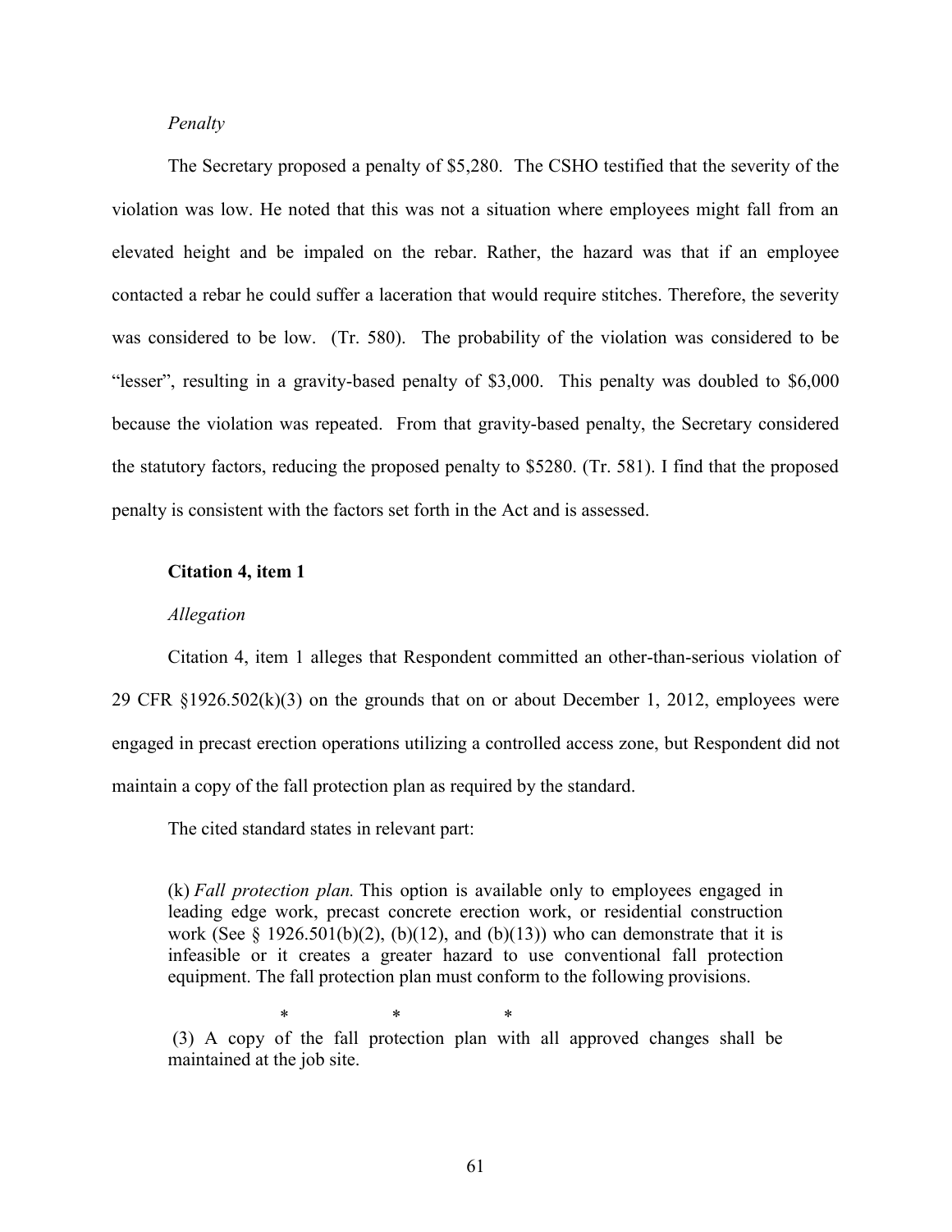*Penalty*

The Secretary proposed a penalty of $5,280. The CSHO testified that the severity of the violation was low. He noted that this was not a situation where employees might fall from an elevated height and be impaled on the rebar. Rather, the hazard was that if an employee contacted a rebar he could suffer a laceration that would require stitches. Therefore, the severity was considered to be low. (Tr. 580). The probability of the violation was considered to be "lesser", resulting in a gravity-based penalty of $3,000. This penalty was doubled to $6,000 because the violation was repeated. From that gravity-based penalty, the Secretary considered the statutory factors, reducing the proposed penalty to $5280. (Tr. 581). I find that the proposed penalty is consistent with the factors set forth in the Act and is assessed.

**Citation 4, item 1**

*Allegation*

Citation 4, item 1 alleges that Respondent committed an other-than-serious violation of 29 CFR §1926.502(k)(3) on the grounds that on or about December 1, 2012, employees were engaged in precast erection operations utilizing a controlled access zone, but Respondent did not maintain a copy of the fall protection plan as required by the standard.

The cited standard states in relevant part:

> (k) *Fall protection plan.* This option is available only to employees engaged in leading edge work, precast concrete erection work, or residential construction work (See § 1926.501(b)(2), (b)(12), and (b)(13)) who can demonstrate that it is infeasible or it creates a greater hazard to use conventional fall protection equipment. The fall protection plan must conform to the following provisions.
>
> \* \* \*
>
> (3) A copy of the fall protection plan with all approved changes shall be maintained at the job site.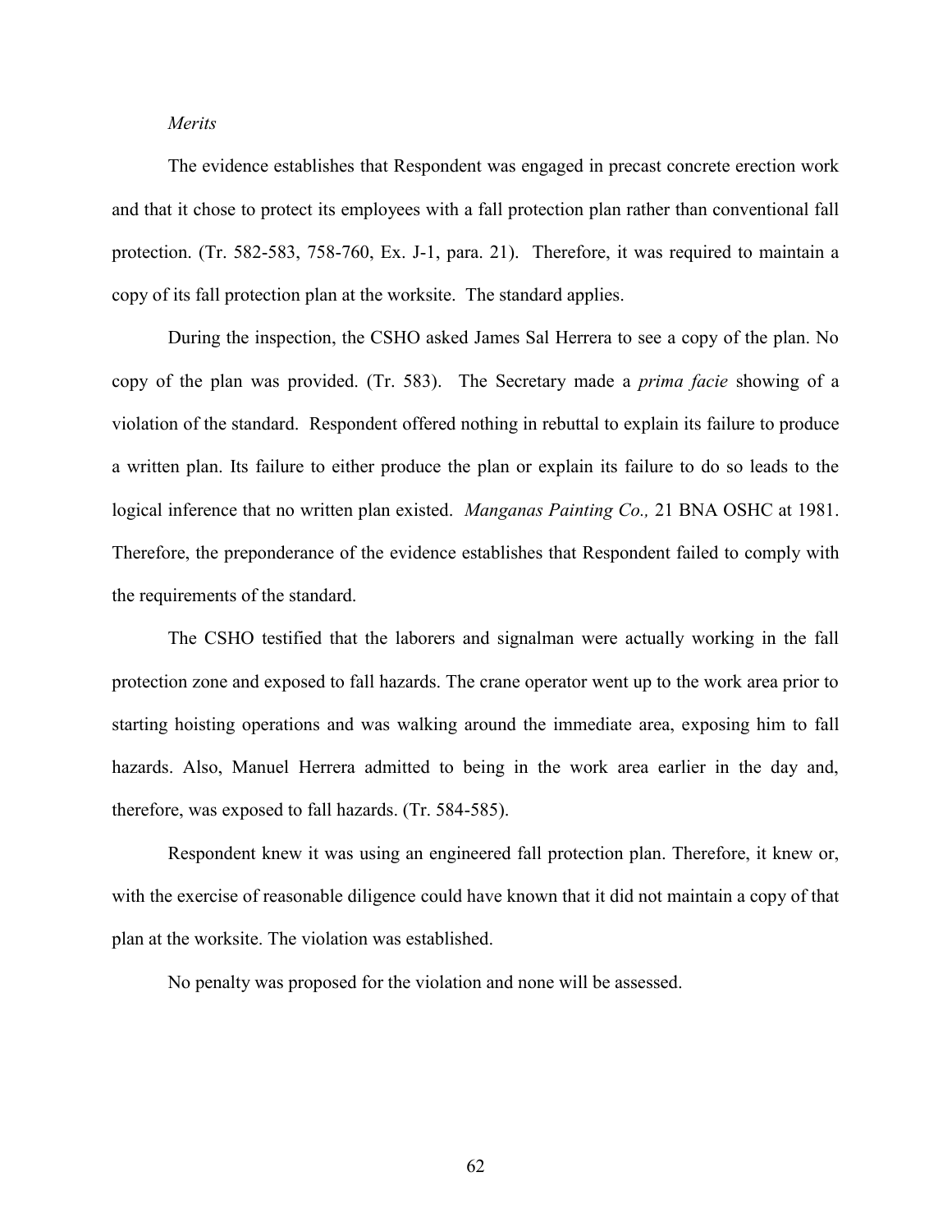*Merits*

The evidence establishes that Respondent was engaged in precast concrete erection work and that it chose to protect its employees with a fall protection plan rather than conventional fall protection. (Tr. 582-583, 758-760, Ex. J-1, para. 21). Therefore, it was required to maintain a copy of its fall protection plan at the worksite. The standard applies.

During the inspection, the CSHO asked James Sal Herrera to see a copy of the plan. No copy of the plan was provided. (Tr. 583). The Secretary made a *prima facie* showing of a violation of the standard. Respondent offered nothing in rebuttal to explain its failure to produce a written plan. Its failure to either produce the plan or explain its failure to do so leads to the logical inference that no written plan existed. *Manganas Painting Co.,* 21 BNA OSHC at 1981. Therefore, the preponderance of the evidence establishes that Respondent failed to comply with the requirements of the standard.

The CSHO testified that the laborers and signalman were actually working in the fall protection zone and exposed to fall hazards. The crane operator went up to the work area prior to starting hoisting operations and was walking around the immediate area, exposing him to fall hazards. Also, Manuel Herrera admitted to being in the work area earlier in the day and, therefore, was exposed to fall hazards. (Tr. 584-585).

Respondent knew it was using an engineered fall protection plan. Therefore, it knew or, with the exercise of reasonable diligence could have known that it did not maintain a copy of that plan at the worksite. The violation was established.

No penalty was proposed for the violation and none will be assessed.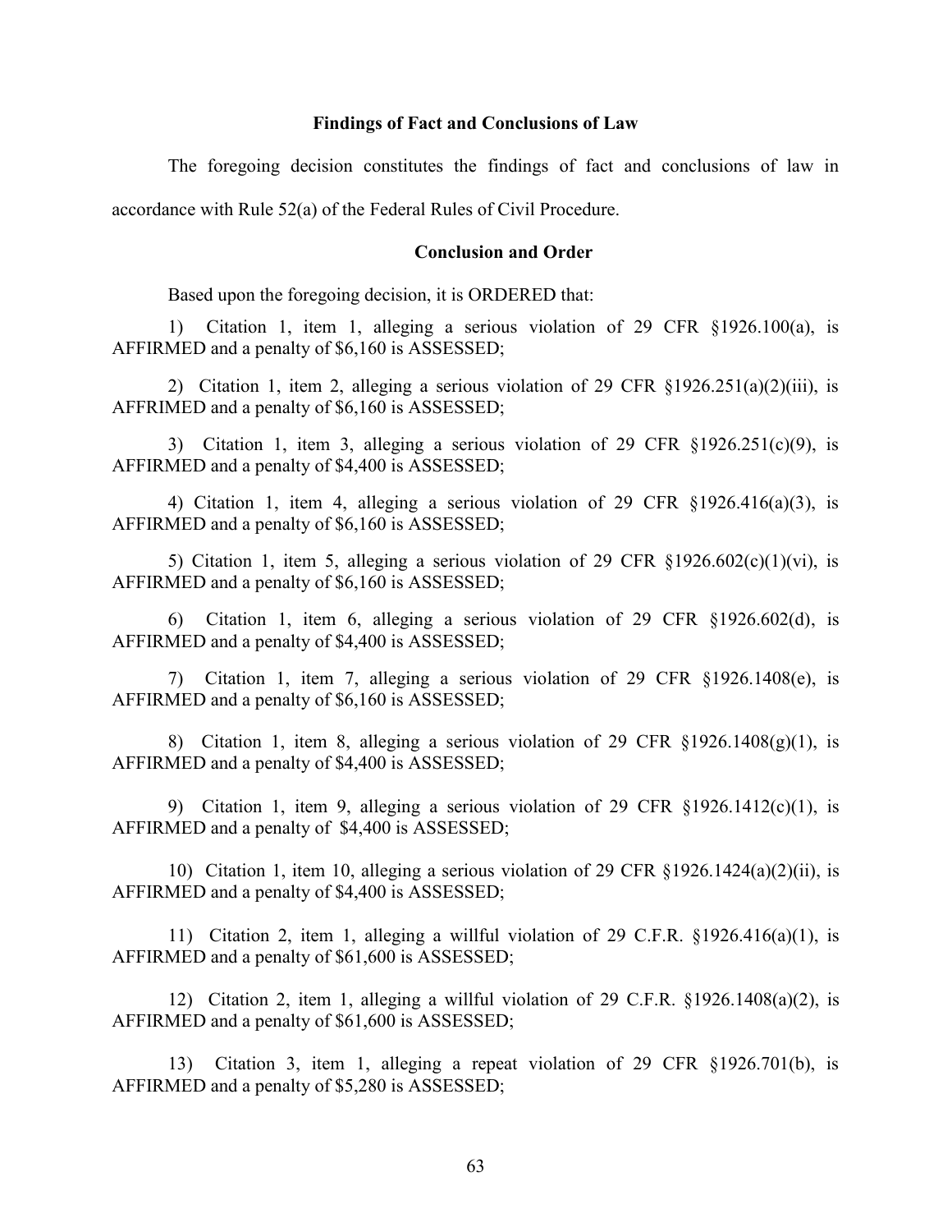### Findings of Fact and Conclusions of Law

The foregoing decision constitutes the findings of fact and conclusions of law in accordance with Rule 52(a) of the Federal Rules of Civil Procedure.

### Conclusion and Order

Based upon the foregoing decision, it is ORDERED that:

1) Citation 1, item 1, alleging a serious violation of 29 CFR §1926.100(a), is AFFIRMED and a penalty of $6,160 is ASSESSED;

2) Citation 1, item 2, alleging a serious violation of 29 CFR §1926.251(a)(2)(iii), is AFFRIMED and a penalty of $6,160 is ASSESSED;

3) Citation 1, item 3, alleging a serious violation of 29 CFR §1926.251(c)(9), is AFFIRMED and a penalty of $4,400 is ASSESSED;

4) Citation 1, item 4, alleging a serious violation of 29 CFR §1926.416(a)(3), is AFFIRMED and a penalty of $6,160 is ASSESSED;

5) Citation 1, item 5, alleging a serious violation of 29 CFR §1926.602(c)(1)(vi), is AFFIRMED and a penalty of $6,160 is ASSESSED;

6) Citation 1, item 6, alleging a serious violation of 29 CFR §1926.602(d), is AFFIRMED and a penalty of $4,400 is ASSESSED;

7) Citation 1, item 7, alleging a serious violation of 29 CFR §1926.1408(e), is AFFIRMED and a penalty of $6,160 is ASSESSED;

8) Citation 1, item 8, alleging a serious violation of 29 CFR §1926.1408(g)(1), is AFFIRMED and a penalty of $4,400 is ASSESSED;

9) Citation 1, item 9, alleging a serious violation of 29 CFR §1926.1412(c)(1), is AFFIRMED and a penalty of $4,400 is ASSESSED;

10) Citation 1, item 10, alleging a serious violation of 29 CFR §1926.1424(a)(2)(ii), is AFFIRMED and a penalty of $4,400 is ASSESSED;

11) Citation 2, item 1, alleging a willful violation of 29 C.F.R. §1926.416(a)(1), is AFFIRMED and a penalty of $61,600 is ASSESSED;

12) Citation 2, item 1, alleging a willful violation of 29 C.F.R. §1926.1408(a)(2), is AFFIRMED and a penalty of $61,600 is ASSESSED;

13) Citation 3, item 1, alleging a repeat violation of 29 CFR §1926.701(b), is AFFIRMED and a penalty of $5,280 is ASSESSED;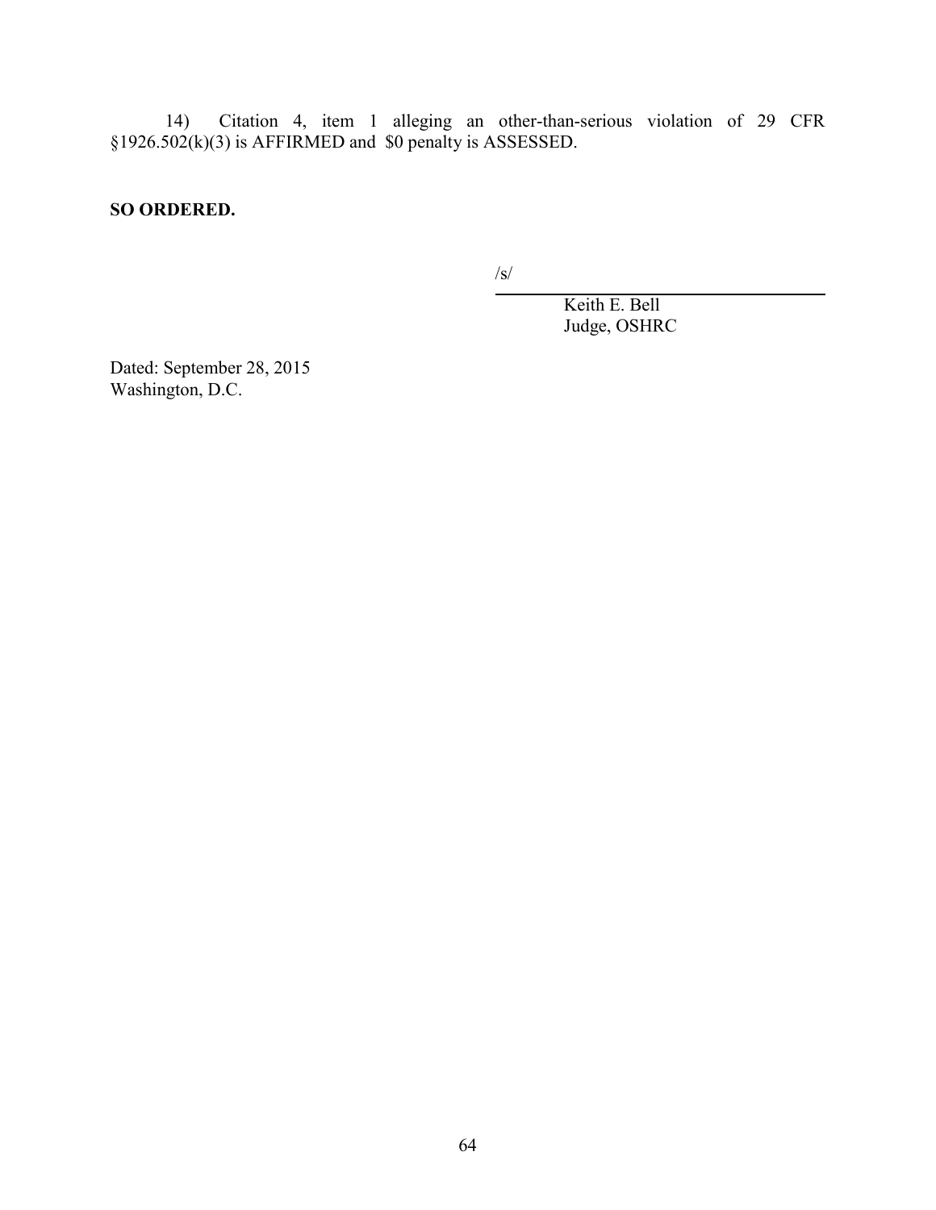14) Citation 4, item 1 alleging an other-than-serious violation of 29 CFR §1926.502(k)(3) is AFFIRMED and $0 penalty is ASSESSED.

**SO ORDERED.**

/s/

Keith E. Bell
Judge, OSHRC

Dated: September 28, 2015
Washington, D.C.